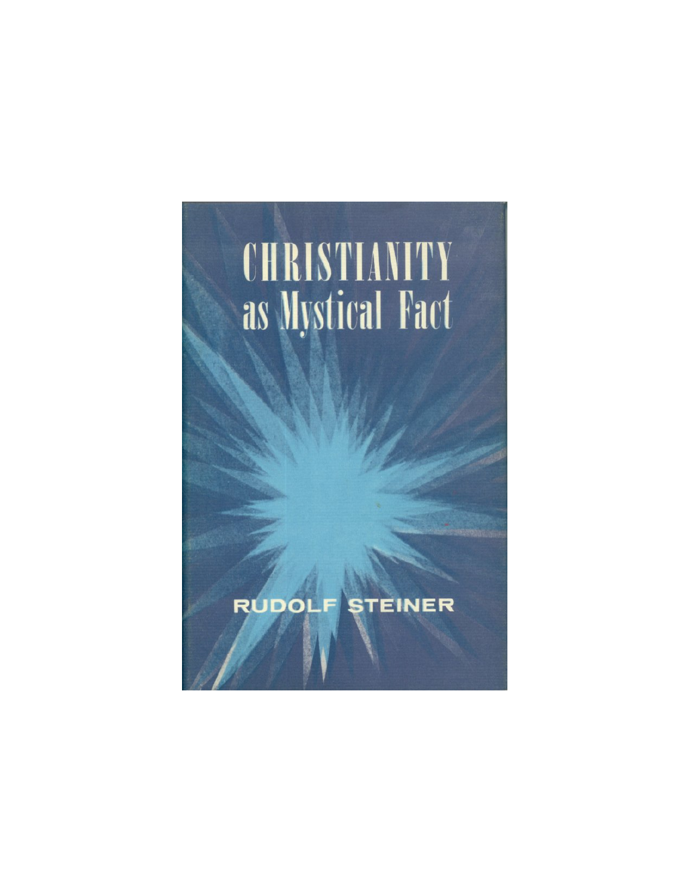# CHRISTIANITY as Mystical Fact

RUDOLF STEINER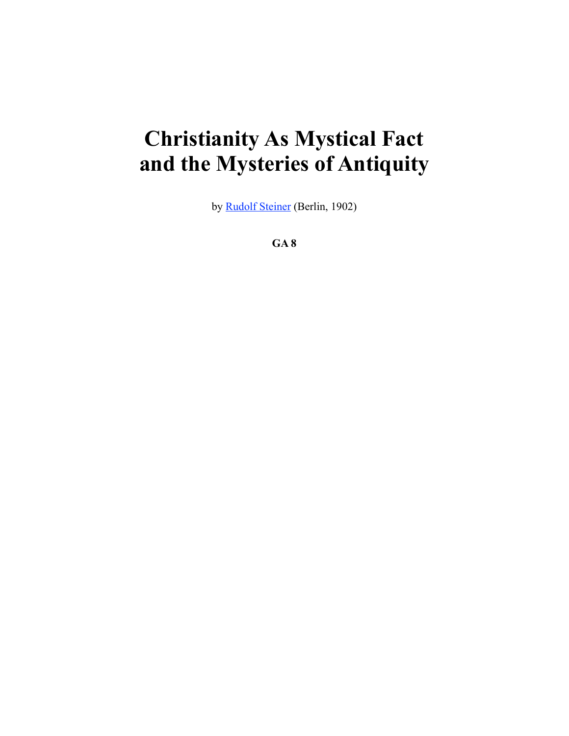# Christianity As Mystical Fact and the Mysteries of Antiquity

by [Rudolf Steiner] (Berlin, 1902)

**GA 8**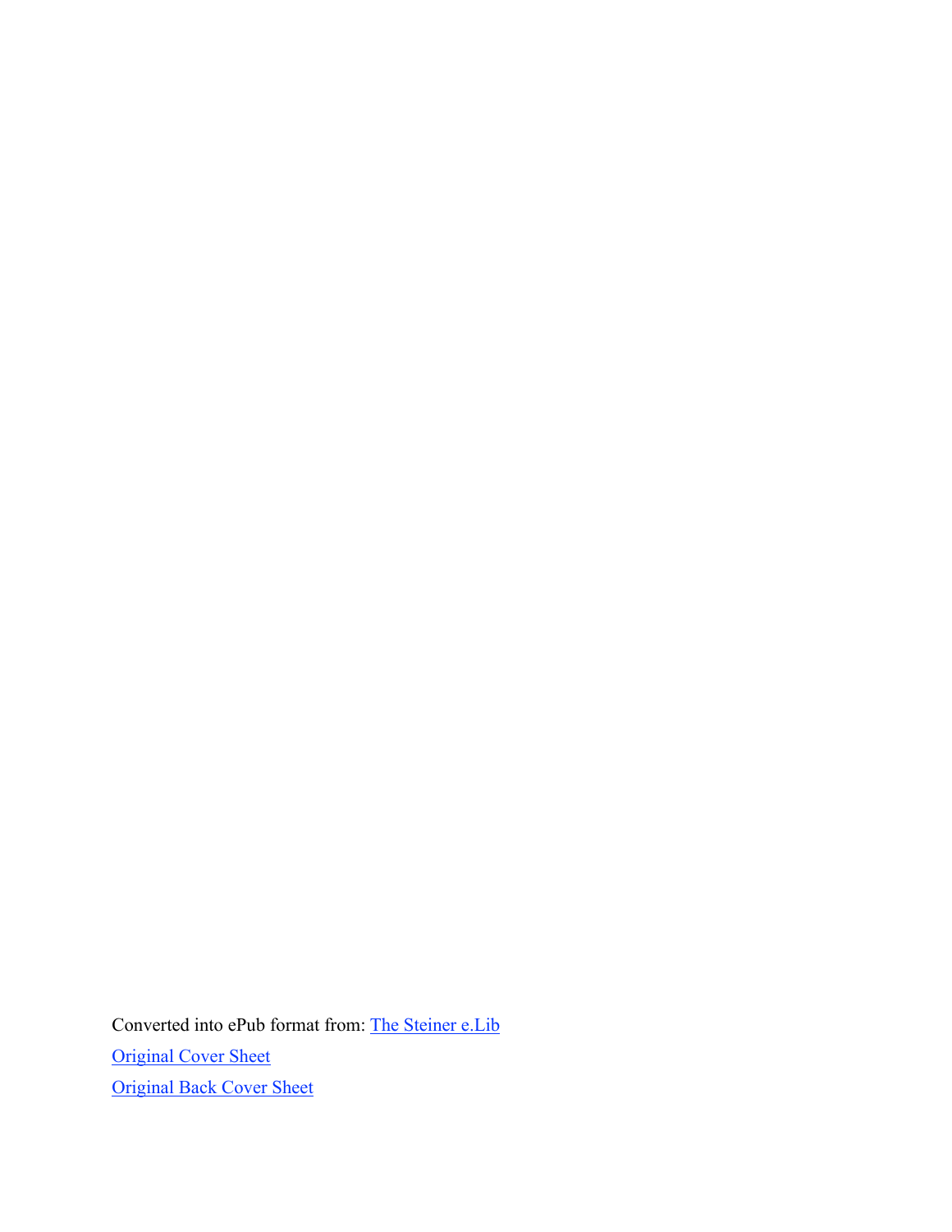Converted into ePub format from: [The Steiner e.Lib]

[Original Cover Sheet]

[Original Back Cover Sheet]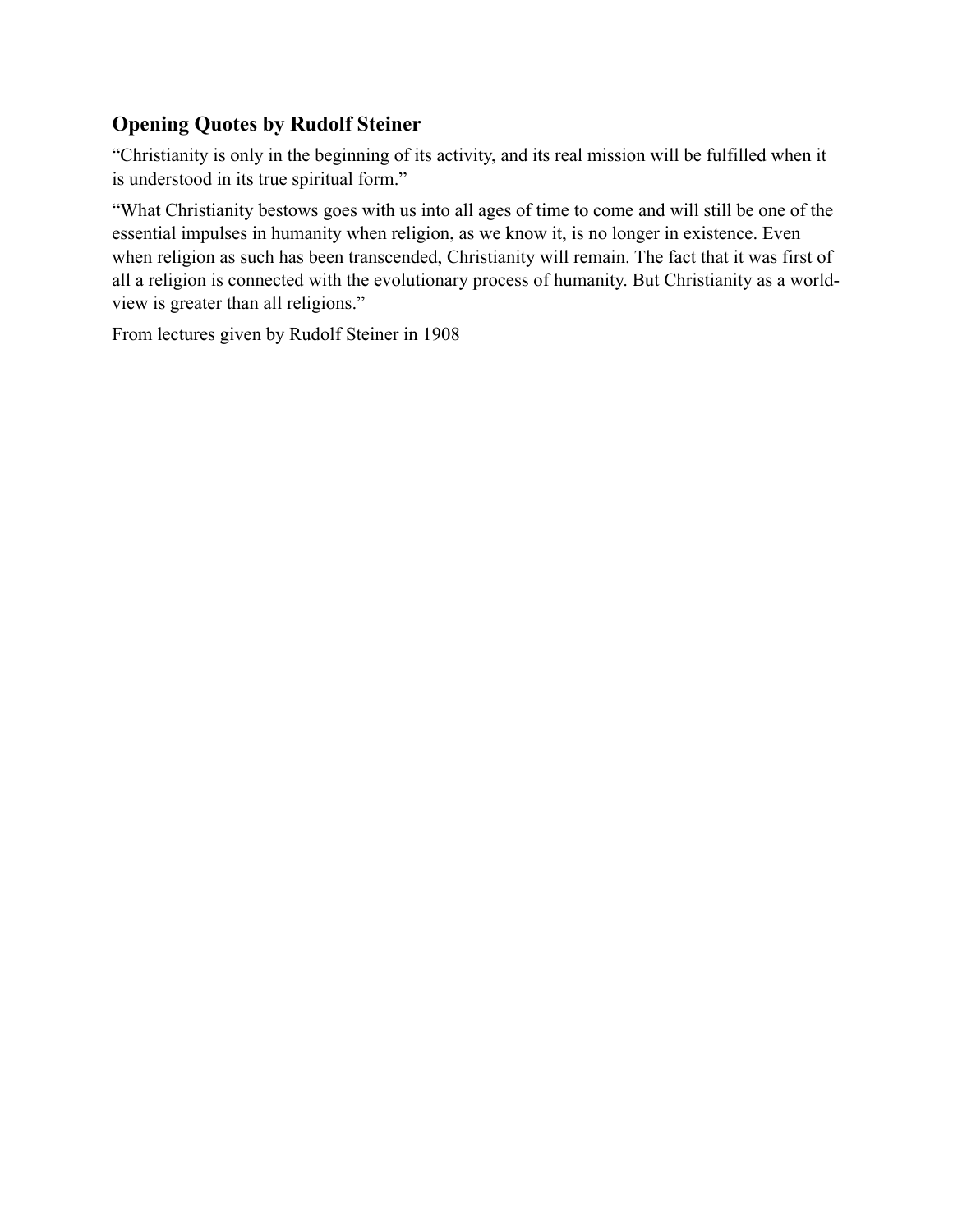## Opening Quotes by Rudolf Steiner

“Christianity is only in the beginning of its activity, and its real mission will be fulfilled when it is understood in its true spiritual form.”

“What Christianity bestows goes with us into all ages of time to come and will still be one of the essential impulses in humanity when religion, as we know it, is no longer in existence. Even when religion as such has been transcended, Christianity will remain. The fact that it was first of all a religion is connected with the evolutionary process of humanity. But Christianity as a world-view is greater than all religions.”

From lectures given by Rudolf Steiner in 1908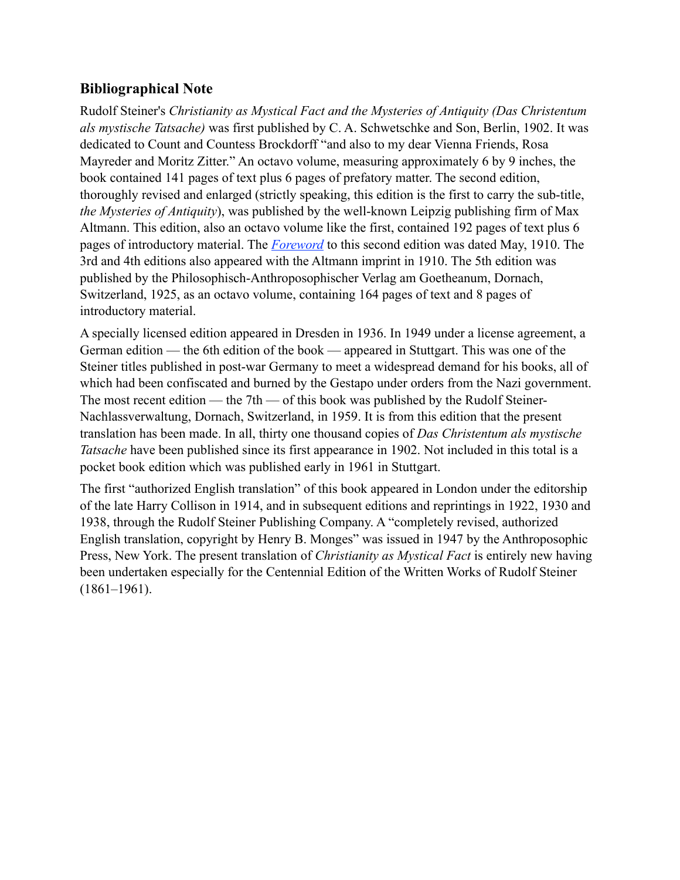## Bibliographical Note

Rudolf Steiner's *Christianity as Mystical Fact and the Mysteries of Antiquity (Das Christentum als mystische Tatsache)* was first published by C. A. Schwetschke and Son, Berlin, 1902. It was dedicated to Count and Countess Brockdorff "and also to my dear Vienna Friends, Rosa Mayreder and Moritz Zitter." An octavo volume, measuring approximately 6 by 9 inches, the book contained 141 pages of text plus 6 pages of prefatory matter. The second edition, thoroughly revised and enlarged (strictly speaking, this edition is the first to carry the sub-title, *the Mysteries of Antiquity*), was published by the well-known Leipzig publishing firm of Max Altmann. This edition, also an octavo volume like the first, contained 192 pages of text plus 6 pages of introductory material. The *Foreword* to this second edition was dated May, 1910. The 3rd and 4th editions also appeared with the Altmann imprint in 1910. The 5th edition was published by the Philosophisch-Anthroposophischer Verlag am Goetheanum, Dornach, Switzerland, 1925, as an octavo volume, containing 164 pages of text and 8 pages of introductory material.

A specially licensed edition appeared in Dresden in 1936. In 1949 under a license agreement, a German edition — the 6th edition of the book — appeared in Stuttgart. This was one of the Steiner titles published in post-war Germany to meet a widespread demand for his books, all of which had been confiscated and burned by the Gestapo under orders from the Nazi government. The most recent edition — the 7th — of this book was published by the Rudolf Steiner-Nachlassverwaltung, Dornach, Switzerland, in 1959. It is from this edition that the present translation has been made. In all, thirty one thousand copies of *Das Christentum als mystische Tatsache* have been published since its first appearance in 1902. Not included in this total is a pocket book edition which was published early in 1961 in Stuttgart.

The first "authorized English translation" of this book appeared in London under the editorship of the late Harry Collison in 1914, and in subsequent editions and reprintings in 1922, 1930 and 1938, through the Rudolf Steiner Publishing Company. A "completely revised, authorized English translation, copyright by Henry B. Monges" was issued in 1947 by the Anthroposophic Press, New York. The present translation of *Christianity as Mystical Fact* is entirely new having been undertaken especially for the Centennial Edition of the Written Works of Rudolf Steiner (1861–1961).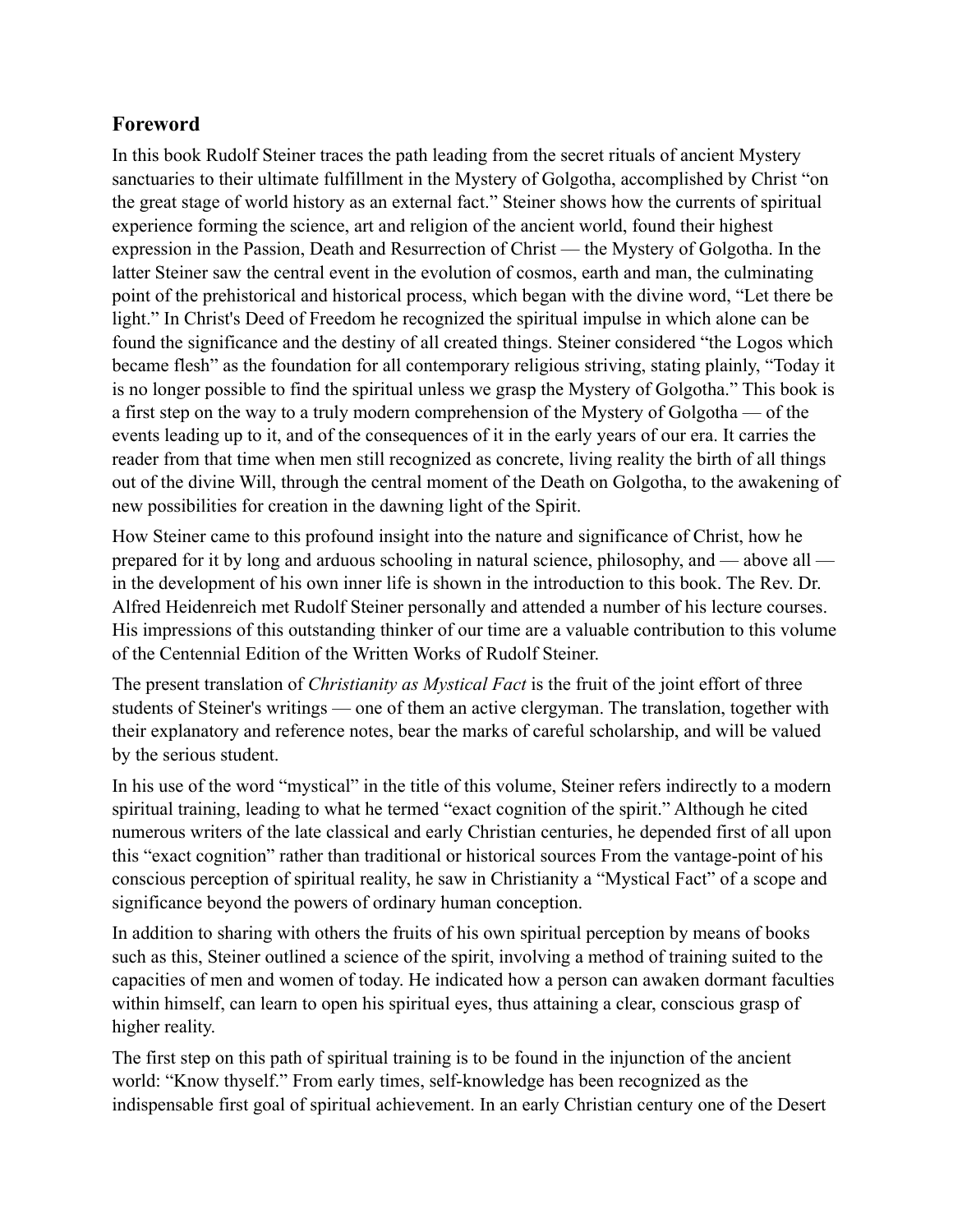## Foreword

In this book Rudolf Steiner traces the path leading from the secret rituals of ancient Mystery sanctuaries to their ultimate fulfillment in the Mystery of Golgotha, accomplished by Christ "on the great stage of world history as an external fact." Steiner shows how the currents of spiritual experience forming the science, art and religion of the ancient world, found their highest expression in the Passion, Death and Resurrection of Christ — the Mystery of Golgotha. In the latter Steiner saw the central event in the evolution of cosmos, earth and man, the culminating point of the prehistorical and historical process, which began with the divine word, "Let there be light." In Christ's Deed of Freedom he recognized the spiritual impulse in which alone can be found the significance and the destiny of all created things. Steiner considered "the Logos which became flesh" as the foundation for all contemporary religious striving, stating plainly, "Today it is no longer possible to find the spiritual unless we grasp the Mystery of Golgotha." This book is a first step on the way to a truly modern comprehension of the Mystery of Golgotha — of the events leading up to it, and of the consequences of it in the early years of our era. It carries the reader from that time when men still recognized as concrete, living reality the birth of all things out of the divine Will, through the central moment of the Death on Golgotha, to the awakening of new possibilities for creation in the dawning light of the Spirit.

How Steiner came to this profound insight into the nature and significance of Christ, how he prepared for it by long and arduous schooling in natural science, philosophy, and — above all — in the development of his own inner life is shown in the introduction to this book. The Rev. Dr. Alfred Heidenreich met Rudolf Steiner personally and attended a number of his lecture courses. His impressions of this outstanding thinker of our time are a valuable contribution to this volume of the Centennial Edition of the Written Works of Rudolf Steiner.

The present translation of *Christianity as Mystical Fact* is the fruit of the joint effort of three students of Steiner's writings — one of them an active clergyman. The translation, together with their explanatory and reference notes, bear the marks of careful scholarship, and will be valued by the serious student.

In his use of the word "mystical" in the title of this volume, Steiner refers indirectly to a modern spiritual training, leading to what he termed "exact cognition of the spirit." Although he cited numerous writers of the late classical and early Christian centuries, he depended first of all upon this "exact cognition" rather than traditional or historical sources From the vantage-point of his conscious perception of spiritual reality, he saw in Christianity a "Mystical Fact" of a scope and significance beyond the powers of ordinary human conception.

In addition to sharing with others the fruits of his own spiritual perception by means of books such as this, Steiner outlined a science of the spirit, involving a method of training suited to the capacities of men and women of today. He indicated how a person can awaken dormant faculties within himself, can learn to open his spiritual eyes, thus attaining a clear, conscious grasp of higher reality.

The first step on this path of spiritual training is to be found in the injunction of the ancient world: "Know thyself." From early times, self-knowledge has been recognized as the indispensable first goal of spiritual achievement. In an early Christian century one of the Desert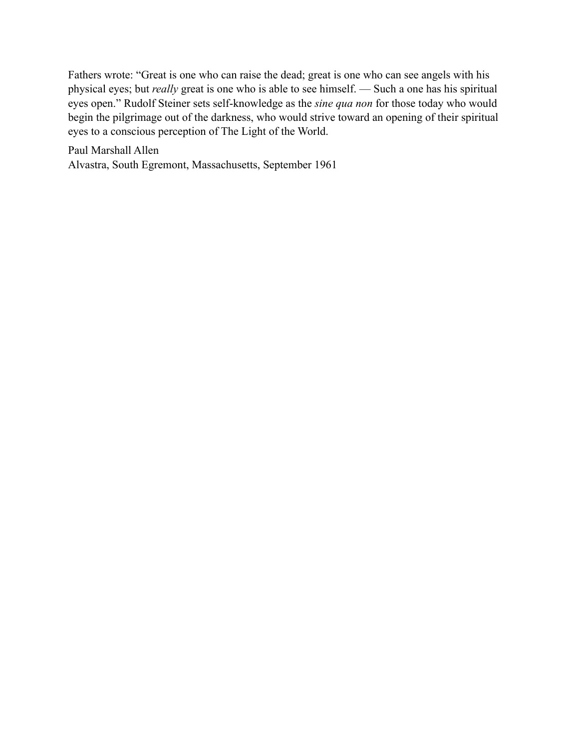Fathers wrote: "Great is one who can raise the dead; great is one who can see angels with his physical eyes; but *really* great is one who is able to see himself. — Such a one has his spiritual eyes open." Rudolf Steiner sets self-knowledge as the *sine qua non* for those today who would begin the pilgrimage out of the darkness, who would strive toward an opening of their spiritual eyes to a conscious perception of The Light of the World.

Paul Marshall Allen
Alvastra, South Egremont, Massachusetts, September 1961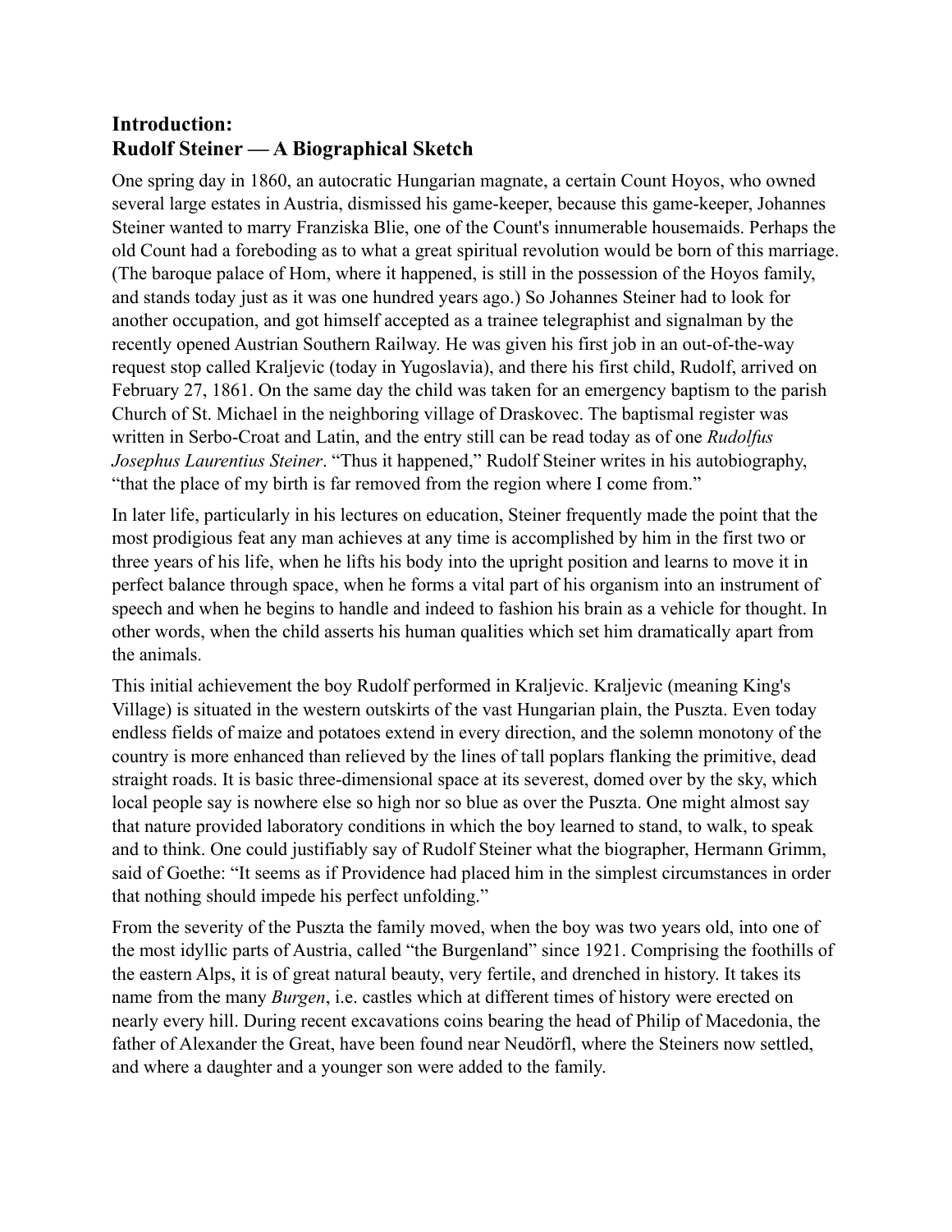## Introduction:
## Rudolf Steiner — A Biographical Sketch

One spring day in 1860, an autocratic Hungarian magnate, a certain Count Hoyos, who owned several large estates in Austria, dismissed his game-keeper, because this game-keeper, Johannes Steiner wanted to marry Franziska Blie, one of the Count's innumerable housemaids. Perhaps the old Count had a foreboding as to what a great spiritual revolution would be born of this marriage. (The baroque palace of Hom, where it happened, is still in the possession of the Hoyos family, and stands today just as it was one hundred years ago.) So Johannes Steiner had to look for another occupation, and got himself accepted as a trainee telegraphist and signalman by the recently opened Austrian Southern Railway. He was given his first job in an out-of-the-way request stop called Kraljevic (today in Yugoslavia), and there his first child, Rudolf, arrived on February 27, 1861. On the same day the child was taken for an emergency baptism to the parish Church of St. Michael in the neighboring village of Draskovec. The baptismal register was written in Serbo-Croat and Latin, and the entry still can be read today as of one *Rudolfus Josephus Laurentius Steiner*. “Thus it happened,” Rudolf Steiner writes in his autobiography, “that the place of my birth is far removed from the region where I come from.”

In later life, particularly in his lectures on education, Steiner frequently made the point that the most prodigious feat any man achieves at any time is accomplished by him in the first two or three years of his life, when he lifts his body into the upright position and learns to move it in perfect balance through space, when he forms a vital part of his organism into an instrument of speech and when he begins to handle and indeed to fashion his brain as a vehicle for thought. In other words, when the child asserts his human qualities which set him dramatically apart from the animals.

This initial achievement the boy Rudolf performed in Kraljevic. Kraljevic (meaning King's Village) is situated in the western outskirts of the vast Hungarian plain, the Puszta. Even today endless fields of maize and potatoes extend in every direction, and the solemn monotony of the country is more enhanced than relieved by the lines of tall poplars flanking the primitive, dead straight roads. It is basic three-dimensional space at its severest, domed over by the sky, which local people say is nowhere else so high nor so blue as over the Puszta. One might almost say that nature provided laboratory conditions in which the boy learned to stand, to walk, to speak and to think. One could justifiably say of Rudolf Steiner what the biographer, Hermann Grimm, said of Goethe: “It seems as if Providence had placed him in the simplest circumstances in order that nothing should impede his perfect unfolding.”

From the severity of the Puszta the family moved, when the boy was two years old, into one of the most idyllic parts of Austria, called “the Burgenland” since 1921. Comprising the foothills of the eastern Alps, it is of great natural beauty, very fertile, and drenched in history. It takes its name from the many *Burgen*, i.e. castles which at different times of history were erected on nearly every hill. During recent excavations coins bearing the head of Philip of Macedonia, the father of Alexander the Great, have been found near Neudörfl, where the Steiners now settled, and where a daughter and a younger son were added to the family.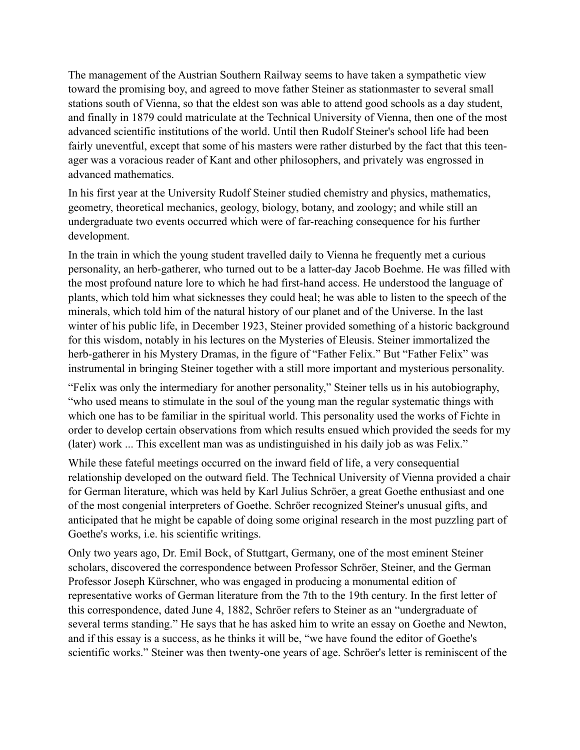The management of the Austrian Southern Railway seems to have taken a sympathetic view toward the promising boy, and agreed to move father Steiner as stationmaster to several small stations south of Vienna, so that the eldest son was able to attend good schools as a day student, and finally in 1879 could matriculate at the Technical University of Vienna, then one of the most advanced scientific institutions of the world. Until then Rudolf Steiner's school life had been fairly uneventful, except that some of his masters were rather disturbed by the fact that this teenager was a voracious reader of Kant and other philosophers, and privately was engrossed in advanced mathematics.

In his first year at the University Rudolf Steiner studied chemistry and physics, mathematics, geometry, theoretical mechanics, geology, biology, botany, and zoology; and while still an undergraduate two events occurred which were of far-reaching consequence for his further development.

In the train in which the young student travelled daily to Vienna he frequently met a curious personality, an herb-gatherer, who turned out to be a latter-day Jacob Boehme. He was filled with the most profound nature lore to which he had first-hand access. He understood the language of plants, which told him what sicknesses they could heal; he was able to listen to the speech of the minerals, which told him of the natural history of our planet and of the Universe. In the last winter of his public life, in December 1923, Steiner provided something of a historic background for this wisdom, notably in his lectures on the Mysteries of Eleusis. Steiner immortalized the herb-gatherer in his Mystery Dramas, in the figure of "Father Felix." But "Father Felix" was instrumental in bringing Steiner together with a still more important and mysterious personality.

"Felix was only the intermediary for another personality," Steiner tells us in his autobiography, "who used means to stimulate in the soul of the young man the regular systematic things with which one has to be familiar in the spiritual world. This personality used the works of Fichte in order to develop certain observations from which results ensued which provided the seeds for my (later) work ... This excellent man was as undistinguished in his daily job as was Felix."

While these fateful meetings occurred on the inward field of life, a very consequential relationship developed on the outward field. The Technical University of Vienna provided a chair for German literature, which was held by Karl Julius Schröer, a great Goethe enthusiast and one of the most congenial interpreters of Goethe. Schröer recognized Steiner's unusual gifts, and anticipated that he might be capable of doing some original research in the most puzzling part of Goethe's works, i.e. his scientific writings.

Only two years ago, Dr. Emil Bock, of Stuttgart, Germany, one of the most eminent Steiner scholars, discovered the correspondence between Professor Schröer, Steiner, and the German Professor Joseph Kürschner, who was engaged in producing a monumental edition of representative works of German literature from the 7th to the 19th century. In the first letter of this correspondence, dated June 4, 1882, Schröer refers to Steiner as an "undergraduate of several terms standing." He says that he has asked him to write an essay on Goethe and Newton, and if this essay is a success, as he thinks it will be, "we have found the editor of Goethe's scientific works." Steiner was then twenty-one years of age. Schröer's letter is reminiscent of the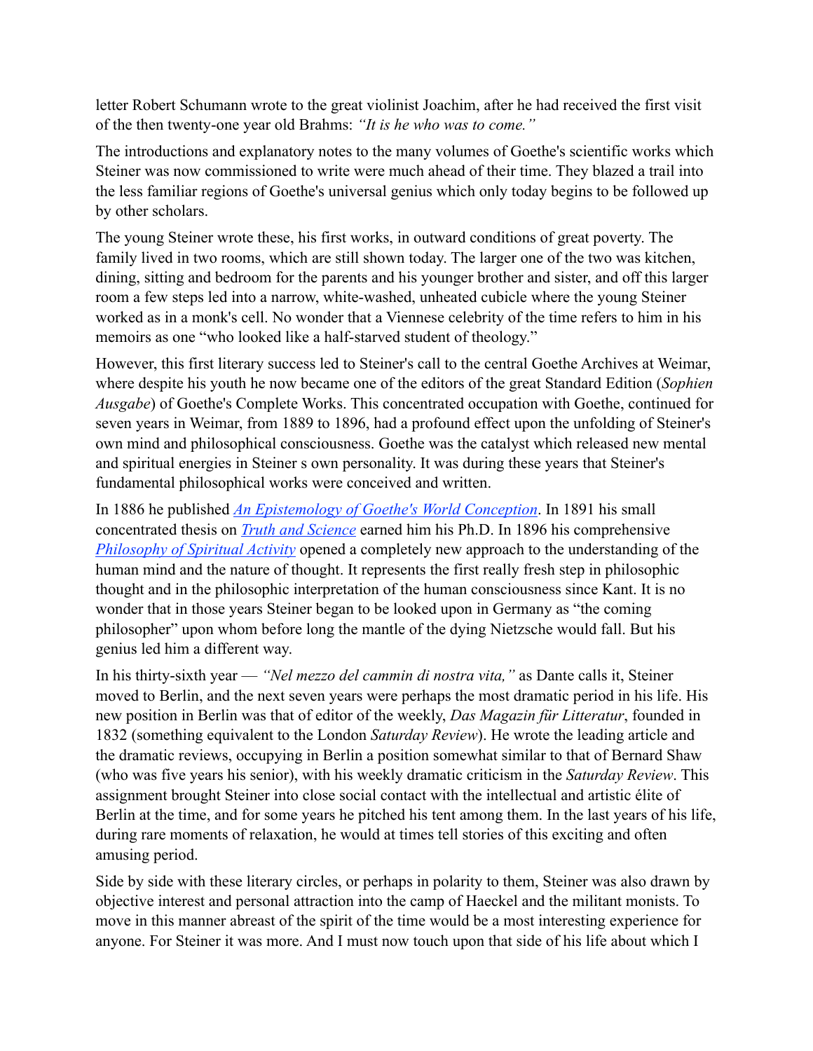letter Robert Schumann wrote to the great violinist Joachim, after he had received the first visit of the then twenty-one year old Brahms: *"It is he who was to come."*

The introductions and explanatory notes to the many volumes of Goethe's scientific works which Steiner was now commissioned to write were much ahead of their time. They blazed a trail into the less familiar regions of Goethe's universal genius which only today begins to be followed up by other scholars.

The young Steiner wrote these, his first works, in outward conditions of great poverty. The family lived in two rooms, which are still shown today. The larger one of the two was kitchen, dining, sitting and bedroom for the parents and his younger brother and sister, and off this larger room a few steps led into a narrow, white-washed, unheated cubicle where the young Steiner worked as in a monk's cell. No wonder that a Viennese celebrity of the time refers to him in his memoirs as one "who looked like a half-starved student of theology."

However, this first literary success led to Steiner's call to the central Goethe Archives at Weimar, where despite his youth he now became one of the editors of the great Standard Edition (*Sophien Ausgabe*) of Goethe's Complete Works. This concentrated occupation with Goethe, continued for seven years in Weimar, from 1889 to 1896, had a profound effect upon the unfolding of Steiner's own mind and philosophical consciousness. Goethe was the catalyst which released new mental and spiritual energies in Steiner s own personality. It was during these years that Steiner's fundamental philosophical works were conceived and written.

In 1886 he published *An Epistemology of Goethe's World Conception*. In 1891 his small concentrated thesis on *Truth and Science* earned him his Ph.D. In 1896 his comprehensive *Philosophy of Spiritual Activity* opened a completely new approach to the understanding of the human mind and the nature of thought. It represents the first really fresh step in philosophic thought and in the philosophic interpretation of the human consciousness since Kant. It is no wonder that in those years Steiner began to be looked upon in Germany as "the coming philosopher" upon whom before long the mantle of the dying Nietzsche would fall. But his genius led him a different way.

In his thirty-sixth year — *"Nel mezzo del cammin di nostra vita,"* as Dante calls it, Steiner moved to Berlin, and the next seven years were perhaps the most dramatic period in his life. His new position in Berlin was that of editor of the weekly, *Das Magazin für Litteratur*, founded in 1832 (something equivalent to the London *Saturday Review*). He wrote the leading article and the dramatic reviews, occupying in Berlin a position somewhat similar to that of Bernard Shaw (who was five years his senior), with his weekly dramatic criticism in the *Saturday Review*. This assignment brought Steiner into close social contact with the intellectual and artistic élite of Berlin at the time, and for some years he pitched his tent among them. In the last years of his life, during rare moments of relaxation, he would at times tell stories of this exciting and often amusing period.

Side by side with these literary circles, or perhaps in polarity to them, Steiner was also drawn by objective interest and personal attraction into the camp of Haeckel and the militant monists. To move in this manner abreast of the spirit of the time would be a most interesting experience for anyone. For Steiner it was more. And I must now touch upon that side of his life about which I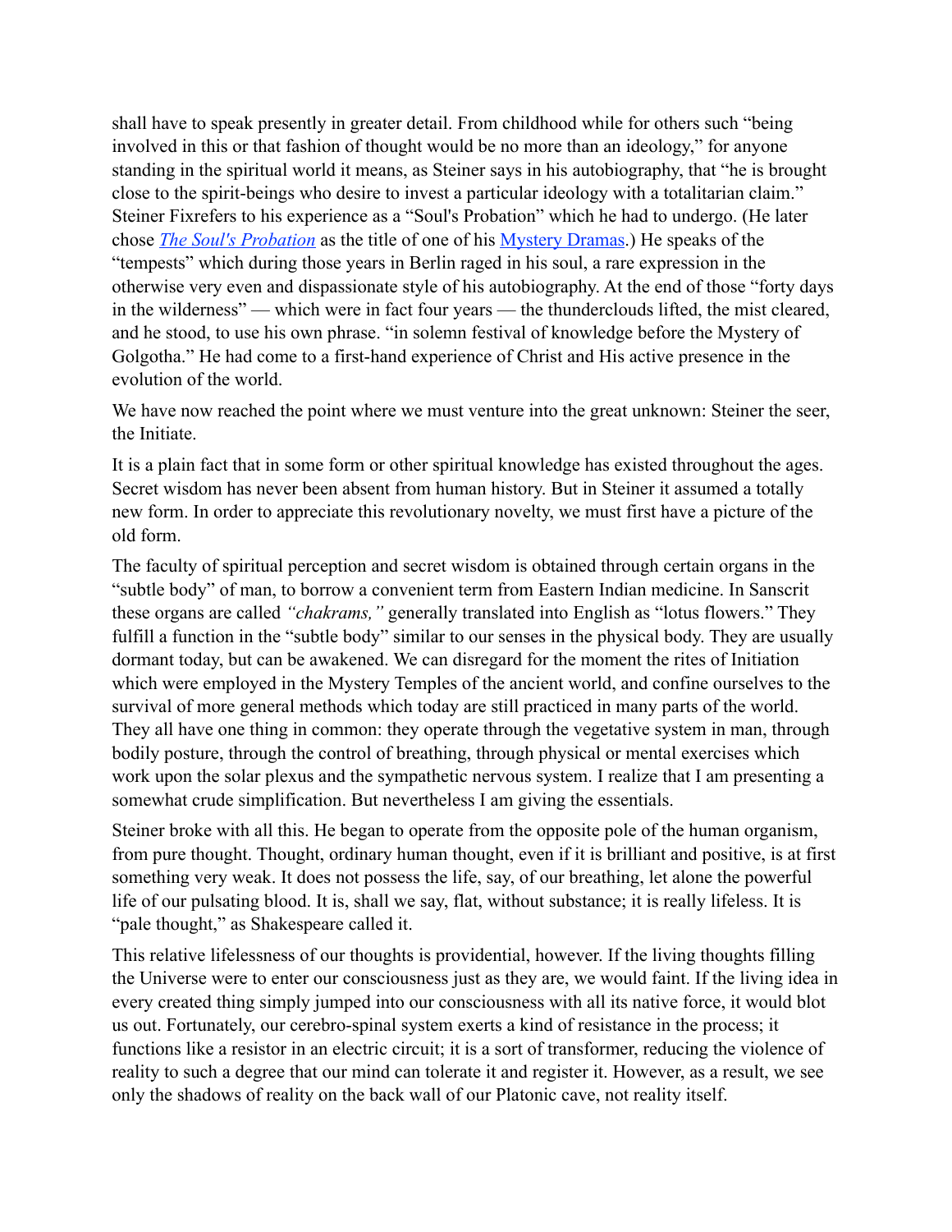shall have to speak presently in greater detail. From childhood while for others such "being involved in this or that fashion of thought would be no more than an ideology," for anyone standing in the spiritual world it means, as Steiner says in his autobiography, that "he is brought close to the spirit-beings who desire to invest a particular ideology with a totalitarian claim." Steiner Fixrefers to his experience as a "Soul's Probation" which he had to undergo. (He later chose *The Soul's Probation* as the title of one of his Mystery Dramas.) He speaks of the "tempests" which during those years in Berlin raged in his soul, a rare expression in the otherwise very even and dispassionate style of his autobiography. At the end of those "forty days in the wilderness" — which were in fact four years — the thunderclouds lifted, the mist cleared, and he stood, to use his own phrase. "in solemn festival of knowledge before the Mystery of Golgotha." He had come to a first-hand experience of Christ and His active presence in the evolution of the world.

We have now reached the point where we must venture into the great unknown: Steiner the seer, the Initiate.

It is a plain fact that in some form or other spiritual knowledge has existed throughout the ages. Secret wisdom has never been absent from human history. But in Steiner it assumed a totally new form. In order to appreciate this revolutionary novelty, we must first have a picture of the old form.

The faculty of spiritual perception and secret wisdom is obtained through certain organs in the "subtle body" of man, to borrow a convenient term from Eastern Indian medicine. In Sanscrit these organs are called *"chakrams,"* generally translated into English as "lotus flowers." They fulfill a function in the "subtle body" similar to our senses in the physical body. They are usually dormant today, but can be awakened. We can disregard for the moment the rites of Initiation which were employed in the Mystery Temples of the ancient world, and confine ourselves to the survival of more general methods which today are still practiced in many parts of the world. They all have one thing in common: they operate through the vegetative system in man, through bodily posture, through the control of breathing, through physical or mental exercises which work upon the solar plexus and the sympathetic nervous system. I realize that I am presenting a somewhat crude simplification. But nevertheless I am giving the essentials.

Steiner broke with all this. He began to operate from the opposite pole of the human organism, from pure thought. Thought, ordinary human thought, even if it is brilliant and positive, is at first something very weak. It does not possess the life, say, of our breathing, let alone the powerful life of our pulsating blood. It is, shall we say, flat, without substance; it is really lifeless. It is "pale thought," as Shakespeare called it.

This relative lifelessness of our thoughts is providential, however. If the living thoughts filling the Universe were to enter our consciousness just as they are, we would faint. If the living idea in every created thing simply jumped into our consciousness with all its native force, it would blot us out. Fortunately, our cerebro-spinal system exerts a kind of resistance in the process; it functions like a resistor in an electric circuit; it is a sort of transformer, reducing the violence of reality to such a degree that our mind can tolerate it and register it. However, as a result, we see only the shadows of reality on the back wall of our Platonic cave, not reality itself.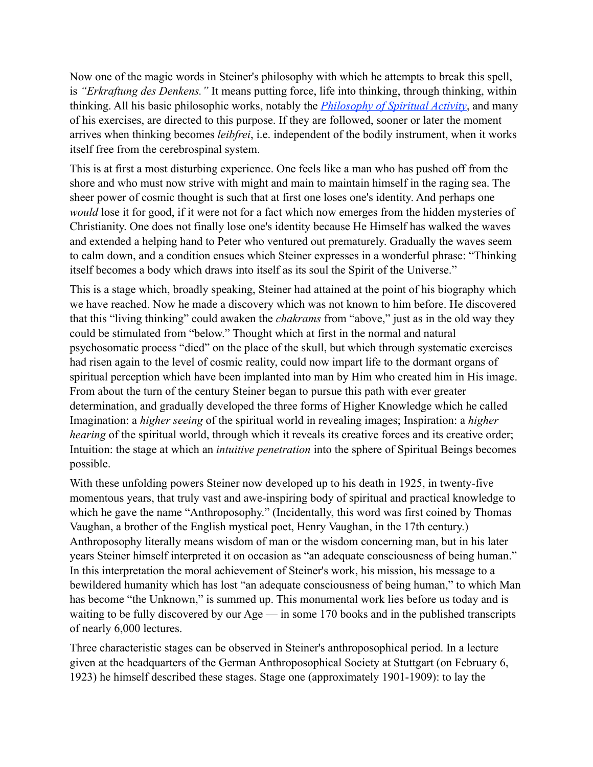Now one of the magic words in Steiner's philosophy with which he attempts to break this spell, is *"Erkraftung des Denkens."* It means putting force, life into thinking, through thinking, within thinking. All his basic philosophic works, notably the [*Philosophy of Spiritual Activity*](), and many of his exercises, are directed to this purpose. If they are followed, sooner or later the moment arrives when thinking becomes *leibfrei*, i.e. independent of the bodily instrument, when it works itself free from the cerebrospinal system.

This is at first a most disturbing experience. One feels like a man who has pushed off from the shore and who must now strive with might and main to maintain himself in the raging sea. The sheer power of cosmic thought is such that at first one loses one's identity. And perhaps one *would* lose it for good, if it were not for a fact which now emerges from the hidden mysteries of Christianity. One does not finally lose one's identity because He Himself has walked the waves and extended a helping hand to Peter who ventured out prematurely. Gradually the waves seem to calm down, and a condition ensues which Steiner expresses in a wonderful phrase: "Thinking itself becomes a body which draws into itself as its soul the Spirit of the Universe."

This is a stage which, broadly speaking, Steiner had attained at the point of his biography which we have reached. Now he made a discovery which was not known to him before. He discovered that this "living thinking" could awaken the *chakrams* from "above," just as in the old way they could be stimulated from "below." Thought which at first in the normal and natural psychosomatic process "died" on the place of the skull, but which through systematic exercises had risen again to the level of cosmic reality, could now impart life to the dormant organs of spiritual perception which have been implanted into man by Him who created him in His image. From about the turn of the century Steiner began to pursue this path with ever greater determination, and gradually developed the three forms of Higher Knowledge which he called Imagination: a *higher seeing* of the spiritual world in revealing images; Inspiration: a *higher hearing* of the spiritual world, through which it reveals its creative forces and its creative order; Intuition: the stage at which an *intuitive penetration* into the sphere of Spiritual Beings becomes possible.

With these unfolding powers Steiner now developed up to his death in 1925, in twenty-five momentous years, that truly vast and awe-inspiring body of spiritual and practical knowledge to which he gave the name "Anthroposophy." (Incidentally, this word was first coined by Thomas Vaughan, a brother of the English mystical poet, Henry Vaughan, in the 17th century.) Anthroposophy literally means wisdom of man or the wisdom concerning man, but in his later years Steiner himself interpreted it on occasion as "an adequate consciousness of being human." In this interpretation the moral achievement of Steiner's work, his mission, his message to a bewildered humanity which has lost "an adequate consciousness of being human," to which Man has become "the Unknown," is summed up. This monumental work lies before us today and is waiting to be fully discovered by our Age — in some 170 books and in the published transcripts of nearly 6,000 lectures.

Three characteristic stages can be observed in Steiner's anthroposophical period. In a lecture given at the headquarters of the German Anthroposophical Society at Stuttgart (on February 6, 1923) he himself described these stages. Stage one (approximately 1901-1909): to lay the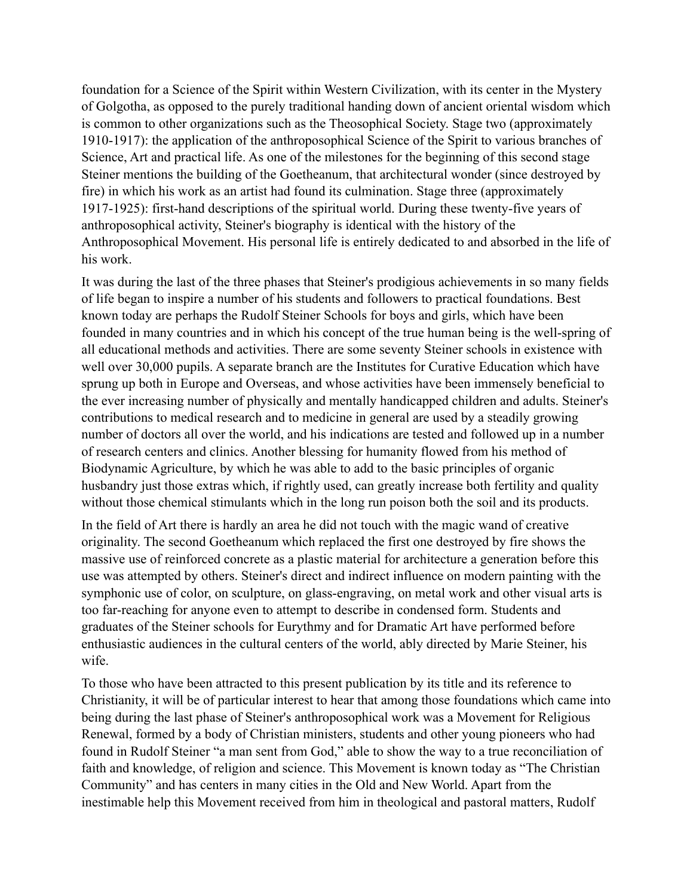foundation for a Science of the Spirit within Western Civilization, with its center in the Mystery of Golgotha, as opposed to the purely traditional handing down of ancient oriental wisdom which is common to other organizations such as the Theosophical Society. Stage two (approximately 1910-1917): the application of the anthroposophical Science of the Spirit to various branches of Science, Art and practical life. As one of the milestones for the beginning of this second stage Steiner mentions the building of the Goetheanum, that architectural wonder (since destroyed by fire) in which his work as an artist had found its culmination. Stage three (approximately 1917-1925): first-hand descriptions of the spiritual world. During these twenty-five years of anthroposophical activity, Steiner's biography is identical with the history of the Anthroposophical Movement. His personal life is entirely dedicated to and absorbed in the life of his work.

It was during the last of the three phases that Steiner's prodigious achievements in so many fields of life began to inspire a number of his students and followers to practical foundations. Best known today are perhaps the Rudolf Steiner Schools for boys and girls, which have been founded in many countries and in which his concept of the true human being is the well-spring of all educational methods and activities. There are some seventy Steiner schools in existence with well over 30,000 pupils. A separate branch are the Institutes for Curative Education which have sprung up both in Europe and Overseas, and whose activities have been immensely beneficial to the ever increasing number of physically and mentally handicapped children and adults. Steiner's contributions to medical research and to medicine in general are used by a steadily growing number of doctors all over the world, and his indications are tested and followed up in a number of research centers and clinics. Another blessing for humanity flowed from his method of Biodynamic Agriculture, by which he was able to add to the basic principles of organic husbandry just those extras which, if rightly used, can greatly increase both fertility and quality without those chemical stimulants which in the long run poison both the soil and its products.

In the field of Art there is hardly an area he did not touch with the magic wand of creative originality. The second Goetheanum which replaced the first one destroyed by fire shows the massive use of reinforced concrete as a plastic material for architecture a generation before this use was attempted by others. Steiner's direct and indirect influence on modern painting with the symphonic use of color, on sculpture, on glass-engraving, on metal work and other visual arts is too far-reaching for anyone even to attempt to describe in condensed form. Students and graduates of the Steiner schools for Eurythmy and for Dramatic Art have performed before enthusiastic audiences in the cultural centers of the world, ably directed by Marie Steiner, his wife.

To those who have been attracted to this present publication by its title and its reference to Christianity, it will be of particular interest to hear that among those foundations which came into being during the last phase of Steiner's anthroposophical work was a Movement for Religious Renewal, formed by a body of Christian ministers, students and other young pioneers who had found in Rudolf Steiner "a man sent from God," able to show the way to a true reconciliation of faith and knowledge, of religion and science. This Movement is known today as "The Christian Community" and has centers in many cities in the Old and New World. Apart from the inestimable help this Movement received from him in theological and pastoral matters, Rudolf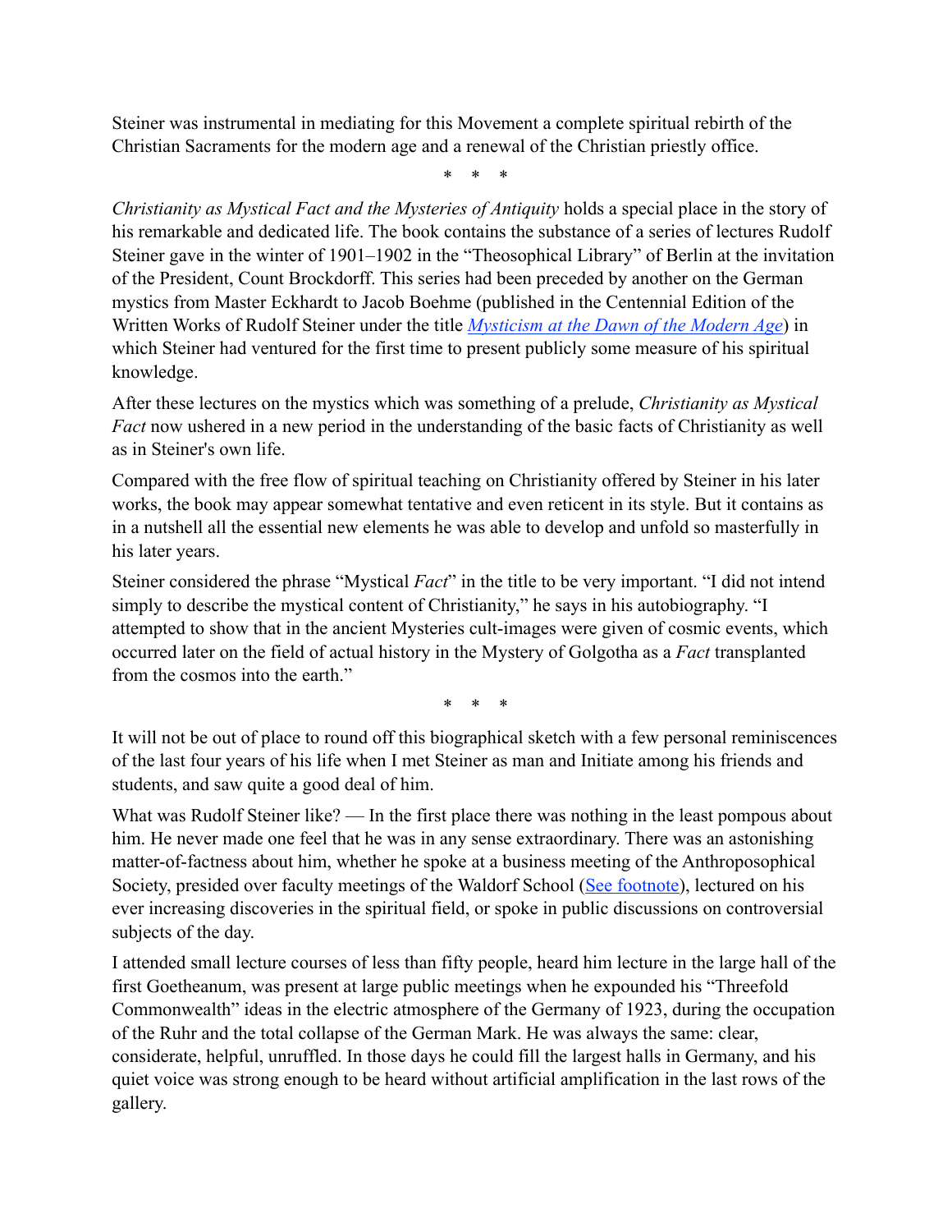Steiner was instrumental in mediating for this Movement a complete spiritual rebirth of the Christian Sacraments for the modern age and a renewal of the Christian priestly office.

\*   \*   \*

*Christianity as Mystical Fact and the Mysteries of Antiquity* holds a special place in the story of his remarkable and dedicated life. The book contains the substance of a series of lectures Rudolf Steiner gave in the winter of 1901–1902 in the "Theosophical Library" of Berlin at the invitation of the President, Count Brockdorff. This series had been preceded by another on the German mystics from Master Eckhardt to Jacob Boehme (published in the Centennial Edition of the Written Works of Rudolf Steiner under the title *Mysticism at the Dawn of the Modern Age*) in which Steiner had ventured for the first time to present publicly some measure of his spiritual knowledge.

After these lectures on the mystics which was something of a prelude, *Christianity as Mystical Fact* now ushered in a new period in the understanding of the basic facts of Christianity as well as in Steiner's own life.

Compared with the free flow of spiritual teaching on Christianity offered by Steiner in his later works, the book may appear somewhat tentative and even reticent in its style. But it contains as in a nutshell all the essential new elements he was able to develop and unfold so masterfully in his later years.

Steiner considered the phrase "Mystical *Fact*" in the title to be very important. "I did not intend simply to describe the mystical content of Christianity," he says in his autobiography. "I attempted to show that in the ancient Mysteries cult-images were given of cosmic events, which occurred later on the field of actual history in the Mystery of Golgotha as a *Fact* transplanted from the cosmos into the earth."

\*   \*   \*

It will not be out of place to round off this biographical sketch with a few personal reminiscences of the last four years of his life when I met Steiner as man and Initiate among his friends and students, and saw quite a good deal of him.

What was Rudolf Steiner like? — In the first place there was nothing in the least pompous about him. He never made one feel that he was in any sense extraordinary. There was an astonishing matter-of-factness about him, whether he spoke at a business meeting of the Anthroposophical Society, presided over faculty meetings of the Waldorf School (See footnote), lectured on his ever increasing discoveries in the spiritual field, or spoke in public discussions on controversial subjects of the day.

I attended small lecture courses of less than fifty people, heard him lecture in the large hall of the first Goetheanum, was present at large public meetings when he expounded his "Threefold Commonwealth" ideas in the electric atmosphere of the Germany of 1923, during the occupation of the Ruhr and the total collapse of the German Mark. He was always the same: clear, considerate, helpful, unruffled. In those days he could fill the largest halls in Germany, and his quiet voice was strong enough to be heard without artificial amplification in the last rows of the gallery.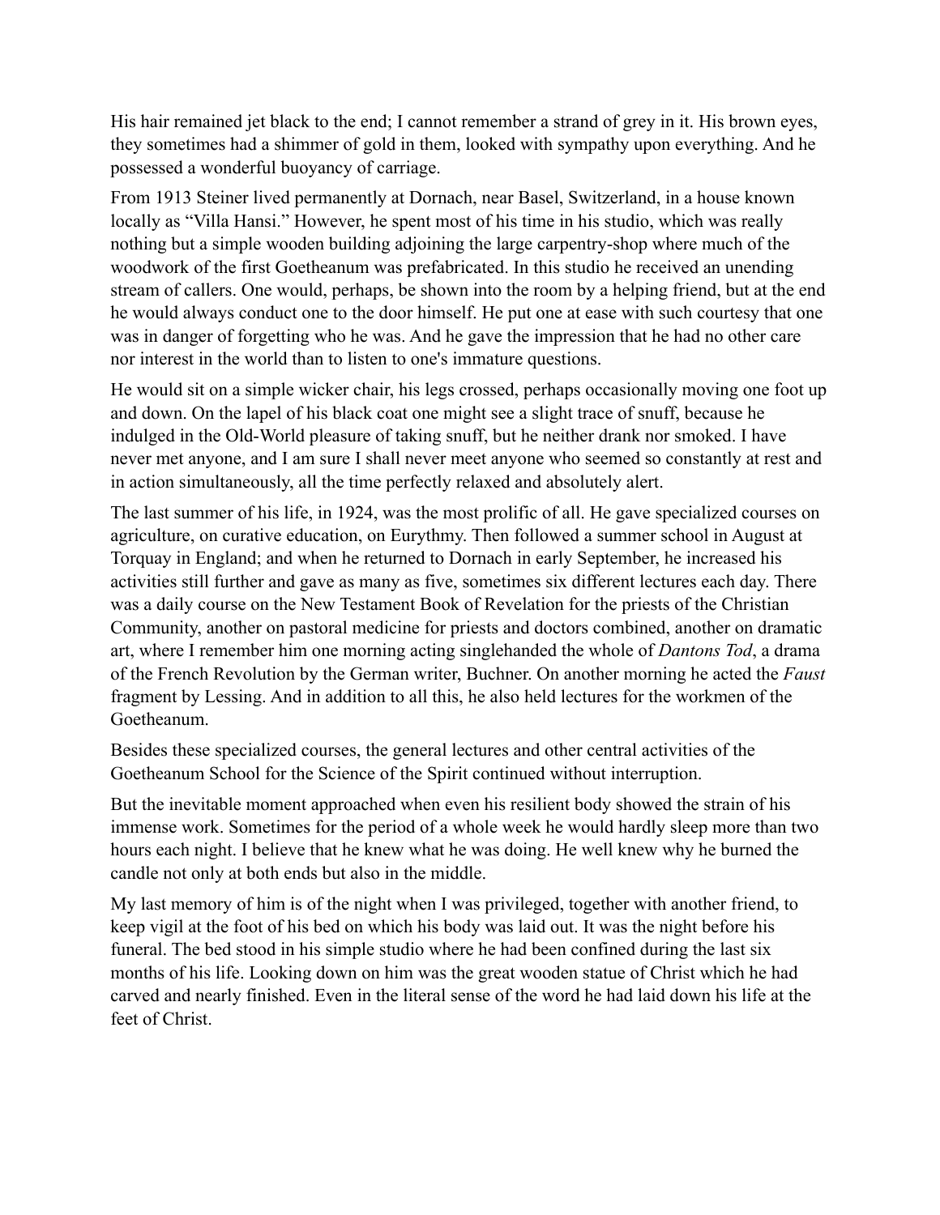His hair remained jet black to the end; I cannot remember a strand of grey in it. His brown eyes, they sometimes had a shimmer of gold in them, looked with sympathy upon everything. And he possessed a wonderful buoyancy of carriage.

From 1913 Steiner lived permanently at Dornach, near Basel, Switzerland, in a house known locally as "Villa Hansi." However, he spent most of his time in his studio, which was really nothing but a simple wooden building adjoining the large carpentry-shop where much of the woodwork of the first Goetheanum was prefabricated. In this studio he received an unending stream of callers. One would, perhaps, be shown into the room by a helping friend, but at the end he would always conduct one to the door himself. He put one at ease with such courtesy that one was in danger of forgetting who he was. And he gave the impression that he had no other care nor interest in the world than to listen to one's immature questions.

He would sit on a simple wicker chair, his legs crossed, perhaps occasionally moving one foot up and down. On the lapel of his black coat one might see a slight trace of snuff, because he indulged in the Old-World pleasure of taking snuff, but he neither drank nor smoked. I have never met anyone, and I am sure I shall never meet anyone who seemed so constantly at rest and in action simultaneously, all the time perfectly relaxed and absolutely alert.

The last summer of his life, in 1924, was the most prolific of all. He gave specialized courses on agriculture, on curative education, on Eurythmy. Then followed a summer school in August at Torquay in England; and when he returned to Dornach in early September, he increased his activities still further and gave as many as five, sometimes six different lectures each day. There was a daily course on the New Testament Book of Revelation for the priests of the Christian Community, another on pastoral medicine for priests and doctors combined, another on dramatic art, where I remember him one morning acting singlehanded the whole of *Dantons Tod*, a drama of the French Revolution by the German writer, Buchner. On another morning he acted the *Faust* fragment by Lessing. And in addition to all this, he also held lectures for the workmen of the Goetheanum.

Besides these specialized courses, the general lectures and other central activities of the Goetheanum School for the Science of the Spirit continued without interruption.

But the inevitable moment approached when even his resilient body showed the strain of his immense work. Sometimes for the period of a whole week he would hardly sleep more than two hours each night. I believe that he knew what he was doing. He well knew why he burned the candle not only at both ends but also in the middle.

My last memory of him is of the night when I was privileged, together with another friend, to keep vigil at the foot of his bed on which his body was laid out. It was the night before his funeral. The bed stood in his simple studio where he had been confined during the last six months of his life. Looking down on him was the great wooden statue of Christ which he had carved and nearly finished. Even in the literal sense of the word he had laid down his life at the feet of Christ.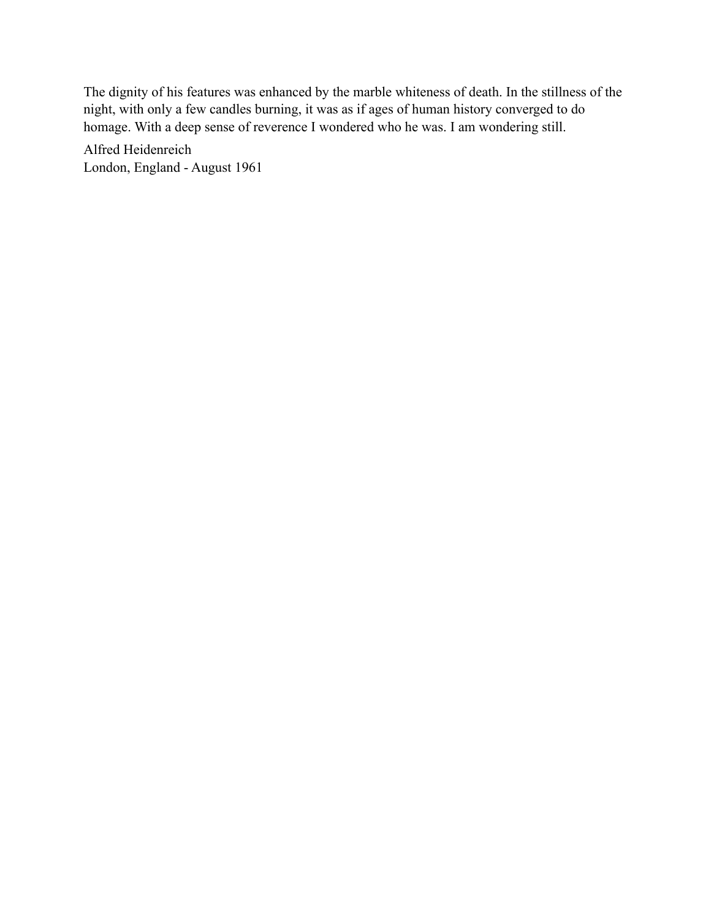The dignity of his features was enhanced by the marble whiteness of death. In the stillness of the night, with only a few candles burning, it was as if ages of human history converged to do homage. With a deep sense of reverence I wondered who he was. I am wondering still.

Alfred Heidenreich  
London, England - August 1961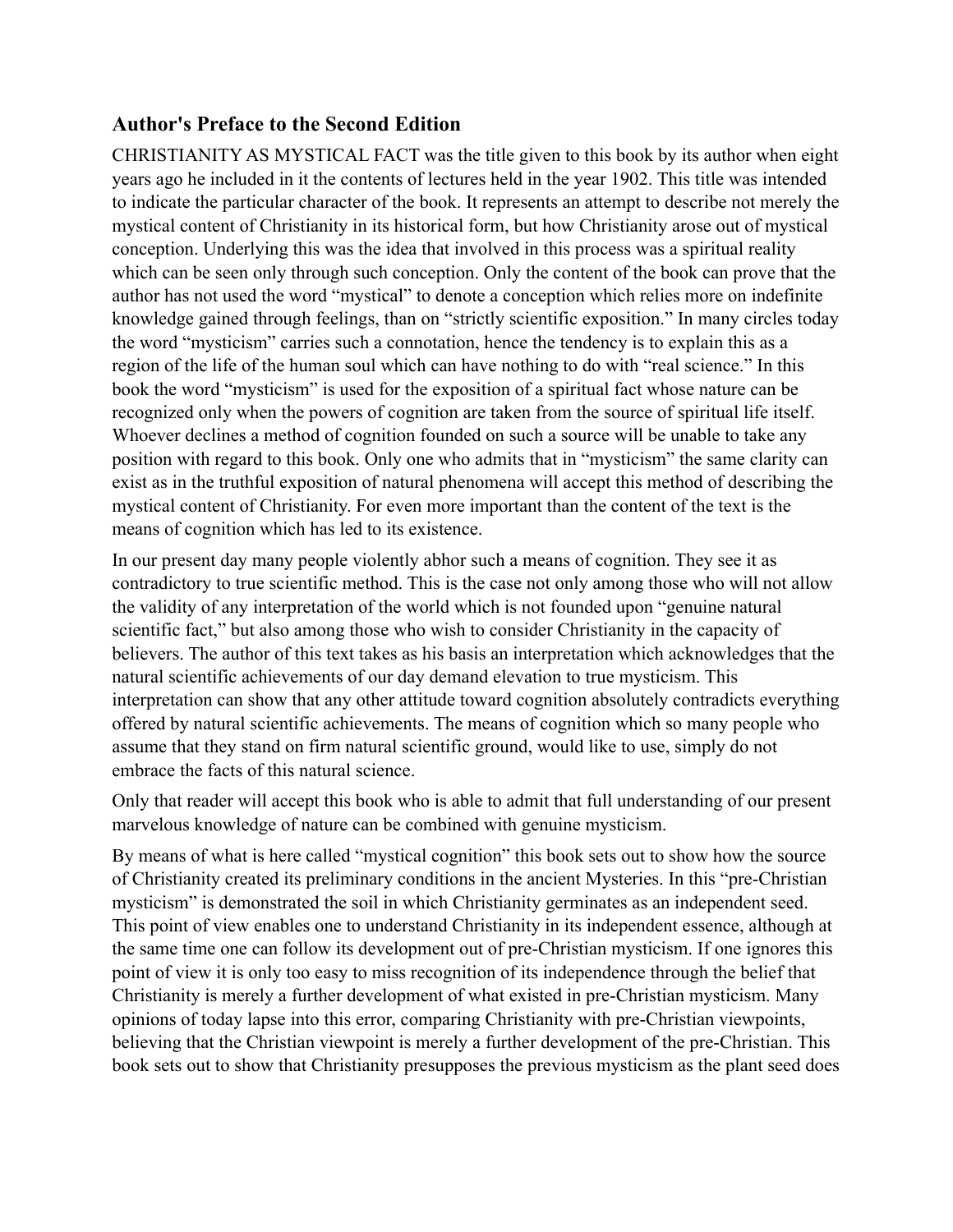## Author's Preface to the Second Edition

CHRISTIANITY AS MYSTICAL FACT was the title given to this book by its author when eight years ago he included in it the contents of lectures held in the year 1902. This title was intended to indicate the particular character of the book. It represents an attempt to describe not merely the mystical content of Christianity in its historical form, but how Christianity arose out of mystical conception. Underlying this was the idea that involved in this process was a spiritual reality which can be seen only through such conception. Only the content of the book can prove that the author has not used the word "mystical" to denote a conception which relies more on indefinite knowledge gained through feelings, than on "strictly scientific exposition." In many circles today the word "mysticism" carries such a connotation, hence the tendency is to explain this as a region of the life of the human soul which can have nothing to do with "real science." In this book the word "mysticism" is used for the exposition of a spiritual fact whose nature can be recognized only when the powers of cognition are taken from the source of spiritual life itself. Whoever declines a method of cognition founded on such a source will be unable to take any position with regard to this book. Only one who admits that in "mysticism" the same clarity can exist as in the truthful exposition of natural phenomena will accept this method of describing the mystical content of Christianity. For even more important than the content of the text is the means of cognition which has led to its existence.

In our present day many people violently abhor such a means of cognition. They see it as contradictory to true scientific method. This is the case not only among those who will not allow the validity of any interpretation of the world which is not founded upon "genuine natural scientific fact," but also among those who wish to consider Christianity in the capacity of believers. The author of this text takes as his basis an interpretation which acknowledges that the natural scientific achievements of our day demand elevation to true mysticism. This interpretation can show that any other attitude toward cognition absolutely contradicts everything offered by natural scientific achievements. The means of cognition which so many people who assume that they stand on firm natural scientific ground, would like to use, simply do not embrace the facts of this natural science.

Only that reader will accept this book who is able to admit that full understanding of our present marvelous knowledge of nature can be combined with genuine mysticism.

By means of what is here called "mystical cognition" this book sets out to show how the source of Christianity created its preliminary conditions in the ancient Mysteries. In this "pre-Christian mysticism" is demonstrated the soil in which Christianity germinates as an independent seed. This point of view enables one to understand Christianity in its independent essence, although at the same time one can follow its development out of pre-Christian mysticism. If one ignores this point of view it is only too easy to miss recognition of its independence through the belief that Christianity is merely a further development of what existed in pre-Christian mysticism. Many opinions of today lapse into this error, comparing Christianity with pre-Christian viewpoints, believing that the Christian viewpoint is merely a further development of the pre-Christian. This book sets out to show that Christianity presupposes the previous mysticism as the plant seed does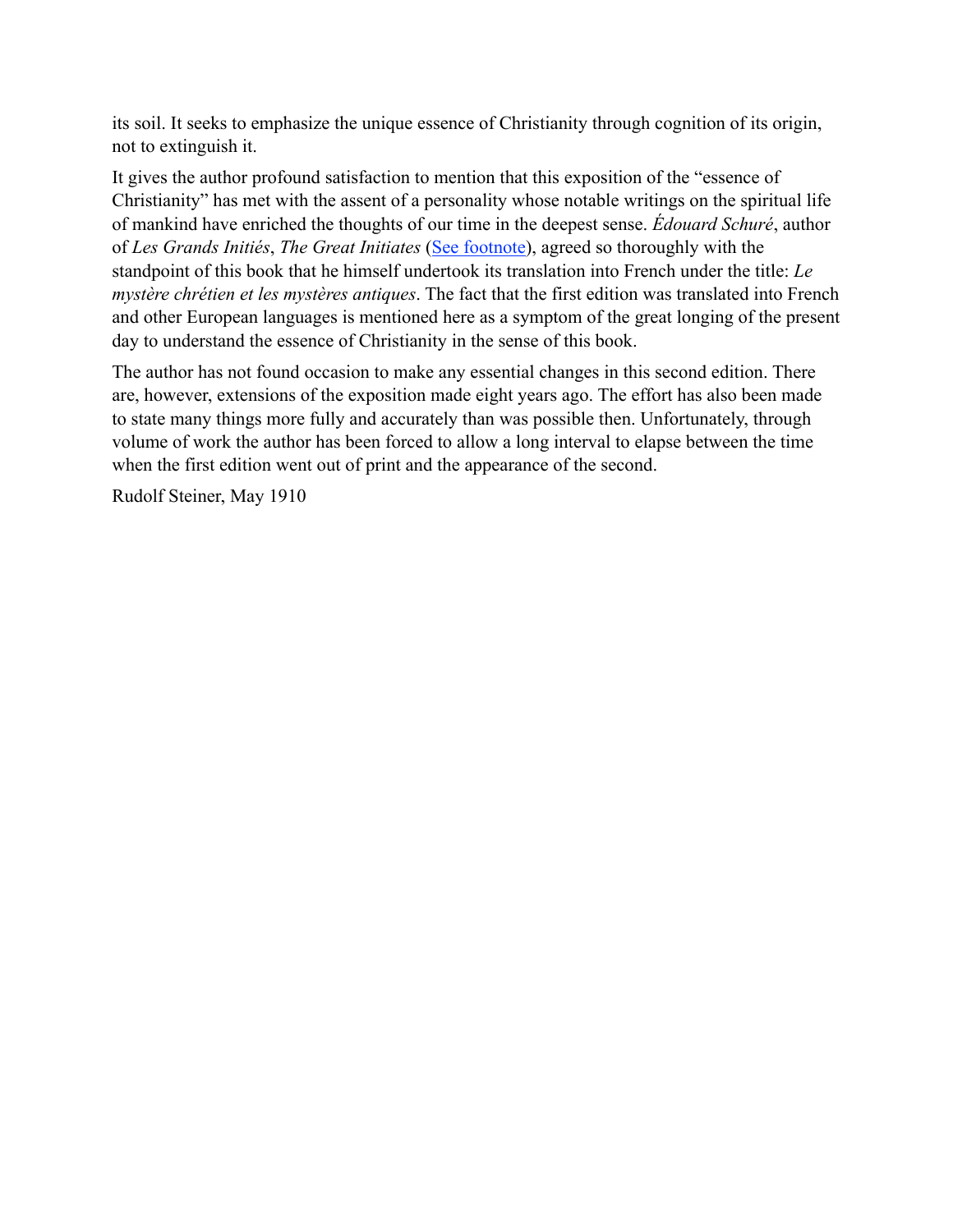its soil. It seeks to emphasize the unique essence of Christianity through cognition of its origin, not to extinguish it.

It gives the author profound satisfaction to mention that this exposition of the "essence of Christianity" has met with the assent of a personality whose notable writings on the spiritual life of mankind have enriched the thoughts of our time in the deepest sense. *Édouard Schuré*, author of *Les Grands Initiés*, *The Great Initiates* (See footnote), agreed so thoroughly with the standpoint of this book that he himself undertook its translation into French under the title: *Le mystère chrétien et les mystères antiques*. The fact that the first edition was translated into French and other European languages is mentioned here as a symptom of the great longing of the present day to understand the essence of Christianity in the sense of this book.

The author has not found occasion to make any essential changes in this second edition. There are, however, extensions of the exposition made eight years ago. The effort has also been made to state many things more fully and accurately than was possible then. Unfortunately, through volume of work the author has been forced to allow a long interval to elapse between the time when the first edition went out of print and the appearance of the second.

Rudolf Steiner, May 1910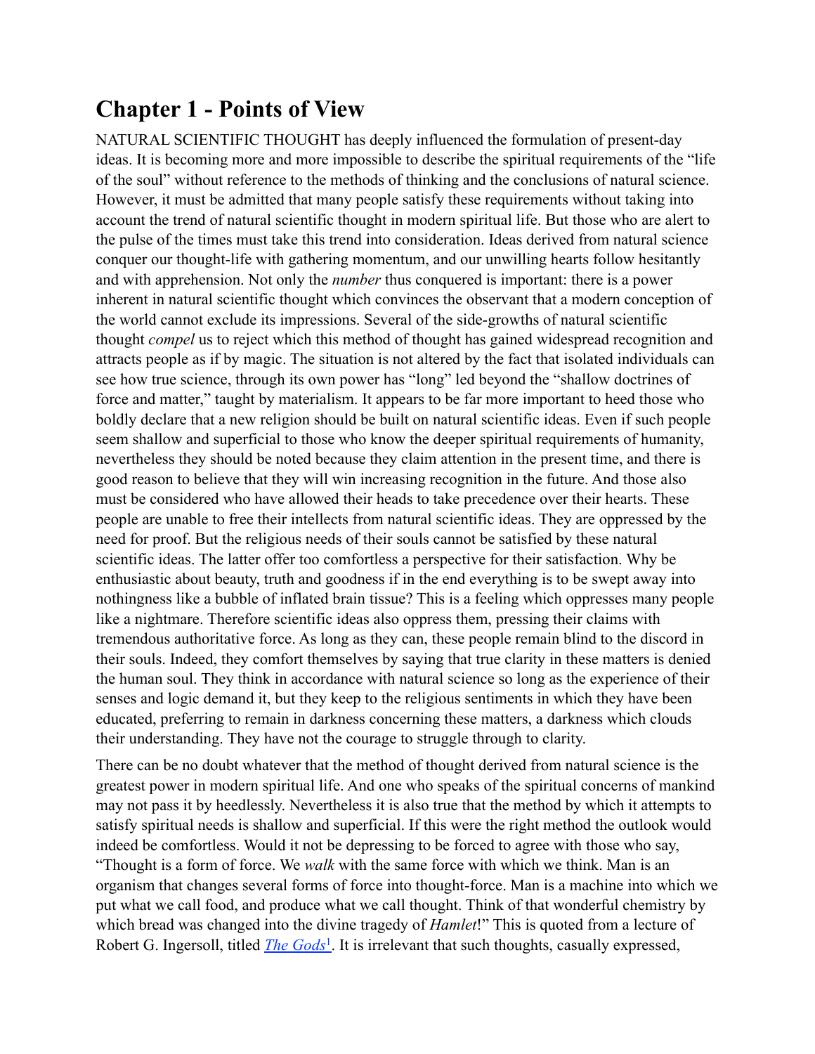# Chapter 1 - Points of View

NATURAL SCIENTIFIC THOUGHT has deeply influenced the formulation of present-day ideas. It is becoming more and more impossible to describe the spiritual requirements of the "life of the soul" without reference to the methods of thinking and the conclusions of natural science. However, it must be admitted that many people satisfy these requirements without taking into account the trend of natural scientific thought in modern spiritual life. But those who are alert to the pulse of the times must take this trend into consideration. Ideas derived from natural science conquer our thought-life with gathering momentum, and our unwilling hearts follow hesitantly and with apprehension. Not only the *number* thus conquered is important: there is a power inherent in natural scientific thought which convinces the observant that a modern conception of the world cannot exclude its impressions. Several of the side-growths of natural scientific thought *compel* us to reject which this method of thought has gained widespread recognition and attracts people as if by magic. The situation is not altered by the fact that isolated individuals can see how true science, through its own power has "long" led beyond the "shallow doctrines of force and matter," taught by materialism. It appears to be far more important to heed those who boldly declare that a new religion should be built on natural scientific ideas. Even if such people seem shallow and superficial to those who know the deeper spiritual requirements of humanity, nevertheless they should be noted because they claim attention in the present time, and there is good reason to believe that they will win increasing recognition in the future. And those also must be considered who have allowed their heads to take precedence over their hearts. These people are unable to free their intellects from natural scientific ideas. They are oppressed by the need for proof. But the religious needs of their souls cannot be satisfied by these natural scientific ideas. The latter offer too comfortless a perspective for their satisfaction. Why be enthusiastic about beauty, truth and goodness if in the end everything is to be swept away into nothingness like a bubble of inflated brain tissue? This is a feeling which oppresses many people like a nightmare. Therefore scientific ideas also oppress them, pressing their claims with tremendous authoritative force. As long as they can, these people remain blind to the discord in their souls. Indeed, they comfort themselves by saying that true clarity in these matters is denied the human soul. They think in accordance with natural science so long as the experience of their senses and logic demand it, but they keep to the religious sentiments in which they have been educated, preferring to remain in darkness concerning these matters, a darkness which clouds their understanding. They have not the courage to struggle through to clarity.

There can be no doubt whatever that the method of thought derived from natural science is the greatest power in modern spiritual life. And one who speaks of the spiritual concerns of mankind may not pass it by heedlessly. Nevertheless it is also true that the method by which it attempts to satisfy spiritual needs is shallow and superficial. If this were the right method the outlook would indeed be comfortless. Would it not be depressing to be forced to agree with those who say, "Thought is a form of force. We *walk* with the same force with which we think. Man is an organism that changes several forms of force into thought-force. Man is a machine into which we put what we call food, and produce what we call thought. Think of that wonderful chemistry by which bread was changed into the divine tragedy of *Hamlet*!" This is quoted from a lecture of Robert G. Ingersoll, titled *The Gods*[1]. It is irrelevant that such thoughts, casually expressed,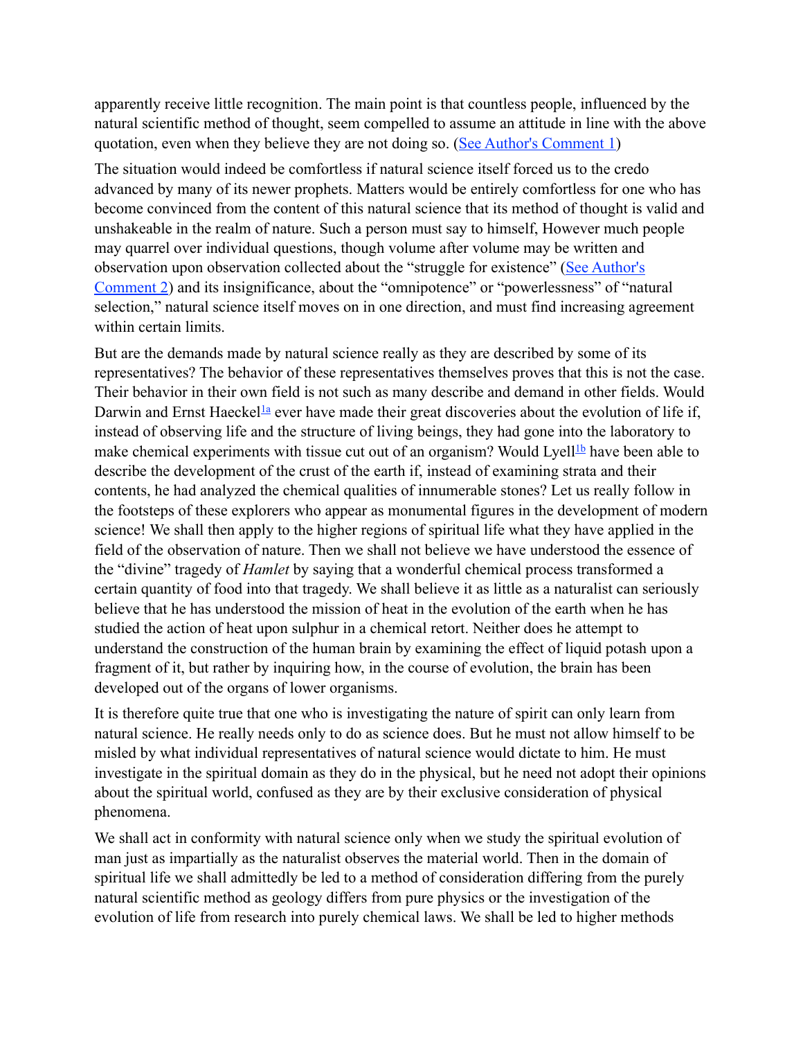apparently receive little recognition. The main point is that countless people, influenced by the natural scientific method of thought, seem compelled to assume an attitude in line with the above quotation, even when they believe they are not doing so. (See Author's Comment 1)

The situation would indeed be comfortless if natural science itself forced us to the credo advanced by many of its newer prophets. Matters would be entirely comfortless for one who has become convinced from the content of this natural science that its method of thought is valid and unshakeable in the realm of nature. Such a person must say to himself, However much people may quarrel over individual questions, though volume after volume may be written and observation upon observation collected about the "struggle for existence" (See Author's Comment 2) and its insignificance, about the "omnipotence" or "powerlessness" of "natural selection," natural science itself moves on in one direction, and must find increasing agreement within certain limits.

But are the demands made by natural science really as they are described by some of its representatives? The behavior of these representatives themselves proves that this is not the case. Their behavior in their own field is not such as many describe and demand in other fields. Would Darwin and Ernst Haeckel[1a] ever have made their great discoveries about the evolution of life if, instead of observing life and the structure of living beings, they had gone into the laboratory to make chemical experiments with tissue cut out of an organism? Would Lyell[1b] have been able to describe the development of the crust of the earth if, instead of examining strata and their contents, he had analyzed the chemical qualities of innumerable stones? Let us really follow in the footsteps of these explorers who appear as monumental figures in the development of modern science! We shall then apply to the higher regions of spiritual life what they have applied in the field of the observation of nature. Then we shall not believe we have understood the essence of the "divine" tragedy of *Hamlet* by saying that a wonderful chemical process transformed a certain quantity of food into that tragedy. We shall believe it as little as a naturalist can seriously believe that he has understood the mission of heat in the evolution of the earth when he has studied the action of heat upon sulphur in a chemical retort. Neither does he attempt to understand the construction of the human brain by examining the effect of liquid potash upon a fragment of it, but rather by inquiring how, in the course of evolution, the brain has been developed out of the organs of lower organisms.

It is therefore quite true that one who is investigating the nature of spirit can only learn from natural science. He really needs only to do as science does. But he must not allow himself to be misled by what individual representatives of natural science would dictate to him. He must investigate in the spiritual domain as they do in the physical, but he need not adopt their opinions about the spiritual world, confused as they are by their exclusive consideration of physical phenomena.

We shall act in conformity with natural science only when we study the spiritual evolution of man just as impartially as the naturalist observes the material world. Then in the domain of spiritual life we shall admittedly be led to a method of consideration differing from the purely natural scientific method as geology differs from pure physics or the investigation of the evolution of life from research into purely chemical laws. We shall be led to higher methods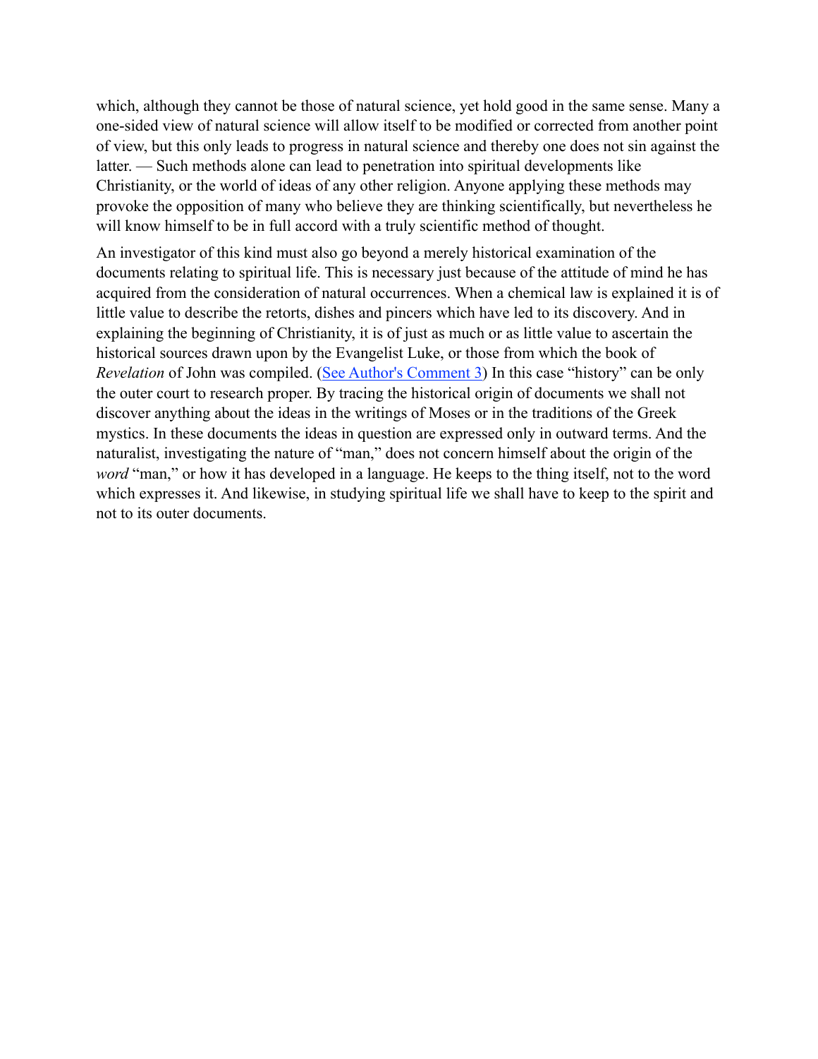which, although they cannot be those of natural science, yet hold good in the same sense. Many a one-sided view of natural science will allow itself to be modified or corrected from another point of view, but this only leads to progress in natural science and thereby one does not sin against the latter. — Such methods alone can lead to penetration into spiritual developments like Christianity, or the world of ideas of any other religion. Anyone applying these methods may provoke the opposition of many who believe they are thinking scientifically, but nevertheless he will know himself to be in full accord with a truly scientific method of thought.

An investigator of this kind must also go beyond a merely historical examination of the documents relating to spiritual life. This is necessary just because of the attitude of mind he has acquired from the consideration of natural occurrences. When a chemical law is explained it is of little value to describe the retorts, dishes and pincers which have led to its discovery. And in explaining the beginning of Christianity, it is of just as much or as little value to ascertain the historical sources drawn upon by the Evangelist Luke, or those from which the book of *Revelation* of John was compiled. (See Author's Comment 3) In this case "history" can be only the outer court to research proper. By tracing the historical origin of documents we shall not discover anything about the ideas in the writings of Moses or in the traditions of the Greek mystics. In these documents the ideas in question are expressed only in outward terms. And the naturalist, investigating the nature of "man," does not concern himself about the origin of the *word* "man," or how it has developed in a language. He keeps to the thing itself, not to the word which expresses it. And likewise, in studying spiritual life we shall have to keep to the spirit and not to its outer documents.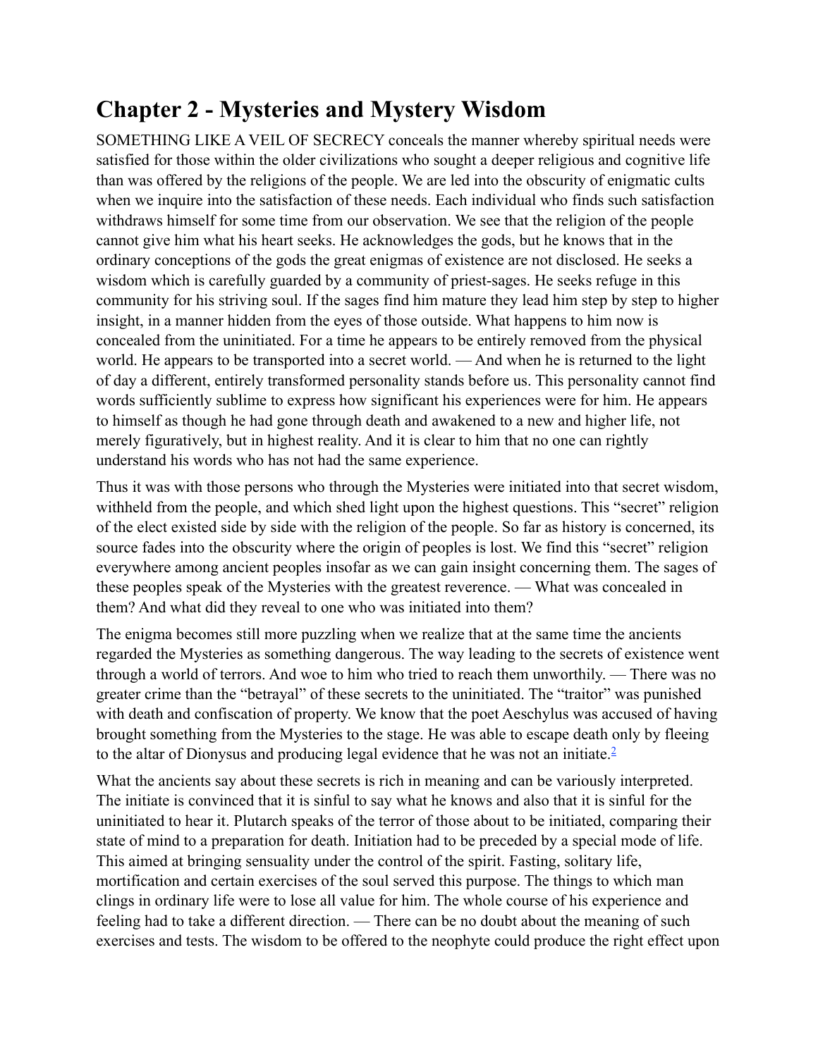# Chapter 2 - Mysteries and Mystery Wisdom

SOMETHING LIKE A VEIL OF SECRECY conceals the manner whereby spiritual needs were satisfied for those within the older civilizations who sought a deeper religious and cognitive life than was offered by the religions of the people. We are led into the obscurity of enigmatic cults when we inquire into the satisfaction of these needs. Each individual who finds such satisfaction withdraws himself for some time from our observation. We see that the religion of the people cannot give him what his heart seeks. He acknowledges the gods, but he knows that in the ordinary conceptions of the gods the great enigmas of existence are not disclosed. He seeks a wisdom which is carefully guarded by a community of priest-sages. He seeks refuge in this community for his striving soul. If the sages find him mature they lead him step by step to higher insight, in a manner hidden from the eyes of those outside. What happens to him now is concealed from the uninitiated. For a time he appears to be entirely removed from the physical world. He appears to be transported into a secret world. — And when he is returned to the light of day a different, entirely transformed personality stands before us. This personality cannot find words sufficiently sublime to express how significant his experiences were for him. He appears to himself as though he had gone through death and awakened to a new and higher life, not merely figuratively, but in highest reality. And it is clear to him that no one can rightly understand his words who has not had the same experience.

Thus it was with those persons who through the Mysteries were initiated into that secret wisdom, withheld from the people, and which shed light upon the highest questions. This "secret" religion of the elect existed side by side with the religion of the people. So far as history is concerned, its source fades into the obscurity where the origin of peoples is lost. We find this "secret" religion everywhere among ancient peoples insofar as we can gain insight concerning them. The sages of these peoples speak of the Mysteries with the greatest reverence. — What was concealed in them? And what did they reveal to one who was initiated into them?

The enigma becomes still more puzzling when we realize that at the same time the ancients regarded the Mysteries as something dangerous. The way leading to the secrets of existence went through a world of terrors. And woe to him who tried to reach them unworthily. — There was no greater crime than the "betrayal" of these secrets to the uninitiated. The "traitor" was punished with death and confiscation of property. We know that the poet Aeschylus was accused of having brought something from the Mysteries to the stage. He was able to escape death only by fleeing to the altar of Dionysus and producing legal evidence that he was not an initiate.[2]

What the ancients say about these secrets is rich in meaning and can be variously interpreted. The initiate is convinced that it is sinful to say what he knows and also that it is sinful for the uninitiated to hear it. Plutarch speaks of the terror of those about to be initiated, comparing their state of mind to a preparation for death. Initiation had to be preceded by a special mode of life. This aimed at bringing sensuality under the control of the spirit. Fasting, solitary life, mortification and certain exercises of the soul served this purpose. The things to which man clings in ordinary life were to lose all value for him. The whole course of his experience and feeling had to take a different direction. — There can be no doubt about the meaning of such exercises and tests. The wisdom to be offered to the neophyte could produce the right effect upon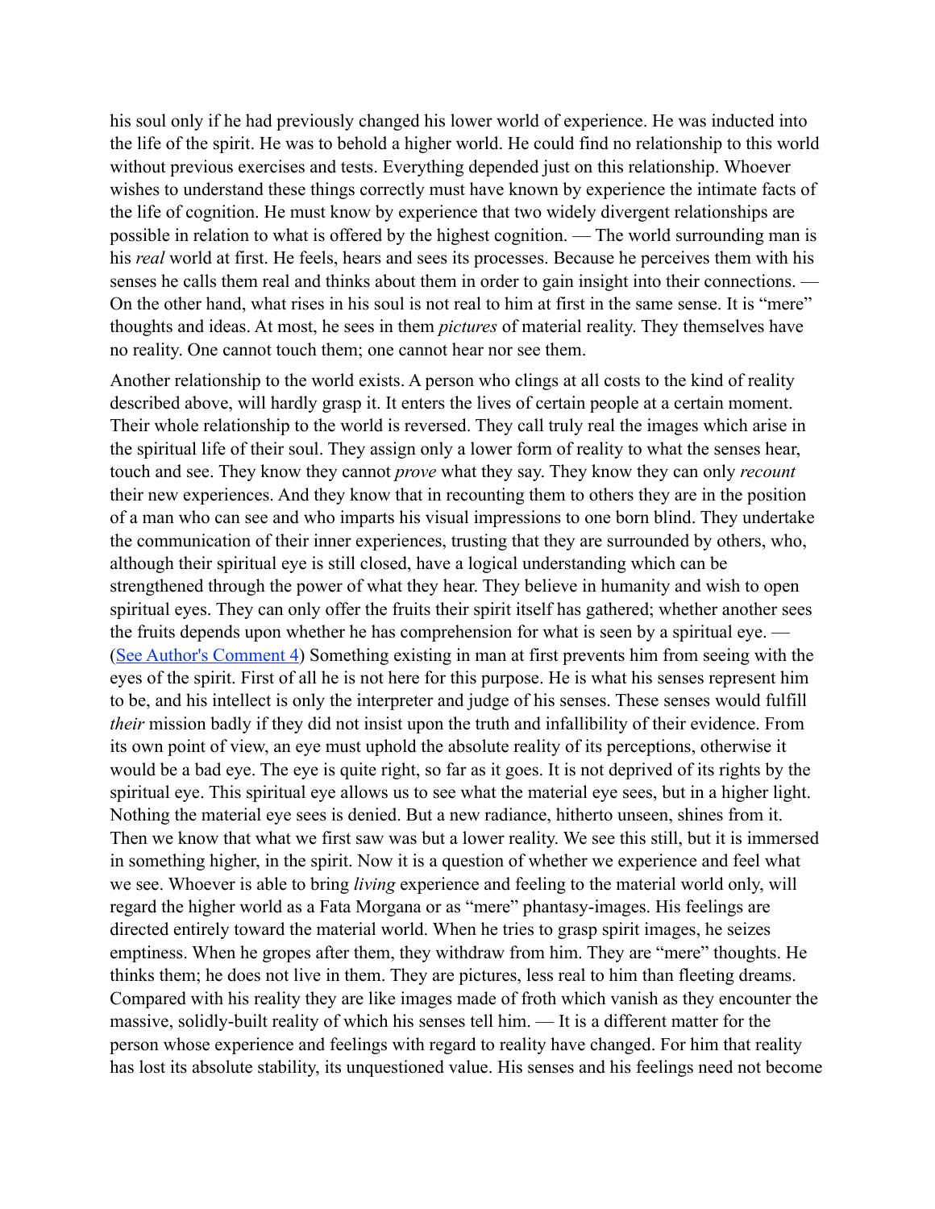his soul only if he had previously changed his lower world of experience. He was inducted into the life of the spirit. He was to behold a higher world. He could find no relationship to this world without previous exercises and tests. Everything depended just on this relationship. Whoever wishes to understand these things correctly must have known by experience the intimate facts of the life of cognition. He must know by experience that two widely divergent relationships are possible in relation to what is offered by the highest cognition. — The world surrounding man is his *real* world at first. He feels, hears and sees its processes. Because he perceives them with his senses he calls them real and thinks about them in order to gain insight into their connections. — On the other hand, what rises in his soul is not real to him at first in the same sense. It is "mere" thoughts and ideas. At most, he sees in them *pictures* of material reality. They themselves have no reality. One cannot touch them; one cannot hear nor see them.

Another relationship to the world exists. A person who clings at all costs to the kind of reality described above, will hardly grasp it. It enters the lives of certain people at a certain moment. Their whole relationship to the world is reversed. They call truly real the images which arise in the spiritual life of their soul. They assign only a lower form of reality to what the senses hear, touch and see. They know they cannot *prove* what they say. They know they can only *recount* their new experiences. And they know that in recounting them to others they are in the position of a man who can see and who imparts his visual impressions to one born blind. They undertake the communication of their inner experiences, trusting that they are surrounded by others, who, although their spiritual eye is still closed, have a logical understanding which can be strengthened through the power of what they hear. They believe in humanity and wish to open spiritual eyes. They can only offer the fruits their spirit itself has gathered; whether another sees the fruits depends upon whether he has comprehension for what is seen by a spiritual eye. — (See Author's Comment 4) Something existing in man at first prevents him from seeing with the eyes of the spirit. First of all he is not here for this purpose. He is what his senses represent him to be, and his intellect is only the interpreter and judge of his senses. These senses would fulfill *their* mission badly if they did not insist upon the truth and infallibility of their evidence. From its own point of view, an eye must uphold the absolute reality of its perceptions, otherwise it would be a bad eye. The eye is quite right, so far as it goes. It is not deprived of its rights by the spiritual eye. This spiritual eye allows us to see what the material eye sees, but in a higher light. Nothing the material eye sees is denied. But a new radiance, hitherto unseen, shines from it. Then we know that what we first saw was but a lower reality. We see this still, but it is immersed in something higher, in the spirit. Now it is a question of whether we experience and feel what we see. Whoever is able to bring *living* experience and feeling to the material world only, will regard the higher world as a Fata Morgana or as "mere" phantasy-images. His feelings are directed entirely toward the material world. When he tries to grasp spirit images, he seizes emptiness. When he gropes after them, they withdraw from him. They are "mere" thoughts. He thinks them; he does not live in them. They are pictures, less real to him than fleeting dreams. Compared with his reality they are like images made of froth which vanish as they encounter the massive, solidly-built reality of which his senses tell him. — It is a different matter for the person whose experience and feelings with regard to reality have changed. For him that reality has lost its absolute stability, its unquestioned value. His senses and his feelings need not become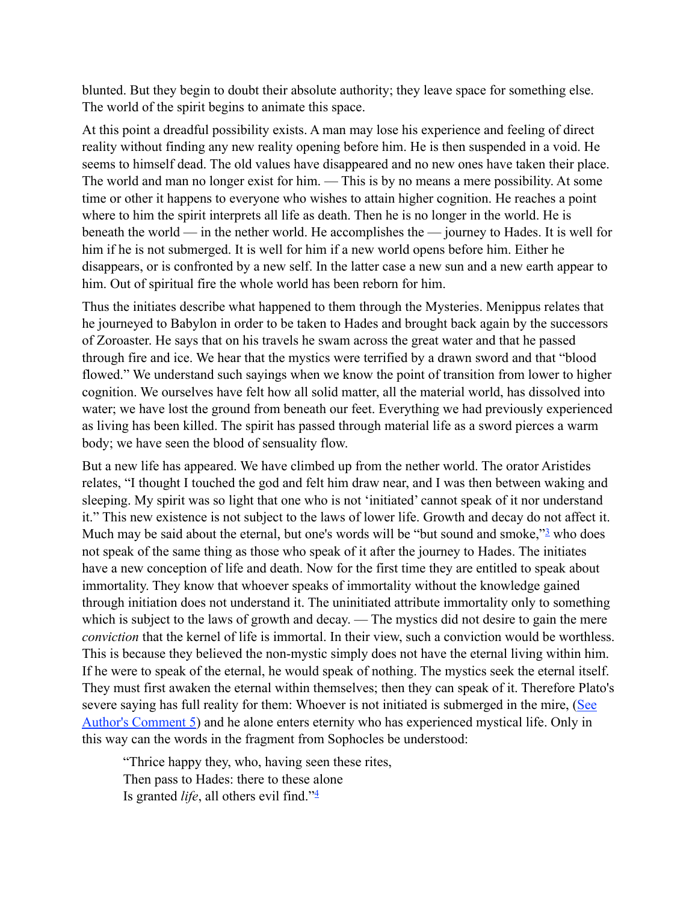blunted. But they begin to doubt their absolute authority; they leave space for something else. The world of the spirit begins to animate this space.

At this point a dreadful possibility exists. A man may lose his experience and feeling of direct reality without finding any new reality opening before him. He is then suspended in a void. He seems to himself dead. The old values have disappeared and no new ones have taken their place. The world and man no longer exist for him. — This is by no means a mere possibility. At some time or other it happens to everyone who wishes to attain higher cognition. He reaches a point where to him the spirit interprets all life as death. Then he is no longer in the world. He is beneath the world — in the nether world. He accomplishes the — journey to Hades. It is well for him if he is not submerged. It is well for him if a new world opens before him. Either he disappears, or is confronted by a new self. In the latter case a new sun and a new earth appear to him. Out of spiritual fire the whole world has been reborn for him.

Thus the initiates describe what happened to them through the Mysteries. Menippus relates that he journeyed to Babylon in order to be taken to Hades and brought back again by the successors of Zoroaster. He says that on his travels he swam across the great water and that he passed through fire and ice. We hear that the mystics were terrified by a drawn sword and that "blood flowed." We understand such sayings when we know the point of transition from lower to higher cognition. We ourselves have felt how all solid matter, all the material world, has dissolved into water; we have lost the ground from beneath our feet. Everything we had previously experienced as living has been killed. The spirit has passed through material life as a sword pierces a warm body; we have seen the blood of sensuality flow.

But a new life has appeared. We have climbed up from the nether world. The orator Aristides relates, "I thought I touched the god and felt him draw near, and I was then between waking and sleeping. My spirit was so light that one who is not 'initiated' cannot speak of it nor understand it." This new existence is not subject to the laws of lower life. Growth and decay do not affect it. Much may be said about the eternal, but one's words will be "but sound and smoke,"[3] who does not speak of the same thing as those who speak of it after the journey to Hades. The initiates have a new conception of life and death. Now for the first time they are entitled to speak about immortality. They know that whoever speaks of immortality without the knowledge gained through initiation does not understand it. The uninitiated attribute immortality only to something which is subject to the laws of growth and decay. — The mystics did not desire to gain the mere *conviction* that the kernel of life is immortal. In their view, such a conviction would be worthless. This is because they believed the non-mystic simply does not have the eternal living within him. If he were to speak of the eternal, he would speak of nothing. The mystics seek the eternal itself. They must first awaken the eternal within themselves; then they can speak of it. Therefore Plato's severe saying has full reality for them: Whoever is not initiated is submerged in the mire, (See Author's Comment 5) and he alone enters eternity who has experienced mystical life. Only in this way can the words in the fragment from Sophocles be understood:

> "Thrice happy they, who, having seen these rites,
> Then pass to Hades: there to these alone
> Is granted *life*, all others evil find."[4]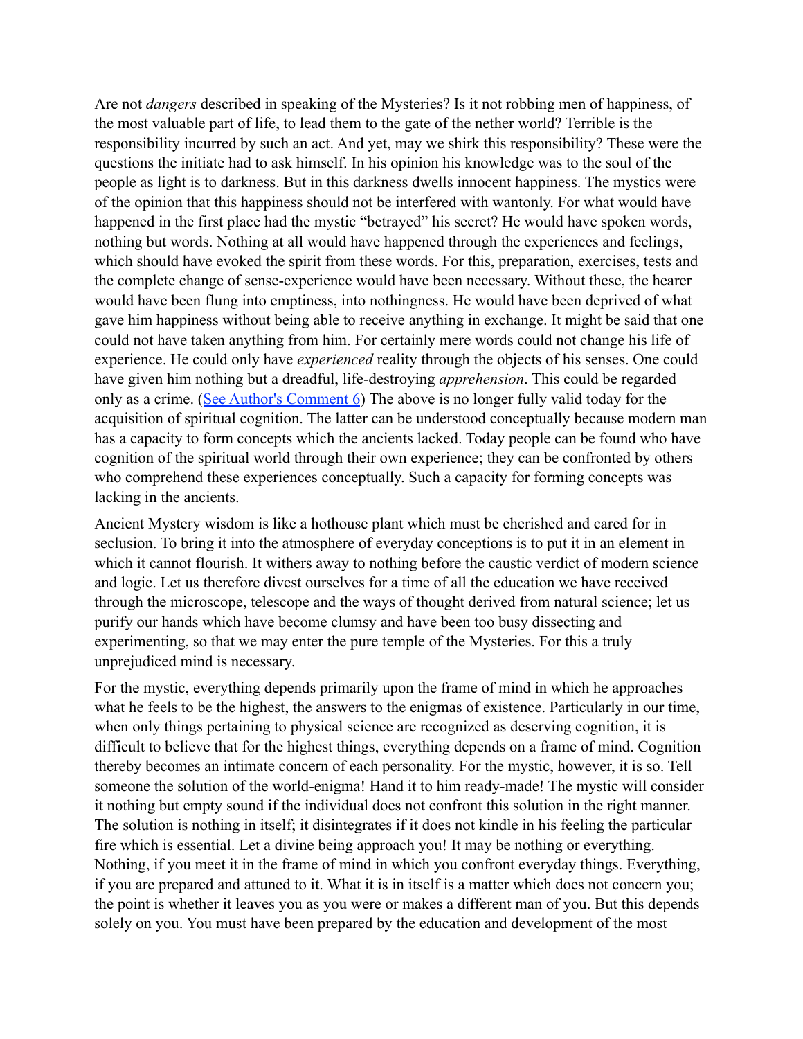Are not *dangers* described in speaking of the Mysteries? Is it not robbing men of happiness, of the most valuable part of life, to lead them to the gate of the nether world? Terrible is the responsibility incurred by such an act. And yet, may we shirk this responsibility? These were the questions the initiate had to ask himself. In his opinion his knowledge was to the soul of the people as light is to darkness. But in this darkness dwells innocent happiness. The mystics were of the opinion that this happiness should not be interfered with wantonly. For what would have happened in the first place had the mystic "betrayed" his secret? He would have spoken words, nothing but words. Nothing at all would have happened through the experiences and feelings, which should have evoked the spirit from these words. For this, preparation, exercises, tests and the complete change of sense-experience would have been necessary. Without these, the hearer would have been flung into emptiness, into nothingness. He would have been deprived of what gave him happiness without being able to receive anything in exchange. It might be said that one could not have taken anything from him. For certainly mere words could not change his life of experience. He could only have *experienced* reality through the objects of his senses. One could have given him nothing but a dreadful, life-destroying *apprehension*. This could be regarded only as a crime. (See Author's Comment 6) The above is no longer fully valid today for the acquisition of spiritual cognition. The latter can be understood conceptually because modern man has a capacity to form concepts which the ancients lacked. Today people can be found who have cognition of the spiritual world through their own experience; they can be confronted by others who comprehend these experiences conceptually. Such a capacity for forming concepts was lacking in the ancients.

Ancient Mystery wisdom is like a hothouse plant which must be cherished and cared for in seclusion. To bring it into the atmosphere of everyday conceptions is to put it in an element in which it cannot flourish. It withers away to nothing before the caustic verdict of modern science and logic. Let us therefore divest ourselves for a time of all the education we have received through the microscope, telescope and the ways of thought derived from natural science; let us purify our hands which have become clumsy and have been too busy dissecting and experimenting, so that we may enter the pure temple of the Mysteries. For this a truly unprejudiced mind is necessary.

For the mystic, everything depends primarily upon the frame of mind in which he approaches what he feels to be the highest, the answers to the enigmas of existence. Particularly in our time, when only things pertaining to physical science are recognized as deserving cognition, it is difficult to believe that for the highest things, everything depends on a frame of mind. Cognition thereby becomes an intimate concern of each personality. For the mystic, however, it is so. Tell someone the solution of the world-enigma! Hand it to him ready-made! The mystic will consider it nothing but empty sound if the individual does not confront this solution in the right manner. The solution is nothing in itself; it disintegrates if it does not kindle in his feeling the particular fire which is essential. Let a divine being approach you! It may be nothing or everything. Nothing, if you meet it in the frame of mind in which you confront everyday things. Everything, if you are prepared and attuned to it. What it is in itself is a matter which does not concern you; the point is whether it leaves you as you were or makes a different man of you. But this depends solely on you. You must have been prepared by the education and development of the most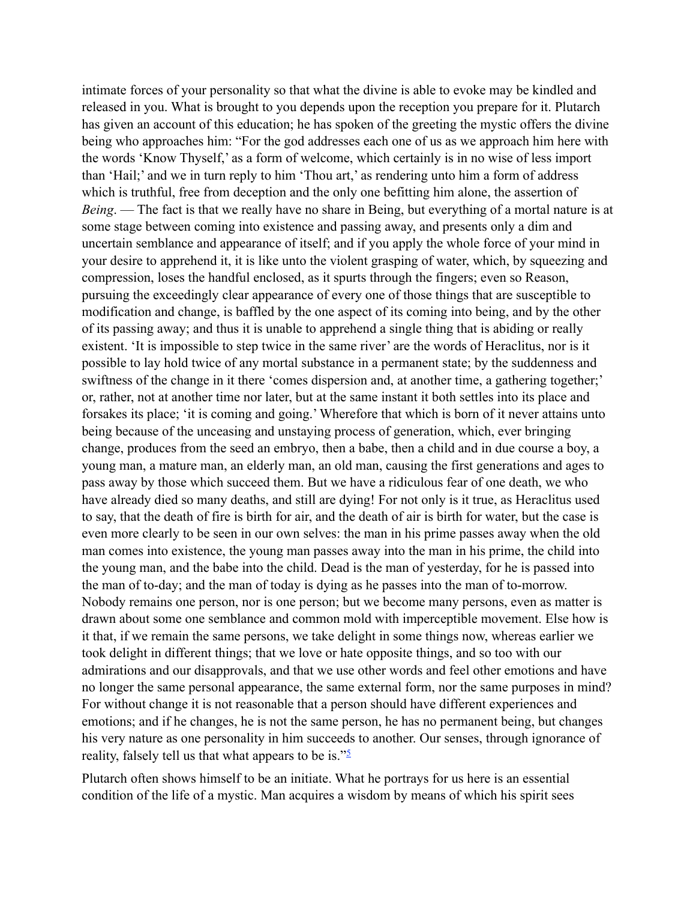intimate forces of your personality so that what the divine is able to evoke may be kindled and released in you. What is brought to you depends upon the reception you prepare for it. Plutarch has given an account of this education; he has spoken of the greeting the mystic offers the divine being who approaches him: "For the god addresses each one of us as we approach him here with the words 'Know Thyself,' as a form of welcome, which certainly is in no wise of less import than 'Hail;' and we in turn reply to him 'Thou art,' as rendering unto him a form of address which is truthful, free from deception and the only one befitting him alone, the assertion of *Being*. — The fact is that we really have no share in Being, but everything of a mortal nature is at some stage between coming into existence and passing away, and presents only a dim and uncertain semblance and appearance of itself; and if you apply the whole force of your mind in your desire to apprehend it, it is like unto the violent grasping of water, which, by squeezing and compression, loses the handful enclosed, as it spurts through the fingers; even so Reason, pursuing the exceedingly clear appearance of every one of those things that are susceptible to modification and change, is baffled by the one aspect of its coming into being, and by the other of its passing away; and thus it is unable to apprehend a single thing that is abiding or really existent. 'It is impossible to step twice in the same river' are the words of Heraclitus, nor is it possible to lay hold twice of any mortal substance in a permanent state; by the suddenness and swiftness of the change in it there 'comes dispersion and, at another time, a gathering together;' or, rather, not at another time nor later, but at the same instant it both settles into its place and forsakes its place; 'it is coming and going.' Wherefore that which is born of it never attains unto being because of the unceasing and unstaying process of generation, which, ever bringing change, produces from the seed an embryo, then a babe, then a child and in due course a boy, a young man, a mature man, an elderly man, an old man, causing the first generations and ages to pass away by those which succeed them. But we have a ridiculous fear of one death, we who have already died so many deaths, and still are dying! For not only is it true, as Heraclitus used to say, that the death of fire is birth for air, and the death of air is birth for water, but the case is even more clearly to be seen in our own selves: the man in his prime passes away when the old man comes into existence, the young man passes away into the man in his prime, the child into the young man, and the babe into the child. Dead is the man of yesterday, for he is passed into the man of to-day; and the man of today is dying as he passes into the man of to-morrow. Nobody remains one person, nor is one person; but we become many persons, even as matter is drawn about some one semblance and common mold with imperceptible movement. Else how is it that, if we remain the same persons, we take delight in some things now, whereas earlier we took delight in different things; that we love or hate opposite things, and so too with our admirations and our disapprovals, and that we use other words and feel other emotions and have no longer the same personal appearance, the same external form, nor the same purposes in mind? For without change it is not reasonable that a person should have different experiences and emotions; and if he changes, he is not the same person, he has no permanent being, but changes his very nature as one personality in him succeeds to another. Our senses, through ignorance of reality, falsely tell us that what appears to be is."[5]

Plutarch often shows himself to be an initiate. What he portrays for us here is an essential condition of the life of a mystic. Man acquires a wisdom by means of which his spirit sees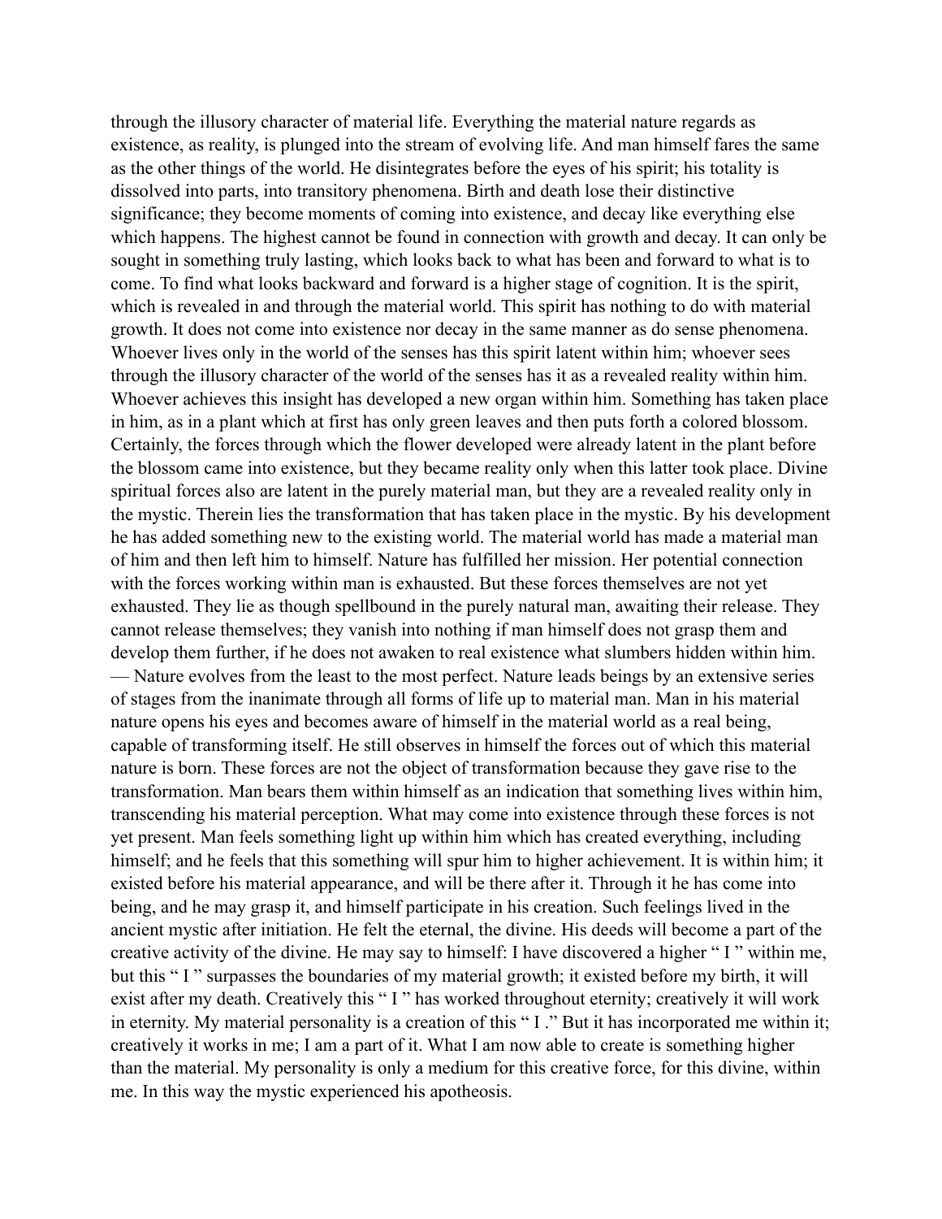through the illusory character of material life. Everything the material nature regards as existence, as reality, is plunged into the stream of evolving life. And man himself fares the same as the other things of the world. He disintegrates before the eyes of his spirit; his totality is dissolved into parts, into transitory phenomena. Birth and death lose their distinctive significance; they become moments of coming into existence, and decay like everything else which happens. The highest cannot be found in connection with growth and decay. It can only be sought in something truly lasting, which looks back to what has been and forward to what is to come. To find what looks backward and forward is a higher stage of cognition. It is the spirit, which is revealed in and through the material world. This spirit has nothing to do with material growth. It does not come into existence nor decay in the same manner as do sense phenomena. Whoever lives only in the world of the senses has this spirit latent within him; whoever sees through the illusory character of the world of the senses has it as a revealed reality within him. Whoever achieves this insight has developed a new organ within him. Something has taken place in him, as in a plant which at first has only green leaves and then puts forth a colored blossom. Certainly, the forces through which the flower developed were already latent in the plant before the blossom came into existence, but they became reality only when this latter took place. Divine spiritual forces also are latent in the purely material man, but they are a revealed reality only in the mystic. Therein lies the transformation that has taken place in the mystic. By his development he has added something new to the existing world. The material world has made a material man of him and then left him to himself. Nature has fulfilled her mission. Her potential connection with the forces working within man is exhausted. But these forces themselves are not yet exhausted. They lie as though spellbound in the purely natural man, awaiting their release. They cannot release themselves; they vanish into nothing if man himself does not grasp them and develop them further, if he does not awaken to real existence what slumbers hidden within him. — Nature evolves from the least to the most perfect. Nature leads beings by an extensive series of stages from the inanimate through all forms of life up to material man. Man in his material nature opens his eyes and becomes aware of himself in the material world as a real being, capable of transforming itself. He still observes in himself the forces out of which this material nature is born. These forces are not the object of transformation because they gave rise to the transformation. Man bears them within himself as an indication that something lives within him, transcending his material perception. What may come into existence through these forces is not yet present. Man feels something light up within him which has created everything, including himself; and he feels that this something will spur him to higher achievement. It is within him; it existed before his material appearance, and will be there after it. Through it he has come into being, and he may grasp it, and himself participate in his creation. Such feelings lived in the ancient mystic after initiation. He felt the eternal, the divine. His deeds will become a part of the creative activity of the divine. He may say to himself: I have discovered a higher " I " within me, but this " I " surpasses the boundaries of my material growth; it existed before my birth, it will exist after my death. Creatively this " I " has worked throughout eternity; creatively it will work in eternity. My material personality is a creation of this " I ." But it has incorporated me within it; creatively it works in me; I am a part of it. What I am now able to create is something higher than the material. My personality is only a medium for this creative force, for this divine, within me. In this way the mystic experienced his apotheosis.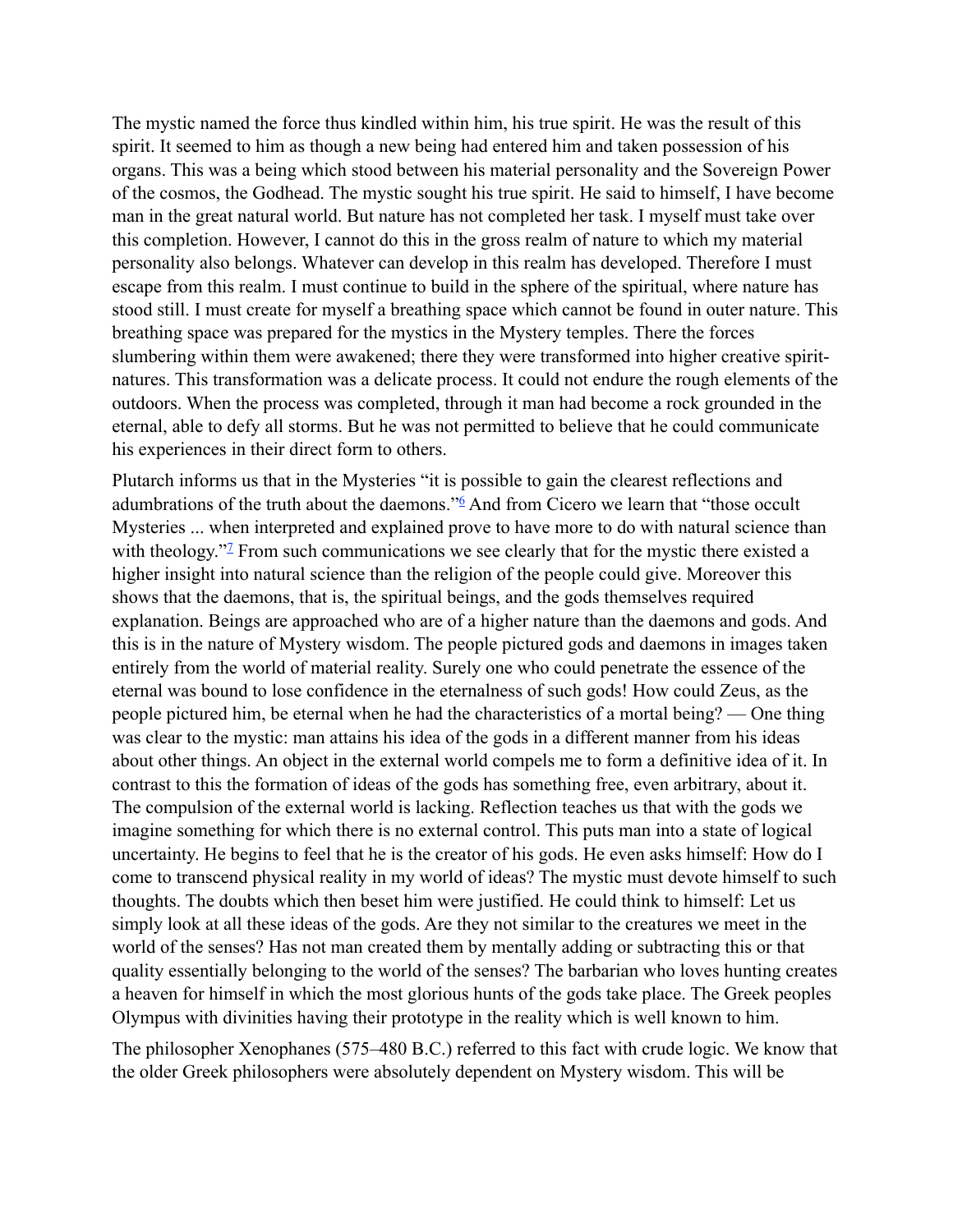The mystic named the force thus kindled within him, his true spirit. He was the result of this spirit. It seemed to him as though a new being had entered him and taken possession of his organs. This was a being which stood between his material personality and the Sovereign Power of the cosmos, the Godhead. The mystic sought his true spirit. He said to himself, I have become man in the great natural world. But nature has not completed her task. I myself must take over this completion. However, I cannot do this in the gross realm of nature to which my material personality also belongs. Whatever can develop in this realm has developed. Therefore I must escape from this realm. I must continue to build in the sphere of the spiritual, where nature has stood still. I must create for myself a breathing space which cannot be found in outer nature. This breathing space was prepared for the mystics in the Mystery temples. There the forces slumbering within them were awakened; there they were transformed into higher creative spirit-natures. This transformation was a delicate process. It could not endure the rough elements of the outdoors. When the process was completed, through it man had become a rock grounded in the eternal, able to defy all storms. But he was not permitted to believe that he could communicate his experiences in their direct form to others.

Plutarch informs us that in the Mysteries "it is possible to gain the clearest reflections and adumbrations of the truth about the daemons."[6] And from Cicero we learn that "those occult Mysteries ... when interpreted and explained prove to have more to do with natural science than with theology."[7] From such communications we see clearly that for the mystic there existed a higher insight into natural science than the religion of the people could give. Moreover this shows that the daemons, that is, the spiritual beings, and the gods themselves required explanation. Beings are approached who are of a higher nature than the daemons and gods. And this is in the nature of Mystery wisdom. The people pictured gods and daemons in images taken entirely from the world of material reality. Surely one who could penetrate the essence of the eternal was bound to lose confidence in the eternalness of such gods! How could Zeus, as the people pictured him, be eternal when he had the characteristics of a mortal being? — One thing was clear to the mystic: man attains his idea of the gods in a different manner from his ideas about other things. An object in the external world compels me to form a definitive idea of it. In contrast to this the formation of ideas of the gods has something free, even arbitrary, about it. The compulsion of the external world is lacking. Reflection teaches us that with the gods we imagine something for which there is no external control. This puts man into a state of logical uncertainty. He begins to feel that he is the creator of his gods. He even asks himself: How do I come to transcend physical reality in my world of ideas? The mystic must devote himself to such thoughts. The doubts which then beset him were justified. He could think to himself: Let us simply look at all these ideas of the gods. Are they not similar to the creatures we meet in the world of the senses? Has not man created them by mentally adding or subtracting this or that quality essentially belonging to the world of the senses? The barbarian who loves hunting creates a heaven for himself in which the most glorious hunts of the gods take place. The Greek peoples Olympus with divinities having their prototype in the reality which is well known to him.

The philosopher Xenophanes (575–480 B.C.) referred to this fact with crude logic. We know that the older Greek philosophers were absolutely dependent on Mystery wisdom. This will be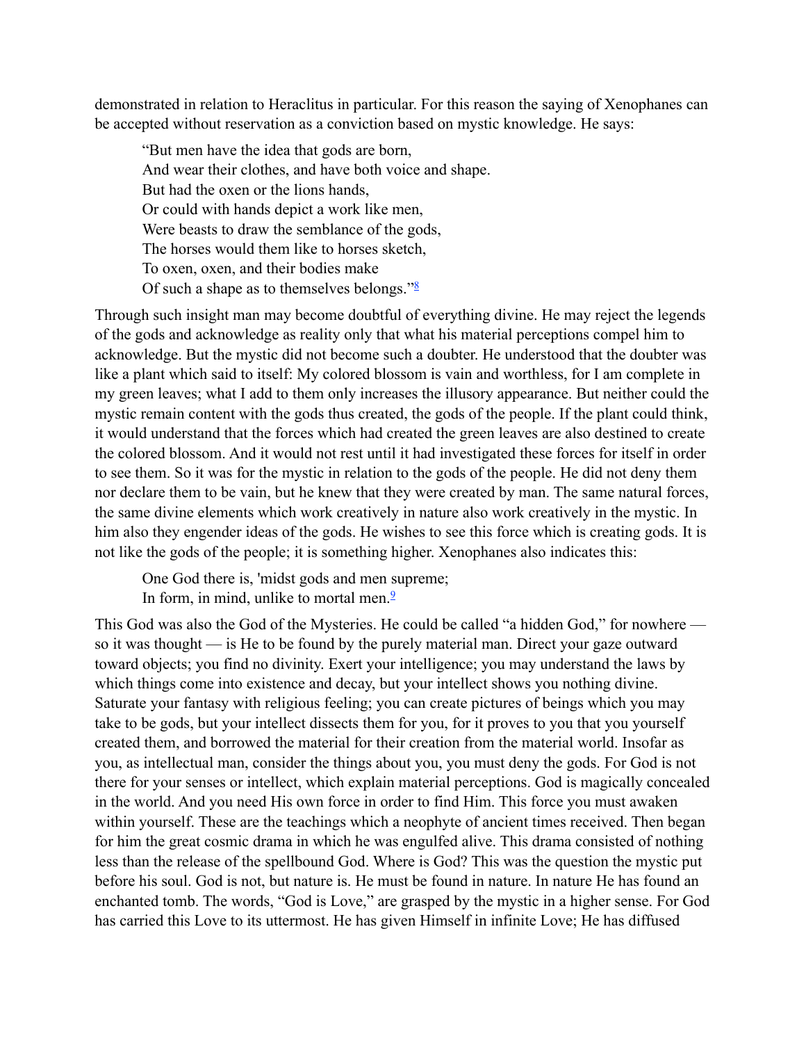demonstrated in relation to Heraclitus in particular. For this reason the saying of Xenophanes can be accepted without reservation as a conviction based on mystic knowledge. He says:

> "But men have the idea that gods are born,
> And wear their clothes, and have both voice and shape.
> But had the oxen or the lions hands,
> Or could with hands depict a work like men,
> Were beasts to draw the semblance of the gods,
> The horses would them like to horses sketch,
> To oxen, oxen, and their bodies make
> Of such a shape as to themselves belongs."[8]

Through such insight man may become doubtful of everything divine. He may reject the legends of the gods and acknowledge as reality only that what his material perceptions compel him to acknowledge. But the mystic did not become such a doubter. He understood that the doubter was like a plant which said to itself: My colored blossom is vain and worthless, for I am complete in my green leaves; what I add to them only increases the illusory appearance. But neither could the mystic remain content with the gods thus created, the gods of the people. If the plant could think, it would understand that the forces which had created the green leaves are also destined to create the colored blossom. And it would not rest until it had investigated these forces for itself in order to see them. So it was for the mystic in relation to the gods of the people. He did not deny them nor declare them to be vain, but he knew that they were created by man. The same natural forces, the same divine elements which work creatively in nature also work creatively in the mystic. In him also they engender ideas of the gods. He wishes to see this force which is creating gods. It is not like the gods of the people; it is something higher. Xenophanes also indicates this:

> One God there is, 'midst gods and men supreme;
> In form, in mind, unlike to mortal men.[9]

This God was also the God of the Mysteries. He could be called "a hidden God," for nowhere — so it was thought — is He to be found by the purely material man. Direct your gaze outward toward objects; you find no divinity. Exert your intelligence; you may understand the laws by which things come into existence and decay, but your intellect shows you nothing divine. Saturate your fantasy with religious feeling; you can create pictures of beings which you may take to be gods, but your intellect dissects them for you, for it proves to you that you yourself created them, and borrowed the material for their creation from the material world. Insofar as you, as intellectual man, consider the things about you, you must deny the gods. For God is not there for your senses or intellect, which explain material perceptions. God is magically concealed in the world. And you need His own force in order to find Him. This force you must awaken within yourself. These are the teachings which a neophyte of ancient times received. Then began for him the great cosmic drama in which he was engulfed alive. This drama consisted of nothing less than the release of the spellbound God. Where is God? This was the question the mystic put before his soul. God is not, but nature is. He must be found in nature. In nature He has found an enchanted tomb. The words, "God is Love," are grasped by the mystic in a higher sense. For God has carried this Love to its uttermost. He has given Himself in infinite Love; He has diffused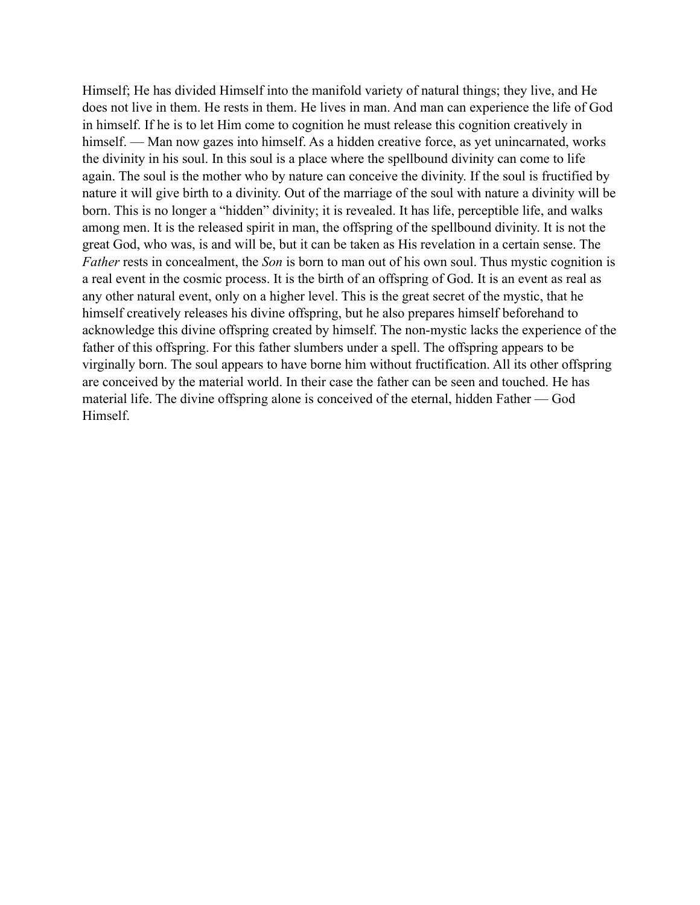Himself; He has divided Himself into the manifold variety of natural things; they live, and He does not live in them. He rests in them. He lives in man. And man can experience the life of God in himself. If he is to let Him come to cognition he must release this cognition creatively in himself. — Man now gazes into himself. As a hidden creative force, as yet unincarnated, works the divinity in his soul. In this soul is a place where the spellbound divinity can come to life again. The soul is the mother who by nature can conceive the divinity. If the soul is fructified by nature it will give birth to a divinity. Out of the marriage of the soul with nature a divinity will be born. This is no longer a "hidden" divinity; it is revealed. It has life, perceptible life, and walks among men. It is the released spirit in man, the offspring of the spellbound divinity. It is not the great God, who was, is and will be, but it can be taken as His revelation in a certain sense. The *Father* rests in concealment, the *Son* is born to man out of his own soul. Thus mystic cognition is a real event in the cosmic process. It is the birth of an offspring of God. It is an event as real as any other natural event, only on a higher level. This is the great secret of the mystic, that he himself creatively releases his divine offspring, but he also prepares himself beforehand to acknowledge this divine offspring created by himself. The non-mystic lacks the experience of the father of this offspring. For this father slumbers under a spell. The offspring appears to be virginally born. The soul appears to have borne him without fructification. All its other offspring are conceived by the material world. In their case the father can be seen and touched. He has material life. The divine offspring alone is conceived of the eternal, hidden Father — God Himself.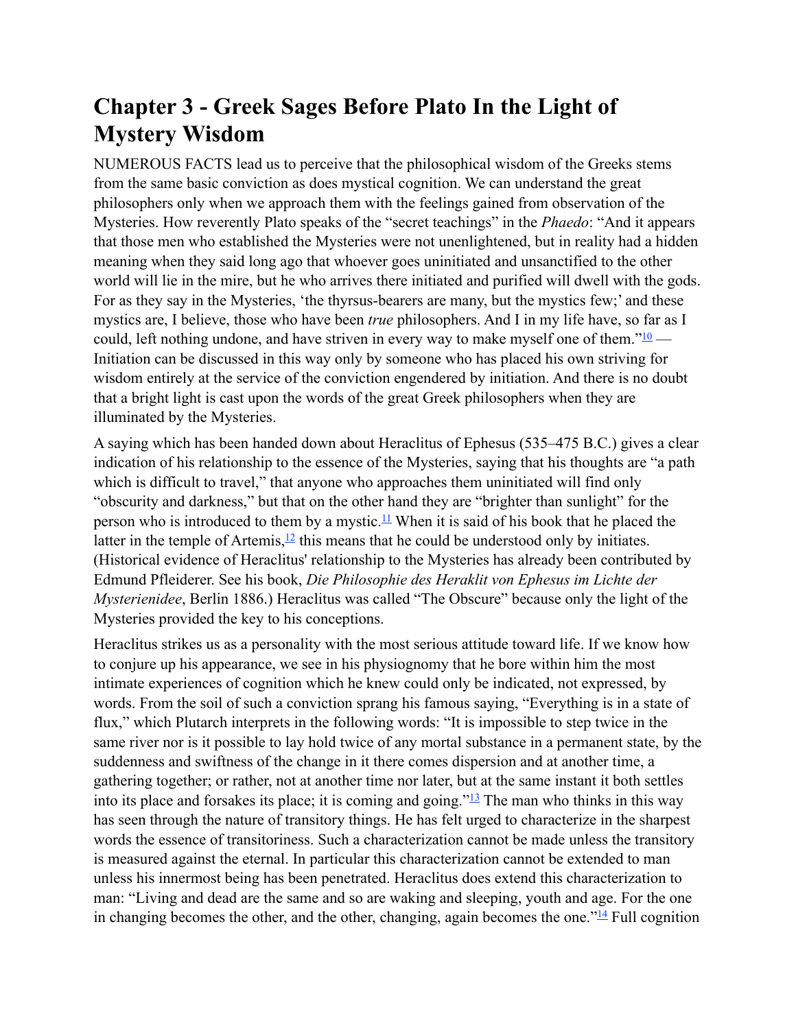# Chapter 3 - Greek Sages Before Plato In the Light of Mystery Wisdom

NUMEROUS FACTS lead us to perceive that the philosophical wisdom of the Greeks stems from the same basic conviction as does mystical cognition. We can understand the great philosophers only when we approach them with the feelings gained from observation of the Mysteries. How reverently Plato speaks of the "secret teachings" in the *Phaedo*: "And it appears that those men who established the Mysteries were not unenlightened, but in reality had a hidden meaning when they said long ago that whoever goes uninitiated and unsanctified to the other world will lie in the mire, but he who arrives there initiated and purified will dwell with the gods. For as they say in the Mysteries, 'the thyrsus-bearers are many, but the mystics few;' and these mystics are, I believe, those who have been *true* philosophers. And I in my life have, so far as I could, left nothing undone, and have striven in every way to make myself one of them."[10] — Initiation can be discussed in this way only by someone who has placed his own striving for wisdom entirely at the service of the conviction engendered by initiation. And there is no doubt that a bright light is cast upon the words of the great Greek philosophers when they are illuminated by the Mysteries.

A saying which has been handed down about Heraclitus of Ephesus (535–475 B.C.) gives a clear indication of his relationship to the essence of the Mysteries, saying that his thoughts are "a path which is difficult to travel," that anyone who approaches them uninitiated will find only "obscurity and darkness," but that on the other hand they are "brighter than sunlight" for the person who is introduced to them by a mystic.[11] When it is said of his book that he placed the latter in the temple of Artemis,[12] this means that he could be understood only by initiates. (Historical evidence of Heraclitus' relationship to the Mysteries has already been contributed by Edmund Pfleiderer. See his book, *Die Philosophie des Heraklit von Ephesus im Lichte der Mysterienidee*, Berlin 1886.) Heraclitus was called "The Obscure" because only the light of the Mysteries provided the key to his conceptions.

Heraclitus strikes us as a personality with the most serious attitude toward life. If we know how to conjure up his appearance, we see in his physiognomy that he bore within him the most intimate experiences of cognition which he knew could only be indicated, not expressed, by words. From the soil of such a conviction sprang his famous saying, "Everything is in a state of flux," which Plutarch interprets in the following words: "It is impossible to step twice in the same river nor is it possible to lay hold twice of any mortal substance in a permanent state, by the suddenness and swiftness of the change in it there comes dispersion and at another time, a gathering together; or rather, not at another time nor later, but at the same instant it both settles into its place and forsakes its place; it is coming and going."[13] The man who thinks in this way has seen through the nature of transitory things. He has felt urged to characterize in the sharpest words the essence of transitoriness. Such a characterization cannot be made unless the transitory is measured against the eternal. In particular this characterization cannot be extended to man unless his innermost being has been penetrated. Heraclitus does extend this characterization to man: "Living and dead are the same and so are waking and sleeping, youth and age. For the one in changing becomes the other, and the other, changing, again becomes the one."[14] Full cognition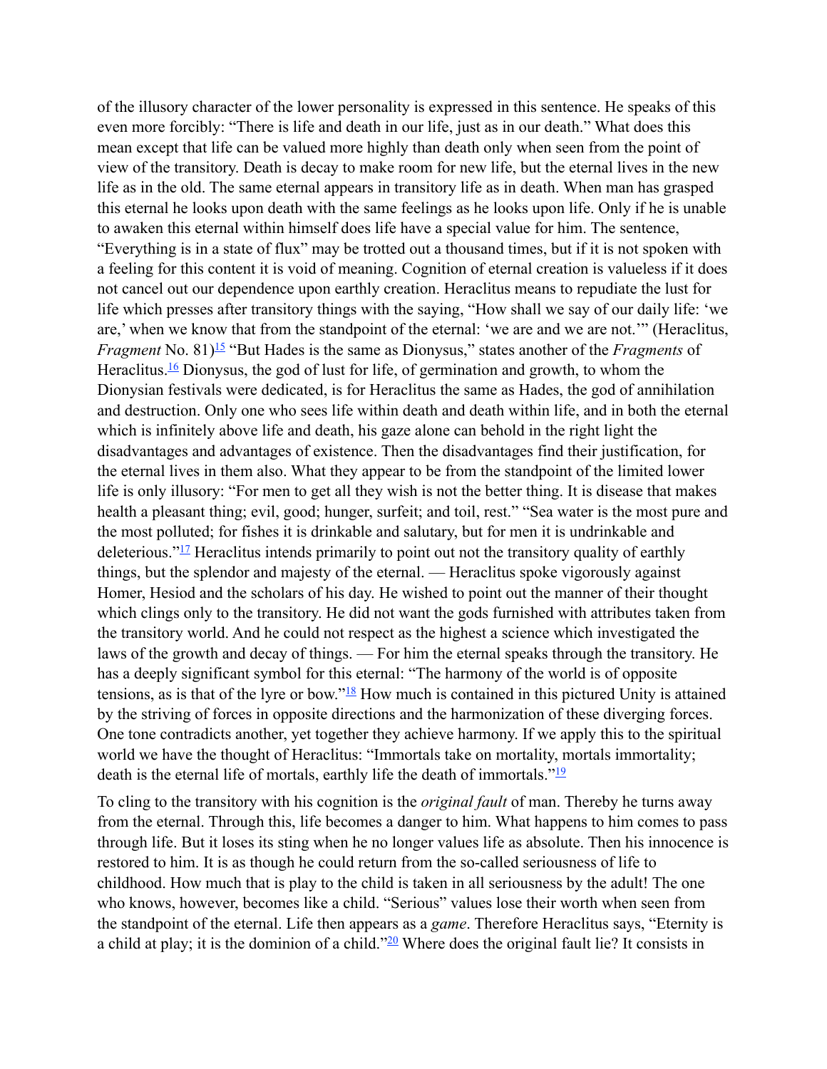of the illusory character of the lower personality is expressed in this sentence. He speaks of this even more forcibly: "There is life and death in our life, just as in our death." What does this mean except that life can be valued more highly than death only when seen from the point of view of the transitory. Death is decay to make room for new life, but the eternal lives in the new life as in the old. The same eternal appears in transitory life as in death. When man has grasped this eternal he looks upon death with the same feelings as he looks upon life. Only if he is unable to awaken this eternal within himself does life have a special value for him. The sentence, "Everything is in a state of flux" may be trotted out a thousand times, but if it is not spoken with a feeling for this content it is void of meaning. Cognition of eternal creation is valueless if it does not cancel out our dependence upon earthly creation. Heraclitus means to repudiate the lust for life which presses after transitory things with the saying, "How shall we say of our daily life: 'we are,' when we know that from the standpoint of the eternal: 'we are and we are not.'" (Heraclitus, *Fragment* No. 81)[15] "But Hades is the same as Dionysus," states another of the *Fragments* of Heraclitus.[16] Dionysus, the god of lust for life, of germination and growth, to whom the Dionysian festivals were dedicated, is for Heraclitus the same as Hades, the god of annihilation and destruction. Only one who sees life within death and death within life, and in both the eternal which is infinitely above life and death, his gaze alone can behold in the right light the disadvantages and advantages of existence. Then the disadvantages find their justification, for the eternal lives in them also. What they appear to be from the standpoint of the limited lower life is only illusory: "For men to get all they wish is not the better thing. It is disease that makes health a pleasant thing; evil, good; hunger, surfeit; and toil, rest." "Sea water is the most pure and the most polluted; for fishes it is drinkable and salutary, but for men it is undrinkable and deleterious."[17] Heraclitus intends primarily to point out not the transitory quality of earthly things, but the splendor and majesty of the eternal. — Heraclitus spoke vigorously against Homer, Hesiod and the scholars of his day. He wished to point out the manner of their thought which clings only to the transitory. He did not want the gods furnished with attributes taken from the transitory world. And he could not respect as the highest a science which investigated the laws of the growth and decay of things. — For him the eternal speaks through the transitory. He has a deeply significant symbol for this eternal: "The harmony of the world is of opposite tensions, as is that of the lyre or bow."[18] How much is contained in this pictured Unity is attained by the striving of forces in opposite directions and the harmonization of these diverging forces. One tone contradicts another, yet together they achieve harmony. If we apply this to the spiritual world we have the thought of Heraclitus: "Immortals take on mortality, mortals immortality; death is the eternal life of mortals, earthly life the death of immortals."[19]

To cling to the transitory with his cognition is the *original fault* of man. Thereby he turns away from the eternal. Through this, life becomes a danger to him. What happens to him comes to pass through life. But it loses its sting when he no longer values life as absolute. Then his innocence is restored to him. It is as though he could return from the so-called seriousness of life to childhood. How much that is play to the child is taken in all seriousness by the adult! The one who knows, however, becomes like a child. "Serious" values lose their worth when seen from the standpoint of the eternal. Life then appears as a *game*. Therefore Heraclitus says, "Eternity is a child at play; it is the dominion of a child."[20] Where does the original fault lie? It consists in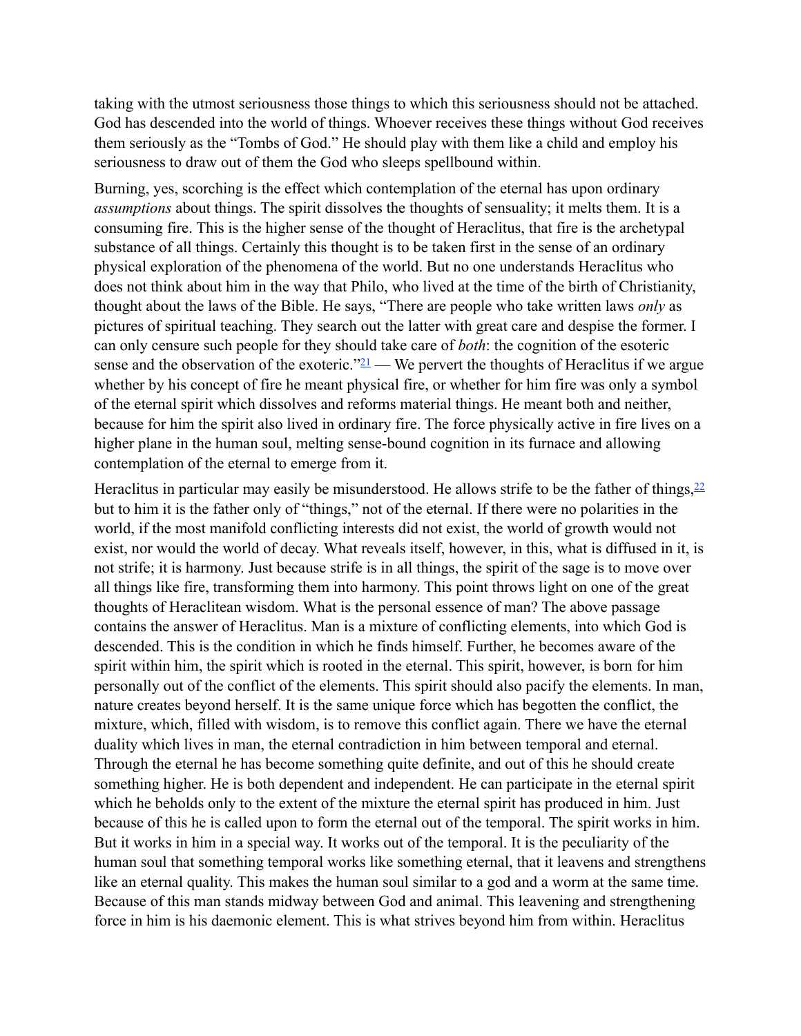taking with the utmost seriousness those things to which this seriousness should not be attached. God has descended into the world of things. Whoever receives these things without God receives them seriously as the "Tombs of God." He should play with them like a child and employ his seriousness to draw out of them the God who sleeps spellbound within.

Burning, yes, scorching is the effect which contemplation of the eternal has upon ordinary *assumptions* about things. The spirit dissolves the thoughts of sensuality; it melts them. It is a consuming fire. This is the higher sense of the thought of Heraclitus, that fire is the archetypal substance of all things. Certainly this thought is to be taken first in the sense of an ordinary physical exploration of the phenomena of the world. But no one understands Heraclitus who does not think about him in the way that Philo, who lived at the time of the birth of Christianity, thought about the laws of the Bible. He says, "There are people who take written laws *only* as pictures of spiritual teaching. They search out the latter with great care and despise the former. I can only censure such people for they should take care of *both*: the cognition of the esoteric sense and the observation of the exoteric."[21] — We pervert the thoughts of Heraclitus if we argue whether by his concept of fire he meant physical fire, or whether for him fire was only a symbol of the eternal spirit which dissolves and reforms material things. He meant both and neither, because for him the spirit also lived in ordinary fire. The force physically active in fire lives on a higher plane in the human soul, melting sense-bound cognition in its furnace and allowing contemplation of the eternal to emerge from it.

Heraclitus in particular may easily be misunderstood. He allows strife to be the father of things,[22] but to him it is the father only of "things," not of the eternal. If there were no polarities in the world, if the most manifold conflicting interests did not exist, the world of growth would not exist, nor would the world of decay. What reveals itself, however, in this, what is diffused in it, is not strife; it is harmony. Just because strife is in all things, the spirit of the sage is to move over all things like fire, transforming them into harmony. This point throws light on one of the great thoughts of Heraclitean wisdom. What is the personal essence of man? The above passage contains the answer of Heraclitus. Man is a mixture of conflicting elements, into which God is descended. This is the condition in which he finds himself. Further, he becomes aware of the spirit within him, the spirit which is rooted in the eternal. This spirit, however, is born for him personally out of the conflict of the elements. This spirit should also pacify the elements. In man, nature creates beyond herself. It is the same unique force which has begotten the conflict, the mixture, which, filled with wisdom, is to remove this conflict again. There we have the eternal duality which lives in man, the eternal contradiction in him between temporal and eternal. Through the eternal he has become something quite definite, and out of this he should create something higher. He is both dependent and independent. He can participate in the eternal spirit which he beholds only to the extent of the mixture the eternal spirit has produced in him. Just because of this he is called upon to form the eternal out of the temporal. The spirit works in him. But it works in him in a special way. It works out of the temporal. It is the peculiarity of the human soul that something temporal works like something eternal, that it leavens and strengthens like an eternal quality. This makes the human soul similar to a god and a worm at the same time. Because of this man stands midway between God and animal. This leavening and strengthening force in him is his daemonic element. This is what strives beyond him from within. Heraclitus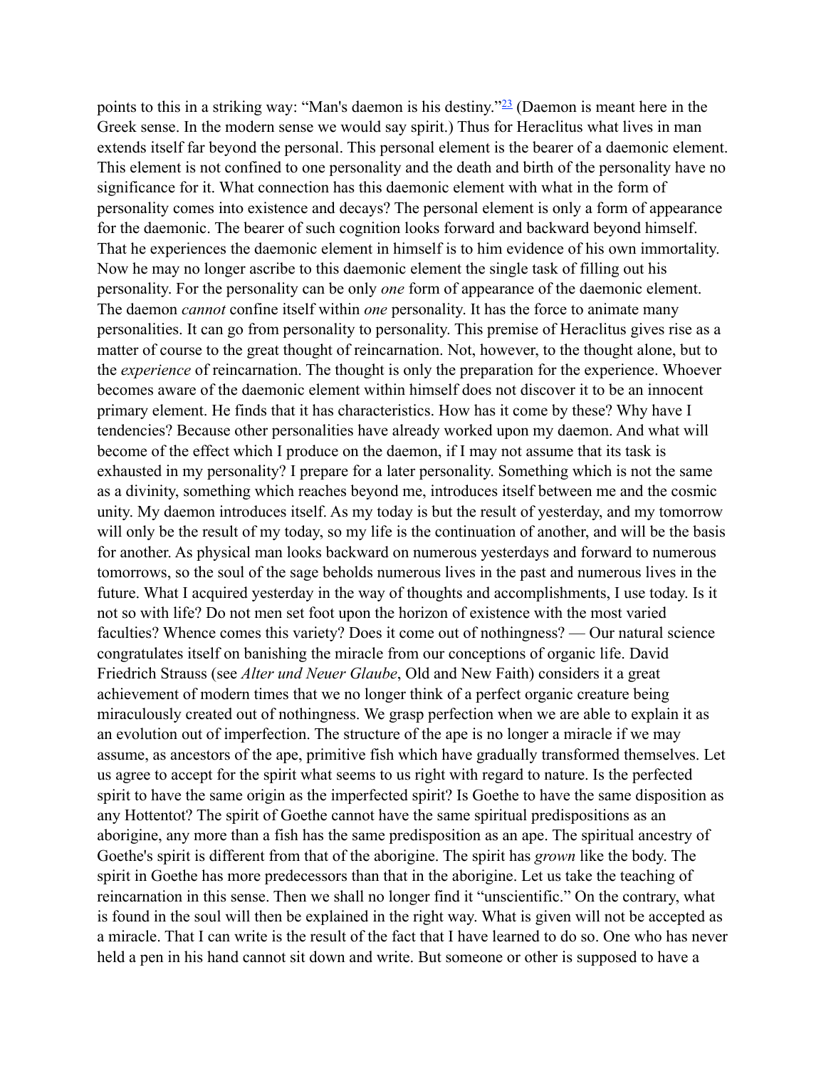points to this in a striking way: "Man's daemon is his destiny."[23] (Daemon is meant here in the Greek sense. In the modern sense we would say spirit.) Thus for Heraclitus what lives in man extends itself far beyond the personal. This personal element is the bearer of a daemonic element. This element is not confined to one personality and the death and birth of the personality have no significance for it. What connection has this daemonic element with what in the form of personality comes into existence and decays? The personal element is only a form of appearance for the daemonic. The bearer of such cognition looks forward and backward beyond himself. That he experiences the daemonic element in himself is to him evidence of his own immortality. Now he may no longer ascribe to this daemonic element the single task of filling out his personality. For the personality can be only *one* form of appearance of the daemonic element. The daemon *cannot* confine itself within *one* personality. It has the force to animate many personalities. It can go from personality to personality. This premise of Heraclitus gives rise as a matter of course to the great thought of reincarnation. Not, however, to the thought alone, but to the *experience* of reincarnation. The thought is only the preparation for the experience. Whoever becomes aware of the daemonic element within himself does not discover it to be an innocent primary element. He finds that it has characteristics. How has it come by these? Why have I tendencies? Because other personalities have already worked upon my daemon. And what will become of the effect which I produce on the daemon, if I may not assume that its task is exhausted in my personality? I prepare for a later personality. Something which is not the same as a divinity, something which reaches beyond me, introduces itself between me and the cosmic unity. My daemon introduces itself. As my today is but the result of yesterday, and my tomorrow will only be the result of my today, so my life is the continuation of another, and will be the basis for another. As physical man looks backward on numerous yesterdays and forward to numerous tomorrows, so the soul of the sage beholds numerous lives in the past and numerous lives in the future. What I acquired yesterday in the way of thoughts and accomplishments, I use today. Is it not so with life? Do not men set foot upon the horizon of existence with the most varied faculties? Whence comes this variety? Does it come out of nothingness? — Our natural science congratulates itself on banishing the miracle from our conceptions of organic life. David Friedrich Strauss (see *Alter und Neuer Glaube*, Old and New Faith) considers it a great achievement of modern times that we no longer think of a perfect organic creature being miraculously created out of nothingness. We grasp perfection when we are able to explain it as an evolution out of imperfection. The structure of the ape is no longer a miracle if we may assume, as ancestors of the ape, primitive fish which have gradually transformed themselves. Let us agree to accept for the spirit what seems to us right with regard to nature. Is the perfected spirit to have the same origin as the imperfected spirit? Is Goethe to have the same disposition as any Hottentot? The spirit of Goethe cannot have the same spiritual predispositions as an aborigine, any more than a fish has the same predisposition as an ape. The spiritual ancestry of Goethe's spirit is different from that of the aborigine. The spirit has *grown* like the body. The spirit in Goethe has more predecessors than that in the aborigine. Let us take the teaching of reincarnation in this sense. Then we shall no longer find it "unscientific." On the contrary, what is found in the soul will then be explained in the right way. What is given will not be accepted as a miracle. That I can write is the result of the fact that I have learned to do so. One who has never held a pen in his hand cannot sit down and write. But someone or other is supposed to have a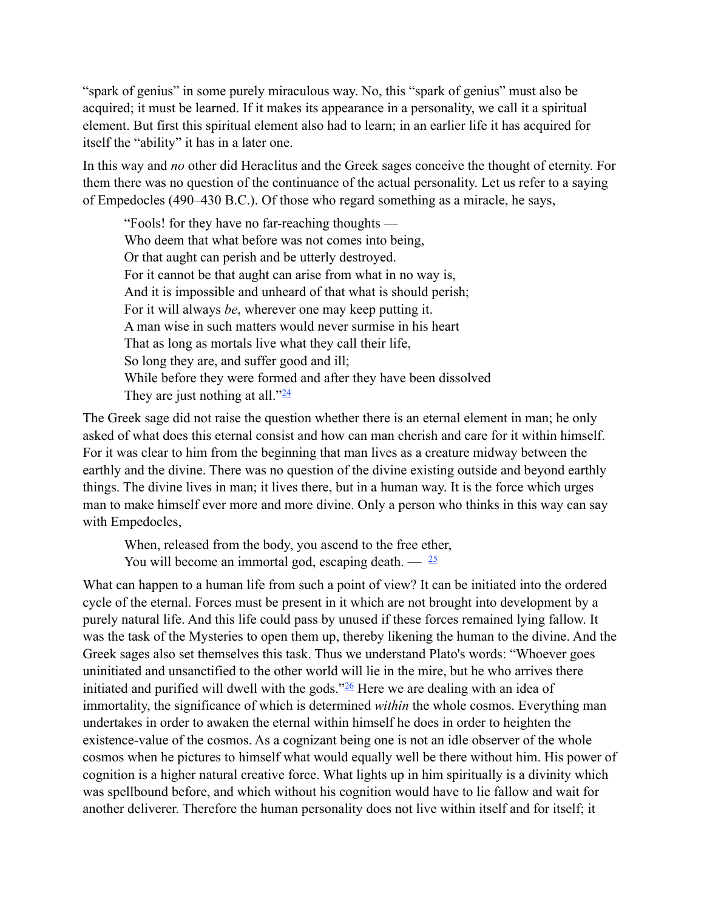"spark of genius" in some purely miraculous way. No, this "spark of genius" must also be acquired; it must be learned. If it makes its appearance in a personality, we call it a spiritual element. But first this spiritual element also had to learn; in an earlier life it has acquired for itself the "ability" it has in a later one.

In this way and *no* other did Heraclitus and the Greek sages conceive the thought of eternity. For them there was no question of the continuance of the actual personality. Let us refer to a saying of Empedocles (490–430 B.C.). Of those who regard something as a miracle, he says,

> "Fools! for they have no far-reaching thoughts —
> Who deem that what before was not comes into being,
> Or that aught can perish and be utterly destroyed.
> For it cannot be that aught can arise from what in no way is,
> And it is impossible and unheard of that what is should perish;
> For it will always *be*, wherever one may keep putting it.
> A man wise in such matters would never surmise in his heart
> That as long as mortals live what they call their life,
> So long they are, and suffer good and ill;
> While before they were formed and after they have been dissolved
> They are just nothing at all."[24]

The Greek sage did not raise the question whether there is an eternal element in man; he only asked of what does this eternal consist and how can man cherish and care for it within himself. For it was clear to him from the beginning that man lives as a creature midway between the earthly and the divine. There was no question of the divine existing outside and beyond earthly things. The divine lives in man; it lives there, but in a human way. It is the force which urges man to make himself ever more and more divine. Only a person who thinks in this way can say with Empedocles,

> When, released from the body, you ascend to the free ether,
> You will become an immortal god, escaping death. — [25]

What can happen to a human life from such a point of view? It can be initiated into the ordered cycle of the eternal. Forces must be present in it which are not brought into development by a purely natural life. And this life could pass by unused if these forces remained lying fallow. It was the task of the Mysteries to open them up, thereby likening the human to the divine. And the Greek sages also set themselves this task. Thus we understand Plato's words: "Whoever goes uninitiated and unsanctified to the other world will lie in the mire, but he who arrives there initiated and purified will dwell with the gods."[26] Here we are dealing with an idea of immortality, the significance of which is determined *within* the whole cosmos. Everything man undertakes in order to awaken the eternal within himself he does in order to heighten the existence-value of the cosmos. As a cognizant being one is not an idle observer of the whole cosmos when he pictures to himself what would equally well be there without him. His power of cognition is a higher natural creative force. What lights up in him spiritually is a divinity which was spellbound before, and which without his cognition would have to lie fallow and wait for another deliverer. Therefore the human personality does not live within itself and for itself; it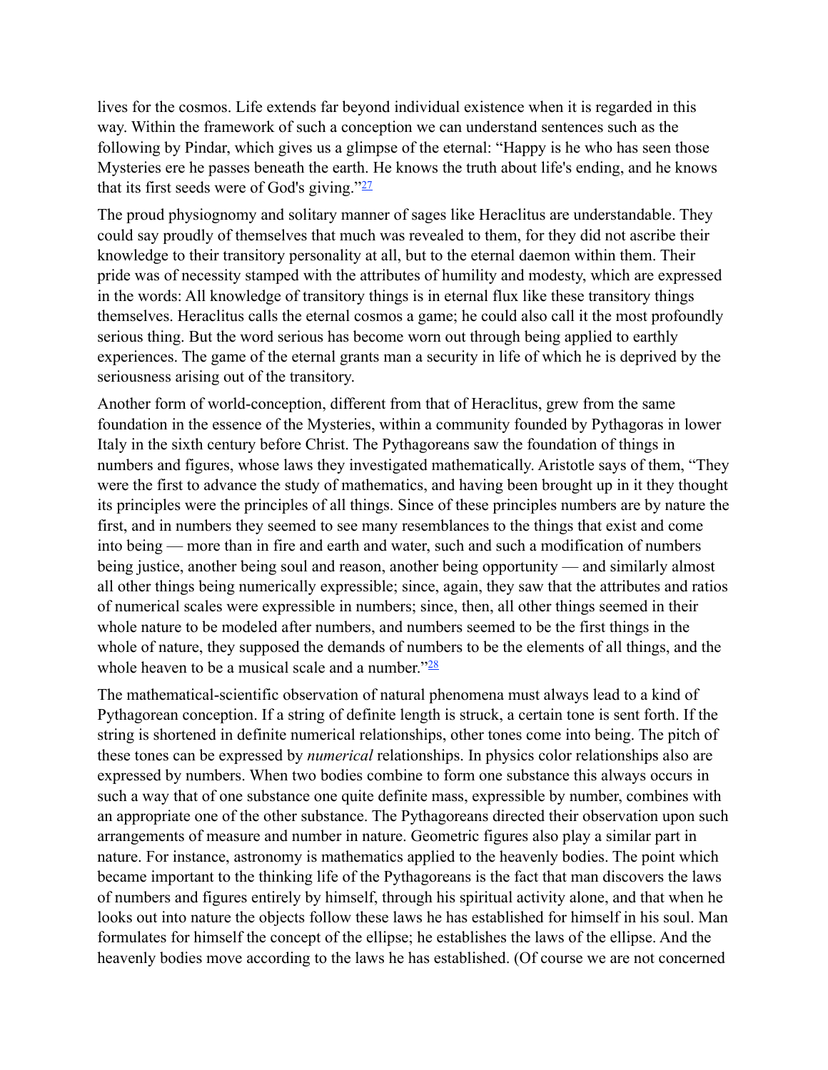lives for the cosmos. Life extends far beyond individual existence when it is regarded in this way. Within the framework of such a conception we can understand sentences such as the following by Pindar, which gives us a glimpse of the eternal: "Happy is he who has seen those Mysteries ere he passes beneath the earth. He knows the truth about life's ending, and he knows that its first seeds were of God's giving."[27]

The proud physiognomy and solitary manner of sages like Heraclitus are understandable. They could say proudly of themselves that much was revealed to them, for they did not ascribe their knowledge to their transitory personality at all, but to the eternal daemon within them. Their pride was of necessity stamped with the attributes of humility and modesty, which are expressed in the words: All knowledge of transitory things is in eternal flux like these transitory things themselves. Heraclitus calls the eternal cosmos a game; he could also call it the most profoundly serious thing. But the word serious has become worn out through being applied to earthly experiences. The game of the eternal grants man a security in life of which he is deprived by the seriousness arising out of the transitory.

Another form of world-conception, different from that of Heraclitus, grew from the same foundation in the essence of the Mysteries, within a community founded by Pythagoras in lower Italy in the sixth century before Christ. The Pythagoreans saw the foundation of things in numbers and figures, whose laws they investigated mathematically. Aristotle says of them, "They were the first to advance the study of mathematics, and having been brought up in it they thought its principles were the principles of all things. Since of these principles numbers are by nature the first, and in numbers they seemed to see many resemblances to the things that exist and come into being — more than in fire and earth and water, such and such a modification of numbers being justice, another being soul and reason, another being opportunity — and similarly almost all other things being numerically expressible; since, again, they saw that the attributes and ratios of numerical scales were expressible in numbers; since, then, all other things seemed in their whole nature to be modeled after numbers, and numbers seemed to be the first things in the whole of nature, they supposed the demands of numbers to be the elements of all things, and the whole heaven to be a musical scale and a number."[28]

The mathematical-scientific observation of natural phenomena must always lead to a kind of Pythagorean conception. If a string of definite length is struck, a certain tone is sent forth. If the string is shortened in definite numerical relationships, other tones come into being. The pitch of these tones can be expressed by *numerical* relationships. In physics color relationships also are expressed by numbers. When two bodies combine to form one substance this always occurs in such a way that of one substance one quite definite mass, expressible by number, combines with an appropriate one of the other substance. The Pythagoreans directed their observation upon such arrangements of measure and number in nature. Geometric figures also play a similar part in nature. For instance, astronomy is mathematics applied to the heavenly bodies. The point which became important to the thinking life of the Pythagoreans is the fact that man discovers the laws of numbers and figures entirely by himself, through his spiritual activity alone, and that when he looks out into nature the objects follow these laws he has established for himself in his soul. Man formulates for himself the concept of the ellipse; he establishes the laws of the ellipse. And the heavenly bodies move according to the laws he has established. (Of course we are not concerned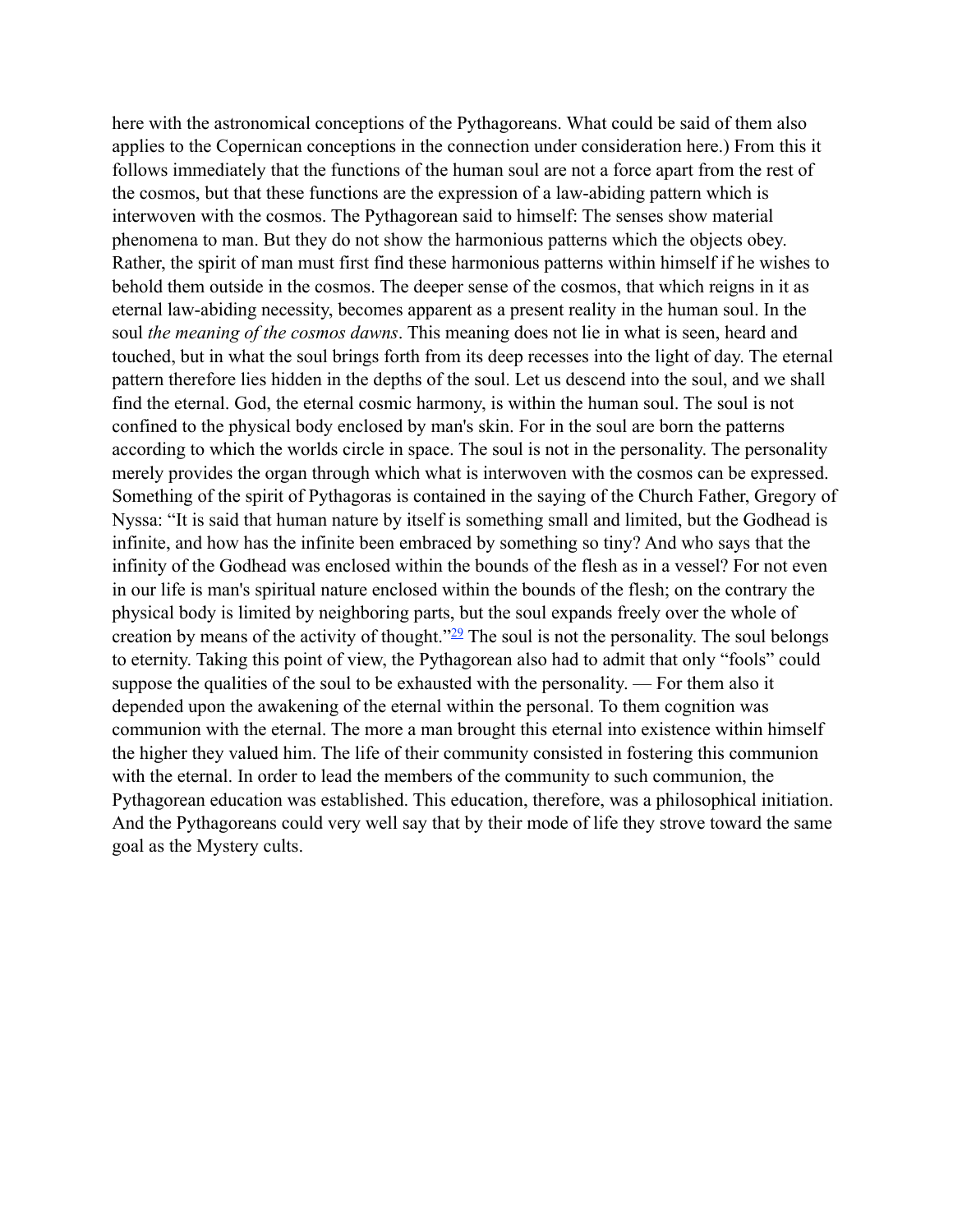here with the astronomical conceptions of the Pythagoreans. What could be said of them also applies to the Copernican conceptions in the connection under consideration here.) From this it follows immediately that the functions of the human soul are not a force apart from the rest of the cosmos, but that these functions are the expression of a law-abiding pattern which is interwoven with the cosmos. The Pythagorean said to himself: The senses show material phenomena to man. But they do not show the harmonious patterns which the objects obey. Rather, the spirit of man must first find these harmonious patterns within himself if he wishes to behold them outside in the cosmos. The deeper sense of the cosmos, that which reigns in it as eternal law-abiding necessity, becomes apparent as a present reality in the human soul. In the soul *the meaning of the cosmos dawns*. This meaning does not lie in what is seen, heard and touched, but in what the soul brings forth from its deep recesses into the light of day. The eternal pattern therefore lies hidden in the depths of the soul. Let us descend into the soul, and we shall find the eternal. God, the eternal cosmic harmony, is within the human soul. The soul is not confined to the physical body enclosed by man's skin. For in the soul are born the patterns according to which the worlds circle in space. The soul is not in the personality. The personality merely provides the organ through which what is interwoven with the cosmos can be expressed. Something of the spirit of Pythagoras is contained in the saying of the Church Father, Gregory of Nyssa: "It is said that human nature by itself is something small and limited, but the Godhead is infinite, and how has the infinite been embraced by something so tiny? And who says that the infinity of the Godhead was enclosed within the bounds of the flesh as in a vessel? For not even in our life is man's spiritual nature enclosed within the bounds of the flesh; on the contrary the physical body is limited by neighboring parts, but the soul expands freely over the whole of creation by means of the activity of thought."[29] The soul is not the personality. The soul belongs to eternity. Taking this point of view, the Pythagorean also had to admit that only "fools" could suppose the qualities of the soul to be exhausted with the personality. — For them also it depended upon the awakening of the eternal within the personal. To them cognition was communion with the eternal. The more a man brought this eternal into existence within himself the higher they valued him. The life of their community consisted in fostering this communion with the eternal. In order to lead the members of the community to such communion, the Pythagorean education was established. This education, therefore, was a philosophical initiation. And the Pythagoreans could very well say that by their mode of life they strove toward the same goal as the Mystery cults.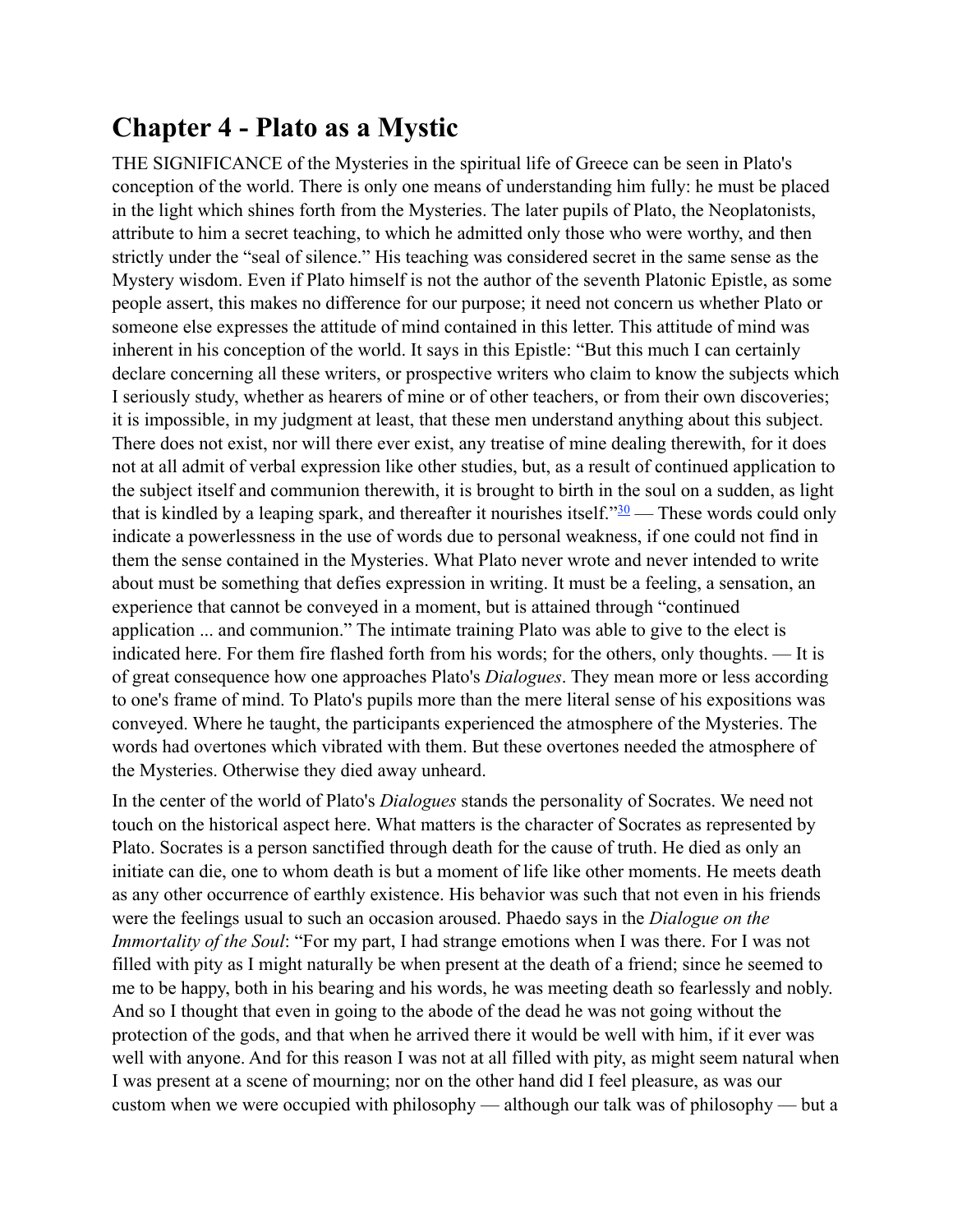## Chapter 4 - Plato as a Mystic

THE SIGNIFICANCE of the Mysteries in the spiritual life of Greece can be seen in Plato's conception of the world. There is only one means of understanding him fully: he must be placed in the light which shines forth from the Mysteries. The later pupils of Plato, the Neoplatonists, attribute to him a secret teaching, to which he admitted only those who were worthy, and then strictly under the "seal of silence." His teaching was considered secret in the same sense as the Mystery wisdom. Even if Plato himself is not the author of the seventh Platonic Epistle, as some people assert, this makes no difference for our purpose; it need not concern us whether Plato or someone else expresses the attitude of mind contained in this letter. This attitude of mind was inherent in his conception of the world. It says in this Epistle: "But this much I can certainly declare concerning all these writers, or prospective writers who claim to know the subjects which I seriously study, whether as hearers of mine or of other teachers, or from their own discoveries; it is impossible, in my judgment at least, that these men understand anything about this subject. There does not exist, nor will there ever exist, any treatise of mine dealing therewith, for it does not at all admit of verbal expression like other studies, but, as a result of continued application to the subject itself and communion therewith, it is brought to birth in the soul on a sudden, as light that is kindled by a leaping spark, and thereafter it nourishes itself."[30] — These words could only indicate a powerlessness in the use of words due to personal weakness, if one could not find in them the sense contained in the Mysteries. What Plato never wrote and never intended to write about must be something that defies expression in writing. It must be a feeling, a sensation, an experience that cannot be conveyed in a moment, but is attained through "continued application ... and communion." The intimate training Plato was able to give to the elect is indicated here. For them fire flashed forth from his words; for the others, only thoughts. — It is of great consequence how one approaches Plato's *Dialogues*. They mean more or less according to one's frame of mind. To Plato's pupils more than the mere literal sense of his expositions was conveyed. Where he taught, the participants experienced the atmosphere of the Mysteries. The words had overtones which vibrated with them. But these overtones needed the atmosphere of the Mysteries. Otherwise they died away unheard.

In the center of the world of Plato's *Dialogues* stands the personality of Socrates. We need not touch on the historical aspect here. What matters is the character of Socrates as represented by Plato. Socrates is a person sanctified through death for the cause of truth. He died as only an initiate can die, one to whom death is but a moment of life like other moments. He meets death as any other occurrence of earthly existence. His behavior was such that not even in his friends were the feelings usual to such an occasion aroused. Phaedo says in the *Dialogue on the Immortality of the Soul*: "For my part, I had strange emotions when I was there. For I was not filled with pity as I might naturally be when present at the death of a friend; since he seemed to me to be happy, both in his bearing and his words, he was meeting death so fearlessly and nobly. And so I thought that even in going to the abode of the dead he was not going without the protection of the gods, and that when he arrived there it would be well with him, if it ever was well with anyone. And for this reason I was not at all filled with pity, as might seem natural when I was present at a scene of mourning; nor on the other hand did I feel pleasure, as was our custom when we were occupied with philosophy — although our talk was of philosophy — but a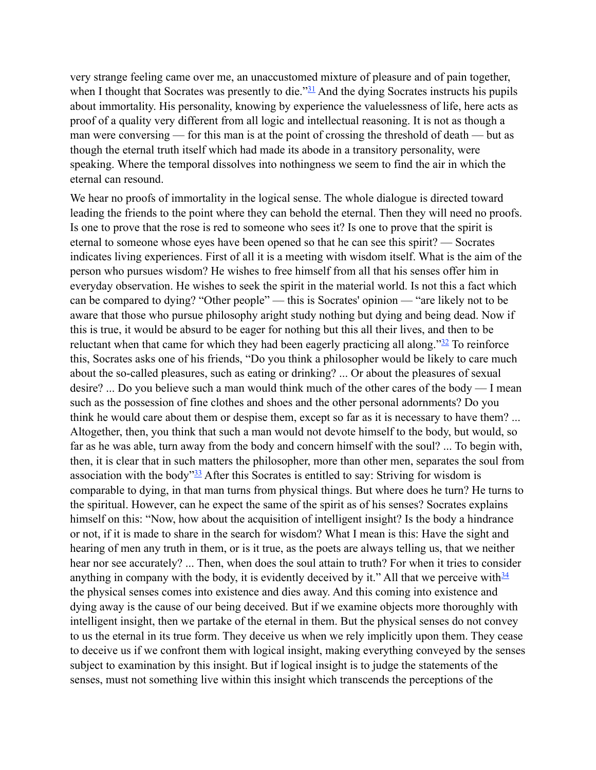very strange feeling came over me, an unaccustomed mixture of pleasure and of pain together, when I thought that Socrates was presently to die."[31] And the dying Socrates instructs his pupils about immortality. His personality, knowing by experience the valuelessness of life, here acts as proof of a quality very different from all logic and intellectual reasoning. It is not as though a man were conversing — for this man is at the point of crossing the threshold of death — but as though the eternal truth itself which had made its abode in a transitory personality, were speaking. Where the temporal dissolves into nothingness we seem to find the air in which the eternal can resound.

We hear no proofs of immortality in the logical sense. The whole dialogue is directed toward leading the friends to the point where they can behold the eternal. Then they will need no proofs. Is one to prove that the rose is red to someone who sees it? Is one to prove that the spirit is eternal to someone whose eyes have been opened so that he can see this spirit? — Socrates indicates living experiences. First of all it is a meeting with wisdom itself. What is the aim of the person who pursues wisdom? He wishes to free himself from all that his senses offer him in everyday observation. He wishes to seek the spirit in the material world. Is not this a fact which can be compared to dying? "Other people" — this is Socrates' opinion — "are likely not to be aware that those who pursue philosophy aright study nothing but dying and being dead. Now if this is true, it would be absurd to be eager for nothing but this all their lives, and then to be reluctant when that came for which they had been eagerly practicing all along."[32] To reinforce this, Socrates asks one of his friends, "Do you think a philosopher would be likely to care much about the so-called pleasures, such as eating or drinking? ... Or about the pleasures of sexual desire? ... Do you believe such a man would think much of the other cares of the body — I mean such as the possession of fine clothes and shoes and the other personal adornments? Do you think he would care about them or despise them, except so far as it is necessary to have them? ... Altogether, then, you think that such a man would not devote himself to the body, but would, so far as he was able, turn away from the body and concern himself with the soul? ... To begin with, then, it is clear that in such matters the philosopher, more than other men, separates the soul from association with the body"[33] After this Socrates is entitled to say: Striving for wisdom is comparable to dying, in that man turns from physical things. But where does he turn? He turns to the spiritual. However, can he expect the same of the spirit as of his senses? Socrates explains himself on this: "Now, how about the acquisition of intelligent insight? Is the body a hindrance or not, if it is made to share in the search for wisdom? What I mean is this: Have the sight and hearing of men any truth in them, or is it true, as the poets are always telling us, that we neither hear nor see accurately? ... Then, when does the soul attain to truth? For when it tries to consider anything in company with the body, it is evidently deceived by it." All that we perceive with[34] the physical senses comes into existence and dies away. And this coming into existence and dying away is the cause of our being deceived. But if we examine objects more thoroughly with intelligent insight, then we partake of the eternal in them. But the physical senses do not convey to us the eternal in its true form. They deceive us when we rely implicitly upon them. They cease to deceive us if we confront them with logical insight, making everything conveyed by the senses subject to examination by this insight. But if logical insight is to judge the statements of the senses, must not something live within this insight which transcends the perceptions of the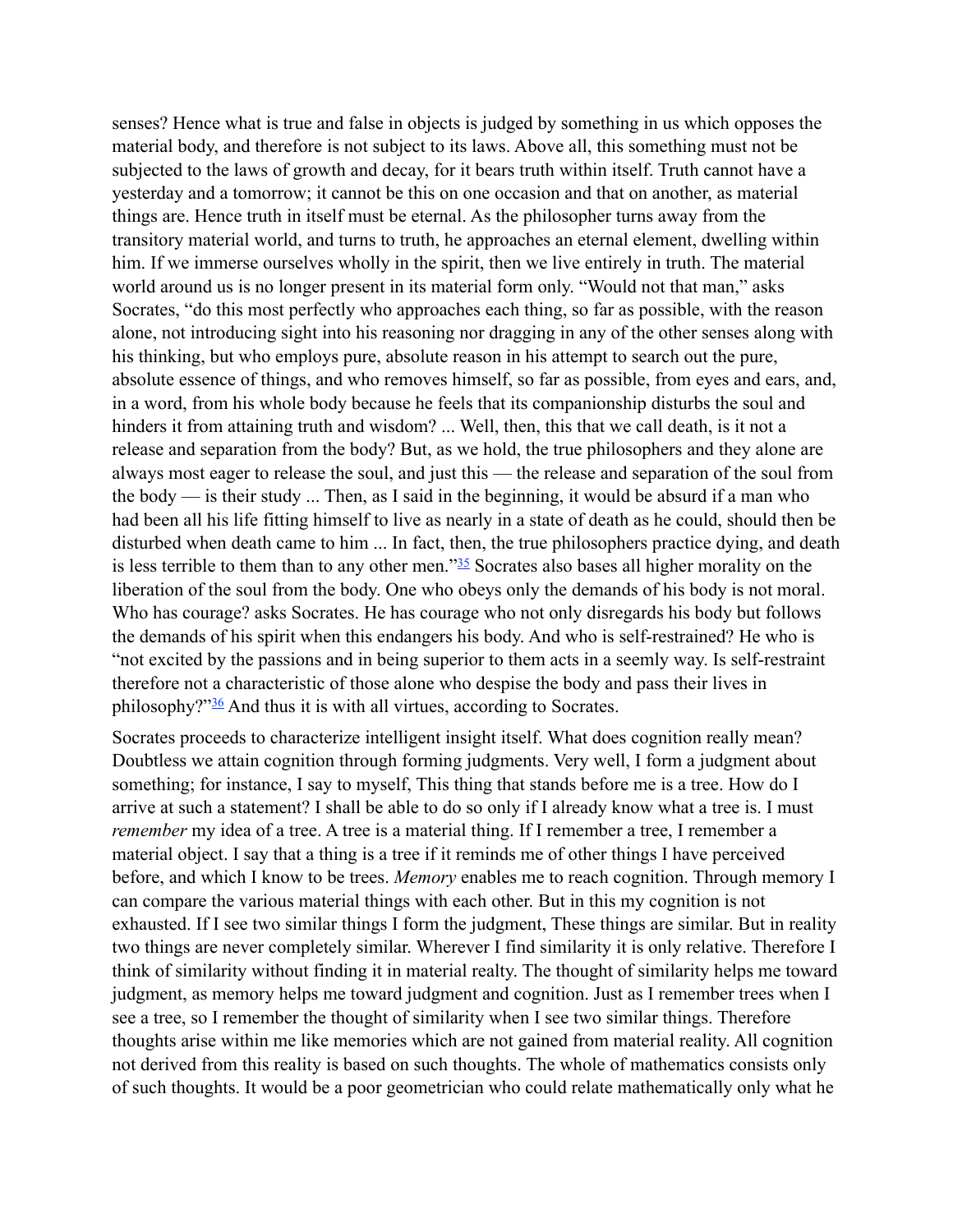senses? Hence what is true and false in objects is judged by something in us which opposes the material body, and therefore is not subject to its laws. Above all, this something must not be subjected to the laws of growth and decay, for it bears truth within itself. Truth cannot have a yesterday and a tomorrow; it cannot be this on one occasion and that on another, as material things are. Hence truth in itself must be eternal. As the philosopher turns away from the transitory material world, and turns to truth, he approaches an eternal element, dwelling within him. If we immerse ourselves wholly in the spirit, then we live entirely in truth. The material world around us is no longer present in its material form only. "Would not that man," asks Socrates, "do this most perfectly who approaches each thing, so far as possible, with the reason alone, not introducing sight into his reasoning nor dragging in any of the other senses along with his thinking, but who employs pure, absolute reason in his attempt to search out the pure, absolute essence of things, and who removes himself, so far as possible, from eyes and ears, and, in a word, from his whole body because he feels that its companionship disturbs the soul and hinders it from attaining truth and wisdom? ... Well, then, this that we call death, is it not a release and separation from the body? But, as we hold, the true philosophers and they alone are always most eager to release the soul, and just this — the release and separation of the soul from the body — is their study ... Then, as I said in the beginning, it would be absurd if a man who had been all his life fitting himself to live as nearly in a state of death as he could, should then be disturbed when death came to him ... In fact, then, the true philosophers practice dying, and death is less terrible to them than to any other men."[35] Socrates also bases all higher morality on the liberation of the soul from the body. One who obeys only the demands of his body is not moral. Who has courage? asks Socrates. He has courage who not only disregards his body but follows the demands of his spirit when this endangers his body. And who is self-restrained? He who is "not excited by the passions and in being superior to them acts in a seemly way. Is self-restraint therefore not a characteristic of those alone who despise the body and pass their lives in philosophy?"[36] And thus it is with all virtues, according to Socrates.

Socrates proceeds to characterize intelligent insight itself. What does cognition really mean? Doubtless we attain cognition through forming judgments. Very well, I form a judgment about something; for instance, I say to myself, This thing that stands before me is a tree. How do I arrive at such a statement? I shall be able to do so only if I already know what a tree is. I must *remember* my idea of a tree. A tree is a material thing. If I remember a tree, I remember a material object. I say that a thing is a tree if it reminds me of other things I have perceived before, and which I know to be trees. *Memory* enables me to reach cognition. Through memory I can compare the various material things with each other. But in this my cognition is not exhausted. If I see two similar things I form the judgment, These things are similar. But in reality two things are never completely similar. Wherever I find similarity it is only relative. Therefore I think of similarity without finding it in material realty. The thought of similarity helps me toward judgment, as memory helps me toward judgment and cognition. Just as I remember trees when I see a tree, so I remember the thought of similarity when I see two similar things. Therefore thoughts arise within me like memories which are not gained from material reality. All cognition not derived from this reality is based on such thoughts. The whole of mathematics consists only of such thoughts. It would be a poor geometrician who could relate mathematically only what he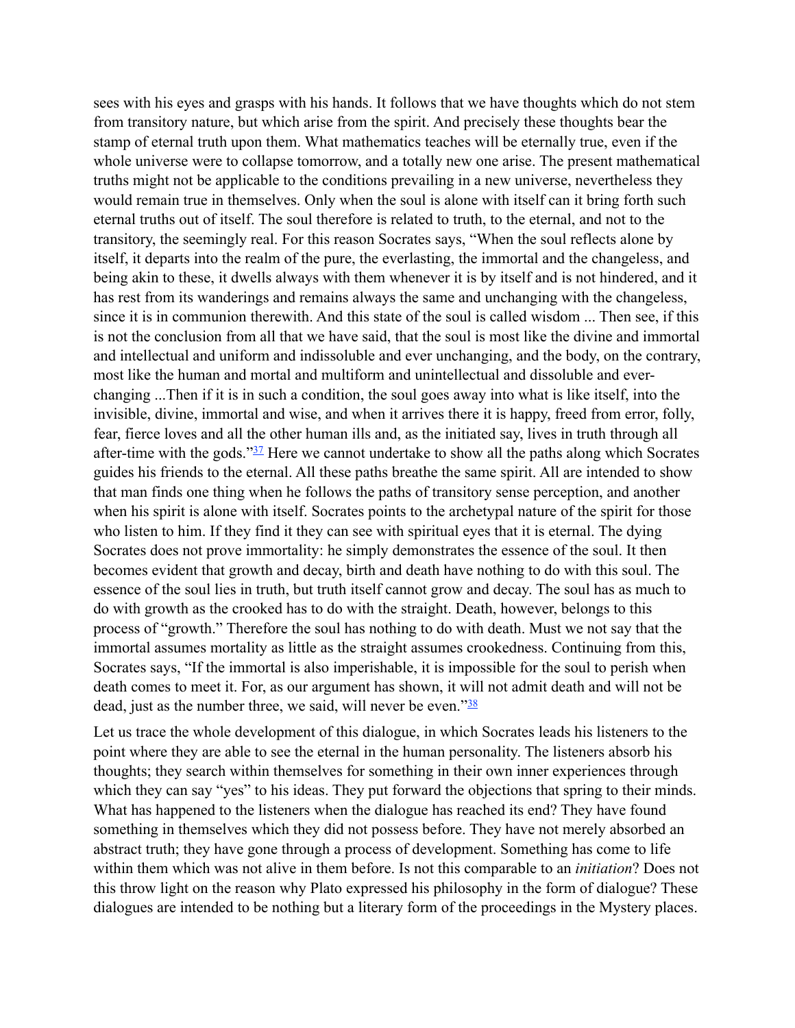sees with his eyes and grasps with his hands. It follows that we have thoughts which do not stem from transitory nature, but which arise from the spirit. And precisely these thoughts bear the stamp of eternal truth upon them. What mathematics teaches will be eternally true, even if the whole universe were to collapse tomorrow, and a totally new one arise. The present mathematical truths might not be applicable to the conditions prevailing in a new universe, nevertheless they would remain true in themselves. Only when the soul is alone with itself can it bring forth such eternal truths out of itself. The soul therefore is related to truth, to the eternal, and not to the transitory, the seemingly real. For this reason Socrates says, "When the soul reflects alone by itself, it departs into the realm of the pure, the everlasting, the immortal and the changeless, and being akin to these, it dwells always with them whenever it is by itself and is not hindered, and it has rest from its wanderings and remains always the same and unchanging with the changeless, since it is in communion therewith. And this state of the soul is called wisdom ... Then see, if this is not the conclusion from all that we have said, that the soul is most like the divine and immortal and intellectual and uniform and indissoluble and ever unchanging, and the body, on the contrary, most like the human and mortal and multiform and unintellectual and dissoluble and ever-changing ...Then if it is in such a condition, the soul goes away into what is like itself, into the invisible, divine, immortal and wise, and when it arrives there it is happy, freed from error, folly, fear, fierce loves and all the other human ills and, as the initiated say, lives in truth through all after-time with the gods."[37] Here we cannot undertake to show all the paths along which Socrates guides his friends to the eternal. All these paths breathe the same spirit. All are intended to show that man finds one thing when he follows the paths of transitory sense perception, and another when his spirit is alone with itself. Socrates points to the archetypal nature of the spirit for those who listen to him. If they find it they can see with spiritual eyes that it is eternal. The dying Socrates does not prove immortality: he simply demonstrates the essence of the soul. It then becomes evident that growth and decay, birth and death have nothing to do with this soul. The essence of the soul lies in truth, but truth itself cannot grow and decay. The soul has as much to do with growth as the crooked has to do with the straight. Death, however, belongs to this process of "growth." Therefore the soul has nothing to do with death. Must we not say that the immortal assumes mortality as little as the straight assumes crookedness. Continuing from this, Socrates says, "If the immortal is also imperishable, it is impossible for the soul to perish when death comes to meet it. For, as our argument has shown, it will not admit death and will not be dead, just as the number three, we said, will never be even."[38]

Let us trace the whole development of this dialogue, in which Socrates leads his listeners to the point where they are able to see the eternal in the human personality. The listeners absorb his thoughts; they search within themselves for something in their own inner experiences through which they can say "yes" to his ideas. They put forward the objections that spring to their minds. What has happened to the listeners when the dialogue has reached its end? They have found something in themselves which they did not possess before. They have not merely absorbed an abstract truth; they have gone through a process of development. Something has come to life within them which was not alive in them before. Is not this comparable to an *initiation*? Does not this throw light on the reason why Plato expressed his philosophy in the form of dialogue? These dialogues are intended to be nothing but a literary form of the proceedings in the Mystery places.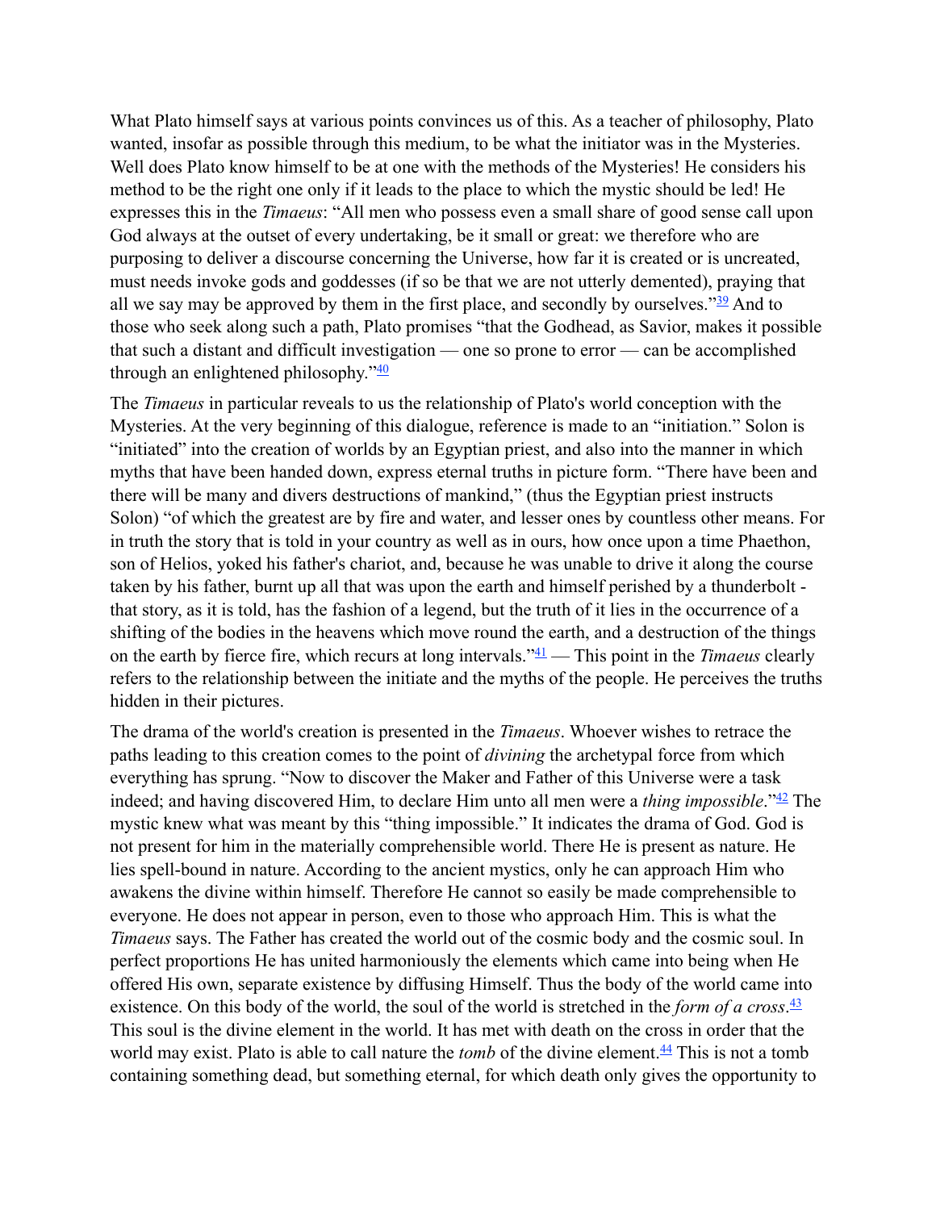What Plato himself says at various points convinces us of this. As a teacher of philosophy, Plato wanted, insofar as possible through this medium, to be what the initiator was in the Mysteries. Well does Plato know himself to be at one with the methods of the Mysteries! He considers his method to be the right one only if it leads to the place to which the mystic should be led! He expresses this in the *Timaeus*: "All men who possess even a small share of good sense call upon God always at the outset of every undertaking, be it small or great: we therefore who are purposing to deliver a discourse concerning the Universe, how far it is created or is uncreated, must needs invoke gods and goddesses (if so be that we are not utterly demented), praying that all we say may be approved by them in the first place, and secondly by ourselves."[39] And to those who seek along such a path, Plato promises "that the Godhead, as Savior, makes it possible that such a distant and difficult investigation — one so prone to error — can be accomplished through an enlightened philosophy."[40]

The *Timaeus* in particular reveals to us the relationship of Plato's world conception with the Mysteries. At the very beginning of this dialogue, reference is made to an "initiation." Solon is "initiated" into the creation of worlds by an Egyptian priest, and also into the manner in which myths that have been handed down, express eternal truths in picture form. "There have been and there will be many and divers destructions of mankind," (thus the Egyptian priest instructs Solon) "of which the greatest are by fire and water, and lesser ones by countless other means. For in truth the story that is told in your country as well as in ours, how once upon a time Phaethon, son of Helios, yoked his father's chariot, and, because he was unable to drive it along the course taken by his father, burnt up all that was upon the earth and himself perished by a thunderbolt - that story, as it is told, has the fashion of a legend, but the truth of it lies in the occurrence of a shifting of the bodies in the heavens which move round the earth, and a destruction of the things on the earth by fierce fire, which recurs at long intervals."[41] — This point in the *Timaeus* clearly refers to the relationship between the initiate and the myths of the people. He perceives the truths hidden in their pictures.

The drama of the world's creation is presented in the *Timaeus*. Whoever wishes to retrace the paths leading to this creation comes to the point of *divining* the archetypal force from which everything has sprung. "Now to discover the Maker and Father of this Universe were a task indeed; and having discovered Him, to declare Him unto all men were a *thing impossible*."[42] The mystic knew what was meant by this "thing impossible." It indicates the drama of God. God is not present for him in the materially comprehensible world. There He is present as nature. He lies spell-bound in nature. According to the ancient mystics, only he can approach Him who awakens the divine within himself. Therefore He cannot so easily be made comprehensible to everyone. He does not appear in person, even to those who approach Him. This is what the *Timaeus* says. The Father has created the world out of the cosmic body and the cosmic soul. In perfect proportions He has united harmoniously the elements which came into being when He offered His own, separate existence by diffusing Himself. Thus the body of the world came into existence. On this body of the world, the soul of the world is stretched in the *form of a cross*.[43] This soul is the divine element in the world. It has met with death on the cross in order that the world may exist. Plato is able to call nature the *tomb* of the divine element.[44] This is not a tomb containing something dead, but something eternal, for which death only gives the opportunity to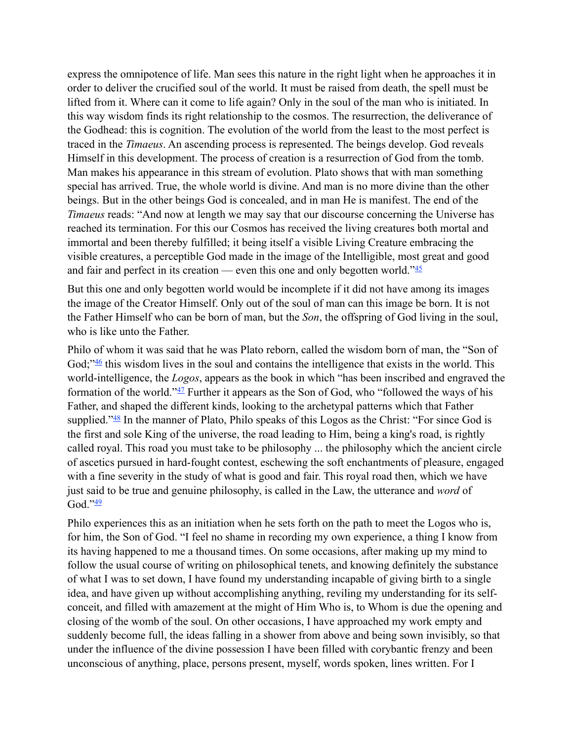express the omnipotence of life. Man sees this nature in the right light when he approaches it in order to deliver the crucified soul of the world. It must be raised from death, the spell must be lifted from it. Where can it come to life again? Only in the soul of the man who is initiated. In this way wisdom finds its right relationship to the cosmos. The resurrection, the deliverance of the Godhead: this is cognition. The evolution of the world from the least to the most perfect is traced in the *Timaeus*. An ascending process is represented. The beings develop. God reveals Himself in this development. The process of creation is a resurrection of God from the tomb. Man makes his appearance in this stream of evolution. Plato shows that with man something special has arrived. True, the whole world is divine. And man is no more divine than the other beings. But in the other beings God is concealed, and in man He is manifest. The end of the *Timaeus* reads: "And now at length we may say that our discourse concerning the Universe has reached its termination. For this our Cosmos has received the living creatures both mortal and immortal and been thereby fulfilled; it being itself a visible Living Creature embracing the visible creatures, a perceptible God made in the image of the Intelligible, most great and good and fair and perfect in its creation — even this one and only begotten world."[45]

But this one and only begotten world would be incomplete if it did not have among its images the image of the Creator Himself. Only out of the soul of man can this image be born. It is not the Father Himself who can be born of man, but the *Son*, the offspring of God living in the soul, who is like unto the Father.

Philo of whom it was said that he was Plato reborn, called the wisdom born of man, the "Son of God;"[46] this wisdom lives in the soul and contains the intelligence that exists in the world. This world-intelligence, the *Logos*, appears as the book in which "has been inscribed and engraved the formation of the world."[47] Further it appears as the Son of God, who "followed the ways of his Father, and shaped the different kinds, looking to the archetypal patterns which that Father supplied."[48] In the manner of Plato, Philo speaks of this Logos as the Christ: "For since God is the first and sole King of the universe, the road leading to Him, being a king's road, is rightly called royal. This road you must take to be philosophy ... the philosophy which the ancient circle of ascetics pursued in hard-fought contest, eschewing the soft enchantments of pleasure, engaged with a fine severity in the study of what is good and fair. This royal road then, which we have just said to be true and genuine philosophy, is called in the Law, the utterance and *word* of God."[49]

Philo experiences this as an initiation when he sets forth on the path to meet the Logos who is, for him, the Son of God. "I feel no shame in recording my own experience, a thing I know from its having happened to me a thousand times. On some occasions, after making up my mind to follow the usual course of writing on philosophical tenets, and knowing definitely the substance of what I was to set down, I have found my understanding incapable of giving birth to a single idea, and have given up without accomplishing anything, reviling my understanding for its self-conceit, and filled with amazement at the might of Him Who is, to Whom is due the opening and closing of the womb of the soul. On other occasions, I have approached my work empty and suddenly become full, the ideas falling in a shower from above and being sown invisibly, so that under the influence of the divine possession I have been filled with corybantic frenzy and been unconscious of anything, place, persons present, myself, words spoken, lines written. For I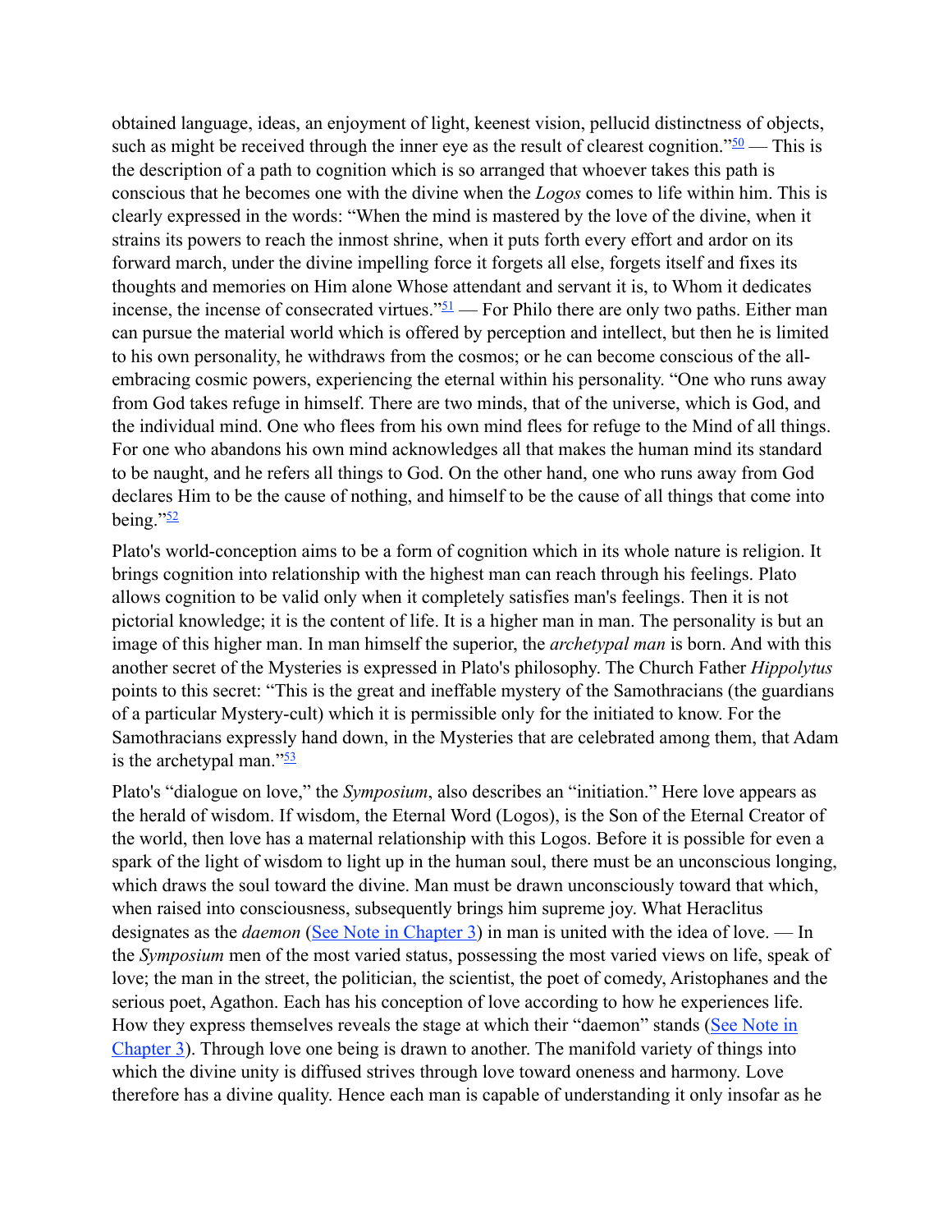obtained language, ideas, an enjoyment of light, keenest vision, pellucid distinctness of objects, such as might be received through the inner eye as the result of clearest cognition."[50] — This is the description of a path to cognition which is so arranged that whoever takes this path is conscious that he becomes one with the divine when the *Logos* comes to life within him. This is clearly expressed in the words: "When the mind is mastered by the love of the divine, when it strains its powers to reach the inmost shrine, when it puts forth every effort and ardor on its forward march, under the divine impelling force it forgets all else, forgets itself and fixes its thoughts and memories on Him alone Whose attendant and servant it is, to Whom it dedicates incense, the incense of consecrated virtues."[51] — For Philo there are only two paths. Either man can pursue the material world which is offered by perception and intellect, but then he is limited to his own personality, he withdraws from the cosmos; or he can become conscious of the all-embracing cosmic powers, experiencing the eternal within his personality. "One who runs away from God takes refuge in himself. There are two minds, that of the universe, which is God, and the individual mind. One who flees from his own mind flees for refuge to the Mind of all things. For one who abandons his own mind acknowledges all that makes the human mind its standard to be naught, and he refers all things to God. On the other hand, one who runs away from God declares Him to be the cause of nothing, and himself to be the cause of all things that come into being."[52]

Plato's world-conception aims to be a form of cognition which in its whole nature is religion. It brings cognition into relationship with the highest man can reach through his feelings. Plato allows cognition to be valid only when it completely satisfies man's feelings. Then it is not pictorial knowledge; it is the content of life. It is a higher man in man. The personality is but an image of this higher man. In man himself the superior, the *archetypal man* is born. And with this another secret of the Mysteries is expressed in Plato's philosophy. The Church Father *Hippolytus* points to this secret: "This is the great and ineffable mystery of the Samothracians (the guardians of a particular Mystery-cult) which it is permissible only for the initiated to know. For the Samothracians expressly hand down, in the Mysteries that are celebrated among them, that Adam is the archetypal man."[53]

Plato's "dialogue on love," the *Symposium*, also describes an "initiation." Here love appears as the herald of wisdom. If wisdom, the Eternal Word (Logos), is the Son of the Eternal Creator of the world, then love has a maternal relationship with this Logos. Before it is possible for even a spark of the light of wisdom to light up in the human soul, there must be an unconscious longing, which draws the soul toward the divine. Man must be drawn unconsciously toward that which, when raised into consciousness, subsequently brings him supreme joy. What Heraclitus designates as the *daemon* (See Note in Chapter 3) in man is united with the idea of love. — In the *Symposium* men of the most varied status, possessing the most varied views on life, speak of love; the man in the street, the politician, the scientist, the poet of comedy, Aristophanes and the serious poet, Agathon. Each has his conception of love according to how he experiences life. How they express themselves reveals the stage at which their "daemon" stands (See Note in Chapter 3). Through love one being is drawn to another. The manifold variety of things into which the divine unity is diffused strives through love toward oneness and harmony. Love therefore has a divine quality. Hence each man is capable of understanding it only insofar as he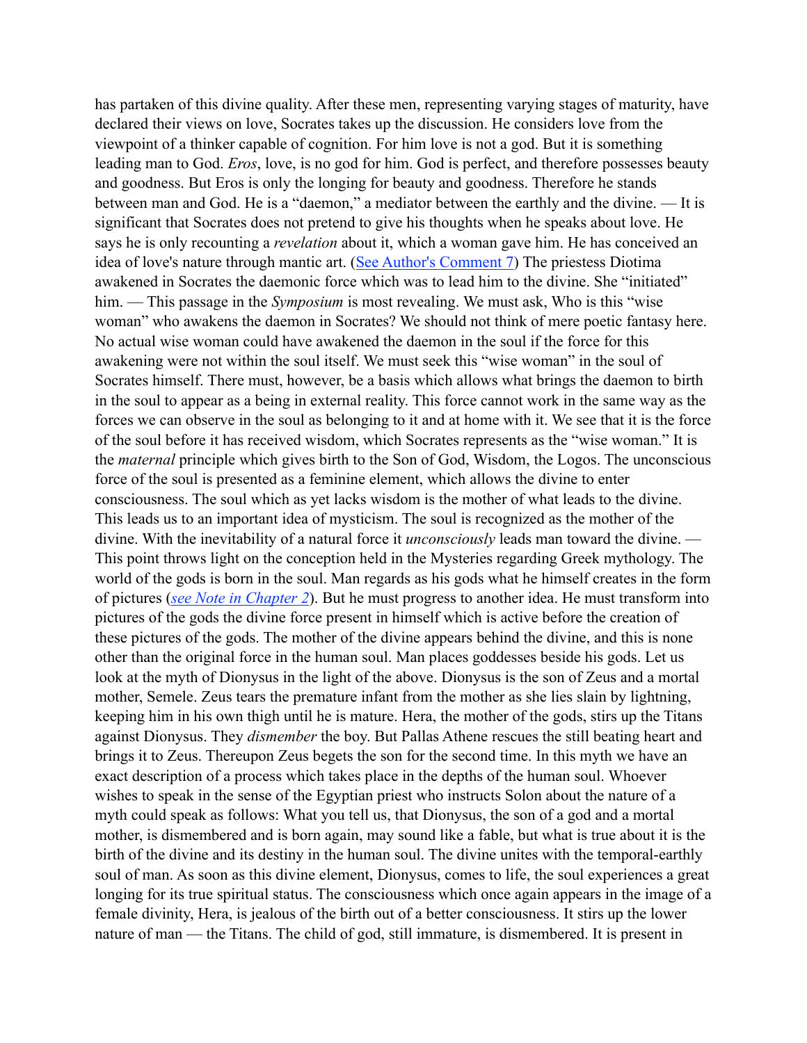has partaken of this divine quality. After these men, representing varying stages of maturity, have declared their views on love, Socrates takes up the discussion. He considers love from the viewpoint of a thinker capable of cognition. For him love is not a god. But it is something leading man to God. *Eros*, love, is no god for him. God is perfect, and therefore possesses beauty and goodness. But Eros is only the longing for beauty and goodness. Therefore he stands between man and God. He is a "daemon," a mediator between the earthly and the divine. — It is significant that Socrates does not pretend to give his thoughts when he speaks about love. He says he is only recounting a *revelation* about it, which a woman gave him. He has conceived an idea of love's nature through mantic art. (See Author's Comment 7) The priestess Diotima awakened in Socrates the daemonic force which was to lead him to the divine. She "initiated" him. — This passage in the *Symposium* is most revealing. We must ask, Who is this "wise woman" who awakens the daemon in Socrates? We should not think of mere poetic fantasy here. No actual wise woman could have awakened the daemon in the soul if the force for this awakening were not within the soul itself. We must seek this "wise woman" in the soul of Socrates himself. There must, however, be a basis which allows what brings the daemon to birth in the soul to appear as a being in external reality. This force cannot work in the same way as the forces we can observe in the soul as belonging to it and at home with it. We see that it is the force of the soul before it has received wisdom, which Socrates represents as the "wise woman." It is the *maternal* principle which gives birth to the Son of God, Wisdom, the Logos. The unconscious force of the soul is presented as a feminine element, which allows the divine to enter consciousness. The soul which as yet lacks wisdom is the mother of what leads to the divine. This leads us to an important idea of mysticism. The soul is recognized as the mother of the divine. With the inevitability of a natural force it *unconsciously* leads man toward the divine. — This point throws light on the conception held in the Mysteries regarding Greek mythology. The world of the gods is born in the soul. Man regards as his gods what he himself creates in the form of pictures (*see Note in Chapter 2*). But he must progress to another idea. He must transform into pictures of the gods the divine force present in himself which is active before the creation of these pictures of the gods. The mother of the divine appears behind the divine, and this is none other than the original force in the human soul. Man places goddesses beside his gods. Let us look at the myth of Dionysus in the light of the above. Dionysus is the son of Zeus and a mortal mother, Semele. Zeus tears the premature infant from the mother as she lies slain by lightning, keeping him in his own thigh until he is mature. Hera, the mother of the gods, stirs up the Titans against Dionysus. They *dismember* the boy. But Pallas Athene rescues the still beating heart and brings it to Zeus. Thereupon Zeus begets the son for the second time. In this myth we have an exact description of a process which takes place in the depths of the human soul. Whoever wishes to speak in the sense of the Egyptian priest who instructs Solon about the nature of a myth could speak as follows: What you tell us, that Dionysus, the son of a god and a mortal mother, is dismembered and is born again, may sound like a fable, but what is true about it is the birth of the divine and its destiny in the human soul. The divine unites with the temporal-earthly soul of man. As soon as this divine element, Dionysus, comes to life, the soul experiences a great longing for its true spiritual status. The consciousness which once again appears in the image of a female divinity, Hera, is jealous of the birth out of a better consciousness. It stirs up the lower nature of man — the Titans. The child of god, still immature, is dismembered. It is present in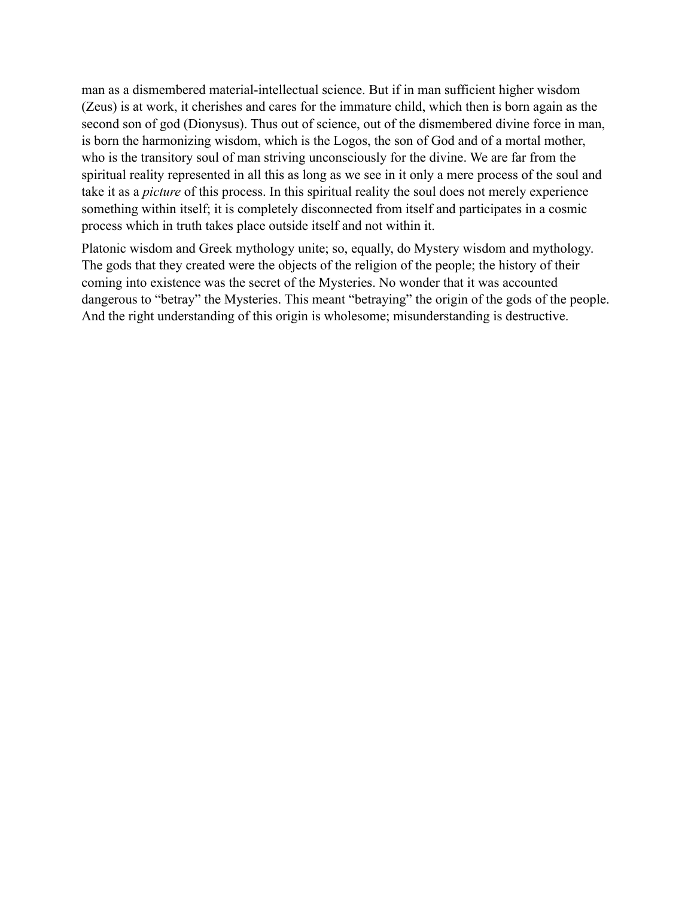man as a dismembered material-intellectual science. But if in man sufficient higher wisdom (Zeus) is at work, it cherishes and cares for the immature child, which then is born again as the second son of god (Dionysus). Thus out of science, out of the dismembered divine force in man, is born the harmonizing wisdom, which is the Logos, the son of God and of a mortal mother, who is the transitory soul of man striving unconsciously for the divine. We are far from the spiritual reality represented in all this as long as we see in it only a mere process of the soul and take it as a *picture* of this process. In this spiritual reality the soul does not merely experience something within itself; it is completely disconnected from itself and participates in a cosmic process which in truth takes place outside itself and not within it.

Platonic wisdom and Greek mythology unite; so, equally, do Mystery wisdom and mythology. The gods that they created were the objects of the religion of the people; the history of their coming into existence was the secret of the Mysteries. No wonder that it was accounted dangerous to “betray” the Mysteries. This meant “betraying” the origin of the gods of the people. And the right understanding of this origin is wholesome; misunderstanding is destructive.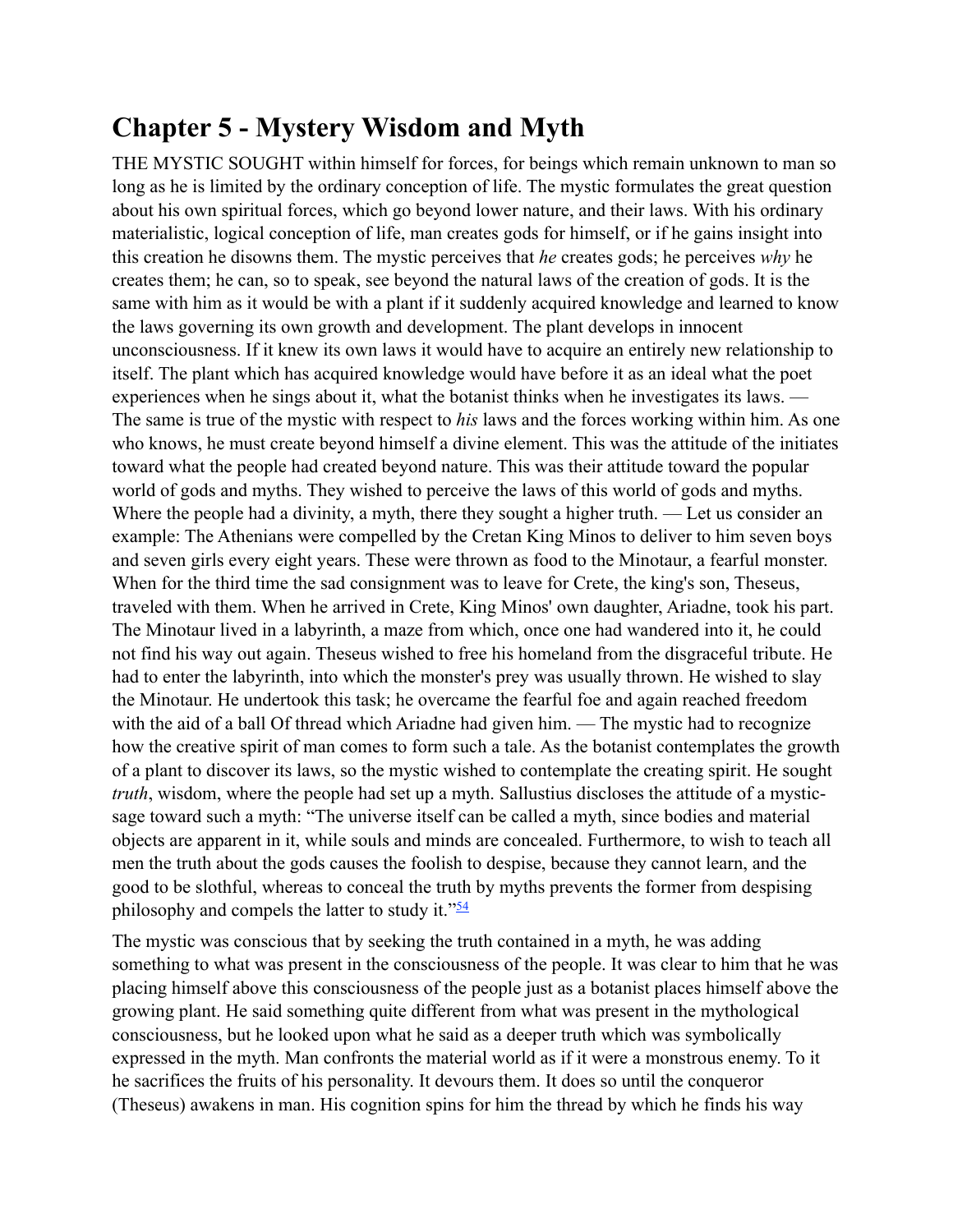## Chapter 5 - Mystery Wisdom and Myth

THE MYSTIC SOUGHT within himself for forces, for beings which remain unknown to man so long as he is limited by the ordinary conception of life. The mystic formulates the great question about his own spiritual forces, which go beyond lower nature, and their laws. With his ordinary materialistic, logical conception of life, man creates gods for himself, or if he gains insight into this creation he disowns them. The mystic perceives that *he* creates gods; he perceives *why* he creates them; he can, so to speak, see beyond the natural laws of the creation of gods. It is the same with him as it would be with a plant if it suddenly acquired knowledge and learned to know the laws governing its own growth and development. The plant develops in innocent unconsciousness. If it knew its own laws it would have to acquire an entirely new relationship to itself. The plant which has acquired knowledge would have before it as an ideal what the poet experiences when he sings about it, what the botanist thinks when he investigates its laws. — The same is true of the mystic with respect to *his* laws and the forces working within him. As one who knows, he must create beyond himself a divine element. This was the attitude of the initiates toward what the people had created beyond nature. This was their attitude toward the popular world of gods and myths. They wished to perceive the laws of this world of gods and myths. Where the people had a divinity, a myth, there they sought a higher truth. — Let us consider an example: The Athenians were compelled by the Cretan King Minos to deliver to him seven boys and seven girls every eight years. These were thrown as food to the Minotaur, a fearful monster. When for the third time the sad consignment was to leave for Crete, the king's son, Theseus, traveled with them. When he arrived in Crete, King Minos' own daughter, Ariadne, took his part. The Minotaur lived in a labyrinth, a maze from which, once one had wandered into it, he could not find his way out again. Theseus wished to free his homeland from the disgraceful tribute. He had to enter the labyrinth, into which the monster's prey was usually thrown. He wished to slay the Minotaur. He undertook this task; he overcame the fearful foe and again reached freedom with the aid of a ball Of thread which Ariadne had given him. — The mystic had to recognize how the creative spirit of man comes to form such a tale. As the botanist contemplates the growth of a plant to discover its laws, so the mystic wished to contemplate the creating spirit. He sought *truth*, wisdom, where the people had set up a myth. Sallustius discloses the attitude of a mystic-sage toward such a myth: "The universe itself can be called a myth, since bodies and material objects are apparent in it, while souls and minds are concealed. Furthermore, to wish to teach all men the truth about the gods causes the foolish to despise, because they cannot learn, and the good to be slothful, whereas to conceal the truth by myths prevents the former from despising philosophy and compels the latter to study it."[54]

The mystic was conscious that by seeking the truth contained in a myth, he was adding something to what was present in the consciousness of the people. It was clear to him that he was placing himself above this consciousness of the people just as a botanist places himself above the growing plant. He said something quite different from what was present in the mythological consciousness, but he looked upon what he said as a deeper truth which was symbolically expressed in the myth. Man confronts the material world as if it were a monstrous enemy. To it he sacrifices the fruits of his personality. It devours them. It does so until the conqueror (Theseus) awakens in man. His cognition spins for him the thread by which he finds his way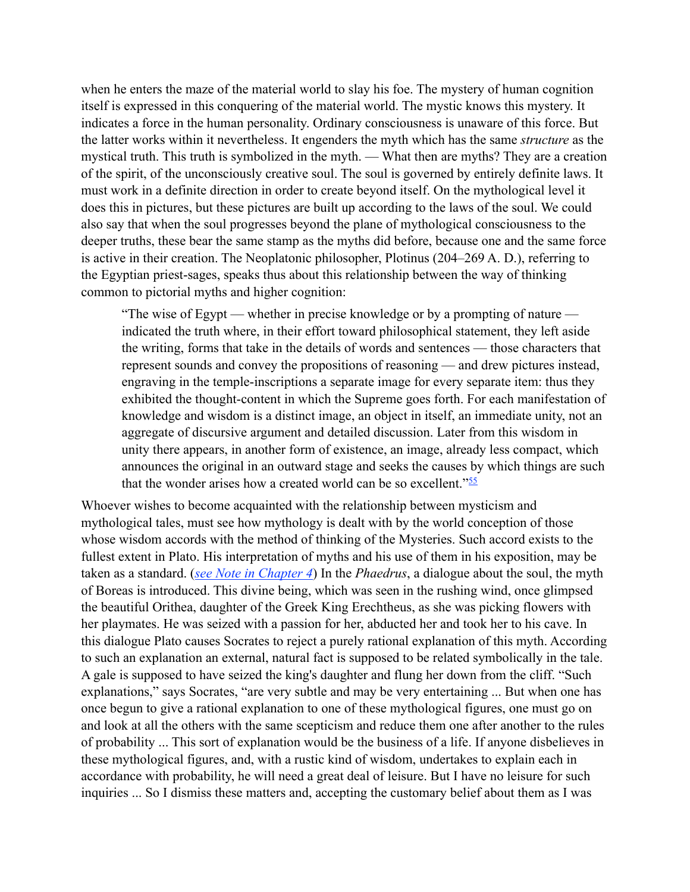when he enters the maze of the material world to slay his foe. The mystery of human cognition itself is expressed in this conquering of the material world. The mystic knows this mystery. It indicates a force in the human personality. Ordinary consciousness is unaware of this force. But the latter works within it nevertheless. It engenders the myth which has the same *structure* as the mystical truth. This truth is symbolized in the myth. — What then are myths? They are a creation of the spirit, of the unconsciously creative soul. The soul is governed by entirely definite laws. It must work in a definite direction in order to create beyond itself. On the mythological level it does this in pictures, but these pictures are built up according to the laws of the soul. We could also say that when the soul progresses beyond the plane of mythological consciousness to the deeper truths, these bear the same stamp as the myths did before, because one and the same force is active in their creation. The Neoplatonic philosopher, Plotinus (204–269 A. D.), referring to the Egyptian priest-sages, speaks thus about this relationship between the way of thinking common to pictorial myths and higher cognition:

> "The wise of Egypt — whether in precise knowledge or by a prompting of nature — indicated the truth where, in their effort toward philosophical statement, they left aside the writing, forms that take in the details of words and sentences — those characters that represent sounds and convey the propositions of reasoning — and drew pictures instead, engraving in the temple-inscriptions a separate image for every separate item: thus they exhibited the thought-content in which the Supreme goes forth. For each manifestation of knowledge and wisdom is a distinct image, an object in itself, an immediate unity, not an aggregate of discursive argument and detailed discussion. Later from this wisdom in unity there appears, in another form of existence, an image, already less compact, which announces the original in an outward stage and seeks the causes by which things are such that the wonder arises how a created world can be so excellent."[55]

Whoever wishes to become acquainted with the relationship between mysticism and mythological tales, must see how mythology is dealt with by the world conception of those whose wisdom accords with the method of thinking of the Mysteries. Such accord exists to the fullest extent in Plato. His interpretation of myths and his use of them in his exposition, may be taken as a standard. (*see Note in Chapter 4*) In the *Phaedrus*, a dialogue about the soul, the myth of Boreas is introduced. This divine being, which was seen in the rushing wind, once glimpsed the beautiful Orithea, daughter of the Greek King Erechtheus, as she was picking flowers with her playmates. He was seized with a passion for her, abducted her and took her to his cave. In this dialogue Plato causes Socrates to reject a purely rational explanation of this myth. According to such an explanation an external, natural fact is supposed to be related symbolically in the tale. A gale is supposed to have seized the king's daughter and flung her down from the cliff. "Such explanations," says Socrates, "are very subtle and may be very entertaining ... But when one has once begun to give a rational explanation to one of these mythological figures, one must go on and look at all the others with the same scepticism and reduce them one after another to the rules of probability ... This sort of explanation would be the business of a life. If anyone disbelieves in these mythological figures, and, with a rustic kind of wisdom, undertakes to explain each in accordance with probability, he will need a great deal of leisure. But I have no leisure for such inquiries ... So I dismiss these matters and, accepting the customary belief about them as I was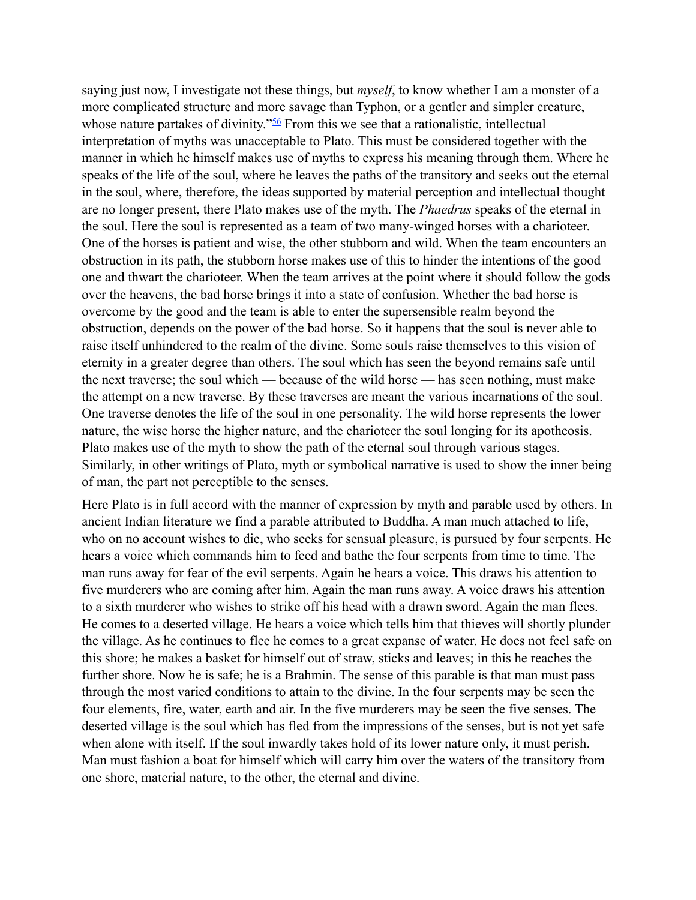saying just now, I investigate not these things, but *myself*, to know whether I am a monster of a more complicated structure and more savage than Typhon, or a gentler and simpler creature, whose nature partakes of divinity."[56] From this we see that a rationalistic, intellectual interpretation of myths was unacceptable to Plato. This must be considered together with the manner in which he himself makes use of myths to express his meaning through them. Where he speaks of the life of the soul, where he leaves the paths of the transitory and seeks out the eternal in the soul, where, therefore, the ideas supported by material perception and intellectual thought are no longer present, there Plato makes use of the myth. The *Phaedrus* speaks of the eternal in the soul. Here the soul is represented as a team of two many-winged horses with a charioteer. One of the horses is patient and wise, the other stubborn and wild. When the team encounters an obstruction in its path, the stubborn horse makes use of this to hinder the intentions of the good one and thwart the charioteer. When the team arrives at the point where it should follow the gods over the heavens, the bad horse brings it into a state of confusion. Whether the bad horse is overcome by the good and the team is able to enter the supersensible realm beyond the obstruction, depends on the power of the bad horse. So it happens that the soul is never able to raise itself unhindered to the realm of the divine. Some souls raise themselves to this vision of eternity in a greater degree than others. The soul which has seen the beyond remains safe until the next traverse; the soul which — because of the wild horse — has seen nothing, must make the attempt on a new traverse. By these traverses are meant the various incarnations of the soul. One traverse denotes the life of the soul in one personality. The wild horse represents the lower nature, the wise horse the higher nature, and the charioteer the soul longing for its apotheosis. Plato makes use of the myth to show the path of the eternal soul through various stages. Similarly, in other writings of Plato, myth or symbolical narrative is used to show the inner being of man, the part not perceptible to the senses.

Here Plato is in full accord with the manner of expression by myth and parable used by others. In ancient Indian literature we find a parable attributed to Buddha. A man much attached to life, who on no account wishes to die, who seeks for sensual pleasure, is pursued by four serpents. He hears a voice which commands him to feed and bathe the four serpents from time to time. The man runs away for fear of the evil serpents. Again he hears a voice. This draws his attention to five murderers who are coming after him. Again the man runs away. A voice draws his attention to a sixth murderer who wishes to strike off his head with a drawn sword. Again the man flees. He comes to a deserted village. He hears a voice which tells him that thieves will shortly plunder the village. As he continues to flee he comes to a great expanse of water. He does not feel safe on this shore; he makes a basket for himself out of straw, sticks and leaves; in this he reaches the further shore. Now he is safe; he is a Brahmin. The sense of this parable is that man must pass through the most varied conditions to attain to the divine. In the four serpents may be seen the four elements, fire, water, earth and air. In the five murderers may be seen the five senses. The deserted village is the soul which has fled from the impressions of the senses, but is not yet safe when alone with itself. If the soul inwardly takes hold of its lower nature only, it must perish. Man must fashion a boat for himself which will carry him over the waters of the transitory from one shore, material nature, to the other, the eternal and divine.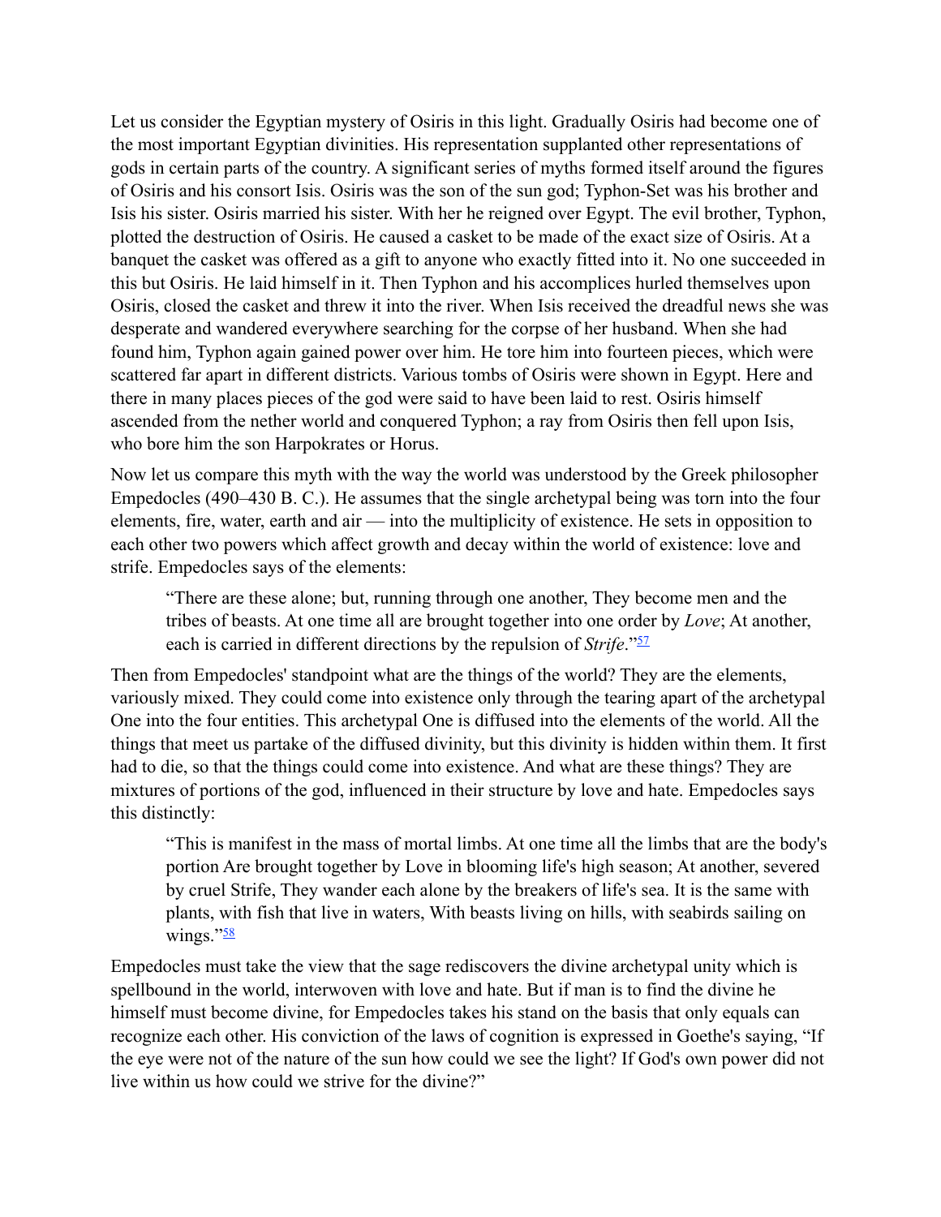Let us consider the Egyptian mystery of Osiris in this light. Gradually Osiris had become one of the most important Egyptian divinities. His representation supplanted other representations of gods in certain parts of the country. A significant series of myths formed itself around the figures of Osiris and his consort Isis. Osiris was the son of the sun god; Typhon-Set was his brother and Isis his sister. Osiris married his sister. With her he reigned over Egypt. The evil brother, Typhon, plotted the destruction of Osiris. He caused a casket to be made of the exact size of Osiris. At a banquet the casket was offered as a gift to anyone who exactly fitted into it. No one succeeded in this but Osiris. He laid himself in it. Then Typhon and his accomplices hurled themselves upon Osiris, closed the casket and threw it into the river. When Isis received the dreadful news she was desperate and wandered everywhere searching for the corpse of her husband. When she had found him, Typhon again gained power over him. He tore him into fourteen pieces, which were scattered far apart in different districts. Various tombs of Osiris were shown in Egypt. Here and there in many places pieces of the god were said to have been laid to rest. Osiris himself ascended from the nether world and conquered Typhon; a ray from Osiris then fell upon Isis, who bore him the son Harpokrates or Horus.

Now let us compare this myth with the way the world was understood by the Greek philosopher Empedocles (490–430 B. C.). He assumes that the single archetypal being was torn into the four elements, fire, water, earth and air — into the multiplicity of existence. He sets in opposition to each other two powers which affect growth and decay within the world of existence: love and strife. Empedocles says of the elements:

> "There are these alone; but, running through one another, They become men and the tribes of beasts. At one time all are brought together into one order by *Love*; At another, each is carried in different directions by the repulsion of *Strife*."[57]

Then from Empedocles' standpoint what are the things of the world? They are the elements, variously mixed. They could come into existence only through the tearing apart of the archetypal One into the four entities. This archetypal One is diffused into the elements of the world. All the things that meet us partake of the diffused divinity, but this divinity is hidden within them. It first had to die, so that the things could come into existence. And what are these things? They are mixtures of portions of the god, influenced in their structure by love and hate. Empedocles says this distinctly:

> "This is manifest in the mass of mortal limbs. At one time all the limbs that are the body's portion Are brought together by Love in blooming life's high season; At another, severed by cruel Strife, They wander each alone by the breakers of life's sea. It is the same with plants, with fish that live in waters, With beasts living on hills, with seabirds sailing on wings."[58]

Empedocles must take the view that the sage rediscovers the divine archetypal unity which is spellbound in the world, interwoven with love and hate. But if man is to find the divine he himself must become divine, for Empedocles takes his stand on the basis that only equals can recognize each other. His conviction of the laws of cognition is expressed in Goethe's saying, "If the eye were not of the nature of the sun how could we see the light? If God's own power did not live within us how could we strive for the divine?"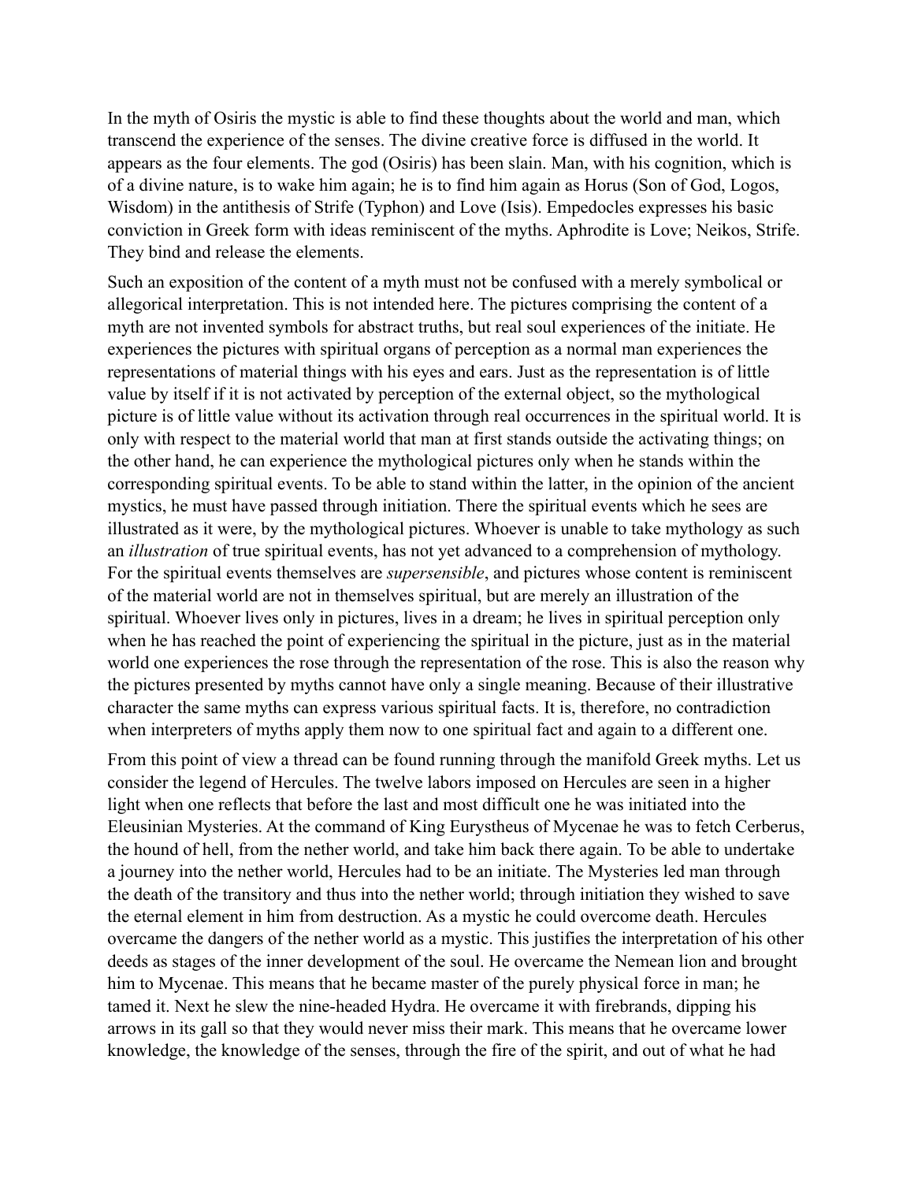In the myth of Osiris the mystic is able to find these thoughts about the world and man, which transcend the experience of the senses. The divine creative force is diffused in the world. It appears as the four elements. The god (Osiris) has been slain. Man, with his cognition, which is of a divine nature, is to wake him again; he is to find him again as Horus (Son of God, Logos, Wisdom) in the antithesis of Strife (Typhon) and Love (Isis). Empedocles expresses his basic conviction in Greek form with ideas reminiscent of the myths. Aphrodite is Love; Neikos, Strife. They bind and release the elements.

Such an exposition of the content of a myth must not be confused with a merely symbolical or allegorical interpretation. This is not intended here. The pictures comprising the content of a myth are not invented symbols for abstract truths, but real soul experiences of the initiate. He experiences the pictures with spiritual organs of perception as a normal man experiences the representations of material things with his eyes and ears. Just as the representation is of little value by itself if it is not activated by perception of the external object, so the mythological picture is of little value without its activation through real occurrences in the spiritual world. It is only with respect to the material world that man at first stands outside the activating things; on the other hand, he can experience the mythological pictures only when he stands within the corresponding spiritual events. To be able to stand within the latter, in the opinion of the ancient mystics, he must have passed through initiation. There the spiritual events which he sees are illustrated as it were, by the mythological pictures. Whoever is unable to take mythology as such an *illustration* of true spiritual events, has not yet advanced to a comprehension of mythology. For the spiritual events themselves are *supersensible*, and pictures whose content is reminiscent of the material world are not in themselves spiritual, but are merely an illustration of the spiritual. Whoever lives only in pictures, lives in a dream; he lives in spiritual perception only when he has reached the point of experiencing the spiritual in the picture, just as in the material world one experiences the rose through the representation of the rose. This is also the reason why the pictures presented by myths cannot have only a single meaning. Because of their illustrative character the same myths can express various spiritual facts. It is, therefore, no contradiction when interpreters of myths apply them now to one spiritual fact and again to a different one.

From this point of view a thread can be found running through the manifold Greek myths. Let us consider the legend of Hercules. The twelve labors imposed on Hercules are seen in a higher light when one reflects that before the last and most difficult one he was initiated into the Eleusinian Mysteries. At the command of King Eurystheus of Mycenae he was to fetch Cerberus, the hound of hell, from the nether world, and take him back there again. To be able to undertake a journey into the nether world, Hercules had to be an initiate. The Mysteries led man through the death of the transitory and thus into the nether world; through initiation they wished to save the eternal element in him from destruction. As a mystic he could overcome death. Hercules overcame the dangers of the nether world as a mystic. This justifies the interpretation of his other deeds as stages of the inner development of the soul. He overcame the Nemean lion and brought him to Mycenae. This means that he became master of the purely physical force in man; he tamed it. Next he slew the nine-headed Hydra. He overcame it with firebrands, dipping his arrows in its gall so that they would never miss their mark. This means that he overcame lower knowledge, the knowledge of the senses, through the fire of the spirit, and out of what he had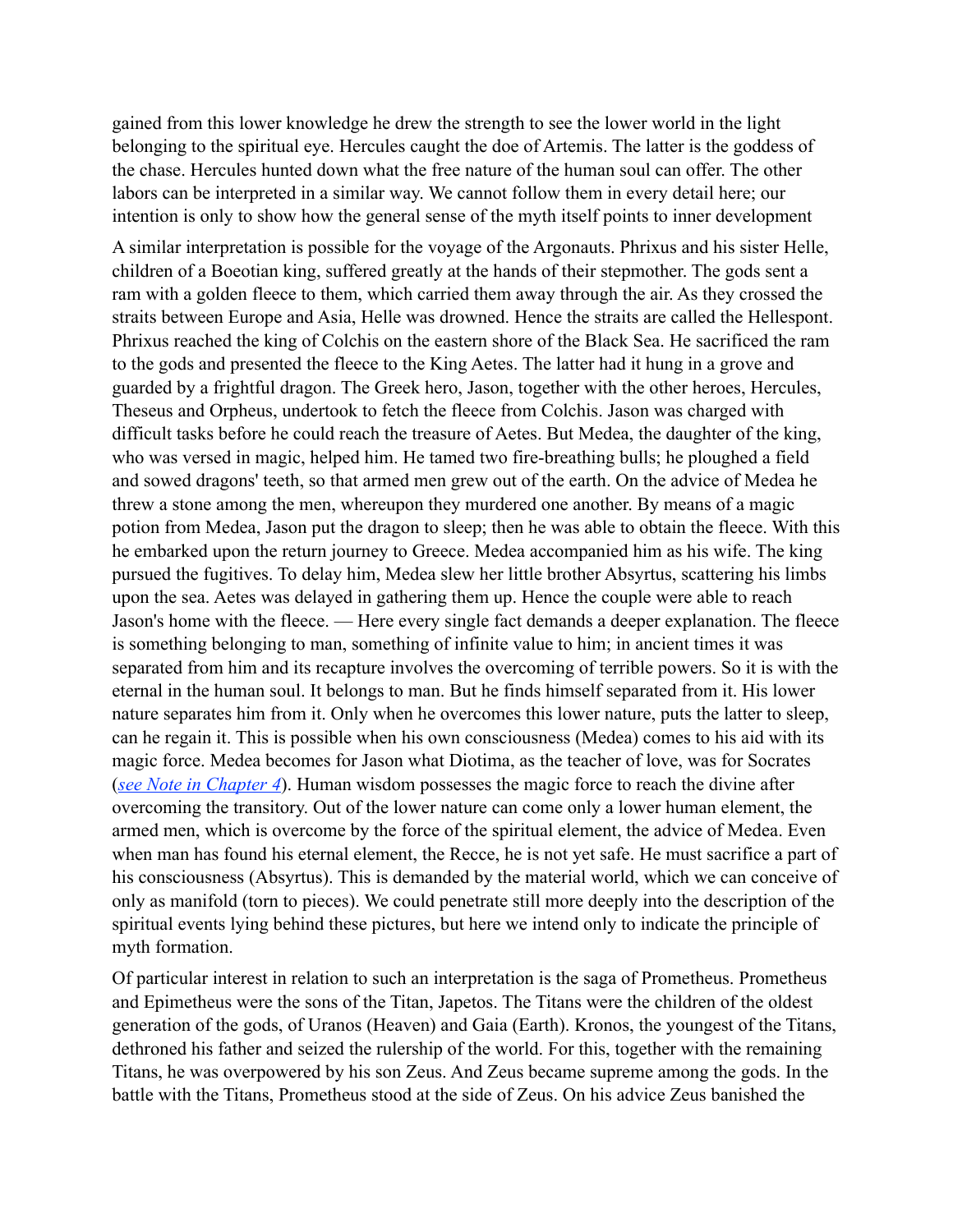gained from this lower knowledge he drew the strength to see the lower world in the light belonging to the spiritual eye. Hercules caught the doe of Artemis. The latter is the goddess of the chase. Hercules hunted down what the free nature of the human soul can offer. The other labors can be interpreted in a similar way. We cannot follow them in every detail here; our intention is only to show how the general sense of the myth itself points to inner development

A similar interpretation is possible for the voyage of the Argonauts. Phrixus and his sister Helle, children of a Boeotian king, suffered greatly at the hands of their stepmother. The gods sent a ram with a golden fleece to them, which carried them away through the air. As they crossed the straits between Europe and Asia, Helle was drowned. Hence the straits are called the Hellespont. Phrixus reached the king of Colchis on the eastern shore of the Black Sea. He sacrificed the ram to the gods and presented the fleece to the King Aetes. The latter had it hung in a grove and guarded by a frightful dragon. The Greek hero, Jason, together with the other heroes, Hercules, Theseus and Orpheus, undertook to fetch the fleece from Colchis. Jason was charged with difficult tasks before he could reach the treasure of Aetes. But Medea, the daughter of the king, who was versed in magic, helped him. He tamed two fire-breathing bulls; he ploughed a field and sowed dragons' teeth, so that armed men grew out of the earth. On the advice of Medea he threw a stone among the men, whereupon they murdered one another. By means of a magic potion from Medea, Jason put the dragon to sleep; then he was able to obtain the fleece. With this he embarked upon the return journey to Greece. Medea accompanied him as his wife. The king pursued the fugitives. To delay him, Medea slew her little brother Absyrtus, scattering his limbs upon the sea. Aetes was delayed in gathering them up. Hence the couple were able to reach Jason's home with the fleece. — Here every single fact demands a deeper explanation. The fleece is something belonging to man, something of infinite value to him; in ancient times it was separated from him and its recapture involves the overcoming of terrible powers. So it is with the eternal in the human soul. It belongs to man. But he finds himself separated from it. His lower nature separates him from it. Only when he overcomes this lower nature, puts the latter to sleep, can he regain it. This is possible when his own consciousness (Medea) comes to his aid with its magic force. Medea becomes for Jason what Diotima, as the teacher of love, was for Socrates (*see Note in Chapter 4*). Human wisdom possesses the magic force to reach the divine after overcoming the transitory. Out of the lower nature can come only a lower human element, the armed men, which is overcome by the force of the spiritual element, the advice of Medea. Even when man has found his eternal element, the Recce, he is not yet safe. He must sacrifice a part of his consciousness (Absyrtus). This is demanded by the material world, which we can conceive of only as manifold (torn to pieces). We could penetrate still more deeply into the description of the spiritual events lying behind these pictures, but here we intend only to indicate the principle of myth formation.

Of particular interest in relation to such an interpretation is the saga of Prometheus. Prometheus and Epimetheus were the sons of the Titan, Japetos. The Titans were the children of the oldest generation of the gods, of Uranos (Heaven) and Gaia (Earth). Kronos, the youngest of the Titans, dethroned his father and seized the rulership of the world. For this, together with the remaining Titans, he was overpowered by his son Zeus. And Zeus became supreme among the gods. In the battle with the Titans, Prometheus stood at the side of Zeus. On his advice Zeus banished the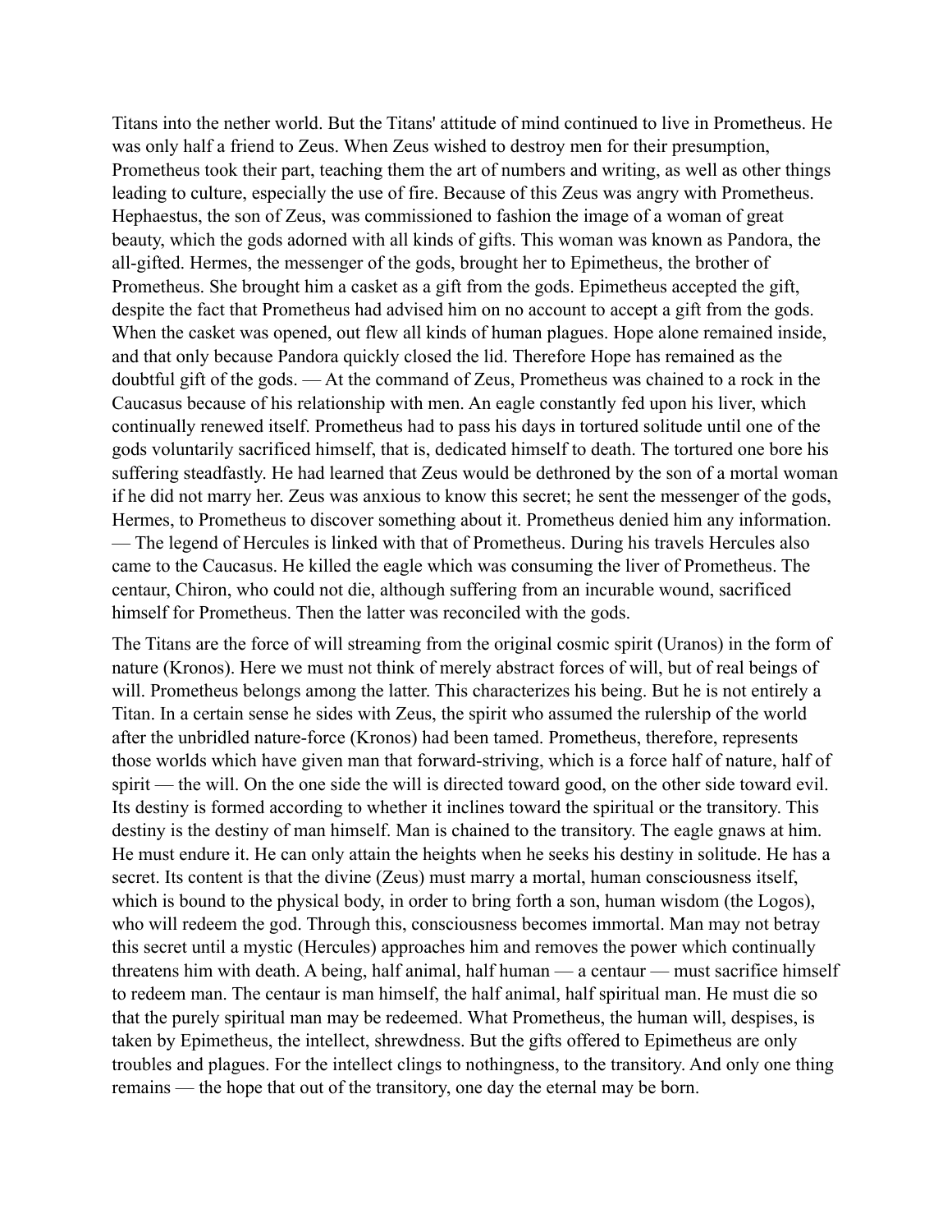Titans into the nether world. But the Titans' attitude of mind continued to live in Prometheus. He was only half a friend to Zeus. When Zeus wished to destroy men for their presumption, Prometheus took their part, teaching them the art of numbers and writing, as well as other things leading to culture, especially the use of fire. Because of this Zeus was angry with Prometheus. Hephaestus, the son of Zeus, was commissioned to fashion the image of a woman of great beauty, which the gods adorned with all kinds of gifts. This woman was known as Pandora, the all-gifted. Hermes, the messenger of the gods, brought her to Epimetheus, the brother of Prometheus. She brought him a casket as a gift from the gods. Epimetheus accepted the gift, despite the fact that Prometheus had advised him on no account to accept a gift from the gods. When the casket was opened, out flew all kinds of human plagues. Hope alone remained inside, and that only because Pandora quickly closed the lid. Therefore Hope has remained as the doubtful gift of the gods. — At the command of Zeus, Prometheus was chained to a rock in the Caucasus because of his relationship with men. An eagle constantly fed upon his liver, which continually renewed itself. Prometheus had to pass his days in tortured solitude until one of the gods voluntarily sacrificed himself, that is, dedicated himself to death. The tortured one bore his suffering steadfastly. He had learned that Zeus would be dethroned by the son of a mortal woman if he did not marry her. Zeus was anxious to know this secret; he sent the messenger of the gods, Hermes, to Prometheus to discover something about it. Prometheus denied him any information. — The legend of Hercules is linked with that of Prometheus. During his travels Hercules also came to the Caucasus. He killed the eagle which was consuming the liver of Prometheus. The centaur, Chiron, who could not die, although suffering from an incurable wound, sacrificed himself for Prometheus. Then the latter was reconciled with the gods.

The Titans are the force of will streaming from the original cosmic spirit (Uranos) in the form of nature (Kronos). Here we must not think of merely abstract forces of will, but of real beings of will. Prometheus belongs among the latter. This characterizes his being. But he is not entirely a Titan. In a certain sense he sides with Zeus, the spirit who assumed the rulership of the world after the unbridled nature-force (Kronos) had been tamed. Prometheus, therefore, represents those worlds which have given man that forward-striving, which is a force half of nature, half of spirit — the will. On the one side the will is directed toward good, on the other side toward evil. Its destiny is formed according to whether it inclines toward the spiritual or the transitory. This destiny is the destiny of man himself. Man is chained to the transitory. The eagle gnaws at him. He must endure it. He can only attain the heights when he seeks his destiny in solitude. He has a secret. Its content is that the divine (Zeus) must marry a mortal, human consciousness itself, which is bound to the physical body, in order to bring forth a son, human wisdom (the Logos), who will redeem the god. Through this, consciousness becomes immortal. Man may not betray this secret until a mystic (Hercules) approaches him and removes the power which continually threatens him with death. A being, half animal, half human — a centaur — must sacrifice himself to redeem man. The centaur is man himself, the half animal, half spiritual man. He must die so that the purely spiritual man may be redeemed. What Prometheus, the human will, despises, is taken by Epimetheus, the intellect, shrewdness. But the gifts offered to Epimetheus are only troubles and plagues. For the intellect clings to nothingness, to the transitory. And only one thing remains — the hope that out of the transitory, one day the eternal may be born.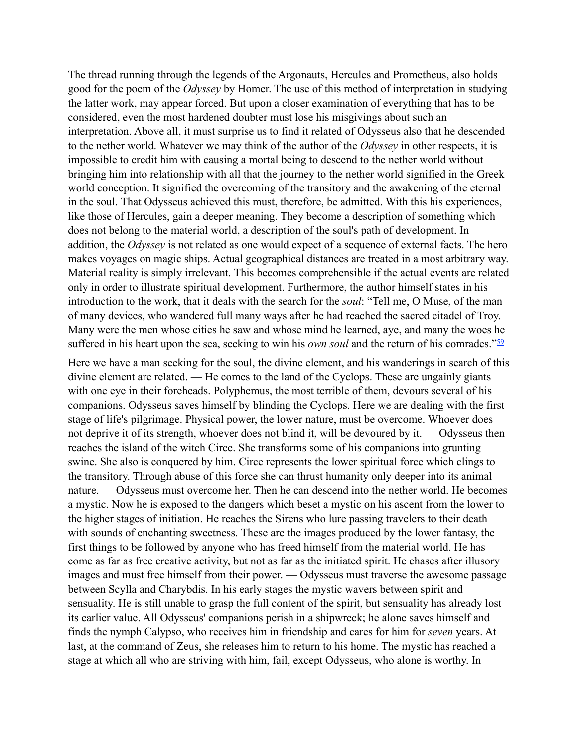The thread running through the legends of the Argonauts, Hercules and Prometheus, also holds good for the poem of the *Odyssey* by Homer. The use of this method of interpretation in studying the latter work, may appear forced. But upon a closer examination of everything that has to be considered, even the most hardened doubter must lose his misgivings about such an interpretation. Above all, it must surprise us to find it related of Odysseus also that he descended to the nether world. Whatever we may think of the author of the *Odyssey* in other respects, it is impossible to credit him with causing a mortal being to descend to the nether world without bringing him into relationship with all that the journey to the nether world signified in the Greek world conception. It signified the overcoming of the transitory and the awakening of the eternal in the soul. That Odysseus achieved this must, therefore, be admitted. With this his experiences, like those of Hercules, gain a deeper meaning. They become a description of something which does not belong to the material world, a description of the soul's path of development. In addition, the *Odyssey* is not related as one would expect of a sequence of external facts. The hero makes voyages on magic ships. Actual geographical distances are treated in a most arbitrary way. Material reality is simply irrelevant. This becomes comprehensible if the actual events are related only in order to illustrate spiritual development. Furthermore, the author himself states in his introduction to the work, that it deals with the search for the *soul*: "Tell me, O Muse, of the man of many devices, who wandered full many ways after he had reached the sacred citadel of Troy. Many were the men whose cities he saw and whose mind he learned, aye, and many the woes he suffered in his heart upon the sea, seeking to win his *own soul* and the return of his comrades."[59]

Here we have a man seeking for the soul, the divine element, and his wanderings in search of this divine element are related. — He comes to the land of the Cyclops. These are ungainly giants with one eye in their foreheads. Polyphemus, the most terrible of them, devours several of his companions. Odysseus saves himself by blinding the Cyclops. Here we are dealing with the first stage of life's pilgrimage. Physical power, the lower nature, must be overcome. Whoever does not deprive it of its strength, whoever does not blind it, will be devoured by it. — Odysseus then reaches the island of the witch Circe. She transforms some of his companions into grunting swine. She also is conquered by him. Circe represents the lower spiritual force which clings to the transitory. Through abuse of this force she can thrust humanity only deeper into its animal nature. — Odysseus must overcome her. Then he can descend into the nether world. He becomes a mystic. Now he is exposed to the dangers which beset a mystic on his ascent from the lower to the higher stages of initiation. He reaches the Sirens who lure passing travelers to their death with sounds of enchanting sweetness. These are the images produced by the lower fantasy, the first things to be followed by anyone who has freed himself from the material world. He has come as far as free creative activity, but not as far as the initiated spirit. He chases after illusory images and must free himself from their power. — Odysseus must traverse the awesome passage between Scylla and Charybdis. In his early stages the mystic wavers between spirit and sensuality. He is still unable to grasp the full content of the spirit, but sensuality has already lost its earlier value. All Odysseus' companions perish in a shipwreck; he alone saves himself and finds the nymph Calypso, who receives him in friendship and cares for him for *seven* years. At last, at the command of Zeus, she releases him to return to his home. The mystic has reached a stage at which all who are striving with him, fail, except Odysseus, who alone is worthy. In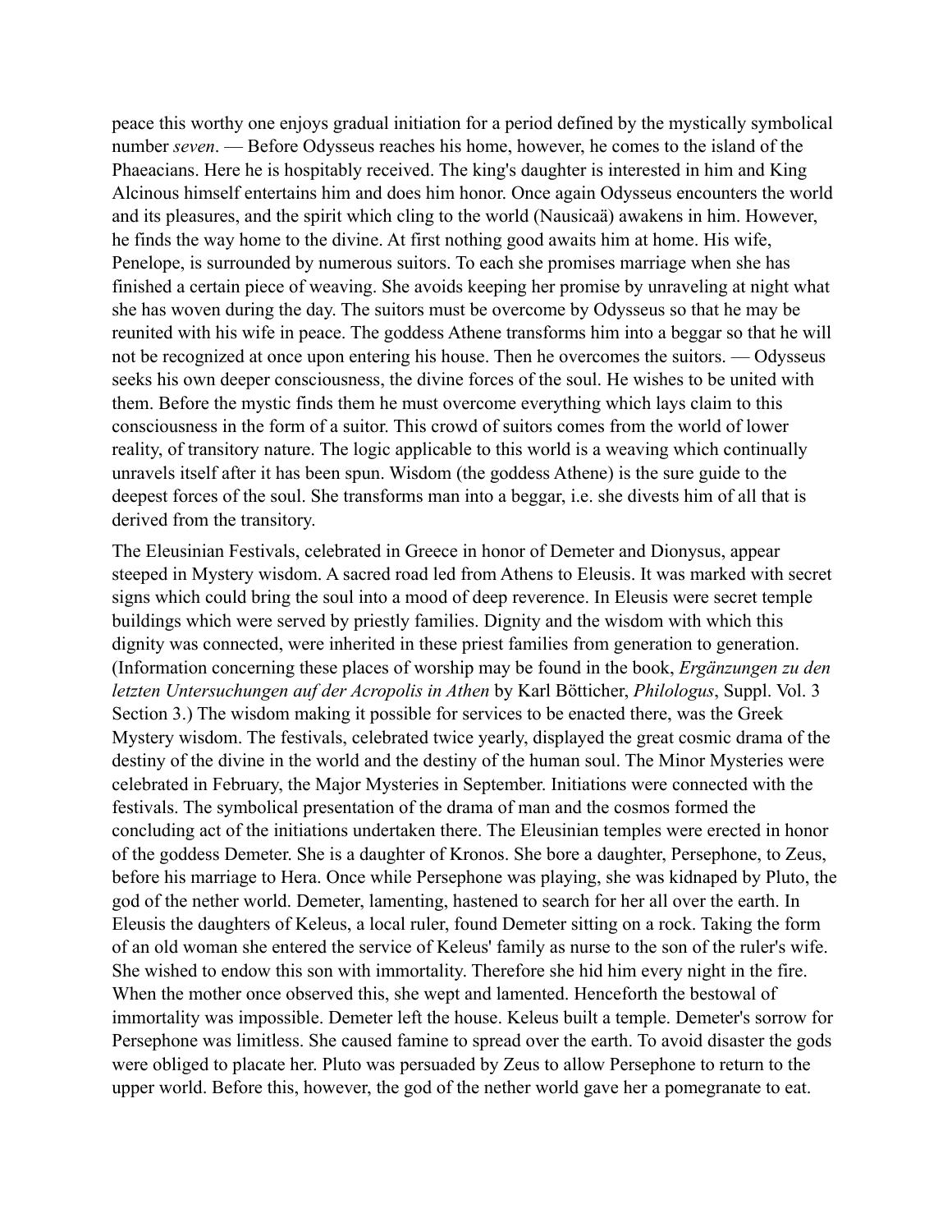peace this worthy one enjoys gradual initiation for a period defined by the mystically symbolical number *seven*. — Before Odysseus reaches his home, however, he comes to the island of the Phaeacians. Here he is hospitably received. The king's daughter is interested in him and King Alcinous himself entertains him and does him honor. Once again Odysseus encounters the world and its pleasures, and the spirit which cling to the world (Nausicaä) awakens in him. However, he finds the way home to the divine. At first nothing good awaits him at home. His wife, Penelope, is surrounded by numerous suitors. To each she promises marriage when she has finished a certain piece of weaving. She avoids keeping her promise by unraveling at night what she has woven during the day. The suitors must be overcome by Odysseus so that he may be reunited with his wife in peace. The goddess Athene transforms him into a beggar so that he will not be recognized at once upon entering his house. Then he overcomes the suitors. — Odysseus seeks his own deeper consciousness, the divine forces of the soul. He wishes to be united with them. Before the mystic finds them he must overcome everything which lays claim to this consciousness in the form of a suitor. This crowd of suitors comes from the world of lower reality, of transitory nature. The logic applicable to this world is a weaving which continually unravels itself after it has been spun. Wisdom (the goddess Athene) is the sure guide to the deepest forces of the soul. She transforms man into a beggar, i.e. she divests him of all that is derived from the transitory.

The Eleusinian Festivals, celebrated in Greece in honor of Demeter and Dionysus, appear steeped in Mystery wisdom. A sacred road led from Athens to Eleusis. It was marked with secret signs which could bring the soul into a mood of deep reverence. In Eleusis were secret temple buildings which were served by priestly families. Dignity and the wisdom with which this dignity was connected, were inherited in these priest families from generation to generation. (Information concerning these places of worship may be found in the book, *Ergänzungen zu den letzten Untersuchungen auf der Acropolis in Athen* by Karl Bötticher, *Philologus*, Suppl. Vol. 3 Section 3.) The wisdom making it possible for services to be enacted there, was the Greek Mystery wisdom. The festivals, celebrated twice yearly, displayed the great cosmic drama of the destiny of the divine in the world and the destiny of the human soul. The Minor Mysteries were celebrated in February, the Major Mysteries in September. Initiations were connected with the festivals. The symbolical presentation of the drama of man and the cosmos formed the concluding act of the initiations undertaken there. The Eleusinian temples were erected in honor of the goddess Demeter. She is a daughter of Kronos. She bore a daughter, Persephone, to Zeus, before his marriage to Hera. Once while Persephone was playing, she was kidnaped by Pluto, the god of the nether world. Demeter, lamenting, hastened to search for her all over the earth. In Eleusis the daughters of Keleus, a local ruler, found Demeter sitting on a rock. Taking the form of an old woman she entered the service of Keleus' family as nurse to the son of the ruler's wife. She wished to endow this son with immortality. Therefore she hid him every night in the fire. When the mother once observed this, she wept and lamented. Henceforth the bestowal of immortality was impossible. Demeter left the house. Keleus built a temple. Demeter's sorrow for Persephone was limitless. She caused famine to spread over the earth. To avoid disaster the gods were obliged to placate her. Pluto was persuaded by Zeus to allow Persephone to return to the upper world. Before this, however, the god of the nether world gave her a pomegranate to eat.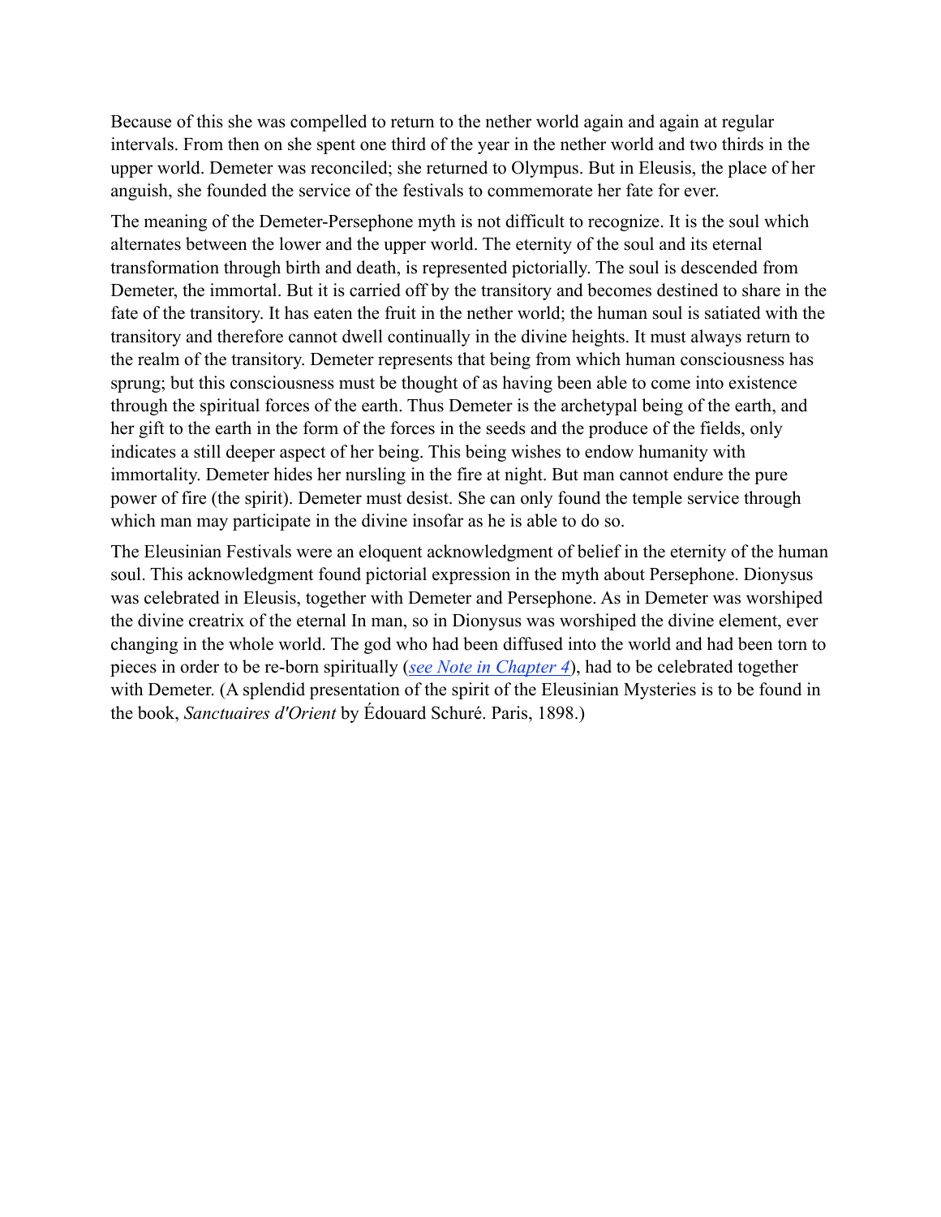Because of this she was compelled to return to the nether world again and again at regular intervals. From then on she spent one third of the year in the nether world and two thirds in the upper world. Demeter was reconciled; she returned to Olympus. But in Eleusis, the place of her anguish, she founded the service of the festivals to commemorate her fate for ever.

The meaning of the Demeter-Persephone myth is not difficult to recognize. It is the soul which alternates between the lower and the upper world. The eternity of the soul and its eternal transformation through birth and death, is represented pictorially. The soul is descended from Demeter, the immortal. But it is carried off by the transitory and becomes destined to share in the fate of the transitory. It has eaten the fruit in the nether world; the human soul is satiated with the transitory and therefore cannot dwell continually in the divine heights. It must always return to the realm of the transitory. Demeter represents that being from which human consciousness has sprung; but this consciousness must be thought of as having been able to come into existence through the spiritual forces of the earth. Thus Demeter is the archetypal being of the earth, and her gift to the earth in the form of the forces in the seeds and the produce of the fields, only indicates a still deeper aspect of her being. This being wishes to endow humanity with immortality. Demeter hides her nursling in the fire at night. But man cannot endure the pure power of fire (the spirit). Demeter must desist. She can only found the temple service through which man may participate in the divine insofar as he is able to do so.

The Eleusinian Festivals were an eloquent acknowledgment of belief in the eternity of the human soul. This acknowledgment found pictorial expression in the myth about Persephone. Dionysus was celebrated in Eleusis, together with Demeter and Persephone. As in Demeter was worshiped the divine creatrix of the eternal In man, so in Dionysus was worshiped the divine element, ever changing in the whole world. The god who had been diffused into the world and had been torn to pieces in order to be re-born spiritually (*see Note in Chapter 4*), had to be celebrated together with Demeter. (A splendid presentation of the spirit of the Eleusinian Mysteries is to be found in the book, *Sanctuaires d'Orient* by Édouard Schuré. Paris, 1898.)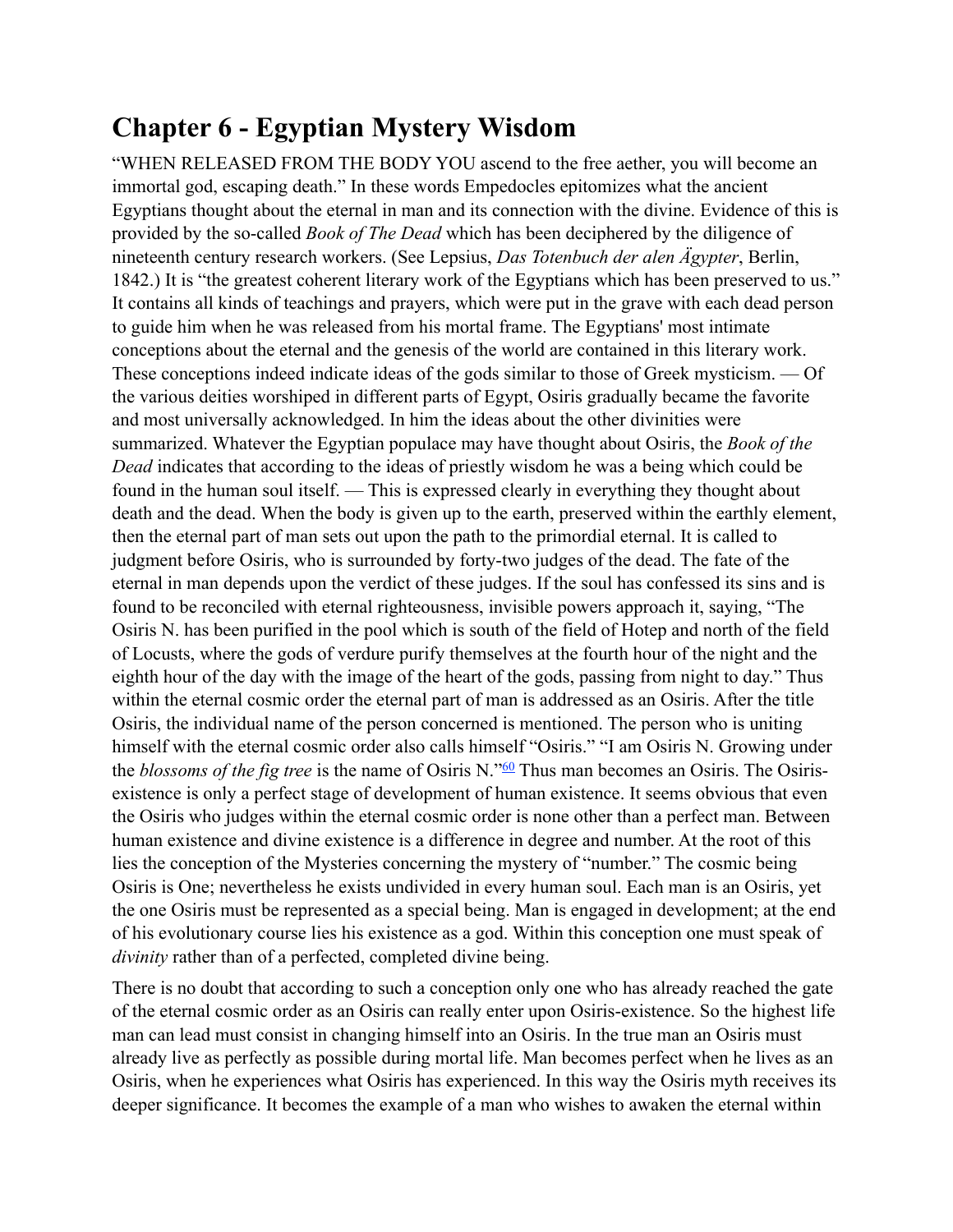# Chapter 6 - Egyptian Mystery Wisdom

"WHEN RELEASED FROM THE BODY YOU ascend to the free aether, you will become an immortal god, escaping death." In these words Empedocles epitomizes what the ancient Egyptians thought about the eternal in man and its connection with the divine. Evidence of this is provided by the so-called *Book of The Dead* which has been deciphered by the diligence of nineteenth century research workers. (See Lepsius, *Das Totenbuch der alen Ägypter*, Berlin, 1842.) It is "the greatest coherent literary work of the Egyptians which has been preserved to us." It contains all kinds of teachings and prayers, which were put in the grave with each dead person to guide him when he was released from his mortal frame. The Egyptians' most intimate conceptions about the eternal and the genesis of the world are contained in this literary work. These conceptions indeed indicate ideas of the gods similar to those of Greek mysticism. — Of the various deities worshiped in different parts of Egypt, Osiris gradually became the favorite and most universally acknowledged. In him the ideas about the other divinities were summarized. Whatever the Egyptian populace may have thought about Osiris, the *Book of the Dead* indicates that according to the ideas of priestly wisdom he was a being which could be found in the human soul itself. — This is expressed clearly in everything they thought about death and the dead. When the body is given up to the earth, preserved within the earthly element, then the eternal part of man sets out upon the path to the primordial eternal. It is called to judgment before Osiris, who is surrounded by forty-two judges of the dead. The fate of the eternal in man depends upon the verdict of these judges. If the soul has confessed its sins and is found to be reconciled with eternal righteousness, invisible powers approach it, saying, "The Osiris N. has been purified in the pool which is south of the field of Hotep and north of the field of Locusts, where the gods of verdure purify themselves at the fourth hour of the night and the eighth hour of the day with the image of the heart of the gods, passing from night to day." Thus within the eternal cosmic order the eternal part of man is addressed as an Osiris. After the title Osiris, the individual name of the person concerned is mentioned. The person who is uniting himself with the eternal cosmic order also calls himself "Osiris." "I am Osiris N. Growing under the *blossoms of the fig tree* is the name of Osiris N."[60] Thus man becomes an Osiris. The Osiris-existence is only a perfect stage of development of human existence. It seems obvious that even the Osiris who judges within the eternal cosmic order is none other than a perfect man. Between human existence and divine existence is a difference in degree and number. At the root of this lies the conception of the Mysteries concerning the mystery of "number." The cosmic being Osiris is One; nevertheless he exists undivided in every human soul. Each man is an Osiris, yet the one Osiris must be represented as a special being. Man is engaged in development; at the end of his evolutionary course lies his existence as a god. Within this conception one must speak of *divinity* rather than of a perfected, completed divine being.

There is no doubt that according to such a conception only one who has already reached the gate of the eternal cosmic order as an Osiris can really enter upon Osiris-existence. So the highest life man can lead must consist in changing himself into an Osiris. In the true man an Osiris must already live as perfectly as possible during mortal life. Man becomes perfect when he lives as an Osiris, when he experiences what Osiris has experienced. In this way the Osiris myth receives its deeper significance. It becomes the example of a man who wishes to awaken the eternal within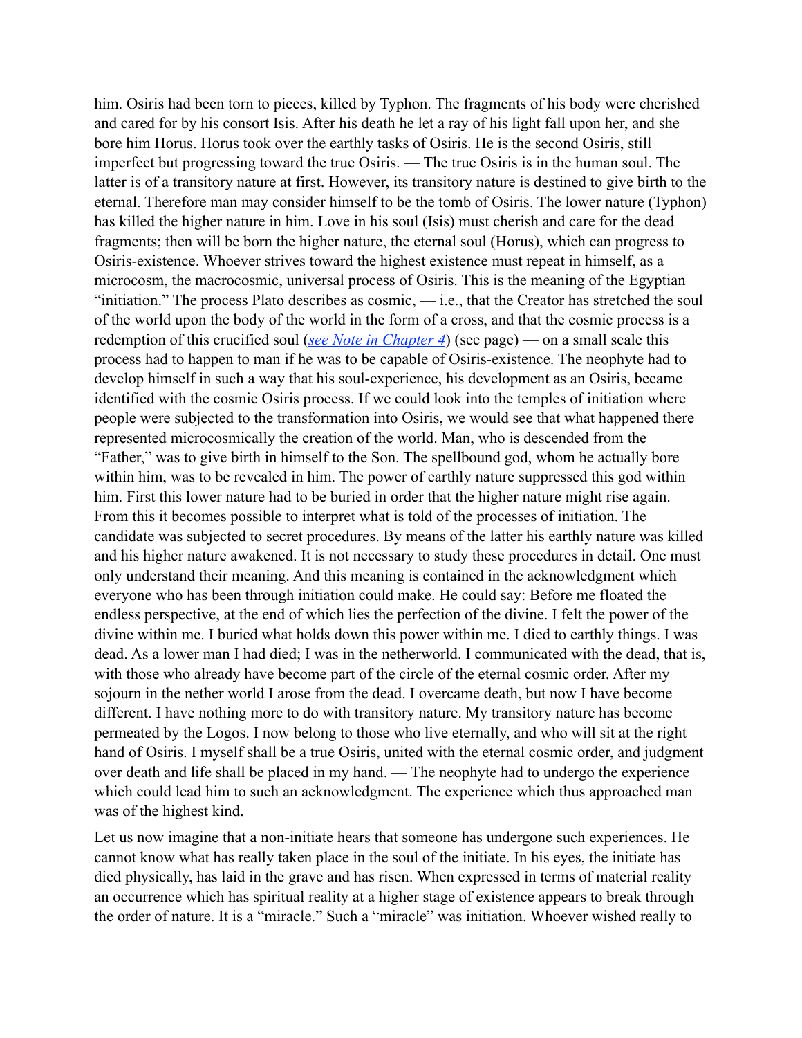him. Osiris had been torn to pieces, killed by Typhon. The fragments of his body were cherished and cared for by his consort Isis. After his death he let a ray of his light fall upon her, and she bore him Horus. Horus took over the earthly tasks of Osiris. He is the second Osiris, still imperfect but progressing toward the true Osiris. — The true Osiris is in the human soul. The latter is of a transitory nature at first. However, its transitory nature is destined to give birth to the eternal. Therefore man may consider himself to be the tomb of Osiris. The lower nature (Typhon) has killed the higher nature in him. Love in his soul (Isis) must cherish and care for the dead fragments; then will be born the higher nature, the eternal soul (Horus), which can progress to Osiris-existence. Whoever strives toward the highest existence must repeat in himself, as a microcosm, the macrocosmic, universal process of Osiris. This is the meaning of the Egyptian "initiation." The process Plato describes as cosmic, — i.e., that the Creator has stretched the soul of the world upon the body of the world in the form of a cross, and that the cosmic process is a redemption of this crucified soul (*see Note in Chapter 4*) (see page) — on a small scale this process had to happen to man if he was to be capable of Osiris-existence. The neophyte had to develop himself in such a way that his soul-experience, his development as an Osiris, became identified with the cosmic Osiris process. If we could look into the temples of initiation where people were subjected to the transformation into Osiris, we would see that what happened there represented microcosmically the creation of the world. Man, who is descended from the "Father," was to give birth in himself to the Son. The spellbound god, whom he actually bore within him, was to be revealed in him. The power of earthly nature suppressed this god within him. First this lower nature had to be buried in order that the higher nature might rise again. From this it becomes possible to interpret what is told of the processes of initiation. The candidate was subjected to secret procedures. By means of the latter his earthly nature was killed and his higher nature awakened. It is not necessary to study these procedures in detail. One must only understand their meaning. And this meaning is contained in the acknowledgment which everyone who has been through initiation could make. He could say: Before me floated the endless perspective, at the end of which lies the perfection of the divine. I felt the power of the divine within me. I buried what holds down this power within me. I died to earthly things. I was dead. As a lower man I had died; I was in the netherworld. I communicated with the dead, that is, with those who already have become part of the circle of the eternal cosmic order. After my sojourn in the nether world I arose from the dead. I overcame death, but now I have become different. I have nothing more to do with transitory nature. My transitory nature has become permeated by the Logos. I now belong to those who live eternally, and who will sit at the right hand of Osiris. I myself shall be a true Osiris, united with the eternal cosmic order, and judgment over death and life shall be placed in my hand. — The neophyte had to undergo the experience which could lead him to such an acknowledgment. The experience which thus approached man was of the highest kind.

Let us now imagine that a non-initiate hears that someone has undergone such experiences. He cannot know what has really taken place in the soul of the initiate. In his eyes, the initiate has died physically, has laid in the grave and has risen. When expressed in terms of material reality an occurrence which has spiritual reality at a higher stage of existence appears to break through the order of nature. It is a "miracle." Such a "miracle" was initiation. Whoever wished really to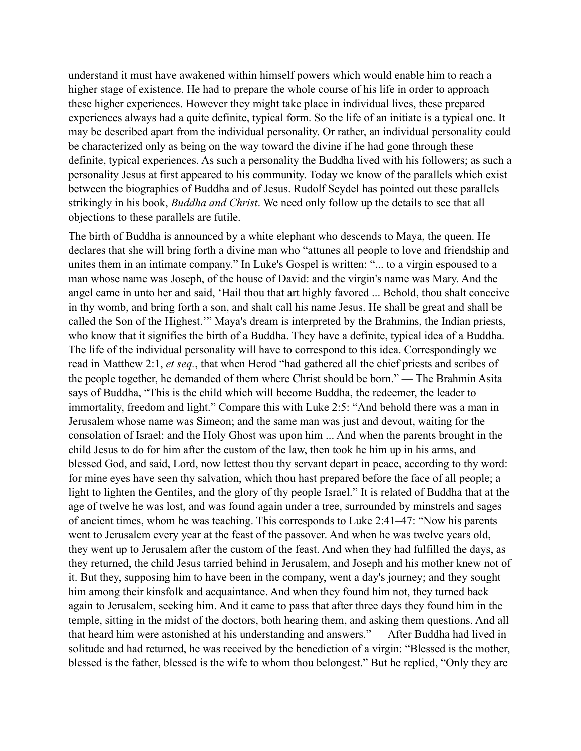understand it must have awakened within himself powers which would enable him to reach a higher stage of existence. He had to prepare the whole course of his life in order to approach these higher experiences. However they might take place in individual lives, these prepared experiences always had a quite definite, typical form. So the life of an initiate is a typical one. It may be described apart from the individual personality. Or rather, an individual personality could be characterized only as being on the way toward the divine if he had gone through these definite, typical experiences. As such a personality the Buddha lived with his followers; as such a personality Jesus at first appeared to his community. Today we know of the parallels which exist between the biographies of Buddha and of Jesus. Rudolf Seydel has pointed out these parallels strikingly in his book, *Buddha and Christ*. We need only follow up the details to see that all objections to these parallels are futile.

The birth of Buddha is announced by a white elephant who descends to Maya, the queen. He declares that she will bring forth a divine man who "attunes all people to love and friendship and unites them in an intimate company." In Luke's Gospel is written: "... to a virgin espoused to a man whose name was Joseph, of the house of David: and the virgin's name was Mary. And the angel came in unto her and said, 'Hail thou that art highly favored ... Behold, thou shalt conceive in thy womb, and bring forth a son, and shalt call his name Jesus. He shall be great and shall be called the Son of the Highest.'" Maya's dream is interpreted by the Brahmins, the Indian priests, who know that it signifies the birth of a Buddha. They have a definite, typical idea of a Buddha. The life of the individual personality will have to correspond to this idea. Correspondingly we read in Matthew 2:1, *et seq.*, that when Herod "had gathered all the chief priests and scribes of the people together, he demanded of them where Christ should be born." — The Brahmin Asita says of Buddha, "This is the child which will become Buddha, the redeemer, the leader to immortality, freedom and light." Compare this with Luke 2:5: "And behold there was a man in Jerusalem whose name was Simeon; and the same man was just and devout, waiting for the consolation of Israel: and the Holy Ghost was upon him ... And when the parents brought in the child Jesus to do for him after the custom of the law, then took he him up in his arms, and blessed God, and said, Lord, now lettest thou thy servant depart in peace, according to thy word: for mine eyes have seen thy salvation, which thou hast prepared before the face of all people; a light to lighten the Gentiles, and the glory of thy people Israel." It is related of Buddha that at the age of twelve he was lost, and was found again under a tree, surrounded by minstrels and sages of ancient times, whom he was teaching. This corresponds to Luke 2:41–47: "Now his parents went to Jerusalem every year at the feast of the passover. And when he was twelve years old, they went up to Jerusalem after the custom of the feast. And when they had fulfilled the days, as they returned, the child Jesus tarried behind in Jerusalem, and Joseph and his mother knew not of it. But they, supposing him to have been in the company, went a day's journey; and they sought him among their kinsfolk and acquaintance. And when they found him not, they turned back again to Jerusalem, seeking him. And it came to pass that after three days they found him in the temple, sitting in the midst of the doctors, both hearing them, and asking them questions. And all that heard him were astonished at his understanding and answers." — After Buddha had lived in solitude and had returned, he was received by the benediction of a virgin: "Blessed is the mother, blessed is the father, blessed is the wife to whom thou belongest." But he replied, "Only they are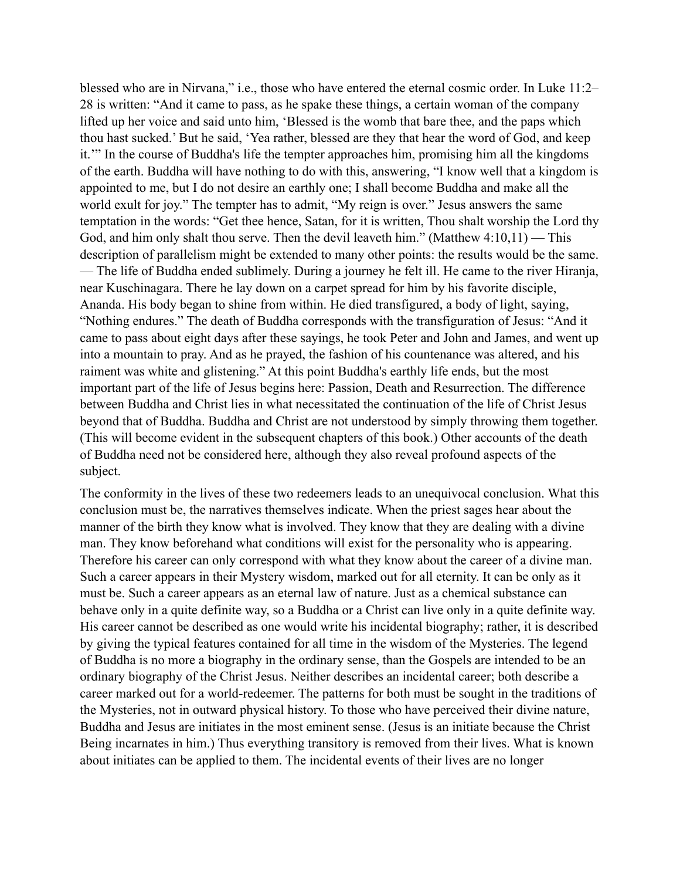blessed who are in Nirvana," i.e., those who have entered the eternal cosmic order. In Luke 11:2–28 is written: "And it came to pass, as he spake these things, a certain woman of the company lifted up her voice and said unto him, 'Blessed is the womb that bare thee, and the paps which thou hast sucked.' But he said, 'Yea rather, blessed are they that hear the word of God, and keep it.'" In the course of Buddha's life the tempter approaches him, promising him all the kingdoms of the earth. Buddha will have nothing to do with this, answering, "I know well that a kingdom is appointed to me, but I do not desire an earthly one; I shall become Buddha and make all the world exult for joy." The tempter has to admit, "My reign is over." Jesus answers the same temptation in the words: "Get thee hence, Satan, for it is written, Thou shalt worship the Lord thy God, and him only shalt thou serve. Then the devil leaveth him." (Matthew 4:10,11) — This description of parallelism might be extended to many other points: the results would be the same. — The life of Buddha ended sublimely. During a journey he felt ill. He came to the river Hiranja, near Kuschinagara. There he lay down on a carpet spread for him by his favorite disciple, Ananda. His body began to shine from within. He died transfigured, a body of light, saying, "Nothing endures." The death of Buddha corresponds with the transfiguration of Jesus: "And it came to pass about eight days after these sayings, he took Peter and John and James, and went up into a mountain to pray. And as he prayed, the fashion of his countenance was altered, and his raiment was white and glistening." At this point Buddha's earthly life ends, but the most important part of the life of Jesus begins here: Passion, Death and Resurrection. The difference between Buddha and Christ lies in what necessitated the continuation of the life of Christ Jesus beyond that of Buddha. Buddha and Christ are not understood by simply throwing them together. (This will become evident in the subsequent chapters of this book.) Other accounts of the death of Buddha need not be considered here, although they also reveal profound aspects of the subject.

The conformity in the lives of these two redeemers leads to an unequivocal conclusion. What this conclusion must be, the narratives themselves indicate. When the priest sages hear about the manner of the birth they know what is involved. They know that they are dealing with a divine man. They know beforehand what conditions will exist for the personality who is appearing. Therefore his career can only correspond with what they know about the career of a divine man. Such a career appears in their Mystery wisdom, marked out for all eternity. It can be only as it must be. Such a career appears as an eternal law of nature. Just as a chemical substance can behave only in a quite definite way, so a Buddha or a Christ can live only in a quite definite way. His career cannot be described as one would write his incidental biography; rather, it is described by giving the typical features contained for all time in the wisdom of the Mysteries. The legend of Buddha is no more a biography in the ordinary sense, than the Gospels are intended to be an ordinary biography of the Christ Jesus. Neither describes an incidental career; both describe a career marked out for a world-redeemer. The patterns for both must be sought in the traditions of the Mysteries, not in outward physical history. To those who have perceived their divine nature, Buddha and Jesus are initiates in the most eminent sense. (Jesus is an initiate because the Christ Being incarnates in him.) Thus everything transitory is removed from their lives. What is known about initiates can be applied to them. The incidental events of their lives are no longer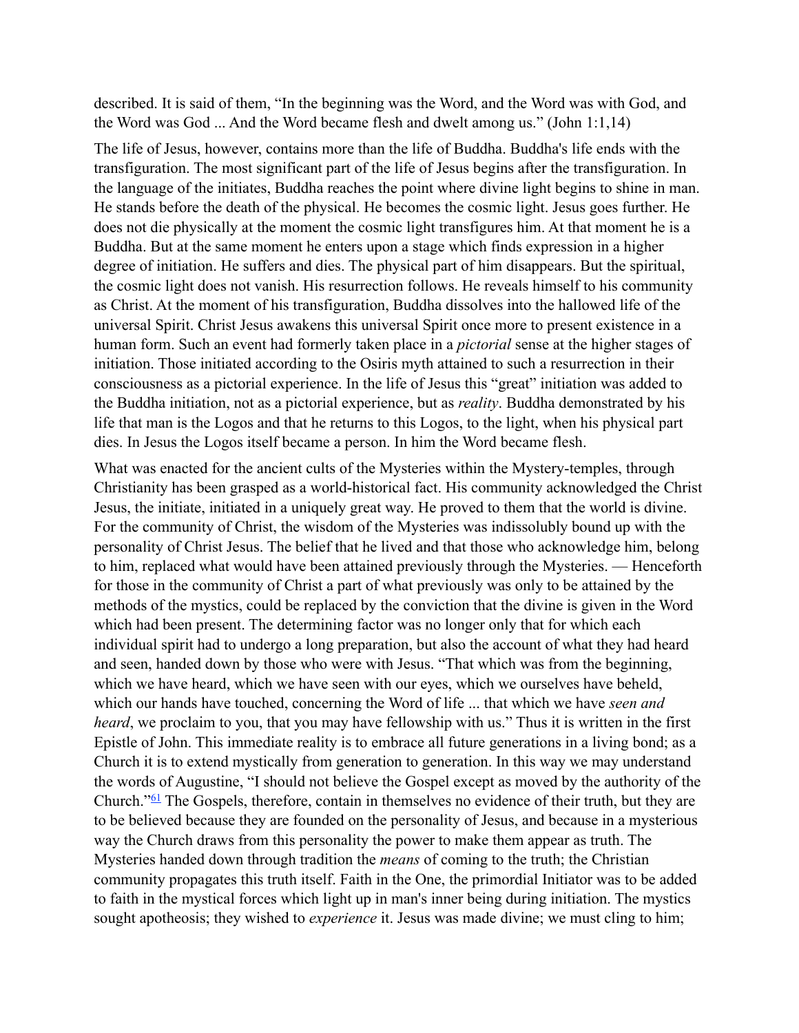described. It is said of them, “In the beginning was the Word, and the Word was with God, and the Word was God ... And the Word became flesh and dwelt among us.” (John 1:1,14)

The life of Jesus, however, contains more than the life of Buddha. Buddha's life ends with the transfiguration. The most significant part of the life of Jesus begins after the transfiguration. In the language of the initiates, Buddha reaches the point where divine light begins to shine in man. He stands before the death of the physical. He becomes the cosmic light. Jesus goes further. He does not die physically at the moment the cosmic light transfigures him. At that moment he is a Buddha. But at the same moment he enters upon a stage which finds expression in a higher degree of initiation. He suffers and dies. The physical part of him disappears. But the spiritual, the cosmic light does not vanish. His resurrection follows. He reveals himself to his community as Christ. At the moment of his transfiguration, Buddha dissolves into the hallowed life of the universal Spirit. Christ Jesus awakens this universal Spirit once more to present existence in a human form. Such an event had formerly taken place in a *pictorial* sense at the higher stages of initiation. Those initiated according to the Osiris myth attained to such a resurrection in their consciousness as a pictorial experience. In the life of Jesus this “great” initiation was added to the Buddha initiation, not as a pictorial experience, but as *reality*. Buddha demonstrated by his life that man is the Logos and that he returns to this Logos, to the light, when his physical part dies. In Jesus the Logos itself became a person. In him the Word became flesh.

What was enacted for the ancient cults of the Mysteries within the Mystery-temples, through Christianity has been grasped as a world-historical fact. His community acknowledged the Christ Jesus, the initiate, initiated in a uniquely great way. He proved to them that the world is divine. For the community of Christ, the wisdom of the Mysteries was indissolubly bound up with the personality of Christ Jesus. The belief that he lived and that those who acknowledge him, belong to him, replaced what would have been attained previously through the Mysteries. — Henceforth for those in the community of Christ a part of what previously was only to be attained by the methods of the mystics, could be replaced by the conviction that the divine is given in the Word which had been present. The determining factor was no longer only that for which each individual spirit had to undergo a long preparation, but also the account of what they had heard and seen, handed down by those who were with Jesus. “That which was from the beginning, which we have heard, which we have seen with our eyes, which we ourselves have beheld, which our hands have touched, concerning the Word of life ... that which we have *seen and heard*, we proclaim to you, that you may have fellowship with us.” Thus it is written in the first Epistle of John. This immediate reality is to embrace all future generations in a living bond; as a Church it is to extend mystically from generation to generation. In this way we may understand the words of Augustine, “I should not believe the Gospel except as moved by the authority of the Church.”[61] The Gospels, therefore, contain in themselves no evidence of their truth, but they are to be believed because they are founded on the personality of Jesus, and because in a mysterious way the Church draws from this personality the power to make them appear as truth. The Mysteries handed down through tradition the *means* of coming to the truth; the Christian community propagates this truth itself. Faith in the One, the primordial Initiator was to be added to faith in the mystical forces which light up in man's inner being during initiation. The mystics sought apotheosis; they wished to *experience* it. Jesus was made divine; we must cling to him;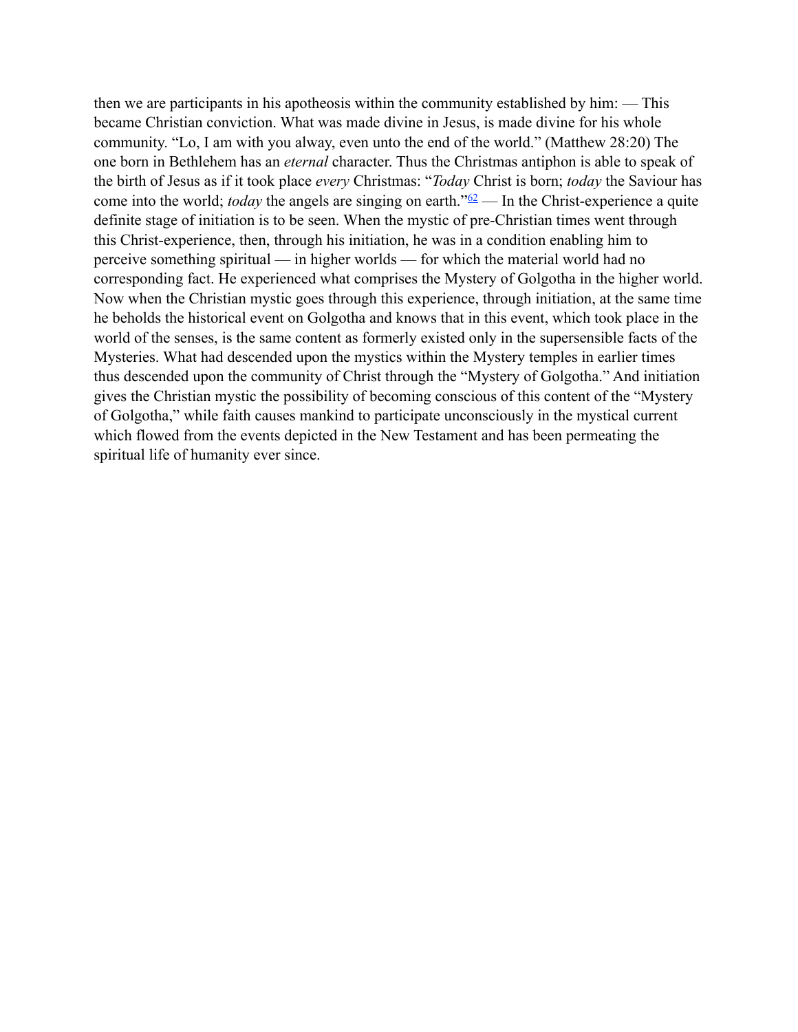then we are participants in his apotheosis within the community established by him: — This became Christian conviction. What was made divine in Jesus, is made divine for his whole community. “Lo, I am with you alway, even unto the end of the world.” (Matthew 28:20) The one born in Bethlehem has an *eternal* character. Thus the Christmas antiphon is able to speak of the birth of Jesus as if it took place *every* Christmas: “*Today* Christ is born; *today* the Saviour has come into the world; *today* the angels are singing on earth.”[62] — In the Christ-experience a quite definite stage of initiation is to be seen. When the mystic of pre-Christian times went through this Christ-experience, then, through his initiation, he was in a condition enabling him to perceive something spiritual — in higher worlds — for which the material world had no corresponding fact. He experienced what comprises the Mystery of Golgotha in the higher world. Now when the Christian mystic goes through this experience, through initiation, at the same time he beholds the historical event on Golgotha and knows that in this event, which took place in the world of the senses, is the same content as formerly existed only in the supersensible facts of the Mysteries. What had descended upon the mystics within the Mystery temples in earlier times thus descended upon the community of Christ through the “Mystery of Golgotha.” And initiation gives the Christian mystic the possibility of becoming conscious of this content of the “Mystery of Golgotha,” while faith causes mankind to participate unconsciously in the mystical current which flowed from the events depicted in the New Testament and has been permeating the spiritual life of humanity ever since.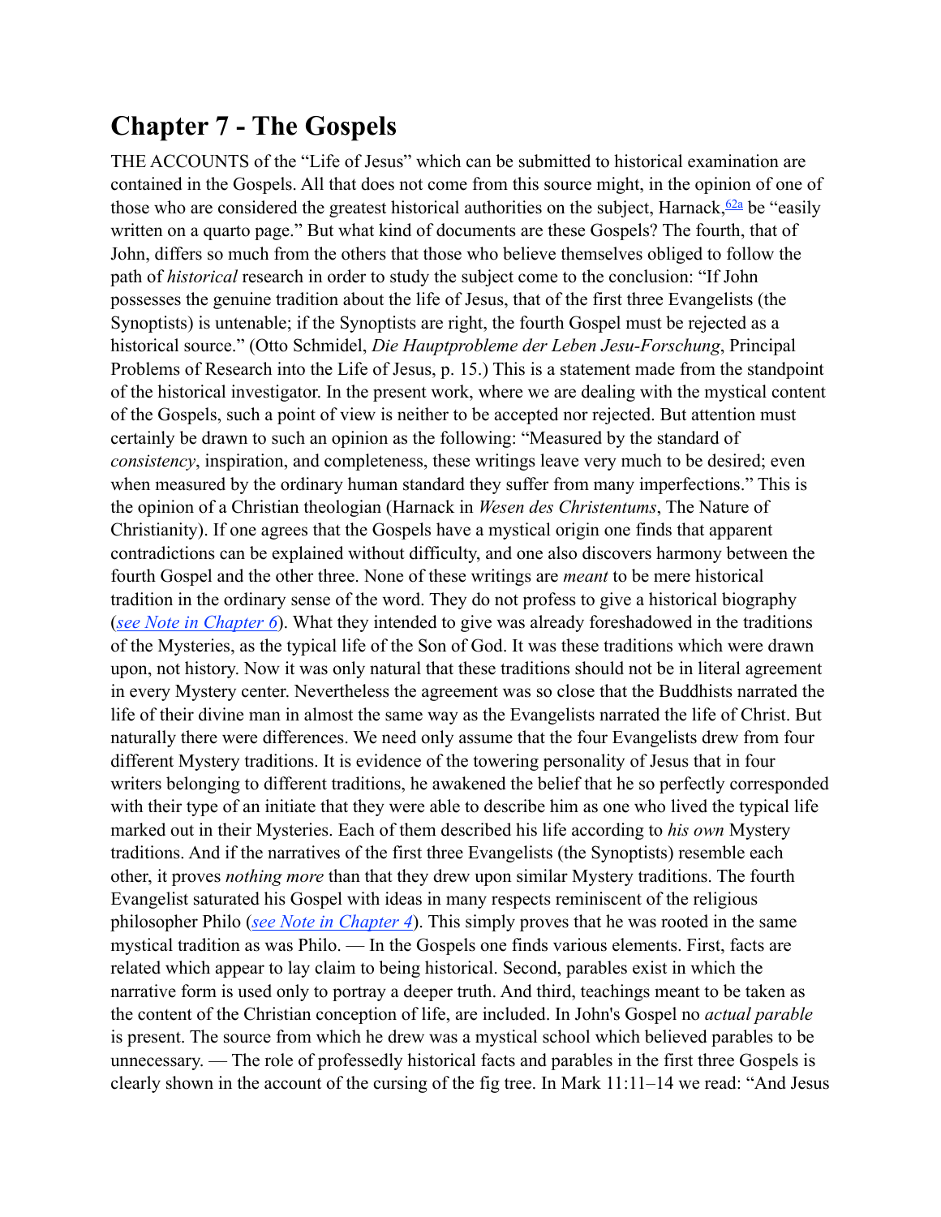# Chapter 7 - The Gospels

THE ACCOUNTS of the "Life of Jesus" which can be submitted to historical examination are contained in the Gospels. All that does not come from this source might, in the opinion of one of those who are considered the greatest historical authorities on the subject, Harnack,[62a] be "easily written on a quarto page." But what kind of documents are these Gospels? The fourth, that of John, differs so much from the others that those who believe themselves obliged to follow the path of *historical* research in order to study the subject come to the conclusion: "If John possesses the genuine tradition about the life of Jesus, that of the first three Evangelists (the Synoptists) is untenable; if the Synoptists are right, the fourth Gospel must be rejected as a historical source." (Otto Schmidel, *Die Hauptprobleme der Leben Jesu-Forschung*, Principal Problems of Research into the Life of Jesus, p. 15.) This is a statement made from the standpoint of the historical investigator. In the present work, where we are dealing with the mystical content of the Gospels, such a point of view is neither to be accepted nor rejected. But attention must certainly be drawn to such an opinion as the following: "Measured by the standard of *consistency*, inspiration, and completeness, these writings leave very much to be desired; even when measured by the ordinary human standard they suffer from many imperfections." This is the opinion of a Christian theologian (Harnack in *Wesen des Christentums*, The Nature of Christianity). If one agrees that the Gospels have a mystical origin one finds that apparent contradictions can be explained without difficulty, and one also discovers harmony between the fourth Gospel and the other three. None of these writings are *meant* to be mere historical tradition in the ordinary sense of the word. They do not profess to give a historical biography (*see Note in Chapter 6*). What they intended to give was already foreshadowed in the traditions of the Mysteries, as the typical life of the Son of God. It was these traditions which were drawn upon, not history. Now it was only natural that these traditions should not be in literal agreement in every Mystery center. Nevertheless the agreement was so close that the Buddhists narrated the life of their divine man in almost the same way as the Evangelists narrated the life of Christ. But naturally there were differences. We need only assume that the four Evangelists drew from four different Mystery traditions. It is evidence of the towering personality of Jesus that in four writers belonging to different traditions, he awakened the belief that he so perfectly corresponded with their type of an initiate that they were able to describe him as one who lived the typical life marked out in their Mysteries. Each of them described his life according to *his own* Mystery traditions. And if the narratives of the first three Evangelists (the Synoptists) resemble each other, it proves *nothing more* than that they drew upon similar Mystery traditions. The fourth Evangelist saturated his Gospel with ideas in many respects reminiscent of the religious philosopher Philo (*see Note in Chapter 4*). This simply proves that he was rooted in the same mystical tradition as was Philo. — In the Gospels one finds various elements. First, facts are related which appear to lay claim to being historical. Second, parables exist in which the narrative form is used only to portray a deeper truth. And third, teachings meant to be taken as the content of the Christian conception of life, are included. In John's Gospel no *actual parable* is present. The source from which he drew was a mystical school which believed parables to be unnecessary. — The role of professedly historical facts and parables in the first three Gospels is clearly shown in the account of the cursing of the fig tree. In Mark 11:11–14 we read: "And Jesus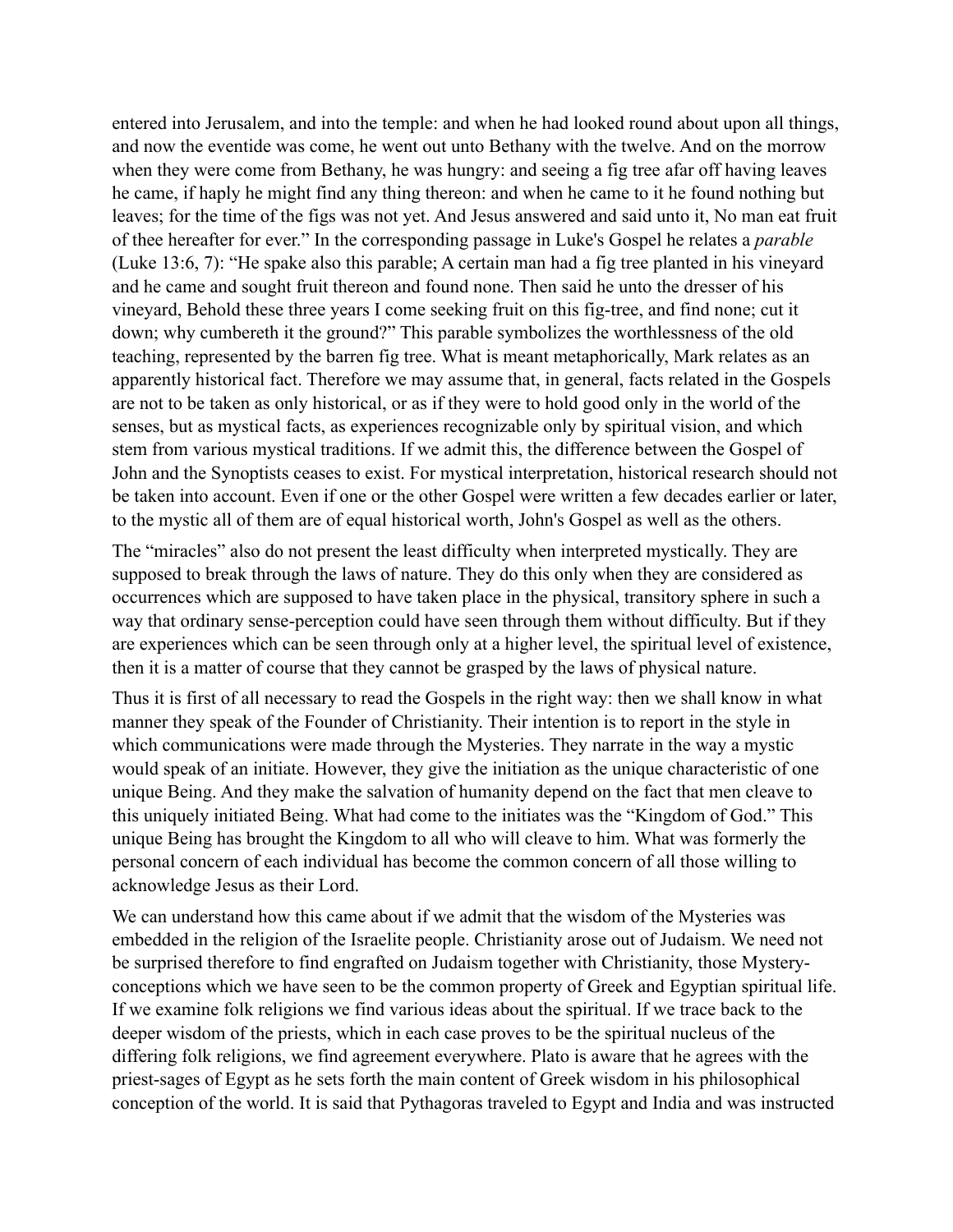entered into Jerusalem, and into the temple: and when he had looked round about upon all things, and now the eventide was come, he went out unto Bethany with the twelve. And on the morrow when they were come from Bethany, he was hungry: and seeing a fig tree afar off having leaves he came, if haply he might find any thing thereon: and when he came to it he found nothing but leaves; for the time of the figs was not yet. And Jesus answered and said unto it, No man eat fruit of thee hereafter for ever." In the corresponding passage in Luke's Gospel he relates a *parable* (Luke 13:6, 7): "He spake also this parable; A certain man had a fig tree planted in his vineyard and he came and sought fruit thereon and found none. Then said he unto the dresser of his vineyard, Behold these three years I come seeking fruit on this fig-tree, and find none; cut it down; why cumbereth it the ground?" This parable symbolizes the worthlessness of the old teaching, represented by the barren fig tree. What is meant metaphorically, Mark relates as an apparently historical fact. Therefore we may assume that, in general, facts related in the Gospels are not to be taken as only historical, or as if they were to hold good only in the world of the senses, but as mystical facts, as experiences recognizable only by spiritual vision, and which stem from various mystical traditions. If we admit this, the difference between the Gospel of John and the Synoptists ceases to exist. For mystical interpretation, historical research should not be taken into account. Even if one or the other Gospel were written a few decades earlier or later, to the mystic all of them are of equal historical worth, John's Gospel as well as the others.

The "miracles" also do not present the least difficulty when interpreted mystically. They are supposed to break through the laws of nature. They do this only when they are considered as occurrences which are supposed to have taken place in the physical, transitory sphere in such a way that ordinary sense-perception could have seen through them without difficulty. But if they are experiences which can be seen through only at a higher level, the spiritual level of existence, then it is a matter of course that they cannot be grasped by the laws of physical nature.

Thus it is first of all necessary to read the Gospels in the right way: then we shall know in what manner they speak of the Founder of Christianity. Their intention is to report in the style in which communications were made through the Mysteries. They narrate in the way a mystic would speak of an initiate. However, they give the initiation as the unique characteristic of one unique Being. And they make the salvation of humanity depend on the fact that men cleave to this uniquely initiated Being. What had come to the initiates was the "Kingdom of God." This unique Being has brought the Kingdom to all who will cleave to him. What was formerly the personal concern of each individual has become the common concern of all those willing to acknowledge Jesus as their Lord.

We can understand how this came about if we admit that the wisdom of the Mysteries was embedded in the religion of the Israelite people. Christianity arose out of Judaism. We need not be surprised therefore to find engrafted on Judaism together with Christianity, those Mystery-conceptions which we have seen to be the common property of Greek and Egyptian spiritual life. If we examine folk religions we find various ideas about the spiritual. If we trace back to the deeper wisdom of the priests, which in each case proves to be the spiritual nucleus of the differing folk religions, we find agreement everywhere. Plato is aware that he agrees with the priest-sages of Egypt as he sets forth the main content of Greek wisdom in his philosophical conception of the world. It is said that Pythagoras traveled to Egypt and India and was instructed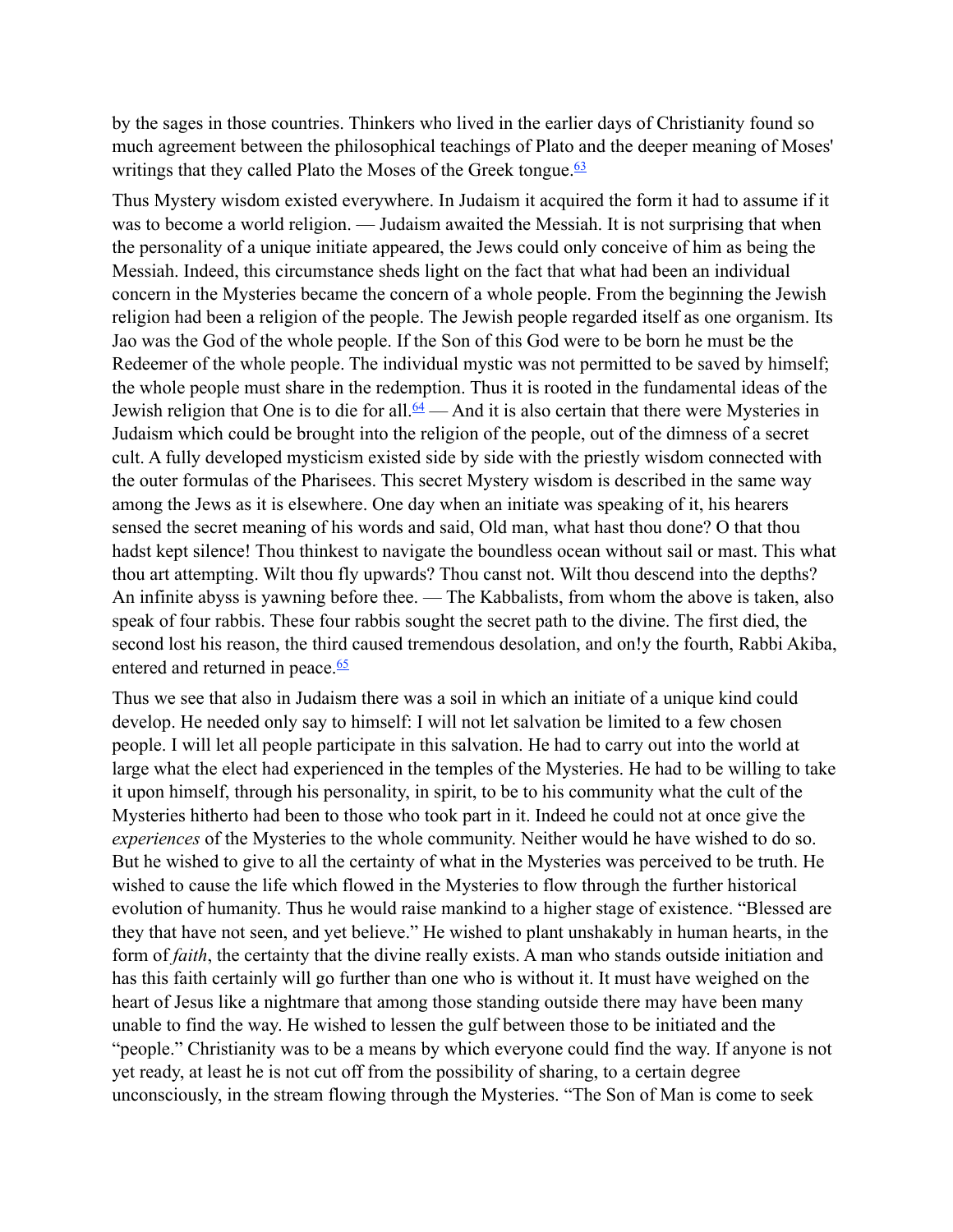by the sages in those countries. Thinkers who lived in the earlier days of Christianity found so much agreement between the philosophical teachings of Plato and the deeper meaning of Moses' writings that they called Plato the Moses of the Greek tongue.[63]

Thus Mystery wisdom existed everywhere. In Judaism it acquired the form it had to assume if it was to become a world religion. — Judaism awaited the Messiah. It is not surprising that when the personality of a unique initiate appeared, the Jews could only conceive of him as being the Messiah. Indeed, this circumstance sheds light on the fact that what had been an individual concern in the Mysteries became the concern of a whole people. From the beginning the Jewish religion had been a religion of the people. The Jewish people regarded itself as one organism. Its Jao was the God of the whole people. If the Son of this God were to be born he must be the Redeemer of the whole people. The individual mystic was not permitted to be saved by himself; the whole people must share in the redemption. Thus it is rooted in the fundamental ideas of the Jewish religion that One is to die for all.[64] — And it is also certain that there were Mysteries in Judaism which could be brought into the religion of the people, out of the dimness of a secret cult. A fully developed mysticism existed side by side with the priestly wisdom connected with the outer formulas of the Pharisees. This secret Mystery wisdom is described in the same way among the Jews as it is elsewhere. One day when an initiate was speaking of it, his hearers sensed the secret meaning of his words and said, Old man, what hast thou done? O that thou hadst kept silence! Thou thinkest to navigate the boundless ocean without sail or mast. This what thou art attempting. Wilt thou fly upwards? Thou canst not. Wilt thou descend into the depths? An infinite abyss is yawning before thee. — The Kabbalists, from whom the above is taken, also speak of four rabbis. These four rabbis sought the secret path to the divine. The first died, the second lost his reason, the third caused tremendous desolation, and on!y the fourth, Rabbi Akiba, entered and returned in peace.[65]

Thus we see that also in Judaism there was a soil in which an initiate of a unique kind could develop. He needed only say to himself: I will not let salvation be limited to a few chosen people. I will let all people participate in this salvation. He had to carry out into the world at large what the elect had experienced in the temples of the Mysteries. He had to be willing to take it upon himself, through his personality, in spirit, to be to his community what the cult of the Mysteries hitherto had been to those who took part in it. Indeed he could not at once give the *experiences* of the Mysteries to the whole community. Neither would he have wished to do so. But he wished to give to all the certainty of what in the Mysteries was perceived to be truth. He wished to cause the life which flowed in the Mysteries to flow through the further historical evolution of humanity. Thus he would raise mankind to a higher stage of existence. "Blessed are they that have not seen, and yet believe." He wished to plant unshakably in human hearts, in the form of *faith*, the certainty that the divine really exists. A man who stands outside initiation and has this faith certainly will go further than one who is without it. It must have weighed on the heart of Jesus like a nightmare that among those standing outside there may have been many unable to find the way. He wished to lessen the gulf between those to be initiated and the "people." Christianity was to be a means by which everyone could find the way. If anyone is not yet ready, at least he is not cut off from the possibility of sharing, to a certain degree unconsciously, in the stream flowing through the Mysteries. "The Son of Man is come to seek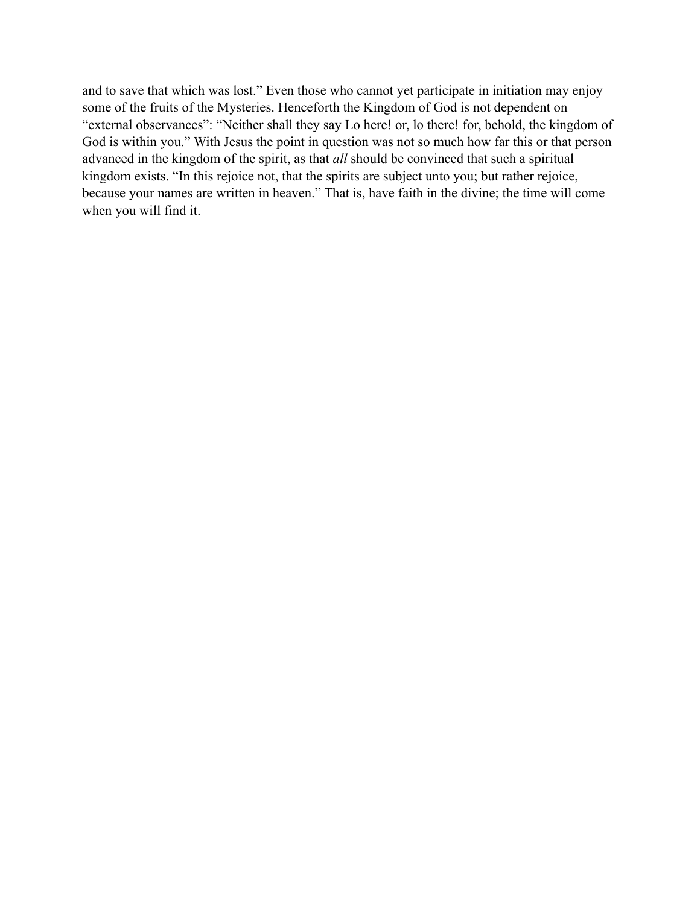and to save that which was lost.” Even those who cannot yet participate in initiation may enjoy some of the fruits of the Mysteries. Henceforth the Kingdom of God is not dependent on “external observances”: “Neither shall they say Lo here! or, lo there! for, behold, the kingdom of God is within you.” With Jesus the point in question was not so much how far this or that person advanced in the kingdom of the spirit, as that *all* should be convinced that such a spiritual kingdom exists. “In this rejoice not, that the spirits are subject unto you; but rather rejoice, because your names are written in heaven.” That is, have faith in the divine; the time will come when you will find it.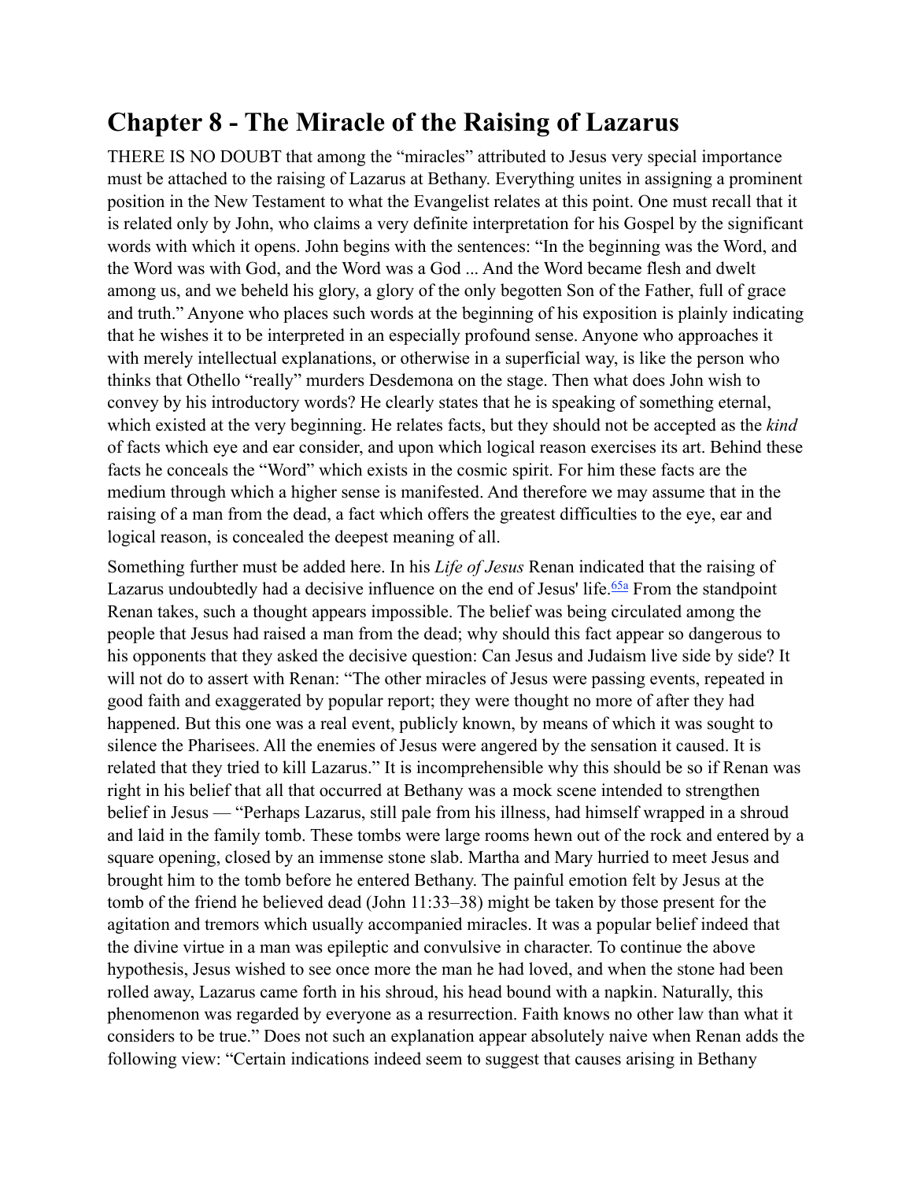# Chapter 8 - The Miracle of the Raising of Lazarus

THERE IS NO DOUBT that among the "miracles" attributed to Jesus very special importance must be attached to the raising of Lazarus at Bethany. Everything unites in assigning a prominent position in the New Testament to what the Evangelist relates at this point. One must recall that it is related only by John, who claims a very definite interpretation for his Gospel by the significant words with which it opens. John begins with the sentences: "In the beginning was the Word, and the Word was with God, and the Word was a God ... And the Word became flesh and dwelt among us, and we beheld his glory, a glory of the only begotten Son of the Father, full of grace and truth." Anyone who places such words at the beginning of his exposition is plainly indicating that he wishes it to be interpreted in an especially profound sense. Anyone who approaches it with merely intellectual explanations, or otherwise in a superficial way, is like the person who thinks that Othello "really" murders Desdemona on the stage. Then what does John wish to convey by his introductory words? He clearly states that he is speaking of something eternal, which existed at the very beginning. He relates facts, but they should not be accepted as the *kind* of facts which eye and ear consider, and upon which logical reason exercises its art. Behind these facts he conceals the "Word" which exists in the cosmic spirit. For him these facts are the medium through which a higher sense is manifested. And therefore we may assume that in the raising of a man from the dead, a fact which offers the greatest difficulties to the eye, ear and logical reason, is concealed the deepest meaning of all.

Something further must be added here. In his *Life of Jesus* Renan indicated that the raising of Lazarus undoubtedly had a decisive influence on the end of Jesus' life.[65a] From the standpoint Renan takes, such a thought appears impossible. The belief was being circulated among the people that Jesus had raised a man from the dead; why should this fact appear so dangerous to his opponents that they asked the decisive question: Can Jesus and Judaism live side by side? It will not do to assert with Renan: "The other miracles of Jesus were passing events, repeated in good faith and exaggerated by popular report; they were thought no more of after they had happened. But this one was a real event, publicly known, by means of which it was sought to silence the Pharisees. All the enemies of Jesus were angered by the sensation it caused. It is related that they tried to kill Lazarus." It is incomprehensible why this should be so if Renan was right in his belief that all that occurred at Bethany was a mock scene intended to strengthen belief in Jesus — "Perhaps Lazarus, still pale from his illness, had himself wrapped in a shroud and laid in the family tomb. These tombs were large rooms hewn out of the rock and entered by a square opening, closed by an immense stone slab. Martha and Mary hurried to meet Jesus and brought him to the tomb before he entered Bethany. The painful emotion felt by Jesus at the tomb of the friend he believed dead (John 11:33–38) might be taken by those present for the agitation and tremors which usually accompanied miracles. It was a popular belief indeed that the divine virtue in a man was epileptic and convulsive in character. To continue the above hypothesis, Jesus wished to see once more the man he had loved, and when the stone had been rolled away, Lazarus came forth in his shroud, his head bound with a napkin. Naturally, this phenomenon was regarded by everyone as a resurrection. Faith knows no other law than what it considers to be true." Does not such an explanation appear absolutely naive when Renan adds the following view: "Certain indications indeed seem to suggest that causes arising in Bethany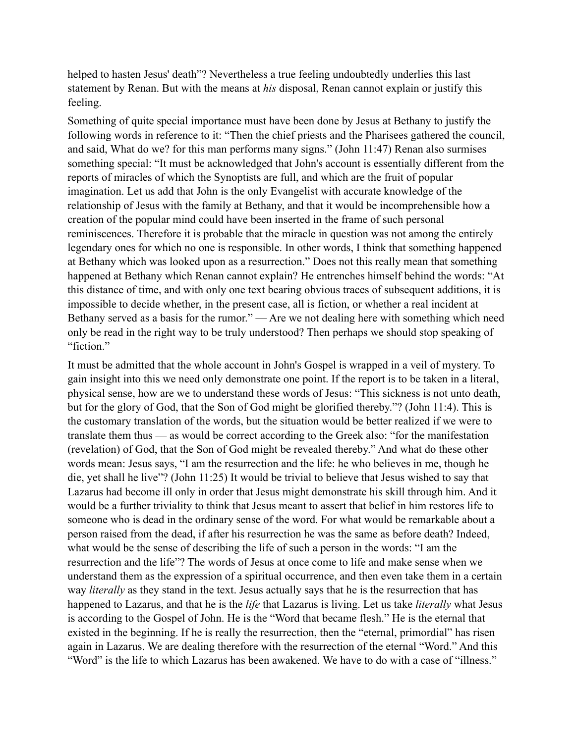helped to hasten Jesus' death"? Nevertheless a true feeling undoubtedly underlies this last statement by Renan. But with the means at *his* disposal, Renan cannot explain or justify this feeling.

Something of quite special importance must have been done by Jesus at Bethany to justify the following words in reference to it: "Then the chief priests and the Pharisees gathered the council, and said, What do we? for this man performs many signs." (John 11:47) Renan also surmises something special: "It must be acknowledged that John's account is essentially different from the reports of miracles of which the Synoptists are full, and which are the fruit of popular imagination. Let us add that John is the only Evangelist with accurate knowledge of the relationship of Jesus with the family at Bethany, and that it would be incomprehensible how a creation of the popular mind could have been inserted in the frame of such personal reminiscences. Therefore it is probable that the miracle in question was not among the entirely legendary ones for which no one is responsible. In other words, I think that something happened at Bethany which was looked upon as a resurrection." Does not this really mean that something happened at Bethany which Renan cannot explain? He entrenches himself behind the words: "At this distance of time, and with only one text bearing obvious traces of subsequent additions, it is impossible to decide whether, in the present case, all is fiction, or whether a real incident at Bethany served as a basis for the rumor." — Are we not dealing here with something which need only be read in the right way to be truly understood? Then perhaps we should stop speaking of "fiction."

It must be admitted that the whole account in John's Gospel is wrapped in a veil of mystery. To gain insight into this we need only demonstrate one point. If the report is to be taken in a literal, physical sense, how are we to understand these words of Jesus: "This sickness is not unto death, but for the glory of God, that the Son of God might be glorified thereby."? (John 11:4). This is the customary translation of the words, but the situation would be better realized if we were to translate them thus — as would be correct according to the Greek also: "for the manifestation (revelation) of God, that the Son of God might be revealed thereby." And what do these other words mean: Jesus says, "I am the resurrection and the life: he who believes in me, though he die, yet shall he live"? (John 11:25) It would be trivial to believe that Jesus wished to say that Lazarus had become ill only in order that Jesus might demonstrate his skill through him. And it would be a further triviality to think that Jesus meant to assert that belief in him restores life to someone who is dead in the ordinary sense of the word. For what would be remarkable about a person raised from the dead, if after his resurrection he was the same as before death? Indeed, what would be the sense of describing the life of such a person in the words: "I am the resurrection and the life"? The words of Jesus at once come to life and make sense when we understand them as the expression of a spiritual occurrence, and then even take them in a certain way *literally* as they stand in the text. Jesus actually says that he is the resurrection that has happened to Lazarus, and that he is the *life* that Lazarus is living. Let us take *literally* what Jesus is according to the Gospel of John. He is the "Word that became flesh." He is the eternal that existed in the beginning. If he is really the resurrection, then the "eternal, primordial" has risen again in Lazarus. We are dealing therefore with the resurrection of the eternal "Word." And this "Word" is the life to which Lazarus has been awakened. We have to do with a case of "illness."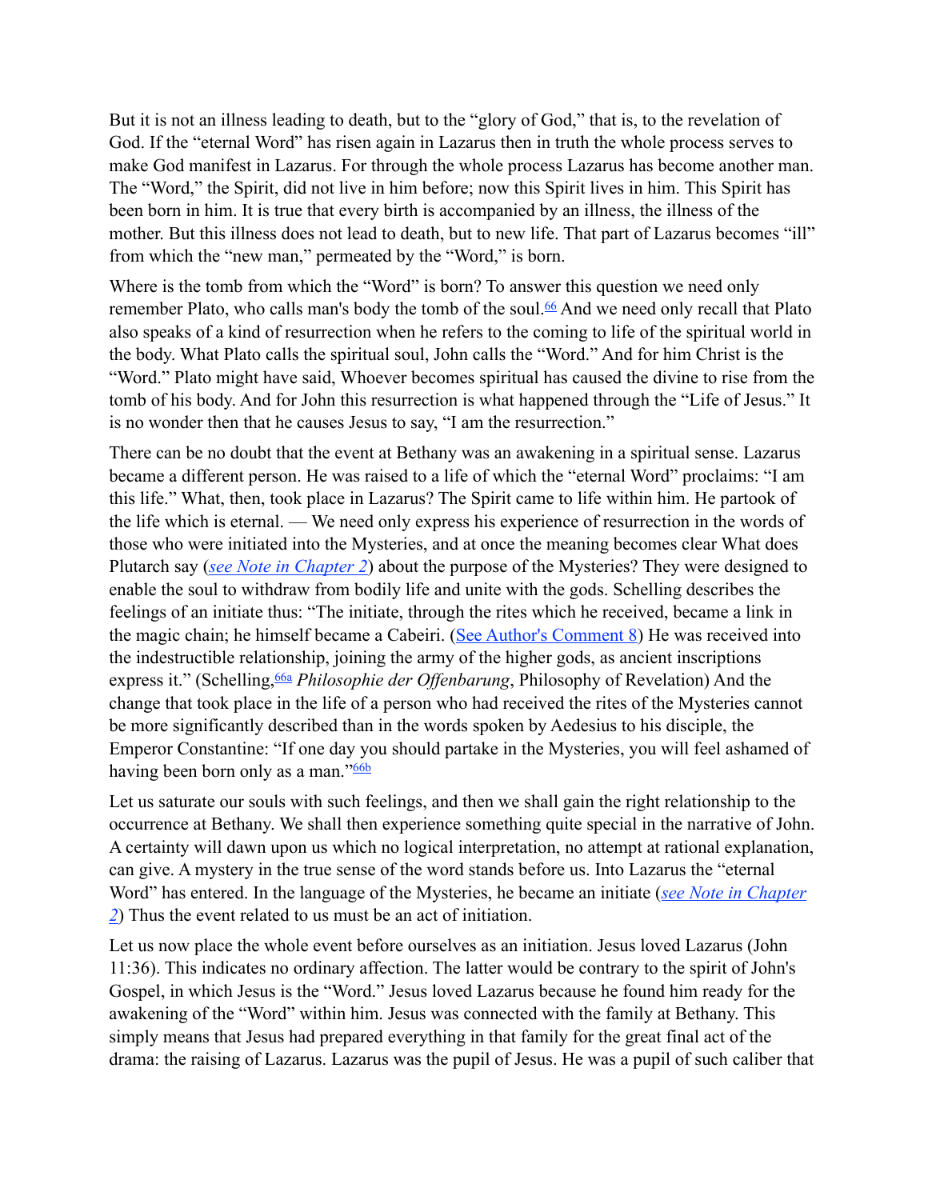But it is not an illness leading to death, but to the “glory of God,” that is, to the revelation of God. If the “eternal Word” has risen again in Lazarus then in truth the whole process serves to make God manifest in Lazarus. For through the whole process Lazarus has become another man. The “Word,” the Spirit, did not live in him before; now this Spirit lives in him. This Spirit has been born in him. It is true that every birth is accompanied by an illness, the illness of the mother. But this illness does not lead to death, but to new life. That part of Lazarus becomes “ill” from which the “new man,” permeated by the “Word,” is born.

Where is the tomb from which the “Word” is born? To answer this question we need only remember Plato, who calls man's body the tomb of the soul.[66] And we need only recall that Plato also speaks of a kind of resurrection when he refers to the coming to life of the spiritual world in the body. What Plato calls the spiritual soul, John calls the “Word.” And for him Christ is the “Word.” Plato might have said, Whoever becomes spiritual has caused the divine to rise from the tomb of his body. And for John this resurrection is what happened through the “Life of Jesus.” It is no wonder then that he causes Jesus to say, “I am the resurrection.”

There can be no doubt that the event at Bethany was an awakening in a spiritual sense. Lazarus became a different person. He was raised to a life of which the “eternal Word” proclaims: “I am this life.” What, then, took place in Lazarus? The Spirit came to life within him. He partook of the life which is eternal. — We need only express his experience of resurrection in the words of those who were initiated into the Mysteries, and at once the meaning becomes clear What does Plutarch say (*see Note in Chapter 2*) about the purpose of the Mysteries? They were designed to enable the soul to withdraw from bodily life and unite with the gods. Schelling describes the feelings of an initiate thus: “The initiate, through the rites which he received, became a link in the magic chain; he himself became a Cabeiri. (See Author's Comment 8) He was received into the indestructible relationship, joining the army of the higher gods, as ancient inscriptions express it.” (Schelling,[66a] *Philosophie der Offenbarung*, Philosophy of Revelation) And the change that took place in the life of a person who had received the rites of the Mysteries cannot be more significantly described than in the words spoken by Aedesius to his disciple, the Emperor Constantine: “If one day you should partake in the Mysteries, you will feel ashamed of having been born only as a man.”[66b]

Let us saturate our souls with such feelings, and then we shall gain the right relationship to the occurrence at Bethany. We shall then experience something quite special in the narrative of John. A certainty will dawn upon us which no logical interpretation, no attempt at rational explanation, can give. A mystery in the true sense of the word stands before us. Into Lazarus the “eternal Word” has entered. In the language of the Mysteries, he became an initiate (*see Note in Chapter 2*) Thus the event related to us must be an act of initiation.

Let us now place the whole event before ourselves as an initiation. Jesus loved Lazarus (John 11:36). This indicates no ordinary affection. The latter would be contrary to the spirit of John's Gospel, in which Jesus is the “Word.” Jesus loved Lazarus because he found him ready for the awakening of the “Word” within him. Jesus was connected with the family at Bethany. This simply means that Jesus had prepared everything in that family for the great final act of the drama: the raising of Lazarus. Lazarus was the pupil of Jesus. He was a pupil of such caliber that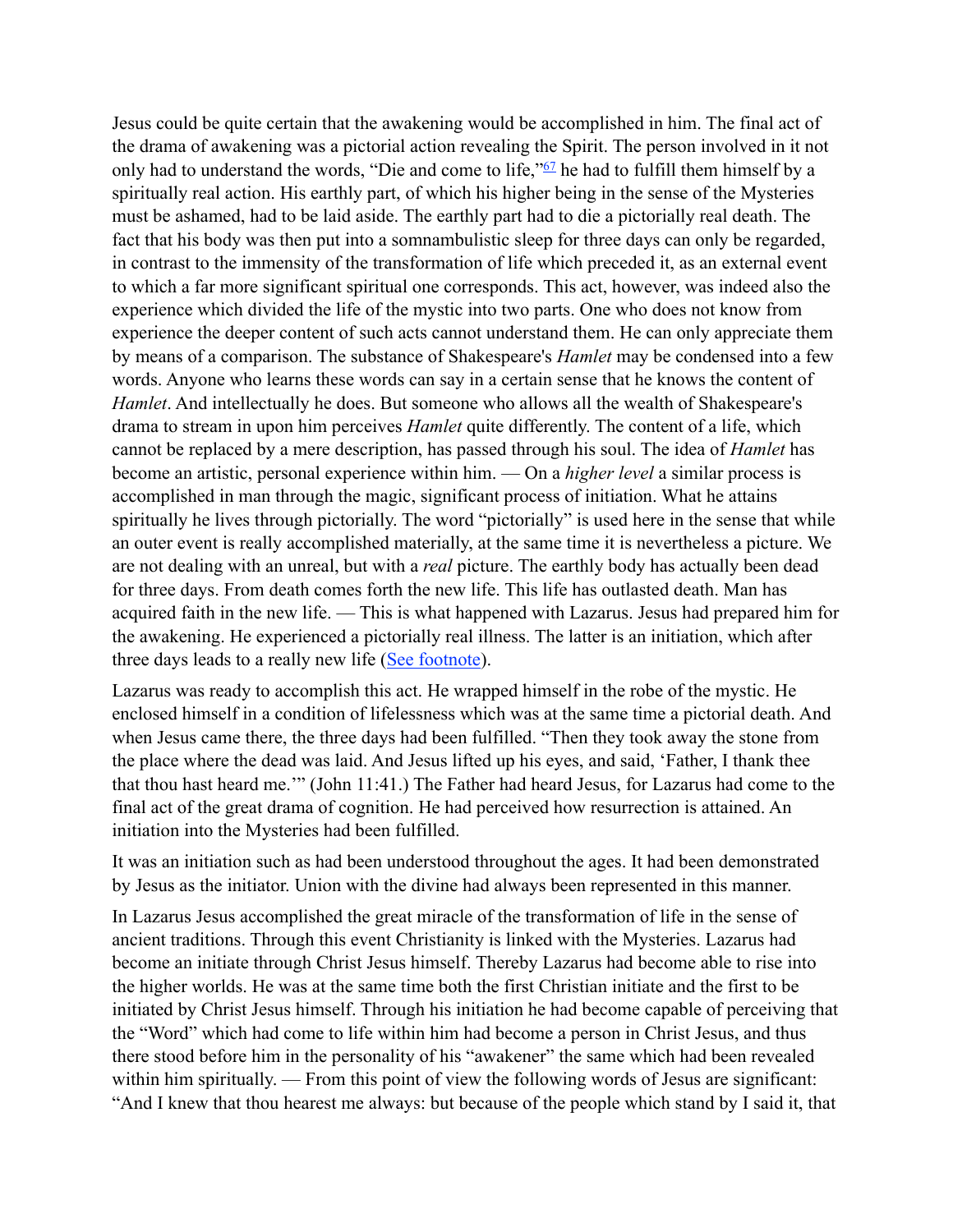Jesus could be quite certain that the awakening would be accomplished in him. The final act of the drama of awakening was a pictorial action revealing the Spirit. The person involved in it not only had to understand the words, “Die and come to life,”[67] he had to fulfill them himself by a spiritually real action. His earthly part, of which his higher being in the sense of the Mysteries must be ashamed, had to be laid aside. The earthly part had to die a pictorially real death. The fact that his body was then put into a somnambulistic sleep for three days can only be regarded, in contrast to the immensity of the transformation of life which preceded it, as an external event to which a far more significant spiritual one corresponds. This act, however, was indeed also the experience which divided the life of the mystic into two parts. One who does not know from experience the deeper content of such acts cannot understand them. He can only appreciate them by means of a comparison. The substance of Shakespeare's *Hamlet* may be condensed into a few words. Anyone who learns these words can say in a certain sense that he knows the content of *Hamlet*. And intellectually he does. But someone who allows all the wealth of Shakespeare's drama to stream in upon him perceives *Hamlet* quite differently. The content of a life, which cannot be replaced by a mere description, has passed through his soul. The idea of *Hamlet* has become an artistic, personal experience within him. — On a *higher level* a similar process is accomplished in man through the magic, significant process of initiation. What he attains spiritually he lives through pictorially. The word “pictorially” is used here in the sense that while an outer event is really accomplished materially, at the same time it is nevertheless a picture. We are not dealing with an unreal, but with a *real* picture. The earthly body has actually been dead for three days. From death comes forth the new life. This life has outlasted death. Man has acquired faith in the new life. — This is what happened with Lazarus. Jesus had prepared him for the awakening. He experienced a pictorially real illness. The latter is an initiation, which after three days leads to a really new life (See footnote).

Lazarus was ready to accomplish this act. He wrapped himself in the robe of the mystic. He enclosed himself in a condition of lifelessness which was at the same time a pictorial death. And when Jesus came there, the three days had been fulfilled. “Then they took away the stone from the place where the dead was laid. And Jesus lifted up his eyes, and said, ‘Father, I thank thee that thou hast heard me.’” (John 11:41.) The Father had heard Jesus, for Lazarus had come to the final act of the great drama of cognition. He had perceived how resurrection is attained. An initiation into the Mysteries had been fulfilled.

It was an initiation such as had been understood throughout the ages. It had been demonstrated by Jesus as the initiator. Union with the divine had always been represented in this manner.

In Lazarus Jesus accomplished the great miracle of the transformation of life in the sense of ancient traditions. Through this event Christianity is linked with the Mysteries. Lazarus had become an initiate through Christ Jesus himself. Thereby Lazarus had become able to rise into the higher worlds. He was at the same time both the first Christian initiate and the first to be initiated by Christ Jesus himself. Through his initiation he had become capable of perceiving that the “Word” which had come to life within him had become a person in Christ Jesus, and thus there stood before him in the personality of his “awakener” the same which had been revealed within him spiritually. — From this point of view the following words of Jesus are significant: “And I knew that thou hearest me always: but because of the people which stand by I said it, that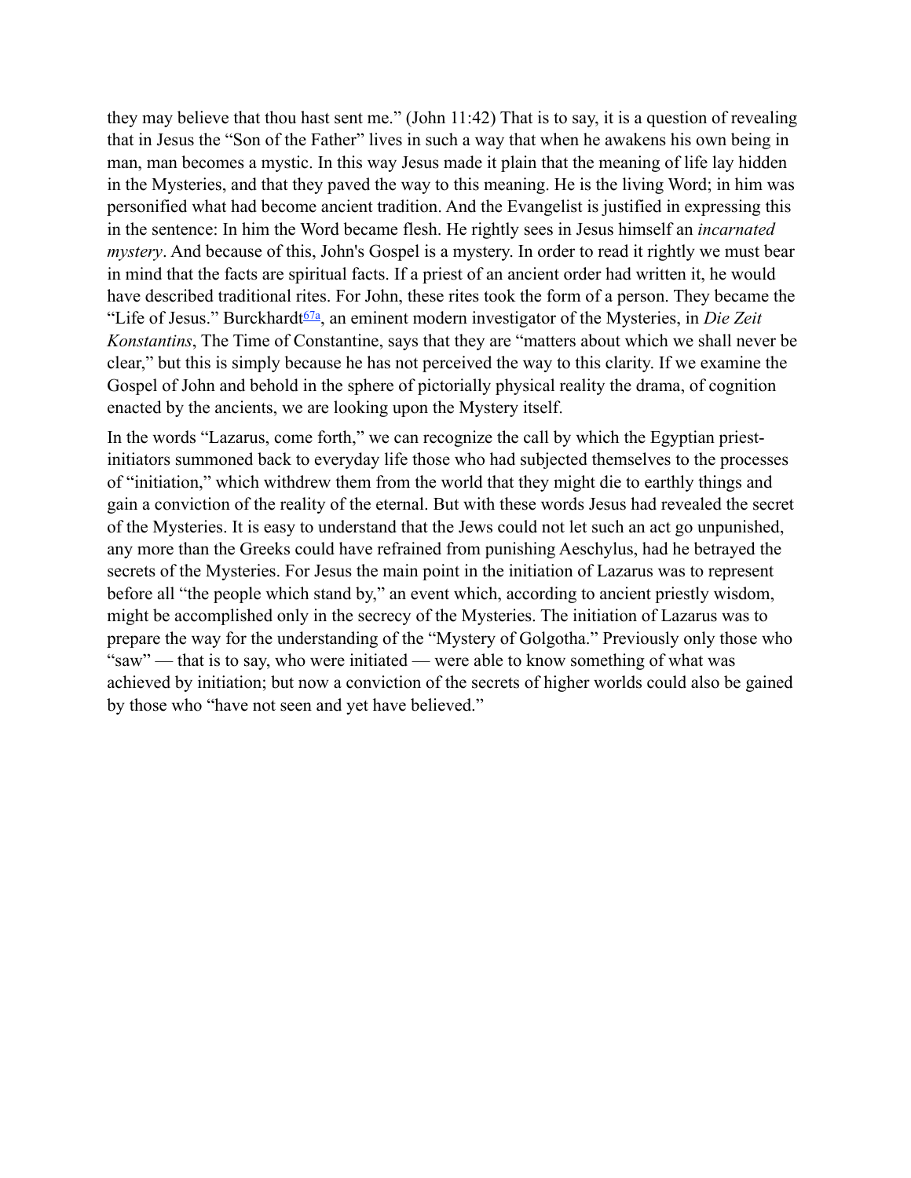they may believe that thou hast sent me." (John 11:42) That is to say, it is a question of revealing that in Jesus the "Son of the Father" lives in such a way that when he awakens his own being in man, man becomes a mystic. In this way Jesus made it plain that the meaning of life lay hidden in the Mysteries, and that they paved the way to this meaning. He is the living Word; in him was personified what had become ancient tradition. And the Evangelist is justified in expressing this in the sentence: In him the Word became flesh. He rightly sees in Jesus himself an *incarnated mystery*. And because of this, John's Gospel is a mystery. In order to read it rightly we must bear in mind that the facts are spiritual facts. If a priest of an ancient order had written it, he would have described traditional rites. For John, these rites took the form of a person. They became the "Life of Jesus." Burckhardt[67a], an eminent modern investigator of the Mysteries, in *Die Zeit Konstantins*, The Time of Constantine, says that they are "matters about which we shall never be clear," but this is simply because he has not perceived the way to this clarity. If we examine the Gospel of John and behold in the sphere of pictorially physical reality the drama, of cognition enacted by the ancients, we are looking upon the Mystery itself.

In the words "Lazarus, come forth," we can recognize the call by which the Egyptian priest-initiators summoned back to everyday life those who had subjected themselves to the processes of "initiation," which withdrew them from the world that they might die to earthly things and gain a conviction of the reality of the eternal. But with these words Jesus had revealed the secret of the Mysteries. It is easy to understand that the Jews could not let such an act go unpunished, any more than the Greeks could have refrained from punishing Aeschylus, had he betrayed the secrets of the Mysteries. For Jesus the main point in the initiation of Lazarus was to represent before all "the people which stand by," an event which, according to ancient priestly wisdom, might be accomplished only in the secrecy of the Mysteries. The initiation of Lazarus was to prepare the way for the understanding of the "Mystery of Golgotha." Previously only those who "saw" — that is to say, who were initiated — were able to know something of what was achieved by initiation; but now a conviction of the secrets of higher worlds could also be gained by those who "have not seen and yet have believed."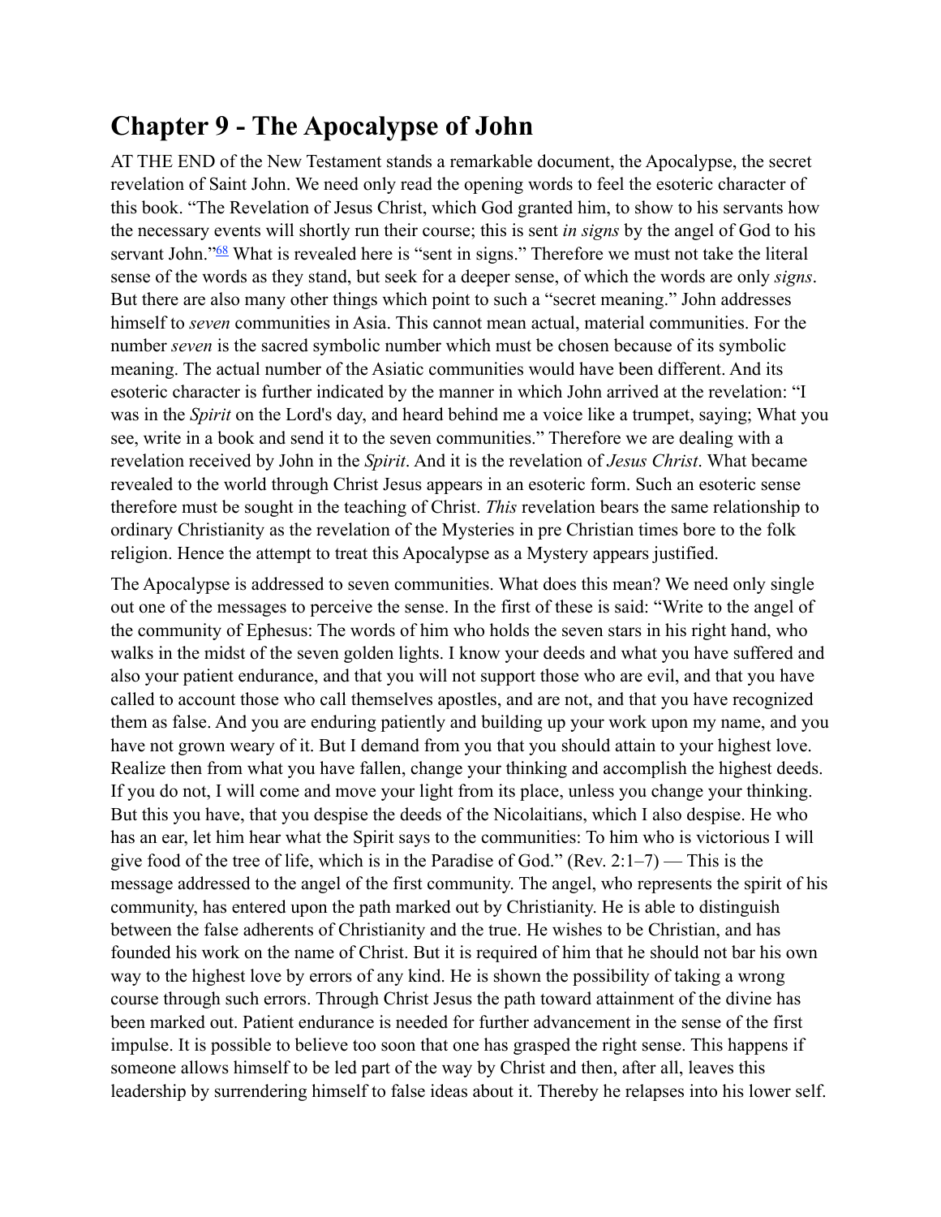# Chapter 9 - The Apocalypse of John

AT THE END of the New Testament stands a remarkable document, the Apocalypse, the secret revelation of Saint John. We need only read the opening words to feel the esoteric character of this book. “The Revelation of Jesus Christ, which God granted him, to show to his servants how the necessary events will shortly run their course; this is sent *in signs* by the angel of God to his servant John.”[68] What is revealed here is “sent in signs.” Therefore we must not take the literal sense of the words as they stand, but seek for a deeper sense, of which the words are only *signs*. But there are also many other things which point to such a “secret meaning.” John addresses himself to *seven* communities in Asia. This cannot mean actual, material communities. For the number *seven* is the sacred symbolic number which must be chosen because of its symbolic meaning. The actual number of the Asiatic communities would have been different. And its esoteric character is further indicated by the manner in which John arrived at the revelation: “I was in the *Spirit* on the Lord's day, and heard behind me a voice like a trumpet, saying; What you see, write in a book and send it to the seven communities.” Therefore we are dealing with a revelation received by John in the *Spirit*. And it is the revelation of *Jesus Christ*. What became revealed to the world through Christ Jesus appears in an esoteric form. Such an esoteric sense therefore must be sought in the teaching of Christ. *This* revelation bears the same relationship to ordinary Christianity as the revelation of the Mysteries in pre Christian times bore to the folk religion. Hence the attempt to treat this Apocalypse as a Mystery appears justified.

The Apocalypse is addressed to seven communities. What does this mean? We need only single out one of the messages to perceive the sense. In the first of these is said: “Write to the angel of the community of Ephesus: The words of him who holds the seven stars in his right hand, who walks in the midst of the seven golden lights. I know your deeds and what you have suffered and also your patient endurance, and that you will not support those who are evil, and that you have called to account those who call themselves apostles, and are not, and that you have recognized them as false. And you are enduring patiently and building up your work upon my name, and you have not grown weary of it. But I demand from you that you should attain to your highest love. Realize then from what you have fallen, change your thinking and accomplish the highest deeds. If you do not, I will come and move your light from its place, unless you change your thinking. But this you have, that you despise the deeds of the Nicolaitians, which I also despise. He who has an ear, let him hear what the Spirit says to the communities: To him who is victorious I will give food of the tree of life, which is in the Paradise of God.” (Rev. 2:1–7) — This is the message addressed to the angel of the first community. The angel, who represents the spirit of his community, has entered upon the path marked out by Christianity. He is able to distinguish between the false adherents of Christianity and the true. He wishes to be Christian, and has founded his work on the name of Christ. But it is required of him that he should not bar his own way to the highest love by errors of any kind. He is shown the possibility of taking a wrong course through such errors. Through Christ Jesus the path toward attainment of the divine has been marked out. Patient endurance is needed for further advancement in the sense of the first impulse. It is possible to believe too soon that one has grasped the right sense. This happens if someone allows himself to be led part of the way by Christ and then, after all, leaves this leadership by surrendering himself to false ideas about it. Thereby he relapses into his lower self.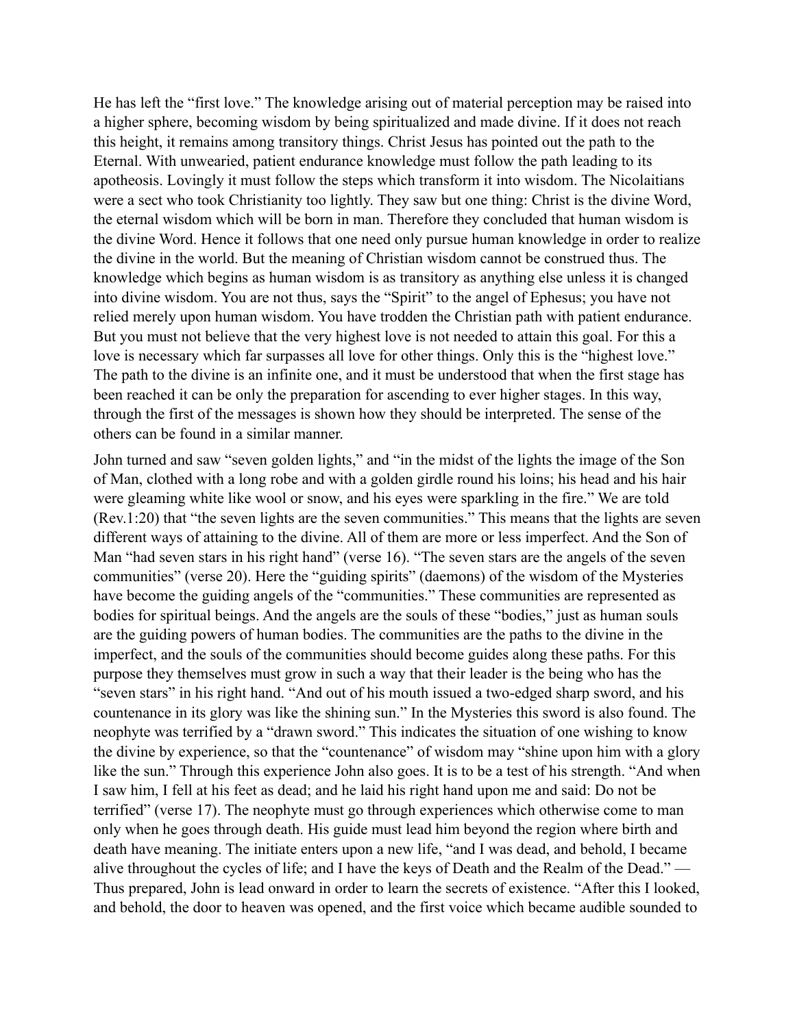He has left the "first love." The knowledge arising out of material perception may be raised into a higher sphere, becoming wisdom by being spiritualized and made divine. If it does not reach this height, it remains among transitory things. Christ Jesus has pointed out the path to the Eternal. With unwearied, patient endurance knowledge must follow the path leading to its apotheosis. Lovingly it must follow the steps which transform it into wisdom. The Nicolaitians were a sect who took Christianity too lightly. They saw but one thing: Christ is the divine Word, the eternal wisdom which will be born in man. Therefore they concluded that human wisdom is the divine Word. Hence it follows that one need only pursue human knowledge in order to realize the divine in the world. But the meaning of Christian wisdom cannot be construed thus. The knowledge which begins as human wisdom is as transitory as anything else unless it is changed into divine wisdom. You are not thus, says the "Spirit" to the angel of Ephesus; you have not relied merely upon human wisdom. You have trodden the Christian path with patient endurance. But you must not believe that the very highest love is not needed to attain this goal. For this a love is necessary which far surpasses all love for other things. Only this is the "highest love." The path to the divine is an infinite one, and it must be understood that when the first stage has been reached it can be only the preparation for ascending to ever higher stages. In this way, through the first of the messages is shown how they should be interpreted. The sense of the others can be found in a similar manner.

John turned and saw "seven golden lights," and "in the midst of the lights the image of the Son of Man, clothed with a long robe and with a golden girdle round his loins; his head and his hair were gleaming white like wool or snow, and his eyes were sparkling in the fire." We are told (Rev.1:20) that "the seven lights are the seven communities." This means that the lights are seven different ways of attaining to the divine. All of them are more or less imperfect. And the Son of Man "had seven stars in his right hand" (verse 16). "The seven stars are the angels of the seven communities" (verse 20). Here the "guiding spirits" (daemons) of the wisdom of the Mysteries have become the guiding angels of the "communities." These communities are represented as bodies for spiritual beings. And the angels are the souls of these "bodies," just as human souls are the guiding powers of human bodies. The communities are the paths to the divine in the imperfect, and the souls of the communities should become guides along these paths. For this purpose they themselves must grow in such a way that their leader is the being who has the "seven stars" in his right hand. "And out of his mouth issued a two-edged sharp sword, and his countenance in its glory was like the shining sun." In the Mysteries this sword is also found. The neophyte was terrified by a "drawn sword." This indicates the situation of one wishing to know the divine by experience, so that the "countenance" of wisdom may "shine upon him with a glory like the sun." Through this experience John also goes. It is to be a test of his strength. "And when I saw him, I fell at his feet as dead; and he laid his right hand upon me and said: Do not be terrified" (verse 17). The neophyte must go through experiences which otherwise come to man only when he goes through death. His guide must lead him beyond the region where birth and death have meaning. The initiate enters upon a new life, "and I was dead, and behold, I became alive throughout the cycles of life; and I have the keys of Death and the Realm of the Dead." — Thus prepared, John is lead onward in order to learn the secrets of existence. "After this I looked, and behold, the door to heaven was opened, and the first voice which became audible sounded to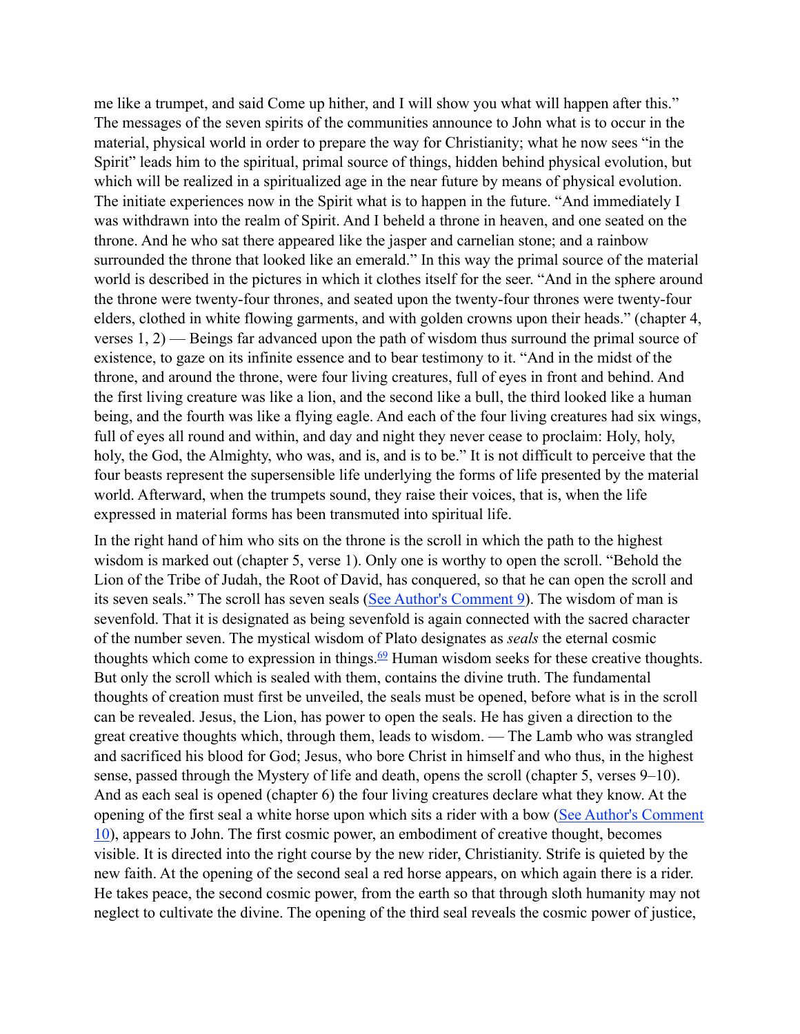me like a trumpet, and said Come up hither, and I will show you what will happen after this." The messages of the seven spirits of the communities announce to John what is to occur in the material, physical world in order to prepare the way for Christianity; what he now sees "in the Spirit" leads him to the spiritual, primal source of things, hidden behind physical evolution, but which will be realized in a spiritualized age in the near future by means of physical evolution. The initiate experiences now in the Spirit what is to happen in the future. "And immediately I was withdrawn into the realm of Spirit. And I beheld a throne in heaven, and one seated on the throne. And he who sat there appeared like the jasper and carnelian stone; and a rainbow surrounded the throne that looked like an emerald." In this way the primal source of the material world is described in the pictures in which it clothes itself for the seer. "And in the sphere around the throne were twenty-four thrones, and seated upon the twenty-four thrones were twenty-four elders, clothed in white flowing garments, and with golden crowns upon their heads." (chapter 4, verses 1, 2) — Beings far advanced upon the path of wisdom thus surround the primal source of existence, to gaze on its infinite essence and to bear testimony to it. "And in the midst of the throne, and around the throne, were four living creatures, full of eyes in front and behind. And the first living creature was like a lion, and the second like a bull, the third looked like a human being, and the fourth was like a flying eagle. And each of the four living creatures had six wings, full of eyes all round and within, and day and night they never cease to proclaim: Holy, holy, holy, the God, the Almighty, who was, and is, and is to be." It is not difficult to perceive that the four beasts represent the supersensible life underlying the forms of life presented by the material world. Afterward, when the trumpets sound, they raise their voices, that is, when the life expressed in material forms has been transmuted into spiritual life.

In the right hand of him who sits on the throne is the scroll in which the path to the highest wisdom is marked out (chapter 5, verse 1). Only one is worthy to open the scroll. "Behold the Lion of the Tribe of Judah, the Root of David, has conquered, so that he can open the scroll and its seven seals." The scroll has seven seals (See Author's Comment 9). The wisdom of man is sevenfold. That it is designated as being sevenfold is again connected with the sacred character of the number seven. The mystical wisdom of Plato designates as *seals* the eternal cosmic thoughts which come to expression in things.[69] Human wisdom seeks for these creative thoughts. But only the scroll which is sealed with them, contains the divine truth. The fundamental thoughts of creation must first be unveiled, the seals must be opened, before what is in the scroll can be revealed. Jesus, the Lion, has power to open the seals. He has given a direction to the great creative thoughts which, through them, leads to wisdom. — The Lamb who was strangled and sacrificed his blood for God; Jesus, who bore Christ in himself and who thus, in the highest sense, passed through the Mystery of life and death, opens the scroll (chapter 5, verses 9–10). And as each seal is opened (chapter 6) the four living creatures declare what they know. At the opening of the first seal a white horse upon which sits a rider with a bow (See Author's Comment 10), appears to John. The first cosmic power, an embodiment of creative thought, becomes visible. It is directed into the right course by the new rider, Christianity. Strife is quieted by the new faith. At the opening of the second seal a red horse appears, on which again there is a rider. He takes peace, the second cosmic power, from the earth so that through sloth humanity may not neglect to cultivate the divine. The opening of the third seal reveals the cosmic power of justice,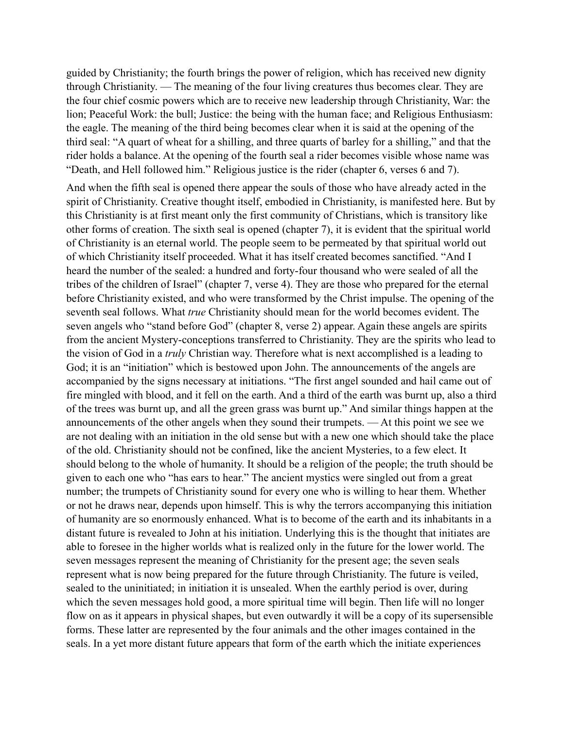guided by Christianity; the fourth brings the power of religion, which has received new dignity through Christianity. — The meaning of the four living creatures thus becomes clear. They are the four chief cosmic powers which are to receive new leadership through Christianity, War: the lion; Peaceful Work: the bull; Justice: the being with the human face; and Religious Enthusiasm: the eagle. The meaning of the third being becomes clear when it is said at the opening of the third seal: "A quart of wheat for a shilling, and three quarts of barley for a shilling," and that the rider holds a balance. At the opening of the fourth seal a rider becomes visible whose name was "Death, and Hell followed him." Religious justice is the rider (chapter 6, verses 6 and 7).

And when the fifth seal is opened there appear the souls of those who have already acted in the spirit of Christianity. Creative thought itself, embodied in Christianity, is manifested here. But by this Christianity is at first meant only the first community of Christians, which is transitory like other forms of creation. The sixth seal is opened (chapter 7), it is evident that the spiritual world of Christianity is an eternal world. The people seem to be permeated by that spiritual world out of which Christianity itself proceeded. What it has itself created becomes sanctified. "And I heard the number of the sealed: a hundred and forty-four thousand who were sealed of all the tribes of the children of Israel" (chapter 7, verse 4). They are those who prepared for the eternal before Christianity existed, and who were transformed by the Christ impulse. The opening of the seventh seal follows. What *true* Christianity should mean for the world becomes evident. The seven angels who "stand before God" (chapter 8, verse 2) appear. Again these angels are spirits from the ancient Mystery-conceptions transferred to Christianity. They are the spirits who lead to the vision of God in a *truly* Christian way. Therefore what is next accomplished is a leading to God; it is an "initiation" which is bestowed upon John. The announcements of the angels are accompanied by the signs necessary at initiations. "The first angel sounded and hail came out of fire mingled with blood, and it fell on the earth. And a third of the earth was burnt up, also a third of the trees was burnt up, and all the green grass was burnt up." And similar things happen at the announcements of the other angels when they sound their trumpets. — At this point we see we are not dealing with an initiation in the old sense but with a new one which should take the place of the old. Christianity should not be confined, like the ancient Mysteries, to a few elect. It should belong to the whole of humanity. It should be a religion of the people; the truth should be given to each one who "has ears to hear." The ancient mystics were singled out from a great number; the trumpets of Christianity sound for every one who is willing to hear them. Whether or not he draws near, depends upon himself. This is why the terrors accompanying this initiation of humanity are so enormously enhanced. What is to become of the earth and its inhabitants in a distant future is revealed to John at his initiation. Underlying this is the thought that initiates are able to foresee in the higher worlds what is realized only in the future for the lower world. The seven messages represent the meaning of Christianity for the present age; the seven seals represent what is now being prepared for the future through Christianity. The future is veiled, sealed to the uninitiated; in initiation it is unsealed. When the earthly period is over, during which the seven messages hold good, a more spiritual time will begin. Then life will no longer flow on as it appears in physical shapes, but even outwardly it will be a copy of its supersensible forms. These latter are represented by the four animals and the other images contained in the seals. In a yet more distant future appears that form of the earth which the initiate experiences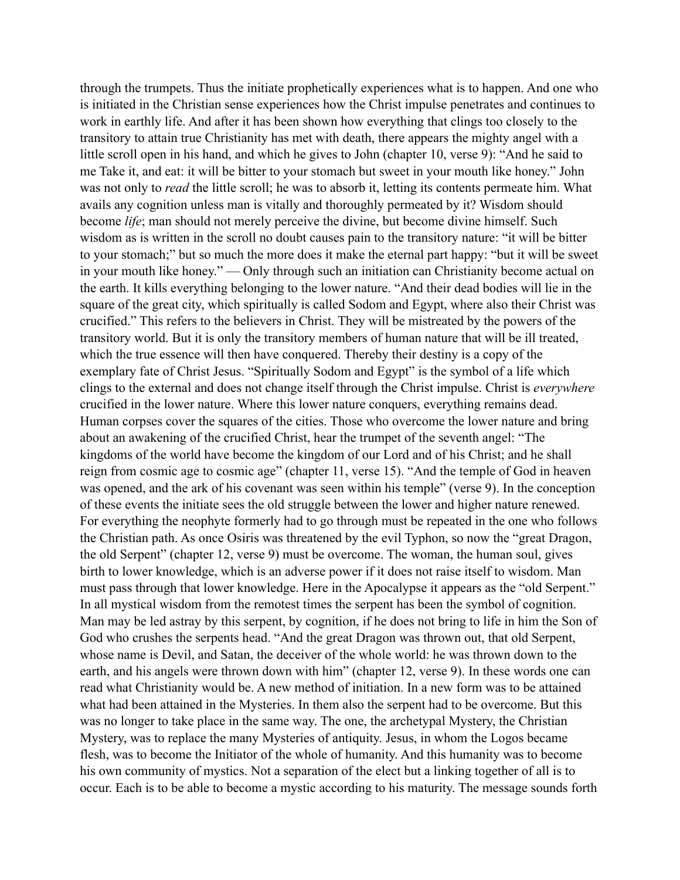through the trumpets. Thus the initiate prophetically experiences what is to happen. And one who is initiated in the Christian sense experiences how the Christ impulse penetrates and continues to work in earthly life. And after it has been shown how everything that clings too closely to the transitory to attain true Christianity has met with death, there appears the mighty angel with a little scroll open in his hand, and which he gives to John (chapter 10, verse 9): "And he said to me Take it, and eat: it will be bitter to your stomach but sweet in your mouth like honey." John was not only to *read* the little scroll; he was to absorb it, letting its contents permeate him. What avails any cognition unless man is vitally and thoroughly permeated by it? Wisdom should become *life*; man should not merely perceive the divine, but become divine himself. Such wisdom as is written in the scroll no doubt causes pain to the transitory nature: "it will be bitter to your stomach;" but so much the more does it make the eternal part happy: "but it will be sweet in your mouth like honey." — Only through such an initiation can Christianity become actual on the earth. It kills everything belonging to the lower nature. "And their dead bodies will lie in the square of the great city, which spiritually is called Sodom and Egypt, where also their Christ was crucified." This refers to the believers in Christ. They will be mistreated by the powers of the transitory world. But it is only the transitory members of human nature that will be ill treated, which the true essence will then have conquered. Thereby their destiny is a copy of the exemplary fate of Christ Jesus. "Spiritually Sodom and Egypt" is the symbol of a life which clings to the external and does not change itself through the Christ impulse. Christ is *everywhere* crucified in the lower nature. Where this lower nature conquers, everything remains dead. Human corpses cover the squares of the cities. Those who overcome the lower nature and bring about an awakening of the crucified Christ, hear the trumpet of the seventh angel: "The kingdoms of the world have become the kingdom of our Lord and of his Christ; and he shall reign from cosmic age to cosmic age" (chapter 11, verse 15). "And the temple of God in heaven was opened, and the ark of his covenant was seen within his temple" (verse 9). In the conception of these events the initiate sees the old struggle between the lower and higher nature renewed. For everything the neophyte formerly had to go through must be repeated in the one who follows the Christian path. As once Osiris was threatened by the evil Typhon, so now the "great Dragon, the old Serpent" (chapter 12, verse 9) must be overcome. The woman, the human soul, gives birth to lower knowledge, which is an adverse power if it does not raise itself to wisdom. Man must pass through that lower knowledge. Here in the Apocalypse it appears as the "old Serpent." In all mystical wisdom from the remotest times the serpent has been the symbol of cognition. Man may be led astray by this serpent, by cognition, if he does not bring to life in him the Son of God who crushes the serpents head. "And the great Dragon was thrown out, that old Serpent, whose name is Devil, and Satan, the deceiver of the whole world: he was thrown down to the earth, and his angels were thrown down with him" (chapter 12, verse 9). In these words one can read what Christianity would be. A new method of initiation. In a new form was to be attained what had been attained in the Mysteries. In them also the serpent had to be overcome. But this was no longer to take place in the same way. The one, the archetypal Mystery, the Christian Mystery, was to replace the many Mysteries of antiquity. Jesus, in whom the Logos became flesh, was to become the Initiator of the whole of humanity. And this humanity was to become his own community of mystics. Not a separation of the elect but a linking together of all is to occur. Each is to be able to become a mystic according to his maturity. The message sounds forth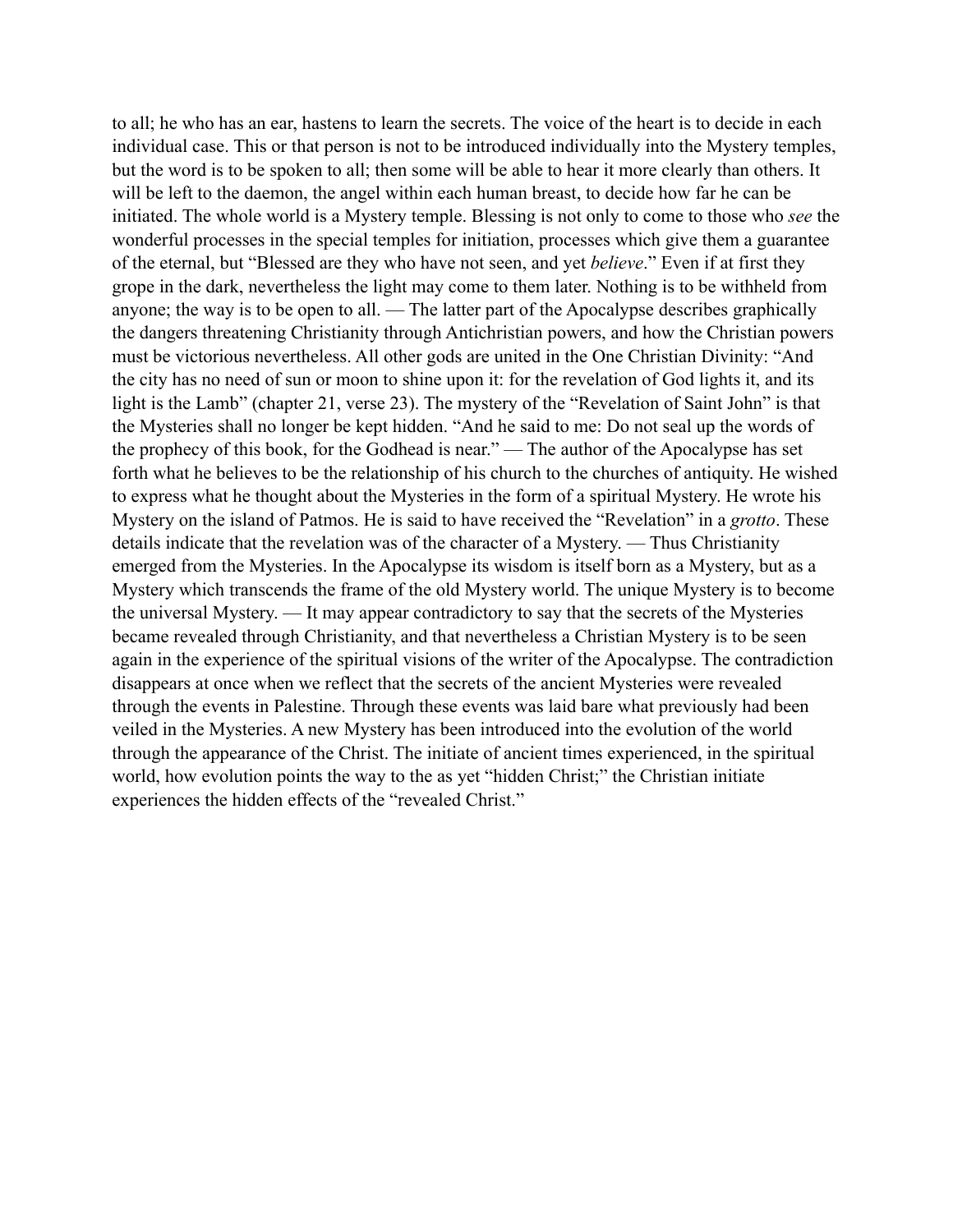to all; he who has an ear, hastens to learn the secrets. The voice of the heart is to decide in each individual case. This or that person is not to be introduced individually into the Mystery temples, but the word is to be spoken to all; then some will be able to hear it more clearly than others. It will be left to the daemon, the angel within each human breast, to decide how far he can be initiated. The whole world is a Mystery temple. Blessing is not only to come to those who *see* the wonderful processes in the special temples for initiation, processes which give them a guarantee of the eternal, but "Blessed are they who have not seen, and yet *believe*." Even if at first they grope in the dark, nevertheless the light may come to them later. Nothing is to be withheld from anyone; the way is to be open to all. — The latter part of the Apocalypse describes graphically the dangers threatening Christianity through Antichristian powers, and how the Christian powers must be victorious nevertheless. All other gods are united in the One Christian Divinity: "And the city has no need of sun or moon to shine upon it: for the revelation of God lights it, and its light is the Lamb" (chapter 21, verse 23). The mystery of the "Revelation of Saint John" is that the Mysteries shall no longer be kept hidden. "And he said to me: Do not seal up the words of the prophecy of this book, for the Godhead is near." — The author of the Apocalypse has set forth what he believes to be the relationship of his church to the churches of antiquity. He wished to express what he thought about the Mysteries in the form of a spiritual Mystery. He wrote his Mystery on the island of Patmos. He is said to have received the "Revelation" in a *grotto*. These details indicate that the revelation was of the character of a Mystery. — Thus Christianity emerged from the Mysteries. In the Apocalypse its wisdom is itself born as a Mystery, but as a Mystery which transcends the frame of the old Mystery world. The unique Mystery is to become the universal Mystery. — It may appear contradictory to say that the secrets of the Mysteries became revealed through Christianity, and that nevertheless a Christian Mystery is to be seen again in the experience of the spiritual visions of the writer of the Apocalypse. The contradiction disappears at once when we reflect that the secrets of the ancient Mysteries were revealed through the events in Palestine. Through these events was laid bare what previously had been veiled in the Mysteries. A new Mystery has been introduced into the evolution of the world through the appearance of the Christ. The initiate of ancient times experienced, in the spiritual world, how evolution points the way to the as yet "hidden Christ;" the Christian initiate experiences the hidden effects of the "revealed Christ."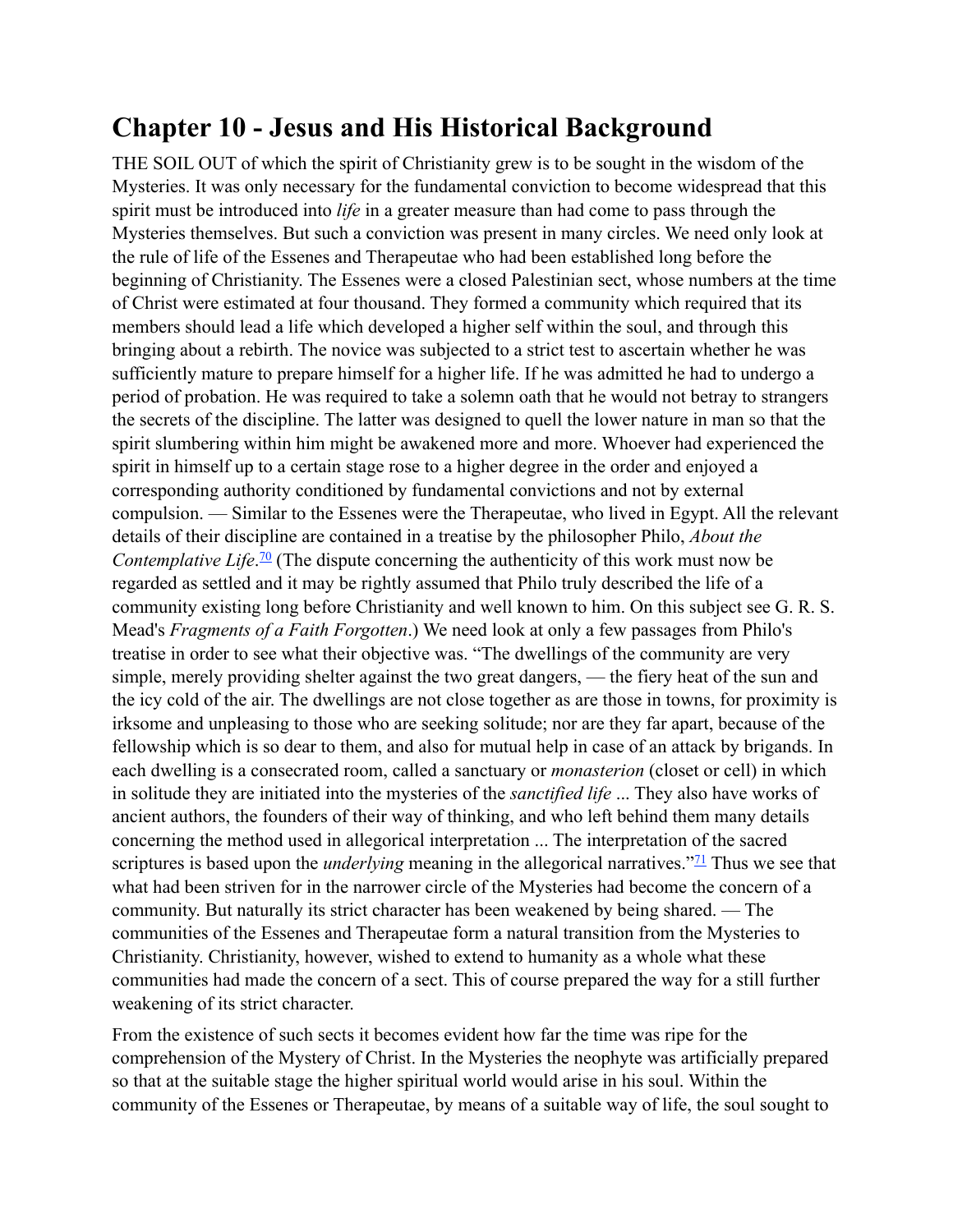# Chapter 10 - Jesus and His Historical Background

THE SOIL OUT of which the spirit of Christianity grew is to be sought in the wisdom of the Mysteries. It was only necessary for the fundamental conviction to become widespread that this spirit must be introduced into *life* in a greater measure than had come to pass through the Mysteries themselves. But such a conviction was present in many circles. We need only look at the rule of life of the Essenes and Therapeutae who had been established long before the beginning of Christianity. The Essenes were a closed Palestinian sect, whose numbers at the time of Christ were estimated at four thousand. They formed a community which required that its members should lead a life which developed a higher self within the soul, and through this bringing about a rebirth. The novice was subjected to a strict test to ascertain whether he was sufficiently mature to prepare himself for a higher life. If he was admitted he had to undergo a period of probation. He was required to take a solemn oath that he would not betray to strangers the secrets of the discipline. The latter was designed to quell the lower nature in man so that the spirit slumbering within him might be awakened more and more. Whoever had experienced the spirit in himself up to a certain stage rose to a higher degree in the order and enjoyed a corresponding authority conditioned by fundamental convictions and not by external compulsion. — Similar to the Essenes were the Therapeutae, who lived in Egypt. All the relevant details of their discipline are contained in a treatise by the philosopher Philo, *About the Contemplative Life*.[70] (The dispute concerning the authenticity of this work must now be regarded as settled and it may be rightly assumed that Philo truly described the life of a community existing long before Christianity and well known to him. On this subject see G. R. S. Mead's *Fragments of a Faith Forgotten*.) We need look at only a few passages from Philo's treatise in order to see what their objective was. "The dwellings of the community are very simple, merely providing shelter against the two great dangers, — the fiery heat of the sun and the icy cold of the air. The dwellings are not close together as are those in towns, for proximity is irksome and unpleasing to those who are seeking solitude; nor are they far apart, because of the fellowship which is so dear to them, and also for mutual help in case of an attack by brigands. In each dwelling is a consecrated room, called a sanctuary or *monasterion* (closet or cell) in which in solitude they are initiated into the mysteries of the *sanctified life* ... They also have works of ancient authors, the founders of their way of thinking, and who left behind them many details concerning the method used in allegorical interpretation ... The interpretation of the sacred scriptures is based upon the *underlying* meaning in the allegorical narratives."[71] Thus we see that what had been striven for in the narrower circle of the Mysteries had become the concern of a community. But naturally its strict character has been weakened by being shared. — The communities of the Essenes and Therapeutae form a natural transition from the Mysteries to Christianity. Christianity, however, wished to extend to humanity as a whole what these communities had made the concern of a sect. This of course prepared the way for a still further weakening of its strict character.

From the existence of such sects it becomes evident how far the time was ripe for the comprehension of the Mystery of Christ. In the Mysteries the neophyte was artificially prepared so that at the suitable stage the higher spiritual world would arise in his soul. Within the community of the Essenes or Therapeutae, by means of a suitable way of life, the soul sought to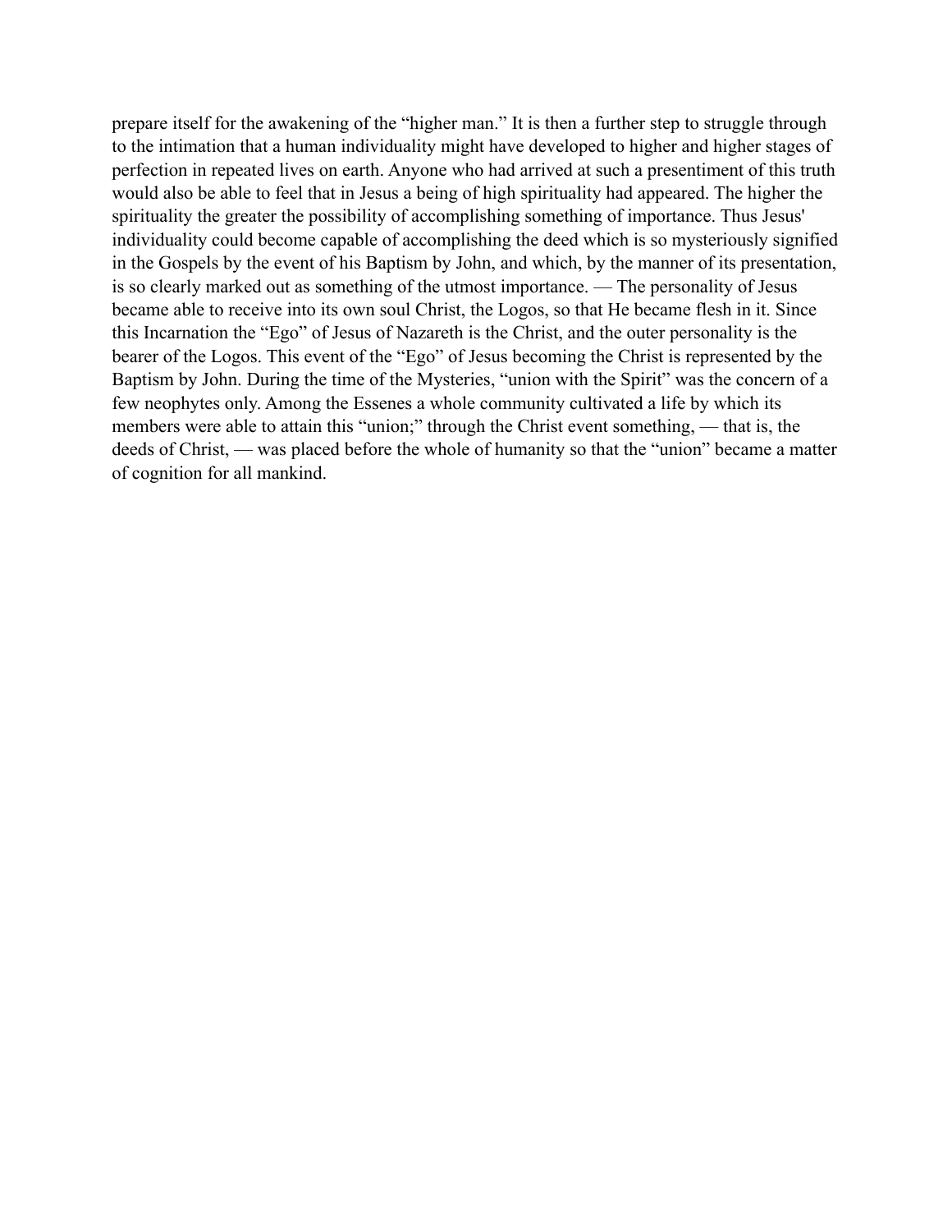prepare itself for the awakening of the “higher man.” It is then a further step to struggle through to the intimation that a human individuality might have developed to higher and higher stages of perfection in repeated lives on earth. Anyone who had arrived at such a presentiment of this truth would also be able to feel that in Jesus a being of high spirituality had appeared. The higher the spirituality the greater the possibility of accomplishing something of importance. Thus Jesus' individuality could become capable of accomplishing the deed which is so mysteriously signified in the Gospels by the event of his Baptism by John, and which, by the manner of its presentation, is so clearly marked out as something of the utmost importance. — The personality of Jesus became able to receive into its own soul Christ, the Logos, so that He became flesh in it. Since this Incarnation the “Ego” of Jesus of Nazareth is the Christ, and the outer personality is the bearer of the Logos. This event of the “Ego” of Jesus becoming the Christ is represented by the Baptism by John. During the time of the Mysteries, “union with the Spirit” was the concern of a few neophytes only. Among the Essenes a whole community cultivated a life by which its members were able to attain this “union;” through the Christ event something, — that is, the deeds of Christ, — was placed before the whole of humanity so that the “union” became a matter of cognition for all mankind.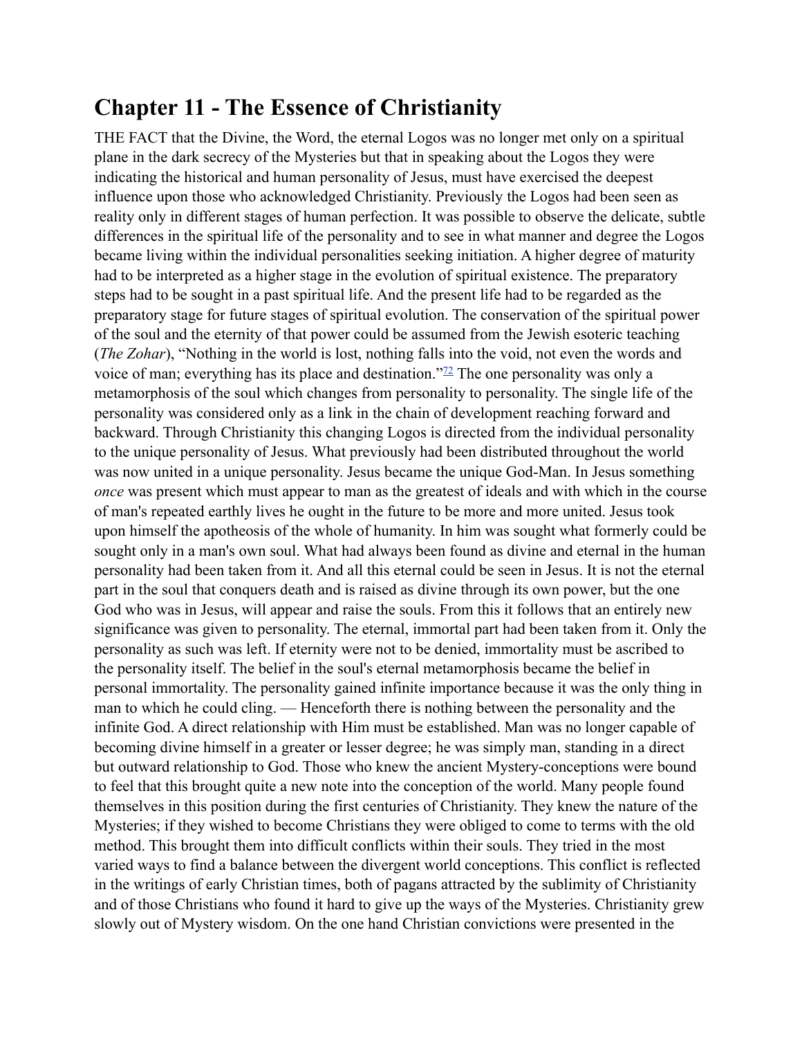# Chapter 11 - The Essence of Christianity

THE FACT that the Divine, the Word, the eternal Logos was no longer met only on a spiritual plane in the dark secrecy of the Mysteries but that in speaking about the Logos they were indicating the historical and human personality of Jesus, must have exercised the deepest influence upon those who acknowledged Christianity. Previously the Logos had been seen as reality only in different stages of human perfection. It was possible to observe the delicate, subtle differences in the spiritual life of the personality and to see in what manner and degree the Logos became living within the individual personalities seeking initiation. A higher degree of maturity had to be interpreted as a higher stage in the evolution of spiritual existence. The preparatory steps had to be sought in a past spiritual life. And the present life had to be regarded as the preparatory stage for future stages of spiritual evolution. The conservation of the spiritual power of the soul and the eternity of that power could be assumed from the Jewish esoteric teaching (*The Zohar*), "Nothing in the world is lost, nothing falls into the void, not even the words and voice of man; everything has its place and destination."[72] The one personality was only a metamorphosis of the soul which changes from personality to personality. The single life of the personality was considered only as a link in the chain of development reaching forward and backward. Through Christianity this changing Logos is directed from the individual personality to the unique personality of Jesus. What previously had been distributed throughout the world was now united in a unique personality. Jesus became the unique God-Man. In Jesus something *once* was present which must appear to man as the greatest of ideals and with which in the course of man's repeated earthly lives he ought in the future to be more and more united. Jesus took upon himself the apotheosis of the whole of humanity. In him was sought what formerly could be sought only in a man's own soul. What had always been found as divine and eternal in the human personality had been taken from it. And all this eternal could be seen in Jesus. It is not the eternal part in the soul that conquers death and is raised as divine through its own power, but the one God who was in Jesus, will appear and raise the souls. From this it follows that an entirely new significance was given to personality. The eternal, immortal part had been taken from it. Only the personality as such was left. If eternity were not to be denied, immortality must be ascribed to the personality itself. The belief in the soul's eternal metamorphosis became the belief in personal immortality. The personality gained infinite importance because it was the only thing in man to which he could cling. — Henceforth there is nothing between the personality and the infinite God. A direct relationship with Him must be established. Man was no longer capable of becoming divine himself in a greater or lesser degree; he was simply man, standing in a direct but outward relationship to God. Those who knew the ancient Mystery-conceptions were bound to feel that this brought quite a new note into the conception of the world. Many people found themselves in this position during the first centuries of Christianity. They knew the nature of the Mysteries; if they wished to become Christians they were obliged to come to terms with the old method. This brought them into difficult conflicts within their souls. They tried in the most varied ways to find a balance between the divergent world conceptions. This conflict is reflected in the writings of early Christian times, both of pagans attracted by the sublimity of Christianity and of those Christians who found it hard to give up the ways of the Mysteries. Christianity grew slowly out of Mystery wisdom. On the one hand Christian convictions were presented in the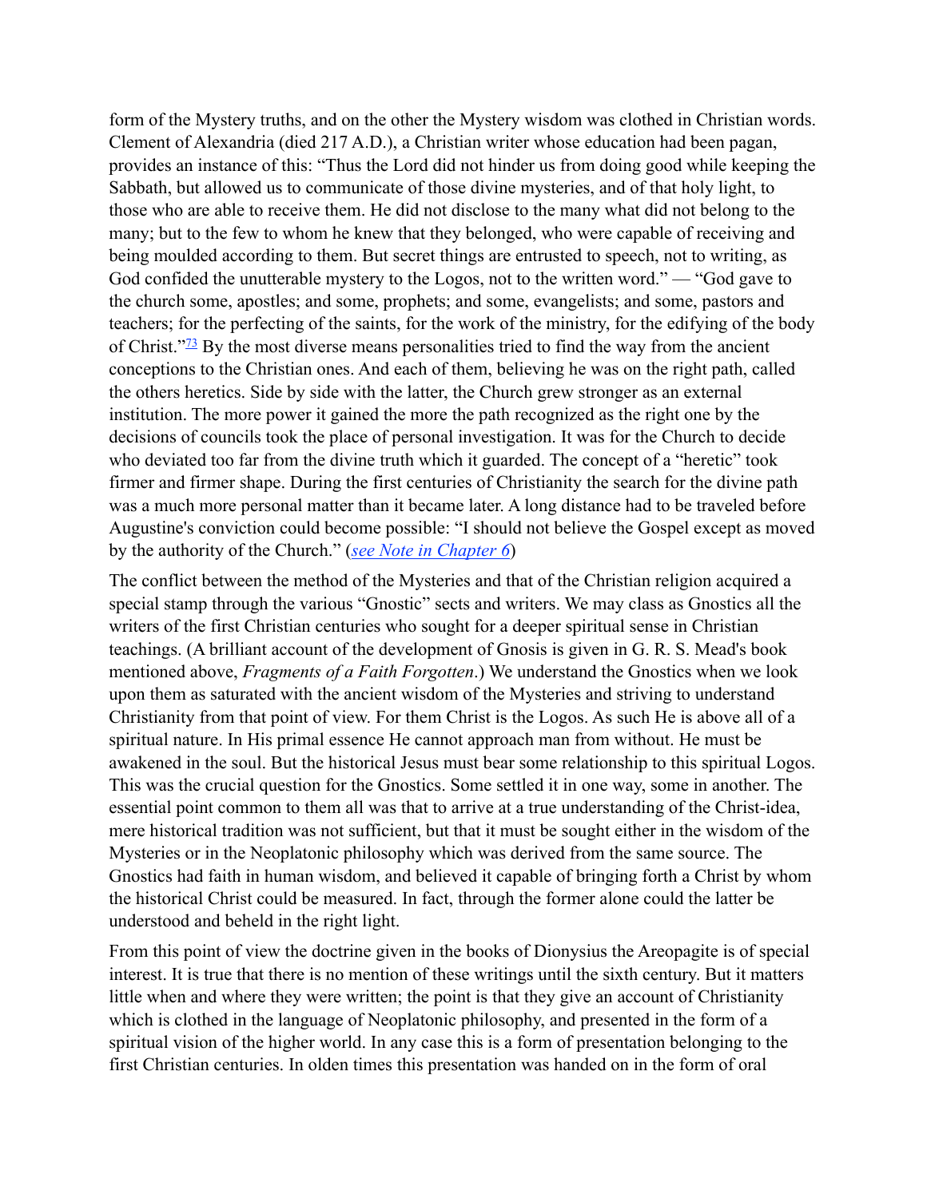form of the Mystery truths, and on the other the Mystery wisdom was clothed in Christian words. Clement of Alexandria (died 217 A.D.), a Christian writer whose education had been pagan, provides an instance of this: "Thus the Lord did not hinder us from doing good while keeping the Sabbath, but allowed us to communicate of those divine mysteries, and of that holy light, to those who are able to receive them. He did not disclose to the many what did not belong to the many; but to the few to whom he knew that they belonged, who were capable of receiving and being moulded according to them. But secret things are entrusted to speech, not to writing, as God confided the unutterable mystery to the Logos, not to the written word." — "God gave to the church some, apostles; and some, prophets; and some, evangelists; and some, pastors and teachers; for the perfecting of the saints, for the work of the ministry, for the edifying of the body of Christ."[73] By the most diverse means personalities tried to find the way from the ancient conceptions to the Christian ones. And each of them, believing he was on the right path, called the others heretics. Side by side with the latter, the Church grew stronger as an external institution. The more power it gained the more the path recognized as the right one by the decisions of councils took the place of personal investigation. It was for the Church to decide who deviated too far from the divine truth which it guarded. The concept of a "heretic" took firmer and firmer shape. During the first centuries of Christianity the search for the divine path was a much more personal matter than it became later. A long distance had to be traveled before Augustine's conviction could become possible: "I should not believe the Gospel except as moved by the authority of the Church." (*see Note in Chapter 6*)

The conflict between the method of the Mysteries and that of the Christian religion acquired a special stamp through the various "Gnostic" sects and writers. We may class as Gnostics all the writers of the first Christian centuries who sought for a deeper spiritual sense in Christian teachings. (A brilliant account of the development of Gnosis is given in G. R. S. Mead's book mentioned above, *Fragments of a Faith Forgotten*.) We understand the Gnostics when we look upon them as saturated with the ancient wisdom of the Mysteries and striving to understand Christianity from that point of view. For them Christ is the Logos. As such He is above all of a spiritual nature. In His primal essence He cannot approach man from without. He must be awakened in the soul. But the historical Jesus must bear some relationship to this spiritual Logos. This was the crucial question for the Gnostics. Some settled it in one way, some in another. The essential point common to them all was that to arrive at a true understanding of the Christ-idea, mere historical tradition was not sufficient, but that it must be sought either in the wisdom of the Mysteries or in the Neoplatonic philosophy which was derived from the same source. The Gnostics had faith in human wisdom, and believed it capable of bringing forth a Christ by whom the historical Christ could be measured. In fact, through the former alone could the latter be understood and beheld in the right light.

From this point of view the doctrine given in the books of Dionysius the Areopagite is of special interest. It is true that there is no mention of these writings until the sixth century. But it matters little when and where they were written; the point is that they give an account of Christianity which is clothed in the language of Neoplatonic philosophy, and presented in the form of a spiritual vision of the higher world. In any case this is a form of presentation belonging to the first Christian centuries. In olden times this presentation was handed on in the form of oral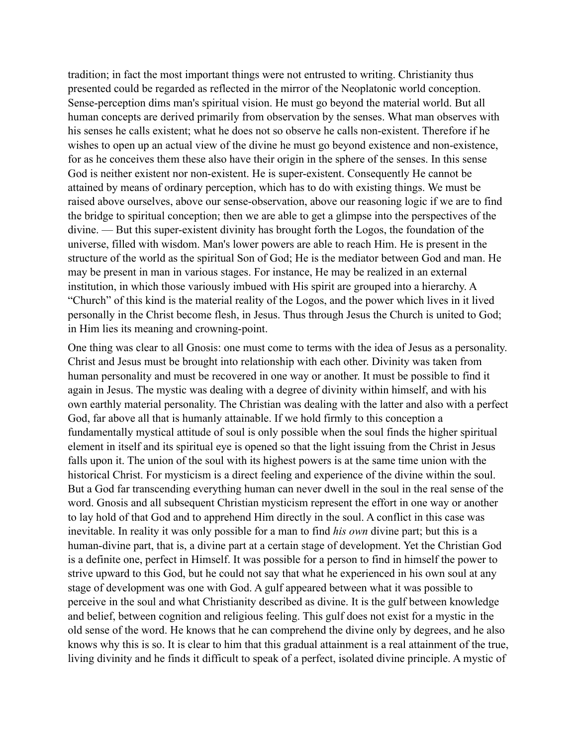tradition; in fact the most important things were not entrusted to writing. Christianity thus presented could be regarded as reflected in the mirror of the Neoplatonic world conception. Sense-perception dims man's spiritual vision. He must go beyond the material world. But all human concepts are derived primarily from observation by the senses. What man observes with his senses he calls existent; what he does not so observe he calls non-existent. Therefore if he wishes to open up an actual view of the divine he must go beyond existence and non-existence, for as he conceives them these also have their origin in the sphere of the senses. In this sense God is neither existent nor non-existent. He is super-existent. Consequently He cannot be attained by means of ordinary perception, which has to do with existing things. We must be raised above ourselves, above our sense-observation, above our reasoning logic if we are to find the bridge to spiritual conception; then we are able to get a glimpse into the perspectives of the divine. — But this super-existent divinity has brought forth the Logos, the foundation of the universe, filled with wisdom. Man's lower powers are able to reach Him. He is present in the structure of the world as the spiritual Son of God; He is the mediator between God and man. He may be present in man in various stages. For instance, He may be realized in an external institution, in which those variously imbued with His spirit are grouped into a hierarchy. A "Church" of this kind is the material reality of the Logos, and the power which lives in it lived personally in the Christ become flesh, in Jesus. Thus through Jesus the Church is united to God; in Him lies its meaning and crowning-point.

One thing was clear to all Gnosis: one must come to terms with the idea of Jesus as a personality. Christ and Jesus must be brought into relationship with each other. Divinity was taken from human personality and must be recovered in one way or another. It must be possible to find it again in Jesus. The mystic was dealing with a degree of divinity within himself, and with his own earthly material personality. The Christian was dealing with the latter and also with a perfect God, far above all that is humanly attainable. If we hold firmly to this conception a fundamentally mystical attitude of soul is only possible when the soul finds the higher spiritual element in itself and its spiritual eye is opened so that the light issuing from the Christ in Jesus falls upon it. The union of the soul with its highest powers is at the same time union with the historical Christ. For mysticism is a direct feeling and experience of the divine within the soul. But a God far transcending everything human can never dwell in the soul in the real sense of the word. Gnosis and all subsequent Christian mysticism represent the effort in one way or another to lay hold of that God and to apprehend Him directly in the soul. A conflict in this case was inevitable. In reality it was only possible for a man to find *his own* divine part; but this is a human-divine part, that is, a divine part at a certain stage of development. Yet the Christian God is a definite one, perfect in Himself. It was possible for a person to find in himself the power to strive upward to this God, but he could not say that what he experienced in his own soul at any stage of development was one with God. A gulf appeared between what it was possible to perceive in the soul and what Christianity described as divine. It is the gulf between knowledge and belief, between cognition and religious feeling. This gulf does not exist for a mystic in the old sense of the word. He knows that he can comprehend the divine only by degrees, and he also knows why this is so. It is clear to him that this gradual attainment is a real attainment of the true, living divinity and he finds it difficult to speak of a perfect, isolated divine principle. A mystic of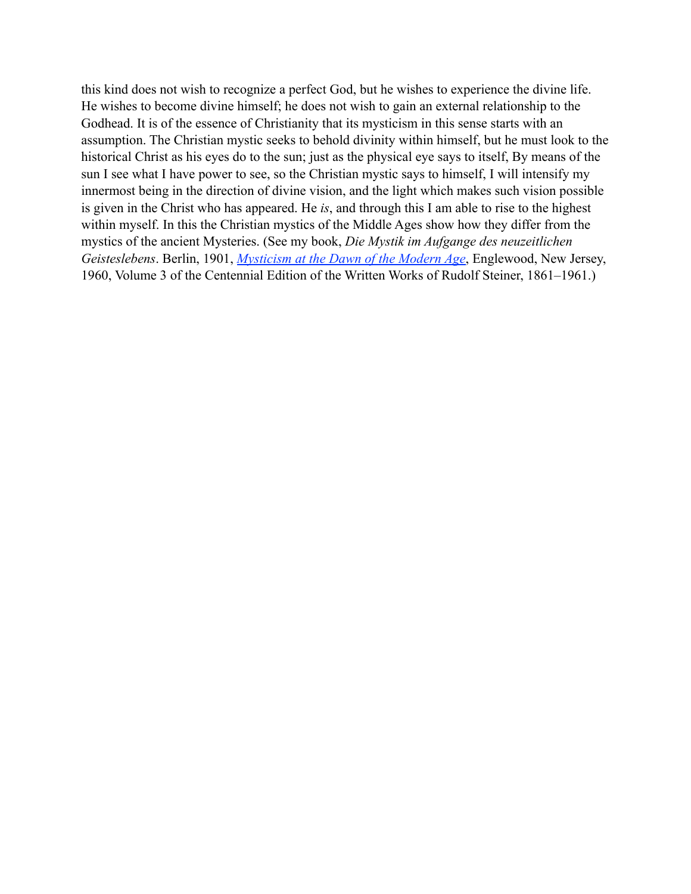this kind does not wish to recognize a perfect God, but he wishes to experience the divine life. He wishes to become divine himself; he does not wish to gain an external relationship to the Godhead. It is of the essence of Christianity that its mysticism in this sense starts with an assumption. The Christian mystic seeks to behold divinity within himself, but he must look to the historical Christ as his eyes do to the sun; just as the physical eye says to itself, By means of the sun I see what I have power to see, so the Christian mystic says to himself, I will intensify my innermost being in the direction of divine vision, and the light which makes such vision possible is given in the Christ who has appeared. He *is*, and through this I am able to rise to the highest within myself. In this the Christian mystics of the Middle Ages show how they differ from the mystics of the ancient Mysteries. (See my book, *Die Mystik im Aufgange des neuzeitlichen Geisteslebens*. Berlin, 1901, *Mysticism at the Dawn of the Modern Age*, Englewood, New Jersey, 1960, Volume 3 of the Centennial Edition of the Written Works of Rudolf Steiner, 1861–1961.)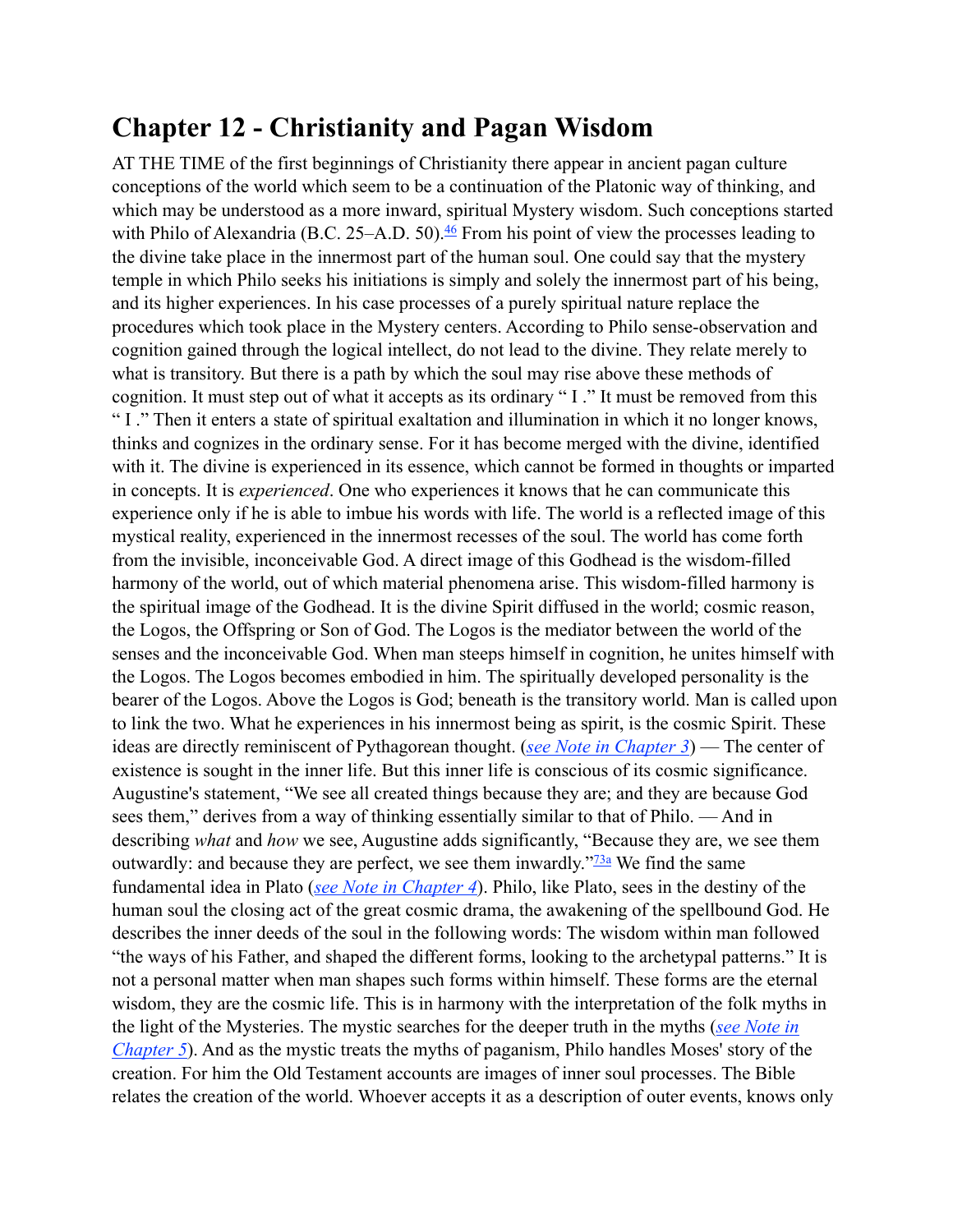# Chapter 12 - Christianity and Pagan Wisdom

AT THE TIME of the first beginnings of Christianity there appear in ancient pagan culture conceptions of the world which seem to be a continuation of the Platonic way of thinking, and which may be understood as a more inward, spiritual Mystery wisdom. Such conceptions started with Philo of Alexandria (B.C. 25–A.D. 50).[46] From his point of view the processes leading to the divine take place in the innermost part of the human soul. One could say that the mystery temple in which Philo seeks his initiations is simply and solely the innermost part of his being, and its higher experiences. In his case processes of a purely spiritual nature replace the procedures which took place in the Mystery centers. According to Philo sense-observation and cognition gained through the logical intellect, do not lead to the divine. They relate merely to what is transitory. But there is a path by which the soul may rise above these methods of cognition. It must step out of what it accepts as its ordinary " I ." It must be removed from this " I ." Then it enters a state of spiritual exaltation and illumination in which it no longer knows, thinks and cognizes in the ordinary sense. For it has become merged with the divine, identified with it. The divine is experienced in its essence, which cannot be formed in thoughts or imparted in concepts. It is *experienced*. One who experiences it knows that he can communicate this experience only if he is able to imbue his words with life. The world is a reflected image of this mystical reality, experienced in the innermost recesses of the soul. The world has come forth from the invisible, inconceivable God. A direct image of this Godhead is the wisdom-filled harmony of the world, out of which material phenomena arise. This wisdom-filled harmony is the spiritual image of the Godhead. It is the divine Spirit diffused in the world; cosmic reason, the Logos, the Offspring or Son of God. The Logos is the mediator between the world of the senses and the inconceivable God. When man steeps himself in cognition, he unites himself with the Logos. The Logos becomes embodied in him. The spiritually developed personality is the bearer of the Logos. Above the Logos is God; beneath is the transitory world. Man is called upon to link the two. What he experiences in his innermost being as spirit, is the cosmic Spirit. These ideas are directly reminiscent of Pythagorean thought. (*see Note in Chapter 3*) — The center of existence is sought in the inner life. But this inner life is conscious of its cosmic significance. Augustine's statement, "We see all created things because they are; and they are because God sees them," derives from a way of thinking essentially similar to that of Philo. — And in describing *what* and *how* we see, Augustine adds significantly, "Because they are, we see them outwardly: and because they are perfect, we see them inwardly."[73a] We find the same fundamental idea in Plato (*see Note in Chapter 4*). Philo, like Plato, sees in the destiny of the human soul the closing act of the great cosmic drama, the awakening of the spellbound God. He describes the inner deeds of the soul in the following words: The wisdom within man followed "the ways of his Father, and shaped the different forms, looking to the archetypal patterns." It is not a personal matter when man shapes such forms within himself. These forms are the eternal wisdom, they are the cosmic life. This is in harmony with the interpretation of the folk myths in the light of the Mysteries. The mystic searches for the deeper truth in the myths (*see Note in Chapter 5*). And as the mystic treats the myths of paganism, Philo handles Moses' story of the creation. For him the Old Testament accounts are images of inner soul processes. The Bible relates the creation of the world. Whoever accepts it as a description of outer events, knows only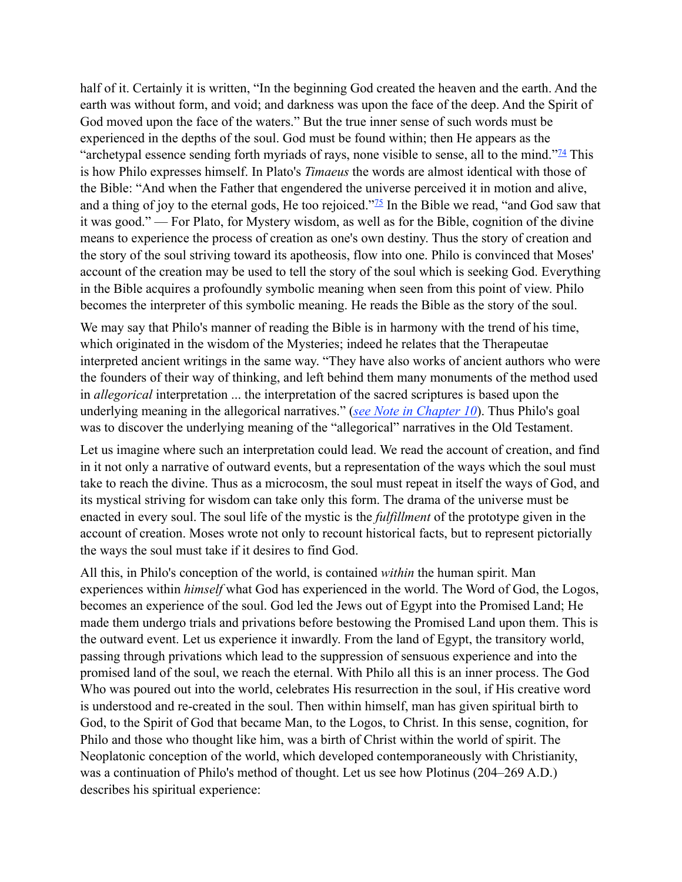half of it. Certainly it is written, "In the beginning God created the heaven and the earth. And the earth was without form, and void; and darkness was upon the face of the deep. And the Spirit of God moved upon the face of the waters." But the true inner sense of such words must be experienced in the depths of the soul. God must be found within; then He appears as the "archetypal essence sending forth myriads of rays, none visible to sense, all to the mind."[74] This is how Philo expresses himself. In Plato's *Timaeus* the words are almost identical with those of the Bible: "And when the Father that engendered the universe perceived it in motion and alive, and a thing of joy to the eternal gods, He too rejoiced."[75] In the Bible we read, "and God saw that it was good." — For Plato, for Mystery wisdom, as well as for the Bible, cognition of the divine means to experience the process of creation as one's own destiny. Thus the story of creation and the story of the soul striving toward its apotheosis, flow into one. Philo is convinced that Moses' account of the creation may be used to tell the story of the soul which is seeking God. Everything in the Bible acquires a profoundly symbolic meaning when seen from this point of view. Philo becomes the interpreter of this symbolic meaning. He reads the Bible as the story of the soul.

We may say that Philo's manner of reading the Bible is in harmony with the trend of his time, which originated in the wisdom of the Mysteries; indeed he relates that the Therapeutae interpreted ancient writings in the same way. "They have also works of ancient authors who were the founders of their way of thinking, and left behind them many monuments of the method used in *allegorical* interpretation ... the interpretation of the sacred scriptures is based upon the underlying meaning in the allegorical narratives." (*see Note in Chapter 10*). Thus Philo's goal was to discover the underlying meaning of the "allegorical" narratives in the Old Testament.

Let us imagine where such an interpretation could lead. We read the account of creation, and find in it not only a narrative of outward events, but a representation of the ways which the soul must take to reach the divine. Thus as a microcosm, the soul must repeat in itself the ways of God, and its mystical striving for wisdom can take only this form. The drama of the universe must be enacted in every soul. The soul life of the mystic is the *fulfillment* of the prototype given in the account of creation. Moses wrote not only to recount historical facts, but to represent pictorially the ways the soul must take if it desires to find God.

All this, in Philo's conception of the world, is contained *within* the human spirit. Man experiences within *himself* what God has experienced in the world. The Word of God, the Logos, becomes an experience of the soul. God led the Jews out of Egypt into the Promised Land; He made them undergo trials and privations before bestowing the Promised Land upon them. This is the outward event. Let us experience it inwardly. From the land of Egypt, the transitory world, passing through privations which lead to the suppression of sensuous experience and into the promised land of the soul, we reach the eternal. With Philo all this is an inner process. The God Who was poured out into the world, celebrates His resurrection in the soul, if His creative word is understood and re-created in the soul. Then within himself, man has given spiritual birth to God, to the Spirit of God that became Man, to the Logos, to Christ. In this sense, cognition, for Philo and those who thought like him, was a birth of Christ within the world of spirit. The Neoplatonic conception of the world, which developed contemporaneously with Christianity, was a continuation of Philo's method of thought. Let us see how Plotinus (204–269 A.D.) describes his spiritual experience: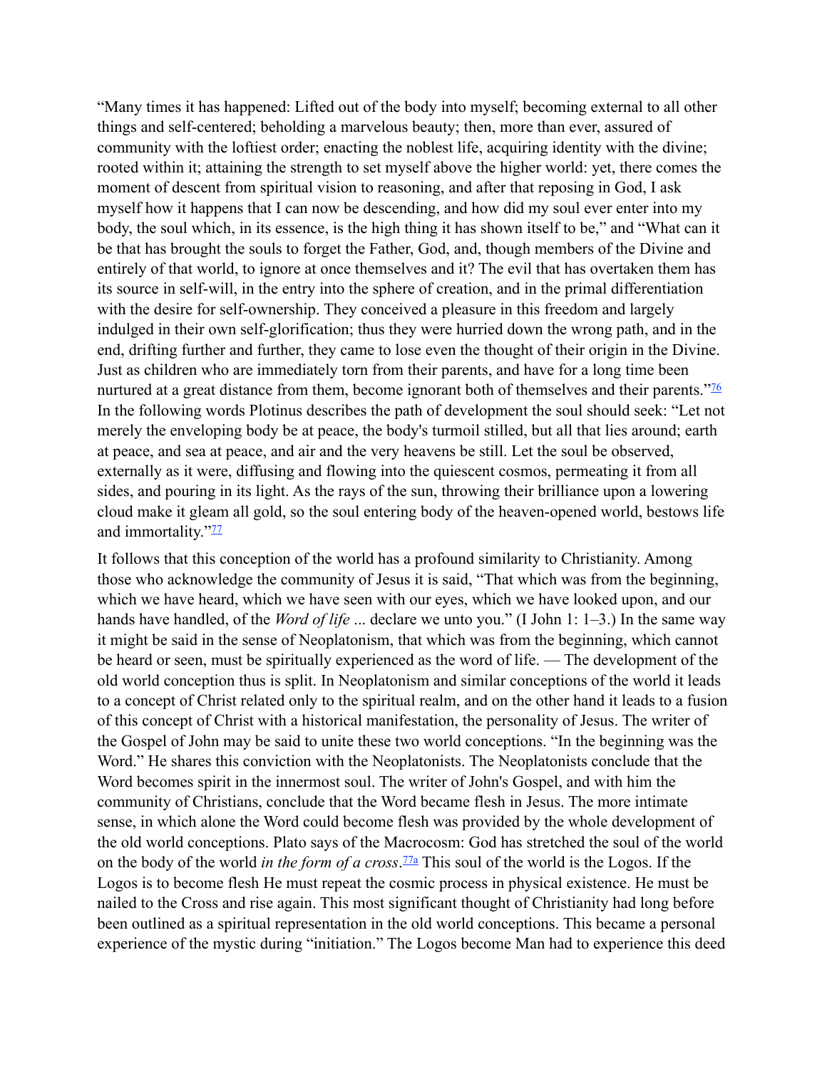"Many times it has happened: Lifted out of the body into myself; becoming external to all other things and self-centered; beholding a marvelous beauty; then, more than ever, assured of community with the loftiest order; enacting the noblest life, acquiring identity with the divine; rooted within it; attaining the strength to set myself above the higher world: yet, there comes the moment of descent from spiritual vision to reasoning, and after that reposing in God, I ask myself how it happens that I can now be descending, and how did my soul ever enter into my body, the soul which, in its essence, is the high thing it has shown itself to be," and "What can it be that has brought the souls to forget the Father, God, and, though members of the Divine and entirely of that world, to ignore at once themselves and it? The evil that has overtaken them has its source in self-will, in the entry into the sphere of creation, and in the primal differentiation with the desire for self-ownership. They conceived a pleasure in this freedom and largely indulged in their own self-glorification; thus they were hurried down the wrong path, and in the end, drifting further and further, they came to lose even the thought of their origin in the Divine. Just as children who are immediately torn from their parents, and have for a long time been nurtured at a great distance from them, become ignorant both of themselves and their parents."[76] In the following words Plotinus describes the path of development the soul should seek: "Let not merely the enveloping body be at peace, the body's turmoil stilled, but all that lies around; earth at peace, and sea at peace, and air and the very heavens be still. Let the soul be observed, externally as it were, diffusing and flowing into the quiescent cosmos, permeating it from all sides, and pouring in its light. As the rays of the sun, throwing their brilliance upon a lowering cloud make it gleam all gold, so the soul entering body of the heaven-opened world, bestows life and immortality."[77]

It follows that this conception of the world has a profound similarity to Christianity. Among those who acknowledge the community of Jesus it is said, "That which was from the beginning, which we have heard, which we have seen with our eyes, which we have looked upon, and our hands have handled, of the *Word of life* ... declare we unto you." (I John 1: 1–3.) In the same way it might be said in the sense of Neoplatonism, that which was from the beginning, which cannot be heard or seen, must be spiritually experienced as the word of life. — The development of the old world conception thus is split. In Neoplatonism and similar conceptions of the world it leads to a concept of Christ related only to the spiritual realm, and on the other hand it leads to a fusion of this concept of Christ with a historical manifestation, the personality of Jesus. The writer of the Gospel of John may be said to unite these two world conceptions. "In the beginning was the Word." He shares this conviction with the Neoplatonists. The Neoplatonists conclude that the Word becomes spirit in the innermost soul. The writer of John's Gospel, and with him the community of Christians, conclude that the Word became flesh in Jesus. The more intimate sense, in which alone the Word could become flesh was provided by the whole development of the old world conceptions. Plato says of the Macrocosm: God has stretched the soul of the world on the body of the world *in the form of a cross*.[77a] This soul of the world is the Logos. If the Logos is to become flesh He must repeat the cosmic process in physical existence. He must be nailed to the Cross and rise again. This most significant thought of Christianity had long before been outlined as a spiritual representation in the old world conceptions. This became a personal experience of the mystic during "initiation." The Logos become Man had to experience this deed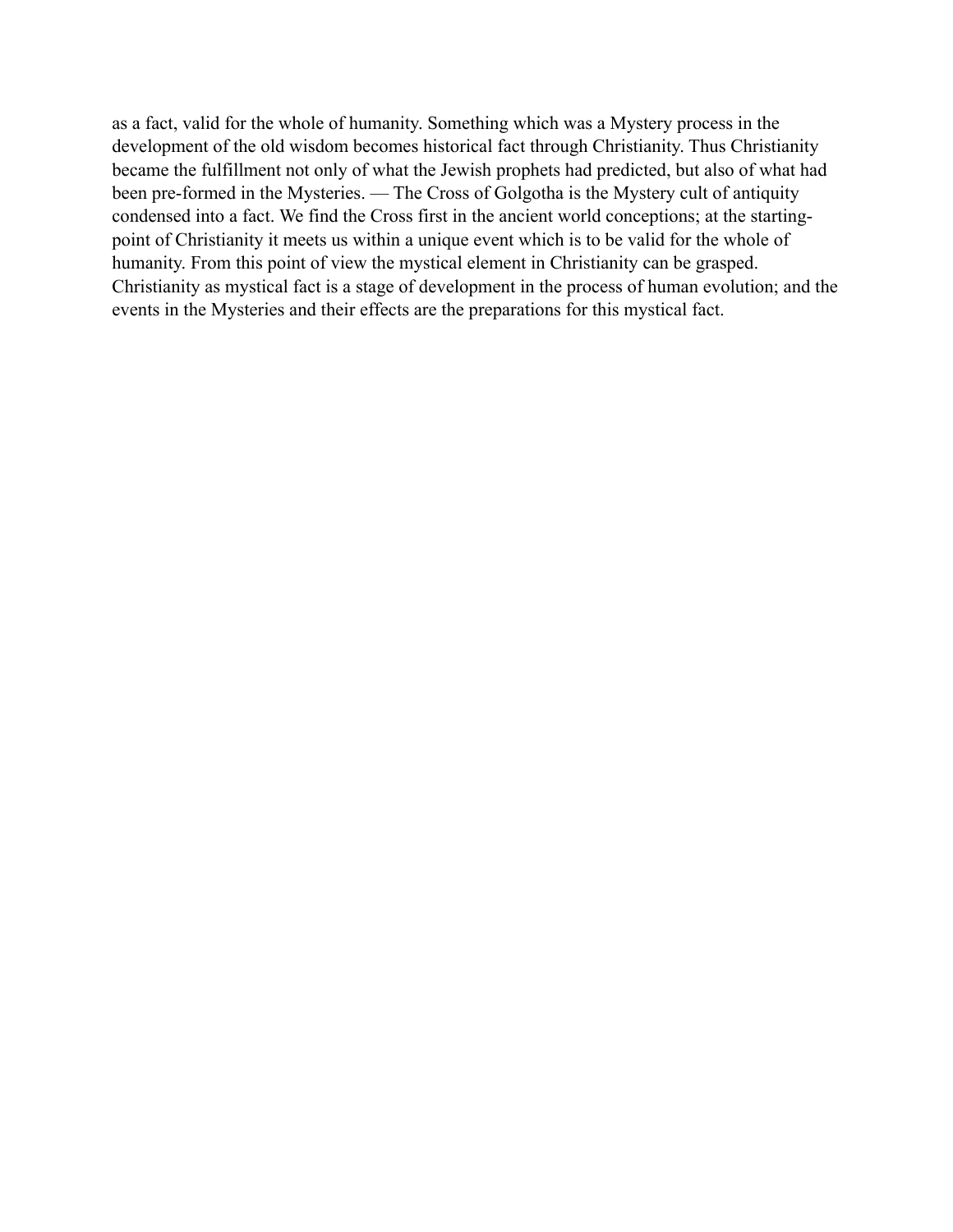as a fact, valid for the whole of humanity. Something which was a Mystery process in the development of the old wisdom becomes historical fact through Christianity. Thus Christianity became the fulfillment not only of what the Jewish prophets had predicted, but also of what had been pre-formed in the Mysteries. — The Cross of Golgotha is the Mystery cult of antiquity condensed into a fact. We find the Cross first in the ancient world conceptions; at the starting-point of Christianity it meets us within a unique event which is to be valid for the whole of humanity. From this point of view the mystical element in Christianity can be grasped. Christianity as mystical fact is a stage of development in the process of human evolution; and the events in the Mysteries and their effects are the preparations for this mystical fact.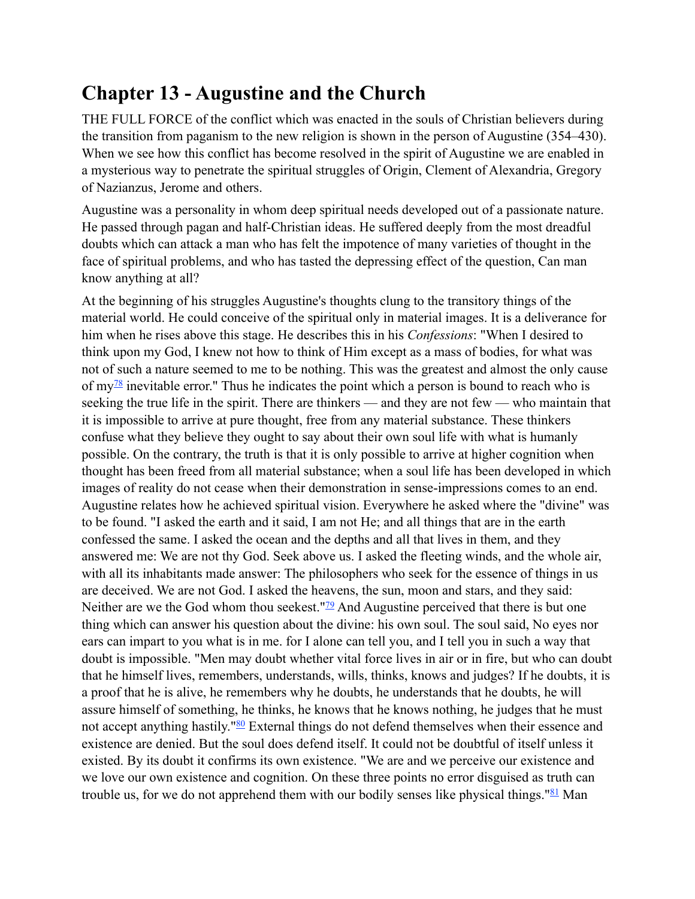# Chapter 13 - Augustine and the Church

THE FULL FORCE of the conflict which was enacted in the souls of Christian believers during the transition from paganism to the new religion is shown in the person of Augustine (354–430). When we see how this conflict has become resolved in the spirit of Augustine we are enabled in a mysterious way to penetrate the spiritual struggles of Origin, Clement of Alexandria, Gregory of Nazianzus, Jerome and others.

Augustine was a personality in whom deep spiritual needs developed out of a passionate nature. He passed through pagan and half-Christian ideas. He suffered deeply from the most dreadful doubts which can attack a man who has felt the impotence of many varieties of thought in the face of spiritual problems, and who has tasted the depressing effect of the question, Can man know anything at all?

At the beginning of his struggles Augustine's thoughts clung to the transitory things of the material world. He could conceive of the spiritual only in material images. It is a deliverance for him when he rises above this stage. He describes this in his *Confessions*: "When I desired to think upon my God, I knew not how to think of Him except as a mass of bodies, for what was not of such a nature seemed to me to be nothing. This was the greatest and almost the only cause of my[78] inevitable error." Thus he indicates the point which a person is bound to reach who is seeking the true life in the spirit. There are thinkers — and they are not few — who maintain that it is impossible to arrive at pure thought, free from any material substance. These thinkers confuse what they believe they ought to say about their own soul life with what is humanly possible. On the contrary, the truth is that it is only possible to arrive at higher cognition when thought has been freed from all material substance; when a soul life has been developed in which images of reality do not cease when their demonstration in sense-impressions comes to an end. Augustine relates how he achieved spiritual vision. Everywhere he asked where the "divine" was to be found. "I asked the earth and it said, I am not He; and all things that are in the earth confessed the same. I asked the ocean and the depths and all that lives in them, and they answered me: We are not thy God. Seek above us. I asked the fleeting winds, and the whole air, with all its inhabitants made answer: The philosophers who seek for the essence of things in us are deceived. We are not God. I asked the heavens, the sun, moon and stars, and they said: Neither are we the God whom thou seekest."[79] And Augustine perceived that there is but one thing which can answer his question about the divine: his own soul. The soul said, No eyes nor ears can impart to you what is in me. for I alone can tell you, and I tell you in such a way that doubt is impossible. "Men may doubt whether vital force lives in air or in fire, but who can doubt that he himself lives, remembers, understands, wills, thinks, knows and judges? If he doubts, it is a proof that he is alive, he remembers why he doubts, he understands that he doubts, he will assure himself of something, he thinks, he knows that he knows nothing, he judges that he must not accept anything hastily."[80] External things do not defend themselves when their essence and existence are denied. But the soul does defend itself. It could not be doubtful of itself unless it existed. By its doubt it confirms its own existence. "We are and we perceive our existence and we love our own existence and cognition. On these three points no error disguised as truth can trouble us, for we do not apprehend them with our bodily senses like physical things."[81] Man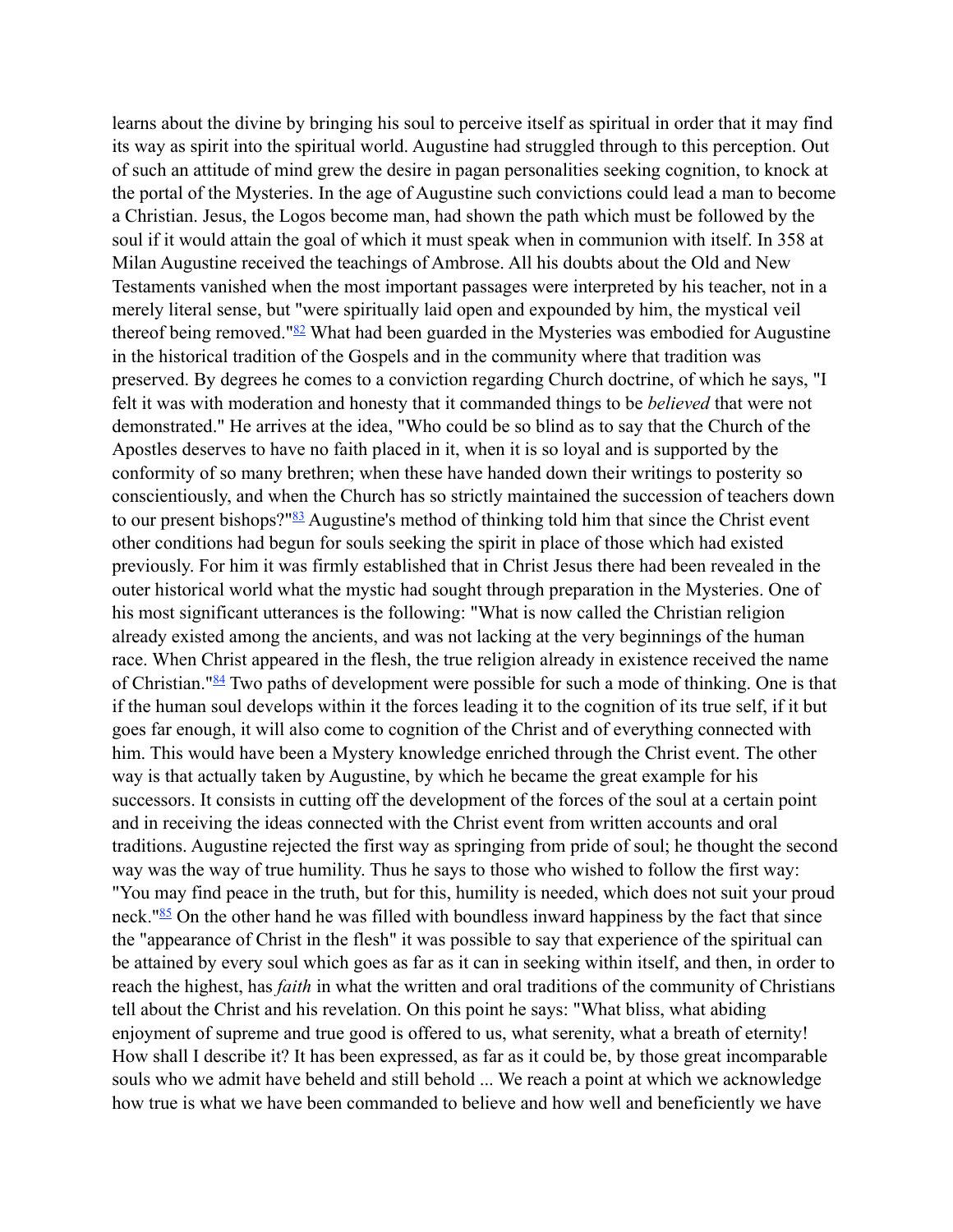learns about the divine by bringing his soul to perceive itself as spiritual in order that it may find its way as spirit into the spiritual world. Augustine had struggled through to this perception. Out of such an attitude of mind grew the desire in pagan personalities seeking cognition, to knock at the portal of the Mysteries. In the age of Augustine such convictions could lead a man to become a Christian. Jesus, the Logos become man, had shown the path which must be followed by the soul if it would attain the goal of which it must speak when in communion with itself. In 358 at Milan Augustine received the teachings of Ambrose. All his doubts about the Old and New Testaments vanished when the most important passages were interpreted by his teacher, not in a merely literal sense, but "were spiritually laid open and expounded by him, the mystical veil thereof being removed."[82] What had been guarded in the Mysteries was embodied for Augustine in the historical tradition of the Gospels and in the community where that tradition was preserved. By degrees he comes to a conviction regarding Church doctrine, of which he says, "I felt it was with moderation and honesty that it commanded things to be *believed* that were not demonstrated." He arrives at the idea, "Who could be so blind as to say that the Church of the Apostles deserves to have no faith placed in it, when it is so loyal and is supported by the conformity of so many brethren; when these have handed down their writings to posterity so conscientiously, and when the Church has so strictly maintained the succession of teachers down to our present bishops?"[83] Augustine's method of thinking told him that since the Christ event other conditions had begun for souls seeking the spirit in place of those which had existed previously. For him it was firmly established that in Christ Jesus there had been revealed in the outer historical world what the mystic had sought through preparation in the Mysteries. One of his most significant utterances is the following: "What is now called the Christian religion already existed among the ancients, and was not lacking at the very beginnings of the human race. When Christ appeared in the flesh, the true religion already in existence received the name of Christian."[84] Two paths of development were possible for such a mode of thinking. One is that if the human soul develops within it the forces leading it to the cognition of its true self, if it but goes far enough, it will also come to cognition of the Christ and of everything connected with him. This would have been a Mystery knowledge enriched through the Christ event. The other way is that actually taken by Augustine, by which he became the great example for his successors. It consists in cutting off the development of the forces of the soul at a certain point and in receiving the ideas connected with the Christ event from written accounts and oral traditions. Augustine rejected the first way as springing from pride of soul; he thought the second way was the way of true humility. Thus he says to those who wished to follow the first way: "You may find peace in the truth, but for this, humility is needed, which does not suit your proud neck."[85] On the other hand he was filled with boundless inward happiness by the fact that since the "appearance of Christ in the flesh" it was possible to say that experience of the spiritual can be attained by every soul which goes as far as it can in seeking within itself, and then, in order to reach the highest, has *faith* in what the written and oral traditions of the community of Christians tell about the Christ and his revelation. On this point he says: "What bliss, what abiding enjoyment of supreme and true good is offered to us, what serenity, what a breath of eternity! How shall I describe it? It has been expressed, as far as it could be, by those great incomparable souls who we admit have beheld and still behold ... We reach a point at which we acknowledge how true is what we have been commanded to believe and how well and beneficiently we have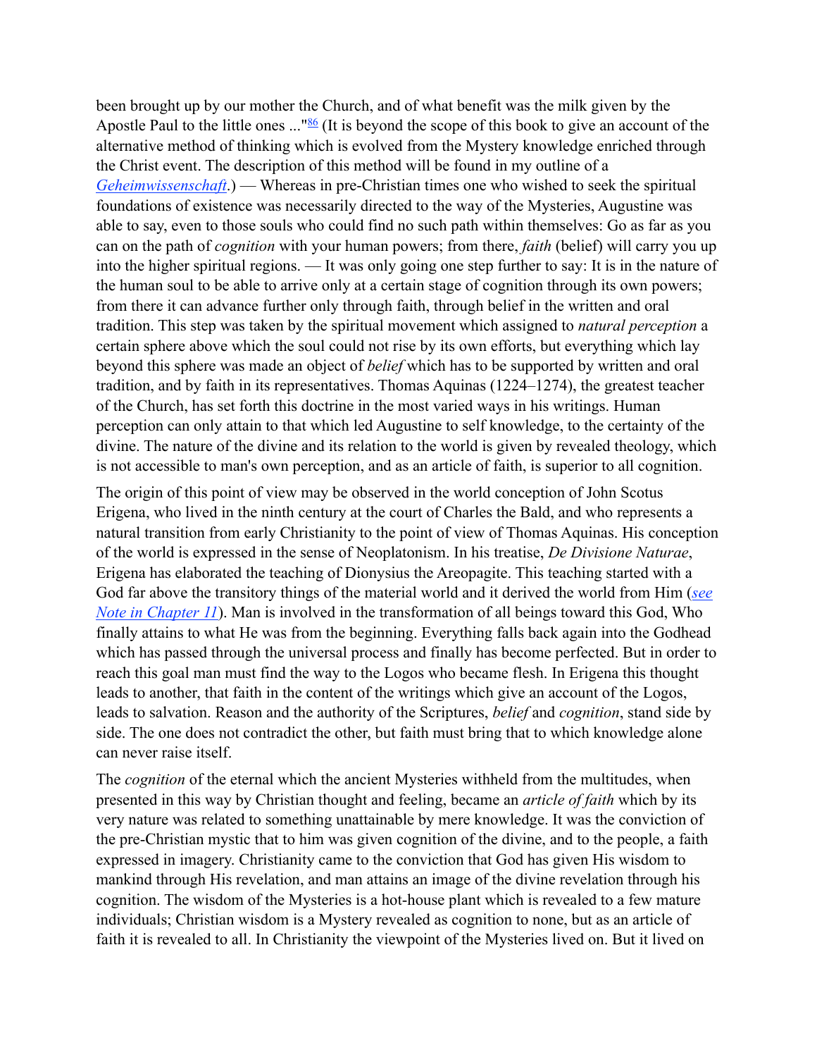been brought up by our mother the Church, and of what benefit was the milk given by the Apostle Paul to the little ones ..."[86] (It is beyond the scope of this book to give an account of the alternative method of thinking which is evolved from the Mystery knowledge enriched through the Christ event. The description of this method will be found in my outline of a *Geheimwissenschaft*.) — Whereas in pre-Christian times one who wished to seek the spiritual foundations of existence was necessarily directed to the way of the Mysteries, Augustine was able to say, even to those souls who could find no such path within themselves: Go as far as you can on the path of *cognition* with your human powers; from there, *faith* (belief) will carry you up into the higher spiritual regions. — It was only going one step further to say: It is in the nature of the human soul to be able to arrive only at a certain stage of cognition through its own powers; from there it can advance further only through faith, through belief in the written and oral tradition. This step was taken by the spiritual movement which assigned to *natural perception* a certain sphere above which the soul could not rise by its own efforts, but everything which lay beyond this sphere was made an object of *belief* which has to be supported by written and oral tradition, and by faith in its representatives. Thomas Aquinas (1224–1274), the greatest teacher of the Church, has set forth this doctrine in the most varied ways in his writings. Human perception can only attain to that which led Augustine to self knowledge, to the certainty of the divine. The nature of the divine and its relation to the world is given by revealed theology, which is not accessible to man's own perception, and as an article of faith, is superior to all cognition.

The origin of this point of view may be observed in the world conception of John Scotus Erigena, who lived in the ninth century at the court of Charles the Bald, and who represents a natural transition from early Christianity to the point of view of Thomas Aquinas. His conception of the world is expressed in the sense of Neoplatonism. In his treatise, *De Divisione Naturae*, Erigena has elaborated the teaching of Dionysius the Areopagite. This teaching started with a God far above the transitory things of the material world and it derived the world from Him (*see Note in Chapter 11*). Man is involved in the transformation of all beings toward this God, Who finally attains to what He was from the beginning. Everything falls back again into the Godhead which has passed through the universal process and finally has become perfected. But in order to reach this goal man must find the way to the Logos who became flesh. In Erigena this thought leads to another, that faith in the content of the writings which give an account of the Logos, leads to salvation. Reason and the authority of the Scriptures, *belief* and *cognition*, stand side by side. The one does not contradict the other, but faith must bring that to which knowledge alone can never raise itself.

The *cognition* of the eternal which the ancient Mysteries withheld from the multitudes, when presented in this way by Christian thought and feeling, became an *article of faith* which by its very nature was related to something unattainable by mere knowledge. It was the conviction of the pre-Christian mystic that to him was given cognition of the divine, and to the people, a faith expressed in imagery. Christianity came to the conviction that God has given His wisdom to mankind through His revelation, and man attains an image of the divine revelation through his cognition. The wisdom of the Mysteries is a hot-house plant which is revealed to a few mature individuals; Christian wisdom is a Mystery revealed as cognition to none, but as an article of faith it is revealed to all. In Christianity the viewpoint of the Mysteries lived on. But it lived on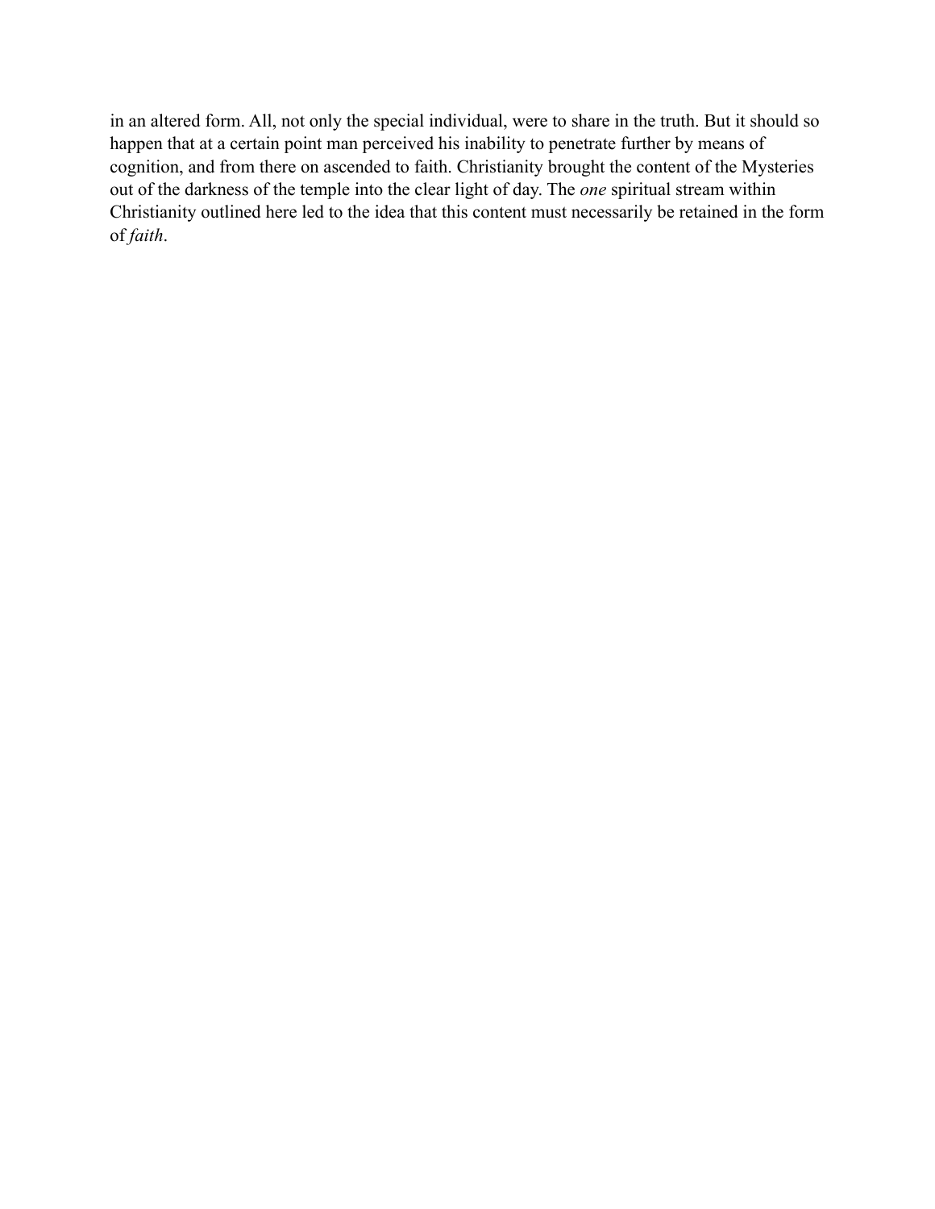in an altered form. All, not only the special individual, were to share in the truth. But it should so happen that at a certain point man perceived his inability to penetrate further by means of cognition, and from there on ascended to faith. Christianity brought the content of the Mysteries out of the darkness of the temple into the clear light of day. The *one* spiritual stream within Christianity outlined here led to the idea that this content must necessarily be retained in the form of *faith*.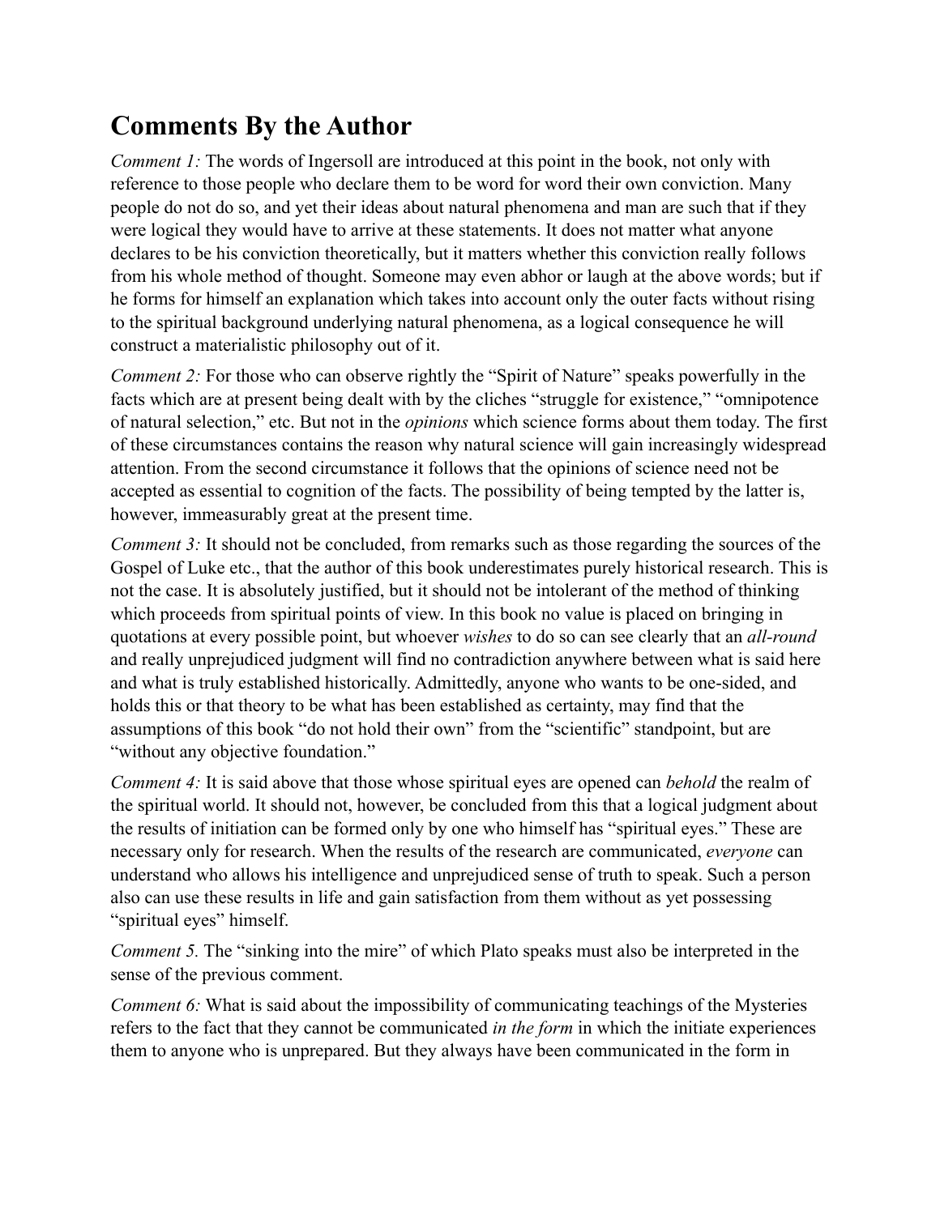## Comments By the Author

*Comment 1:* The words of Ingersoll are introduced at this point in the book, not only with reference to those people who declare them to be word for word their own conviction. Many people do not do so, and yet their ideas about natural phenomena and man are such that if they were logical they would have to arrive at these statements. It does not matter what anyone declares to be his conviction theoretically, but it matters whether this conviction really follows from his whole method of thought. Someone may even abhor or laugh at the above words; but if he forms for himself an explanation which takes into account only the outer facts without rising to the spiritual background underlying natural phenomena, as a logical consequence he will construct a materialistic philosophy out of it.

*Comment 2:* For those who can observe rightly the "Spirit of Nature" speaks powerfully in the facts which are at present being dealt with by the cliches "struggle for existence," "omnipotence of natural selection," etc. But not in the *opinions* which science forms about them today. The first of these circumstances contains the reason why natural science will gain increasingly widespread attention. From the second circumstance it follows that the opinions of science need not be accepted as essential to cognition of the facts. The possibility of being tempted by the latter is, however, immeasurably great at the present time.

*Comment 3:* It should not be concluded, from remarks such as those regarding the sources of the Gospel of Luke etc., that the author of this book underestimates purely historical research. This is not the case. It is absolutely justified, but it should not be intolerant of the method of thinking which proceeds from spiritual points of view. In this book no value is placed on bringing in quotations at every possible point, but whoever *wishes* to do so can see clearly that an *all-round* and really unprejudiced judgment will find no contradiction anywhere between what is said here and what is truly established historically. Admittedly, anyone who wants to be one-sided, and holds this or that theory to be what has been established as certainty, may find that the assumptions of this book "do not hold their own" from the "scientific" standpoint, but are "without any objective foundation."

*Comment 4:* It is said above that those whose spiritual eyes are opened can *behold* the realm of the spiritual world. It should not, however, be concluded from this that a logical judgment about the results of initiation can be formed only by one who himself has "spiritual eyes." These are necessary only for research. When the results of the research are communicated, *everyone* can understand who allows his intelligence and unprejudiced sense of truth to speak. Such a person also can use these results in life and gain satisfaction from them without as yet possessing "spiritual eyes" himself.

*Comment 5.* The "sinking into the mire" of which Plato speaks must also be interpreted in the sense of the previous comment.

*Comment 6:* What is said about the impossibility of communicating teachings of the Mysteries refers to the fact that they cannot be communicated *in the form* in which the initiate experiences them to anyone who is unprepared. But they always have been communicated in the form in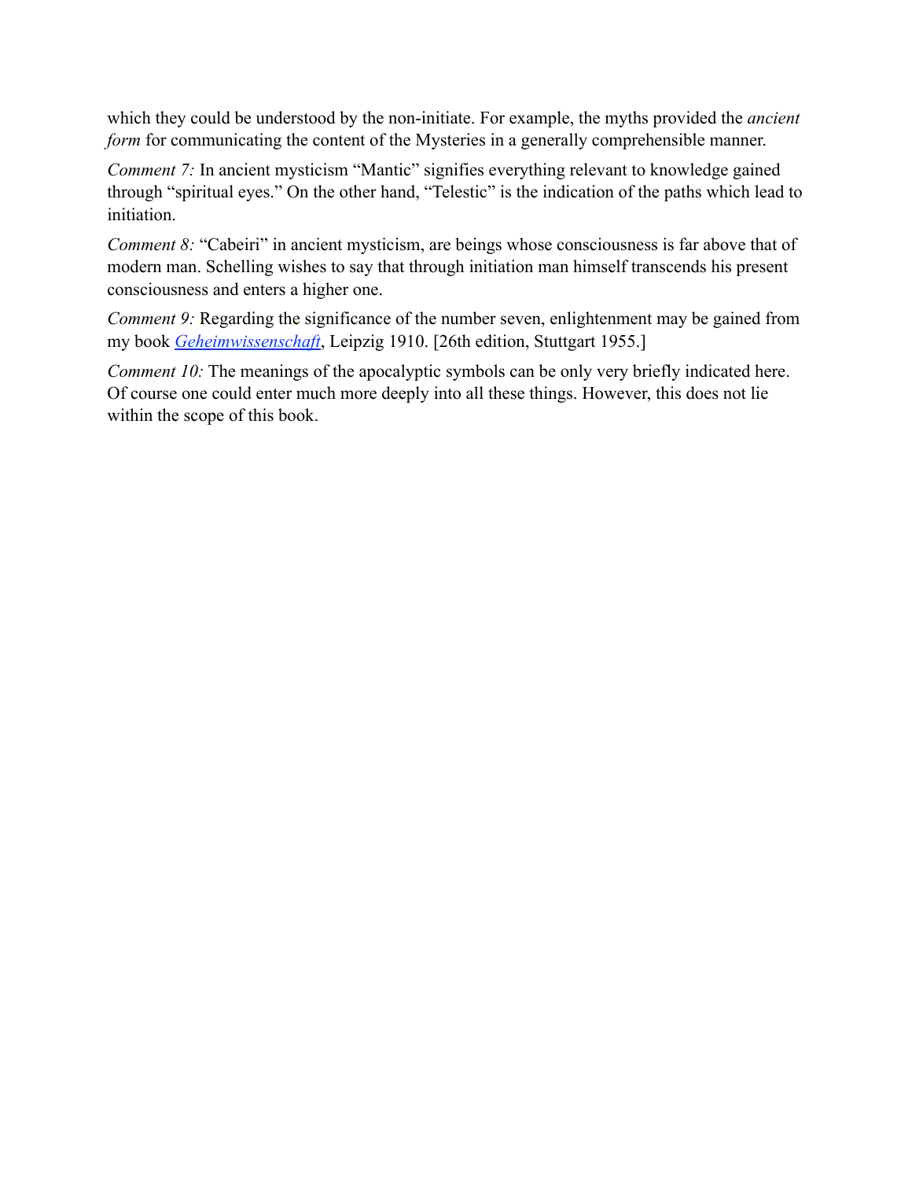which they could be understood by the non-initiate. For example, the myths provided the *ancient form* for communicating the content of the Mysteries in a generally comprehensible manner.

*Comment 7:* In ancient mysticism “Mantic” signifies everything relevant to knowledge gained through “spiritual eyes.” On the other hand, “Telestic” is the indication of the paths which lead to initiation.

*Comment 8:* “Cabeiri” in ancient mysticism, are beings whose consciousness is far above that of modern man. Schelling wishes to say that through initiation man himself transcends his present consciousness and enters a higher one.

*Comment 9:* Regarding the significance of the number seven, enlightenment may be gained from my book *Geheimwissenschaft*, Leipzig 1910. [26th edition, Stuttgart 1955.]

*Comment 10:* The meanings of the apocalyptic symbols can be only very briefly indicated here. Of course one could enter much more deeply into all these things. However, this does not lie within the scope of this book.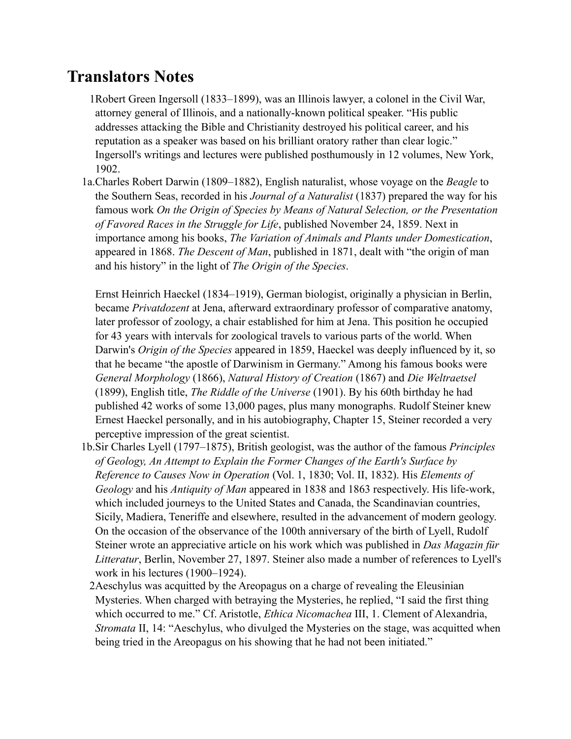# Translators Notes

1 Robert Green Ingersoll (1833–1899), was an Illinois lawyer, a colonel in the Civil War, attorney general of Illinois, and a nationally-known political speaker. "His public addresses attacking the Bible and Christianity destroyed his political career, and his reputation as a speaker was based on his brilliant oratory rather than clear logic." Ingersoll's writings and lectures were published posthumously in 12 volumes, New York, 1902.

1a. Charles Robert Darwin (1809–1882), English naturalist, whose voyage on the *Beagle* to the Southern Seas, recorded in his *Journal of a Naturalist* (1837) prepared the way for his famous work *On the Origin of Species by Means of Natural Selection, or the Presentation of Favored Races in the Struggle for Life*, published November 24, 1859. Next in importance among his books, *The Variation of Animals and Plants under Domestication*, appeared in 1868. *The Descent of Man*, published in 1871, dealt with "the origin of man and his history" in the light of *The Origin of the Species*.

Ernst Heinrich Haeckel (1834–1919), German biologist, originally a physician in Berlin, became *Privatdozent* at Jena, afterward extraordinary professor of comparative anatomy, later professor of zoology, a chair established for him at Jena. This position he occupied for 43 years with intervals for zoological travels to various parts of the world. When Darwin's *Origin of the Species* appeared in 1859, Haeckel was deeply influenced by it, so that he became "the apostle of Darwinism in Germany." Among his famous books were *General Morphology* (1866), *Natural History of Creation* (1867) and *Die Weltraetsel* (1899), English title, *The Riddle of the Universe* (1901). By his 60th birthday he had published 42 works of some 13,000 pages, plus many monographs. Rudolf Steiner knew Ernest Haeckel personally, and in his autobiography, Chapter 15, Steiner recorded a very perceptive impression of the great scientist.

1b. Sir Charles Lyell (1797–1875), British geologist, was the author of the famous *Principles of Geology, An Attempt to Explain the Former Changes of the Earth's Surface by Reference to Causes Now in Operation* (Vol. 1, 1830; Vol. II, 1832). His *Elements of Geology* and his *Antiquity of Man* appeared in 1838 and 1863 respectively. His life-work, which included journeys to the United States and Canada, the Scandinavian countries, Sicily, Madiera, Teneriffe and elsewhere, resulted in the advancement of modern geology. On the occasion of the observance of the 100th anniversary of the birth of Lyell, Rudolf Steiner wrote an appreciative article on his work which was published in *Das Magazin für Litteratur*, Berlin, November 27, 1897. Steiner also made a number of references to Lyell's work in his lectures (1900–1924).

2 Aeschylus was acquitted by the Areopagus on a charge of revealing the Eleusinian Mysteries. When charged with betraying the Mysteries, he replied, "I said the first thing which occurred to me." Cf. Aristotle, *Ethica Nicomachea* III, 1. Clement of Alexandria, *Stromata* II, 14: "Aeschylus, who divulged the Mysteries on the stage, was acquitted when being tried in the Areopagus on his showing that he had not been initiated."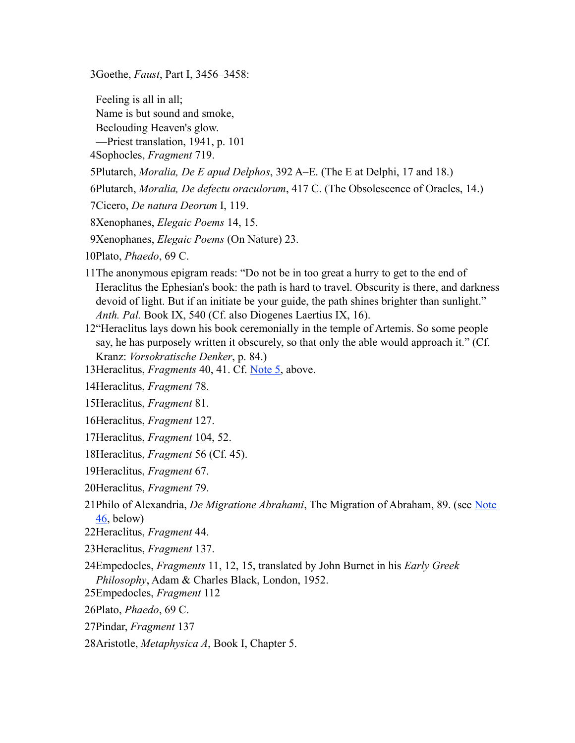3 Goethe, *Faust*, Part I, 3456–3458:

> Feeling is all in all;
> Name is but sound and smoke,
> Beclouding Heaven's glow.
> —Priest translation, 1941, p. 101

4 Sophocles, *Fragment* 719.

5 Plutarch, *Moralia, De E apud Delphos*, 392 A–E. (The E at Delphi, 17 and 18.)

6 Plutarch, *Moralia, De defectu oraculorum*, 417 C. (The Obsolescence of Oracles, 14.)

7 Cicero, *De natura Deorum* I, 119.

8 Xenophanes, *Elegaic Poems* 14, 15.

9 Xenophanes, *Elegaic Poems* (On Nature) 23.

10 Plato, *Phaedo*, 69 C.

11 The anonymous epigram reads: “Do not be in too great a hurry to get to the end of Heraclitus the Ephesian's book: the path is hard to travel. Obscurity is there, and darkness devoid of light. But if an initiate be your guide, the path shines brighter than sunlight.” *Anth. Pal.* Book IX, 540 (Cf. also Diogenes Laertius IX, 16).

12 “Heraclitus lays down his book ceremonially in the temple of Artemis. So some people say, he has purposely written it obscurely, so that only the able would approach it.” (Cf. Kranz: *Vorsokratische Denker*, p. 84.)

13 Heraclitus, *Fragments* 40, 41. Cf. Note 5, above.

14 Heraclitus, *Fragment* 78.

15 Heraclitus, *Fragment* 81.

16 Heraclitus, *Fragment* 127.

17 Heraclitus, *Fragment* 104, 52.

18 Heraclitus, *Fragment* 56 (Cf. 45).

19 Heraclitus, *Fragment* 67.

20 Heraclitus, *Fragment* 79.

21 Philo of Alexandria, *De Migratione Abrahami*, The Migration of Abraham, 89. (see Note 46, below)

22 Heraclitus, *Fragment* 44.

23 Heraclitus, *Fragment* 137.

24 Empedocles, *Fragments* 11, 12, 15, translated by John Burnet in his *Early Greek Philosophy*, Adam & Charles Black, London, 1952.

25 Empedocles, *Fragment* 112

26 Plato, *Phaedo*, 69 C.

27 Pindar, *Fragment* 137

28 Aristotle, *Metaphysica A*, Book I, Chapter 5.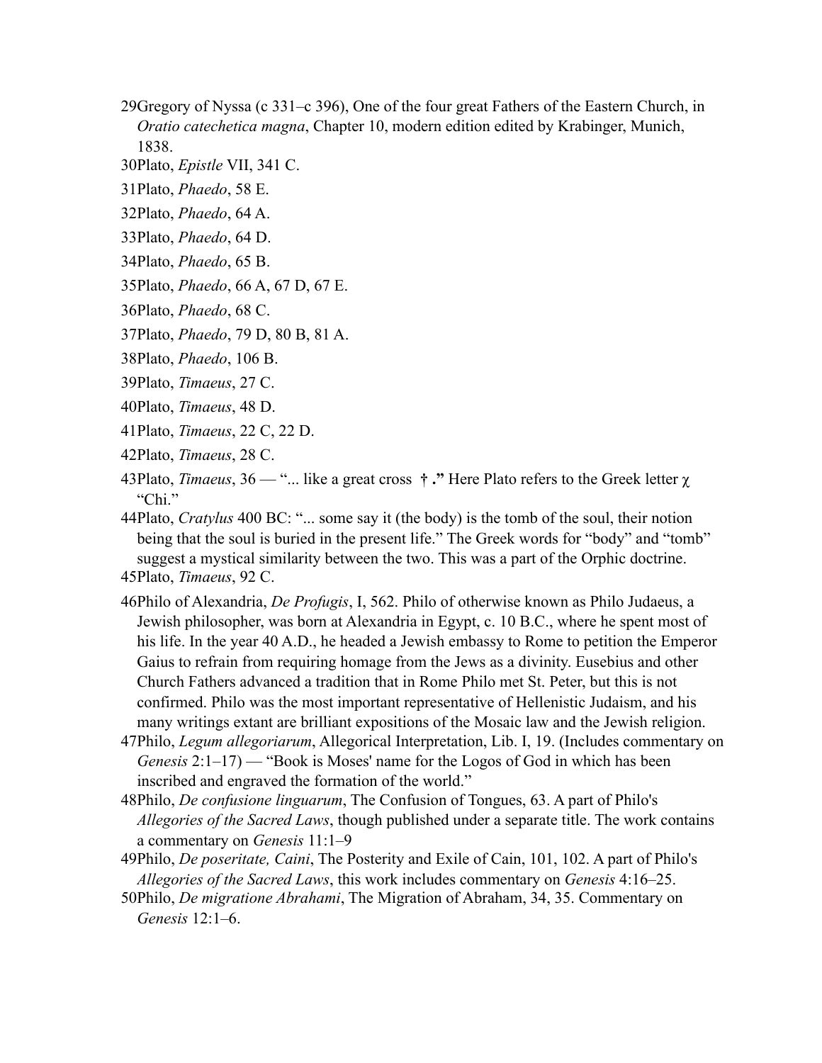29Gregory of Nyssa (c 331–c 396), One of the four great Fathers of the Eastern Church, in *Oratio catechetica magna*, Chapter 10, modern edition edited by Krabinger, Munich, 1838.

30Plato, *Epistle* VII, 341 C.

31Plato, *Phaedo*, 58 E.

32Plato, *Phaedo*, 64 A.

33Plato, *Phaedo*, 64 D.

34Plato, *Phaedo*, 65 B.

35Plato, *Phaedo*, 66 A, 67 D, 67 E.

36Plato, *Phaedo*, 68 C.

37Plato, *Phaedo*, 79 D, 80 B, 81 A.

38Plato, *Phaedo*, 106 B.

39Plato, *Timaeus*, 27 C.

40Plato, *Timaeus*, 48 D.

41Plato, *Timaeus*, 22 C, 22 D.

42Plato, *Timaeus*, 28 C.

43Plato, *Timaeus*, 36 — "... like a great cross **† .**" Here Plato refers to the Greek letter χ "Chi."

44Plato, *Cratylus* 400 BC: "... some say it (the body) is the tomb of the soul, their notion being that the soul is buried in the present life." The Greek words for "body" and "tomb" suggest a mystical similarity between the two. This was a part of the Orphic doctrine.

45Plato, *Timaeus*, 92 C.

46Philo of Alexandria, *De Profugis*, I, 562. Philo of otherwise known as Philo Judaeus, a Jewish philosopher, was born at Alexandria in Egypt, c. 10 B.C., where he spent most of his life. In the year 40 A.D., he headed a Jewish embassy to Rome to petition the Emperor Gaius to refrain from requiring homage from the Jews as a divinity. Eusebius and other Church Fathers advanced a tradition that in Rome Philo met St. Peter, but this is not confirmed. Philo was the most important representative of Hellenistic Judaism, and his many writings extant are brilliant expositions of the Mosaic law and the Jewish religion.

47Philo, *Legum allegoriarum*, Allegorical Interpretation, Lib. I, 19. (Includes commentary on *Genesis* 2:1–17) — "Book is Moses' name for the Logos of God in which has been inscribed and engraved the formation of the world."

48Philo, *De confusione linguarum*, The Confusion of Tongues, 63. A part of Philo's *Allegories of the Sacred Laws*, though published under a separate title. The work contains a commentary on *Genesis* 11:1–9

49Philo, *De poseritate, Caini*, The Posterity and Exile of Cain, 101, 102. A part of Philo's *Allegories of the Sacred Laws*, this work includes commentary on *Genesis* 4:16–25.

50Philo, *De migratione Abrahami*, The Migration of Abraham, 34, 35. Commentary on *Genesis* 12:1–6.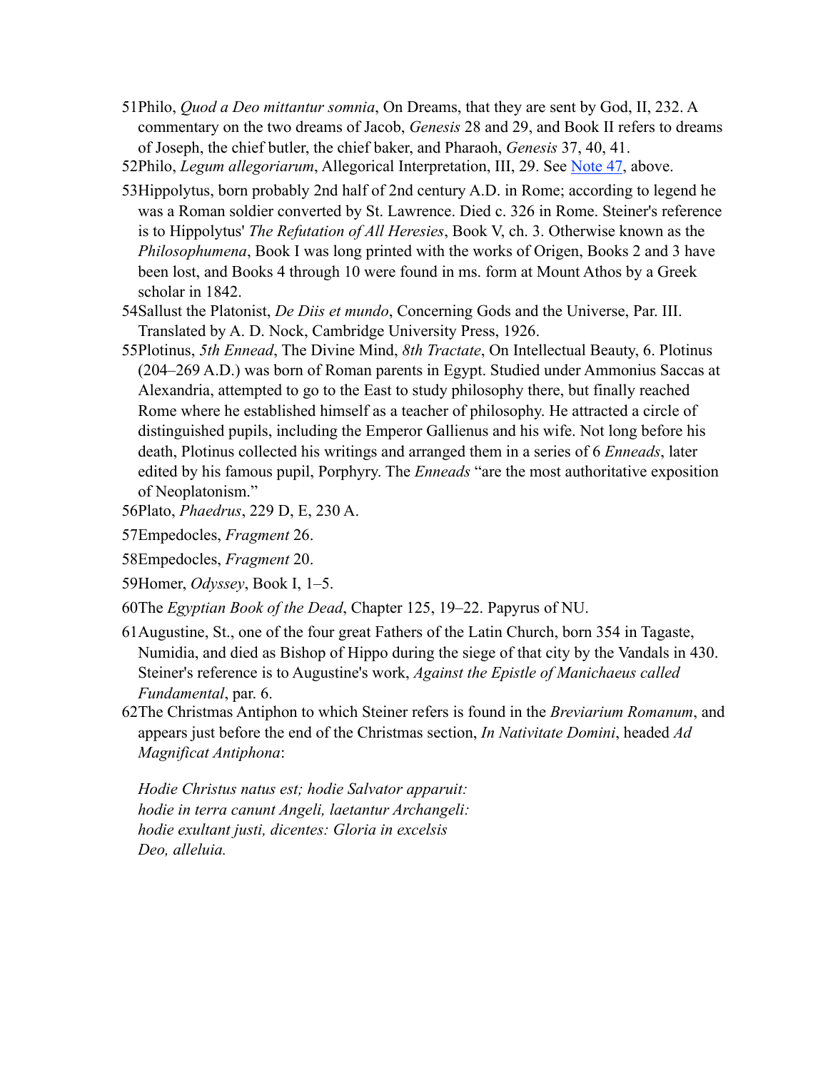51Philo, *Quod a Deo mittantur somnia*, On Dreams, that they are sent by God, II, 232. A commentary on the two dreams of Jacob, *Genesis* 28 and 29, and Book II refers to dreams of Joseph, the chief butler, the chief baker, and Pharaoh, *Genesis* 37, 40, 41.

52Philo, *Legum allegoriarum*, Allegorical Interpretation, III, 29. See Note 47, above.

53Hippolytus, born probably 2nd half of 2nd century A.D. in Rome; according to legend he was a Roman soldier converted by St. Lawrence. Died c. 326 in Rome. Steiner's reference is to Hippolytus' *The Refutation of All Heresies*, Book V, ch. 3. Otherwise known as the *Philosophumena*, Book I was long printed with the works of Origen, Books 2 and 3 have been lost, and Books 4 through 10 were found in ms. form at Mount Athos by a Greek scholar in 1842.

54Sallust the Platonist, *De Diis et mundo*, Concerning Gods and the Universe, Par. III. Translated by A. D. Nock, Cambridge University Press, 1926.

55Plotinus, *5th Ennead*, The Divine Mind, *8th Tractate*, On Intellectual Beauty, 6. Plotinus (204–269 A.D.) was born of Roman parents in Egypt. Studied under Ammonius Saccas at Alexandria, attempted to go to the East to study philosophy there, but finally reached Rome where he established himself as a teacher of philosophy. He attracted a circle of distinguished pupils, including the Emperor Gallienus and his wife. Not long before his death, Plotinus collected his writings and arranged them in a series of 6 *Enneads*, later edited by his famous pupil, Porphyry. The *Enneads* "are the most authoritative exposition of Neoplatonism."

56Plato, *Phaedrus*, 229 D, E, 230 A.

57Empedocles, *Fragment* 26.

58Empedocles, *Fragment* 20.

59Homer, *Odyssey*, Book I, 1–5.

60The *Egyptian Book of the Dead*, Chapter 125, 19–22. Papyrus of NU.

61Augustine, St., one of the four great Fathers of the Latin Church, born 354 in Tagaste, Numidia, and died as Bishop of Hippo during the siege of that city by the Vandals in 430. Steiner's reference is to Augustine's work, *Against the Epistle of Manichaeus called Fundamental*, par. 6.

62The Christmas Antiphon to which Steiner refers is found in the *Breviarium Romanum*, and appears just before the end of the Christmas section, *In Nativitate Domini*, headed *Ad Magnificat Antiphona*:

*Hodie Christus natus est; hodie Salvator apparuit:*  
*hodie in terra canunt Angeli, laetantur Archangeli:*  
*hodie exultant justi, dicentes: Gloria in excelsis*  
*Deo, alleluia.*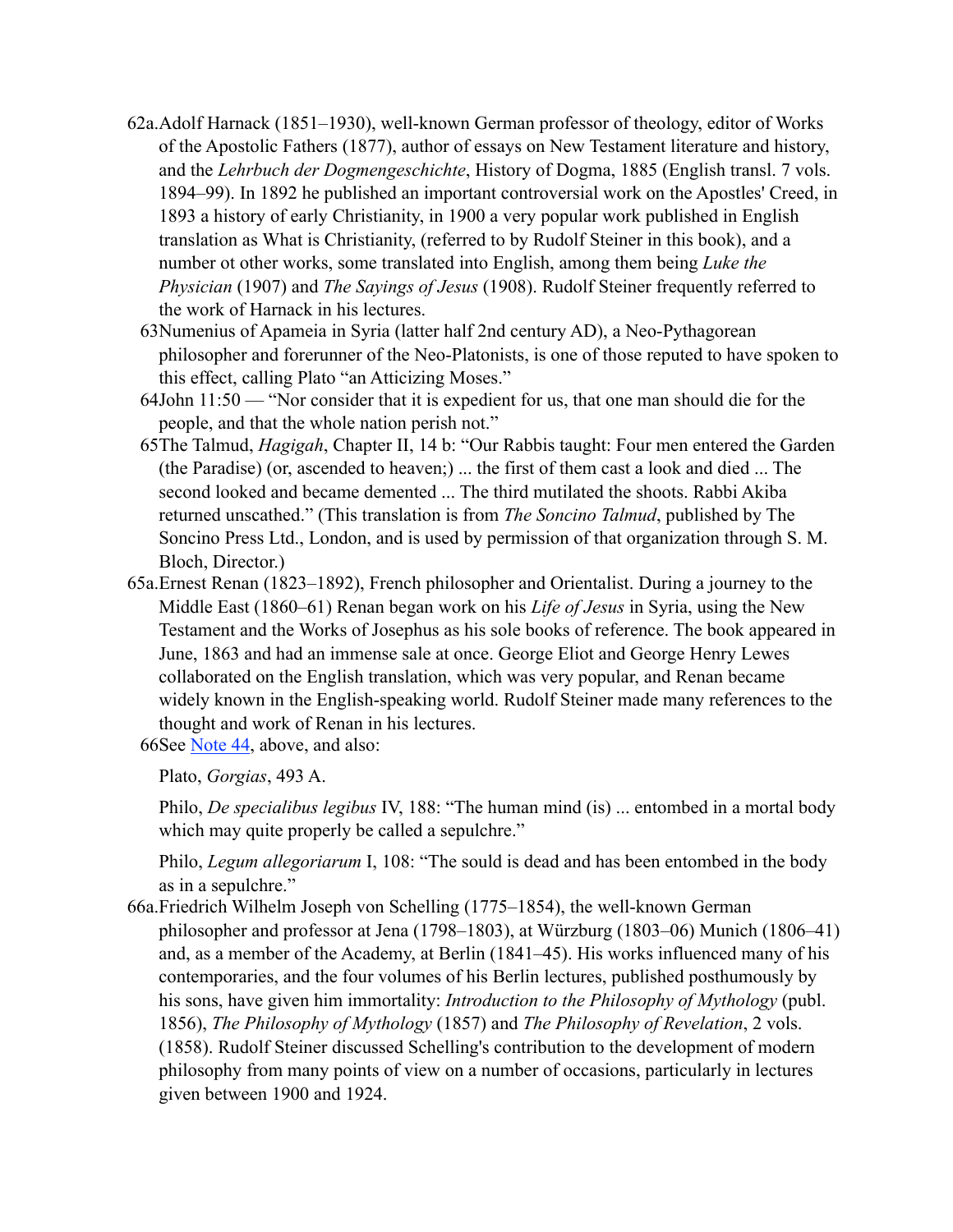62a. Adolf Harnack (1851–1930), well-known German professor of theology, editor of Works of the Apostolic Fathers (1877), author of essays on New Testament literature and history, and the *Lehrbuch der Dogmengeschichte*, History of Dogma, 1885 (English transl. 7 vols. 1894–99). In 1892 he published an important controversial work on the Apostles' Creed, in 1893 a history of early Christianity, in 1900 a very popular work published in English translation as What is Christianity, (referred to by Rudolf Steiner in this book), and a number ot other works, some translated into English, among them being *Luke the Physician* (1907) and *The Sayings of Jesus* (1908). Rudolf Steiner frequently referred to the work of Harnack in his lectures.

63 Numenius of Apameia in Syria (latter half 2nd century AD), a Neo-Pythagorean philosopher and forerunner of the Neo-Platonists, is one of those reputed to have spoken to this effect, calling Plato “an Atticizing Moses.”

64 John 11:50 — “Nor consider that it is expedient for us, that one man should die for the people, and that the whole nation perish not.”

65 The Talmud, *Hagigah*, Chapter II, 14 b: “Our Rabbis taught: Four men entered the Garden (the Paradise) (or, ascended to heaven;) ... the first of them cast a look and died ... The second looked and became demented ... The third mutilated the shoots. Rabbi Akiba returned unscathed.” (This translation is from *The Soncino Talmud*, published by The Soncino Press Ltd., London, and is used by permission of that organization through S. M. Bloch, Director.)

65a. Ernest Renan (1823–1892), French philosopher and Orientalist. During a journey to the Middle East (1860–61) Renan began work on his *Life of Jesus* in Syria, using the New Testament and the Works of Josephus as his sole books of reference. The book appeared in June, 1863 and had an immense sale at once. George Eliot and George Henry Lewes collaborated on the English translation, which was very popular, and Renan became widely known in the English-speaking world. Rudolf Steiner made many references to the thought and work of Renan in his lectures.

66 See Note 44, above, and also:

Plato, *Gorgias*, 493 A.

Philo, *De specialibus legibus* IV, 188: “The human mind (is) ... entombed in a mortal body which may quite properly be called a sepulchre.”

Philo, *Legum allegoriarum* I, 108: “The sould is dead and has been entombed in the body as in a sepulchre.”

66a. Friedrich Wilhelm Joseph von Schelling (1775–1854), the well-known German philosopher and professor at Jena (1798–1803), at Würzburg (1803–06) Munich (1806–41) and, as a member of the Academy, at Berlin (1841–45). His works influenced many of his contemporaries, and the four volumes of his Berlin lectures, published posthumously by his sons, have given him immortality: *Introduction to the Philosophy of Mythology* (publ. 1856), *The Philosophy of Mythology* (1857) and *The Philosophy of Revelation*, 2 vols. (1858). Rudolf Steiner discussed Schelling's contribution to the development of modern philosophy from many points of view on a number of occasions, particularly in lectures given between 1900 and 1924.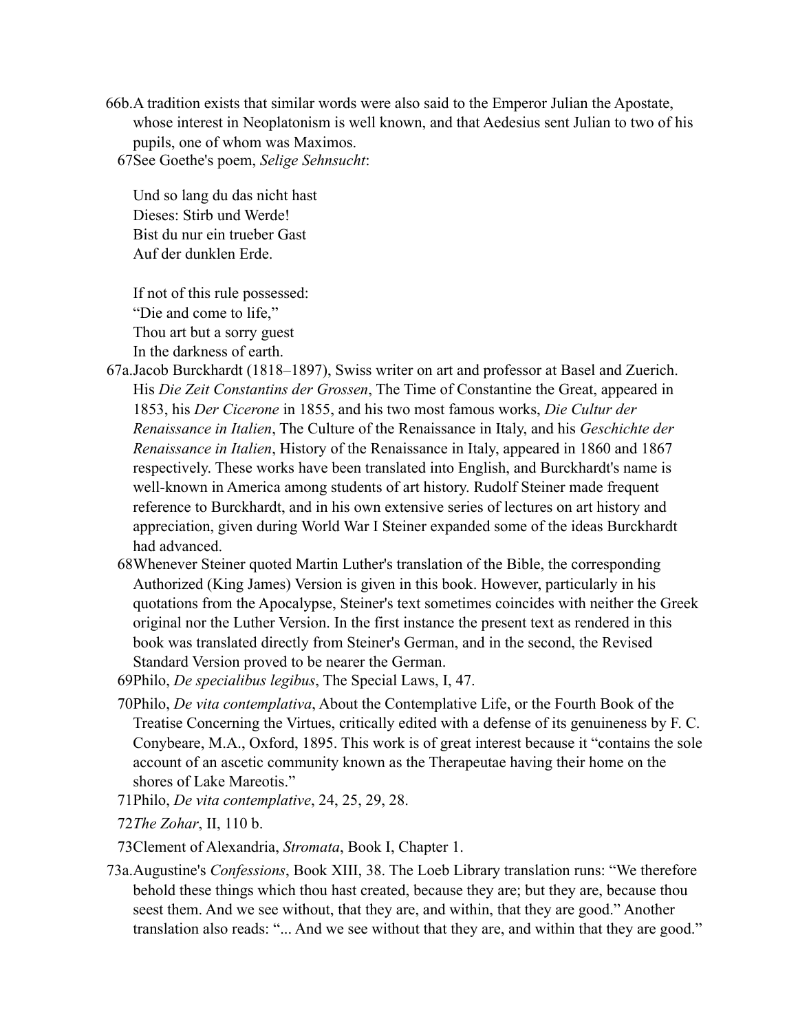66b. A tradition exists that similar words were also said to the Emperor Julian the Apostate, whose interest in Neoplatonism is well known, and that Aedesius sent Julian to two of his pupils, one of whom was Maximos.

67 See Goethe's poem, *Selige Sehnsucht*:

> Und so lang du das nicht hast
> Dieses: Stirb und Werde!
> Bist du nur ein trueber Gast
> Auf der dunklen Erde.
>
> If not of this rule possessed:
> "Die and come to life,"
> Thou art but a sorry guest
> In the darkness of earth.

67a. Jacob Burckhardt (1818–1897), Swiss writer on art and professor at Basel and Zuerich. His *Die Zeit Constantins der Grossen*, The Time of Constantine the Great, appeared in 1853, his *Der Cicerone* in 1855, and his two most famous works, *Die Cultur der Renaissance in Italien*, The Culture of the Renaissance in Italy, and his *Geschichte der Renaissance in Italien*, History of the Renaissance in Italy, appeared in 1860 and 1867 respectively. These works have been translated into English, and Burckhardt's name is well-known in America among students of art history. Rudolf Steiner made frequent reference to Burckhardt, and in his own extensive series of lectures on art history and appreciation, given during World War I Steiner expanded some of the ideas Burckhardt had advanced.

68 Whenever Steiner quoted Martin Luther's translation of the Bible, the corresponding Authorized (King James) Version is given in this book. However, particularly in his quotations from the Apocalypse, Steiner's text sometimes coincides with neither the Greek original nor the Luther Version. In the first instance the present text as rendered in this book was translated directly from Steiner's German, and in the second, the Revised Standard Version proved to be nearer the German.

69 Philo, *De specialibus legibus*, The Special Laws, I, 47.

70 Philo, *De vita contemplativa*, About the Contemplative Life, or the Fourth Book of the Treatise Concerning the Virtues, critically edited with a defense of its genuineness by F. C. Conybeare, M.A., Oxford, 1895. This work is of great interest because it "contains the sole account of an ascetic community known as the Therapeutae having their home on the shores of Lake Mareotis."

71 Philo, *De vita contemplative*, 24, 25, 29, 28.

72 *The Zohar*, II, 110 b.

73 Clement of Alexandria, *Stromata*, Book I, Chapter 1.

73a. Augustine's *Confessions*, Book XIII, 38. The Loeb Library translation runs: "We therefore behold these things which thou hast created, because they are; but they are, because thou seest them. And we see without, that they are, and within, that they are good." Another translation also reads: "... And we see without that they are, and within that they are good."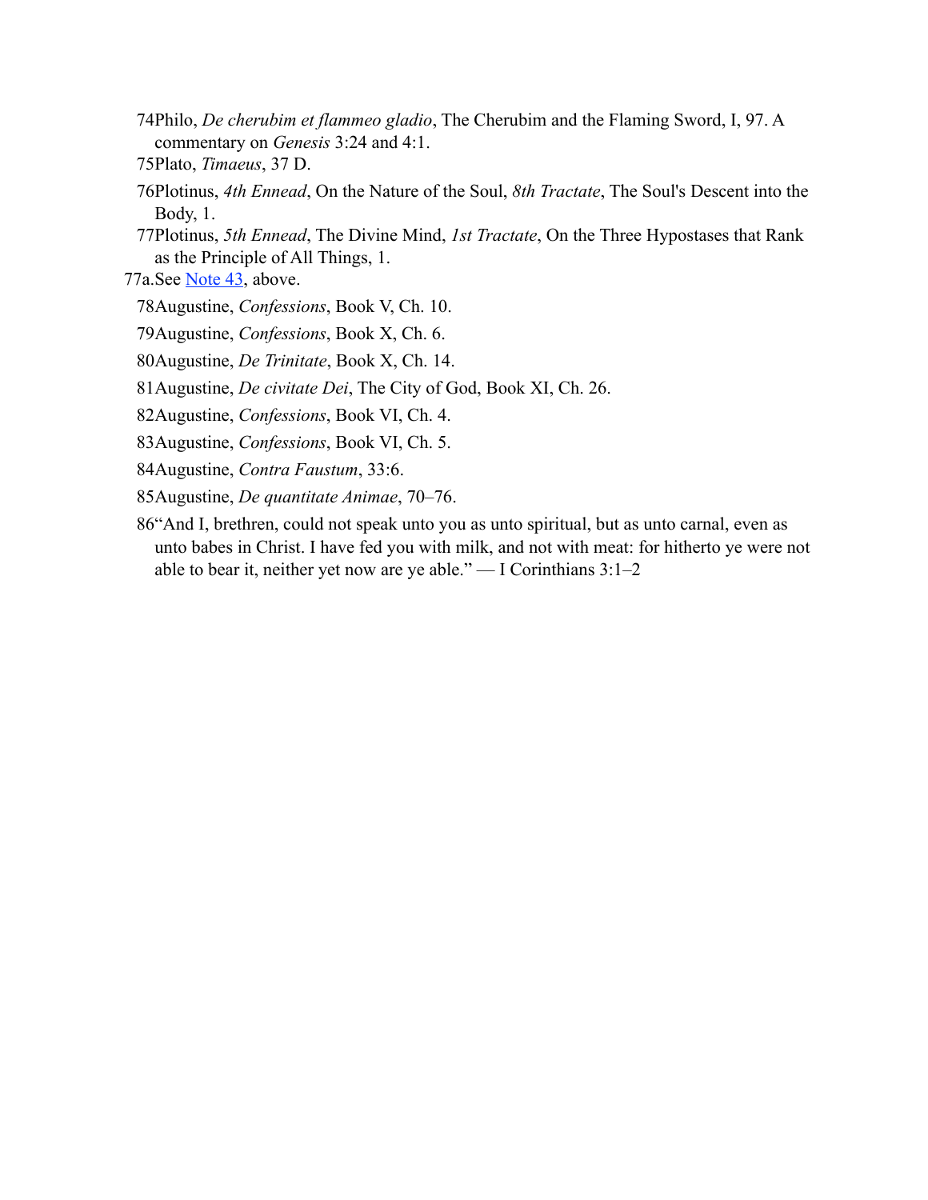74Philo, *De cherubim et flammeo gladio*, The Cherubim and the Flaming Sword, I, 97. A commentary on *Genesis* 3:24 and 4:1.

75Plato, *Timaeus*, 37 D.

76Plotinus, *4th Ennead*, On the Nature of the Soul, *8th Tractate*, The Soul's Descent into the Body, 1.

77Plotinus, *5th Ennead*, The Divine Mind, *1st Tractate*, On the Three Hypostases that Rank as the Principle of All Things, 1.

77a.See Note 43, above.

78Augustine, *Confessions*, Book V, Ch. 10.

79Augustine, *Confessions*, Book X, Ch. 6.

80Augustine, *De Trinitate*, Book X, Ch. 14.

81Augustine, *De civitate Dei*, The City of God, Book XI, Ch. 26.

82Augustine, *Confessions*, Book VI, Ch. 4.

83Augustine, *Confessions*, Book VI, Ch. 5.

84Augustine, *Contra Faustum*, 33:6.

85Augustine, *De quantitate Animae*, 70–76.

86"And I, brethren, could not speak unto you as unto spiritual, but as unto carnal, even as unto babes in Christ. I have fed you with milk, and not with meat: for hitherto ye were not able to bear it, neither yet now are ye able." — I Corinthians 3:1–2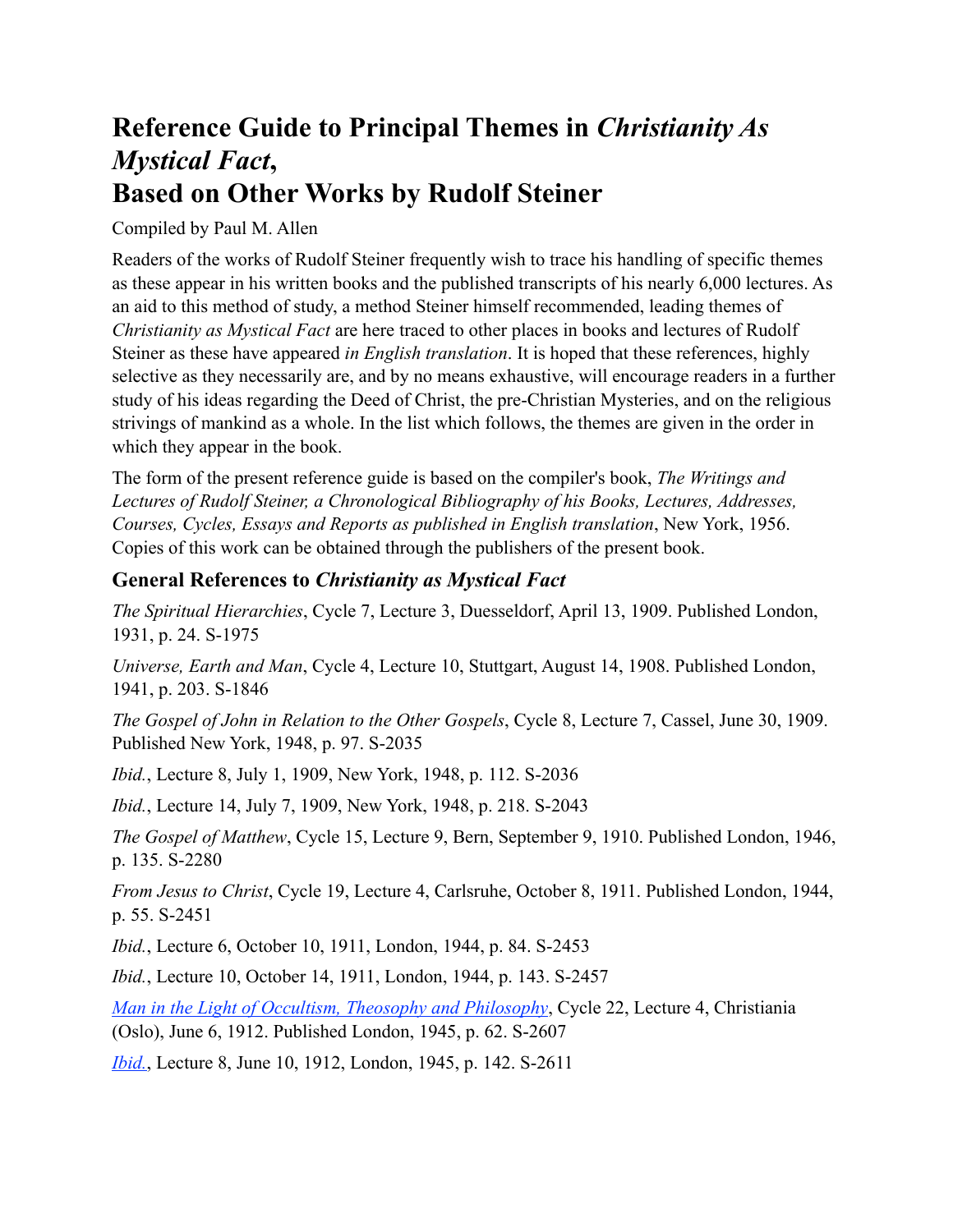# Reference Guide to Principal Themes in *Christianity As Mystical Fact*, Based on Other Works by Rudolf Steiner

Compiled by Paul M. Allen

Readers of the works of Rudolf Steiner frequently wish to trace his handling of specific themes as these appear in his written books and the published transcripts of his nearly 6,000 lectures. As an aid to this method of study, a method Steiner himself recommended, leading themes of *Christianity as Mystical Fact* are here traced to other places in books and lectures of Rudolf Steiner as these have appeared *in English translation*. It is hoped that these references, highly selective as they necessarily are, and by no means exhaustive, will encourage readers in a further study of his ideas regarding the Deed of Christ, the pre-Christian Mysteries, and on the religious strivings of mankind as a whole. In the list which follows, the themes are given in the order in which they appear in the book.

The form of the present reference guide is based on the compiler's book, *The Writings and Lectures of Rudolf Steiner, a Chronological Bibliography of his Books, Lectures, Addresses, Courses, Cycles, Essays and Reports as published in English translation*, New York, 1956. Copies of this work can be obtained through the publishers of the present book.

## General References to *Christianity as Mystical Fact*

*The Spiritual Hierarchies*, Cycle 7, Lecture 3, Duesseldorf, April 13, 1909. Published London, 1931, p. 24. S-1975

*Universe, Earth and Man*, Cycle 4, Lecture 10, Stuttgart, August 14, 1908. Published London, 1941, p. 203. S-1846

*The Gospel of John in Relation to the Other Gospels*, Cycle 8, Lecture 7, Cassel, June 30, 1909. Published New York, 1948, p. 97. S-2035

*Ibid.*, Lecture 8, July 1, 1909, New York, 1948, p. 112. S-2036

*Ibid.*, Lecture 14, July 7, 1909, New York, 1948, p. 218. S-2043

*The Gospel of Matthew*, Cycle 15, Lecture 9, Bern, September 9, 1910. Published London, 1946, p. 135. S-2280

*From Jesus to Christ*, Cycle 19, Lecture 4, Carlsruhe, October 8, 1911. Published London, 1944, p. 55. S-2451

*Ibid.*, Lecture 6, October 10, 1911, London, 1944, p. 84. S-2453

*Ibid.*, Lecture 10, October 14, 1911, London, 1944, p. 143. S-2457

*Man in the Light of Occultism, Theosophy and Philosophy*, Cycle 22, Lecture 4, Christiania (Oslo), June 6, 1912. Published London, 1945, p. 62. S-2607

*Ibid.*, Lecture 8, June 10, 1912, London, 1945, p. 142. S-2611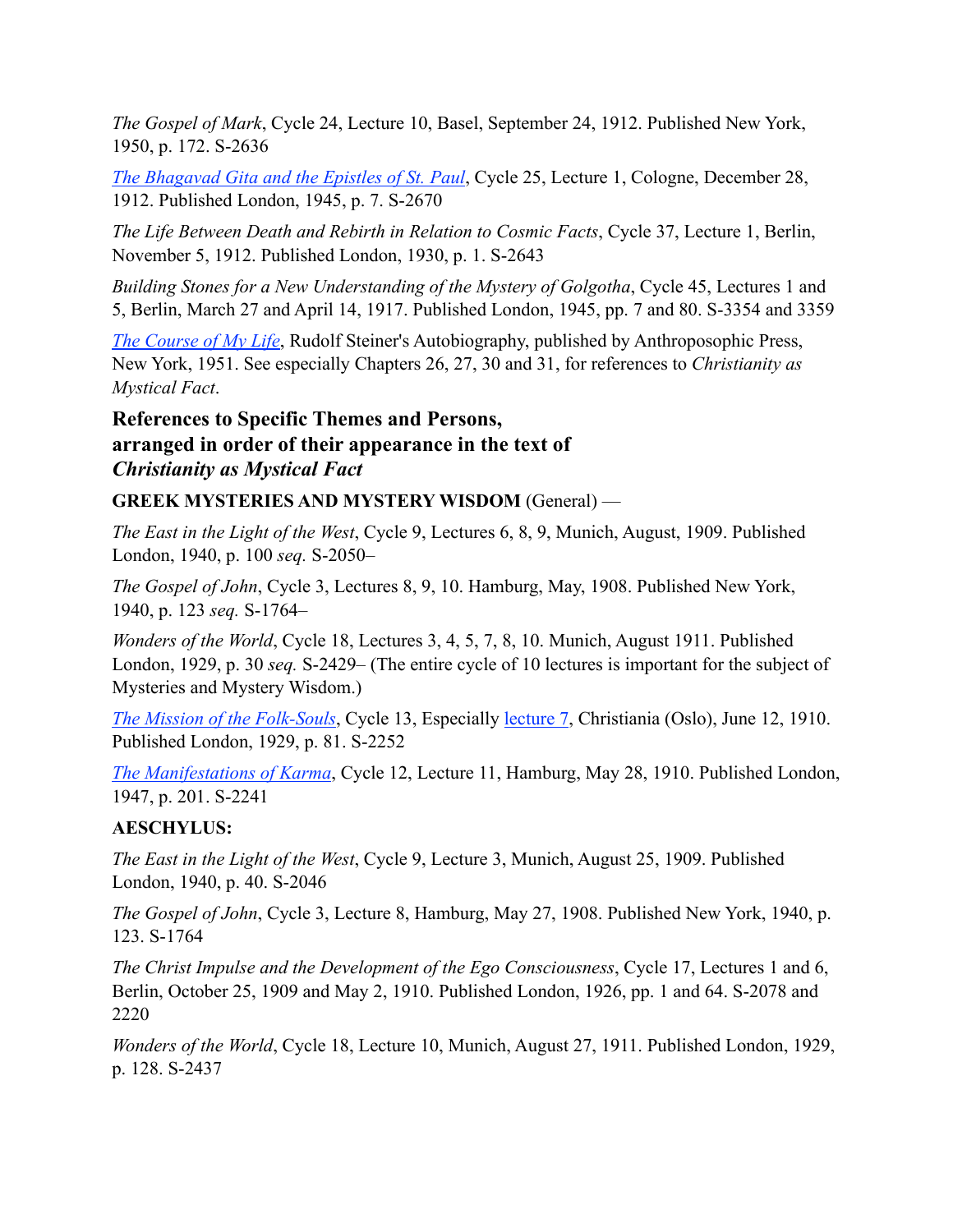*The Gospel of Mark*, Cycle 24, Lecture 10, Basel, September 24, 1912. Published New York, 1950, p. 172. S-2636

*The Bhagavad Gita and the Epistles of St. Paul*, Cycle 25, Lecture 1, Cologne, December 28, 1912. Published London, 1945, p. 7. S-2670

*The Life Between Death and Rebirth in Relation to Cosmic Facts*, Cycle 37, Lecture 1, Berlin, November 5, 1912. Published London, 1930, p. 1. S-2643

*Building Stones for a New Understanding of the Mystery of Golgotha*, Cycle 45, Lectures 1 and 5, Berlin, March 27 and April 14, 1917. Published London, 1945, pp. 7 and 80. S-3354 and 3359

*The Course of My Life*, Rudolf Steiner's Autobiography, published by Anthroposophic Press, New York, 1951. See especially Chapters 26, 27, 30 and 31, for references to *Christianity as Mystical Fact*.

### References to Specific Themes and Persons, arranged in order of their appearance in the text of *Christianity as Mystical Fact*

**GREEK MYSTERIES AND MYSTERY WISDOM** (General) —

*The East in the Light of the West*, Cycle 9, Lectures 6, 8, 9, Munich, August, 1909. Published London, 1940, p. 100 *seq.* S-2050–

*The Gospel of John*, Cycle 3, Lectures 8, 9, 10. Hamburg, May, 1908. Published New York, 1940, p. 123 *seq.* S-1764–

*Wonders of the World*, Cycle 18, Lectures 3, 4, 5, 7, 8, 10. Munich, August 1911. Published London, 1929, p. 30 *seq.* S-2429– (The entire cycle of 10 lectures is important for the subject of Mysteries and Mystery Wisdom.)

*The Mission of the Folk-Souls*, Cycle 13, Especially lecture 7, Christiania (Oslo), June 12, 1910. Published London, 1929, p. 81. S-2252

*The Manifestations of Karma*, Cycle 12, Lecture 11, Hamburg, May 28, 1910. Published London, 1947, p. 201. S-2241

**AESCHYLUS:**

*The East in the Light of the West*, Cycle 9, Lecture 3, Munich, August 25, 1909. Published London, 1940, p. 40. S-2046

*The Gospel of John*, Cycle 3, Lecture 8, Hamburg, May 27, 1908. Published New York, 1940, p. 123. S-1764

*The Christ Impulse and the Development of the Ego Consciousness*, Cycle 17, Lectures 1 and 6, Berlin, October 25, 1909 and May 2, 1910. Published London, 1926, pp. 1 and 64. S-2078 and 2220

*Wonders of the World*, Cycle 18, Lecture 10, Munich, August 27, 1911. Published London, 1929, p. 128. S-2437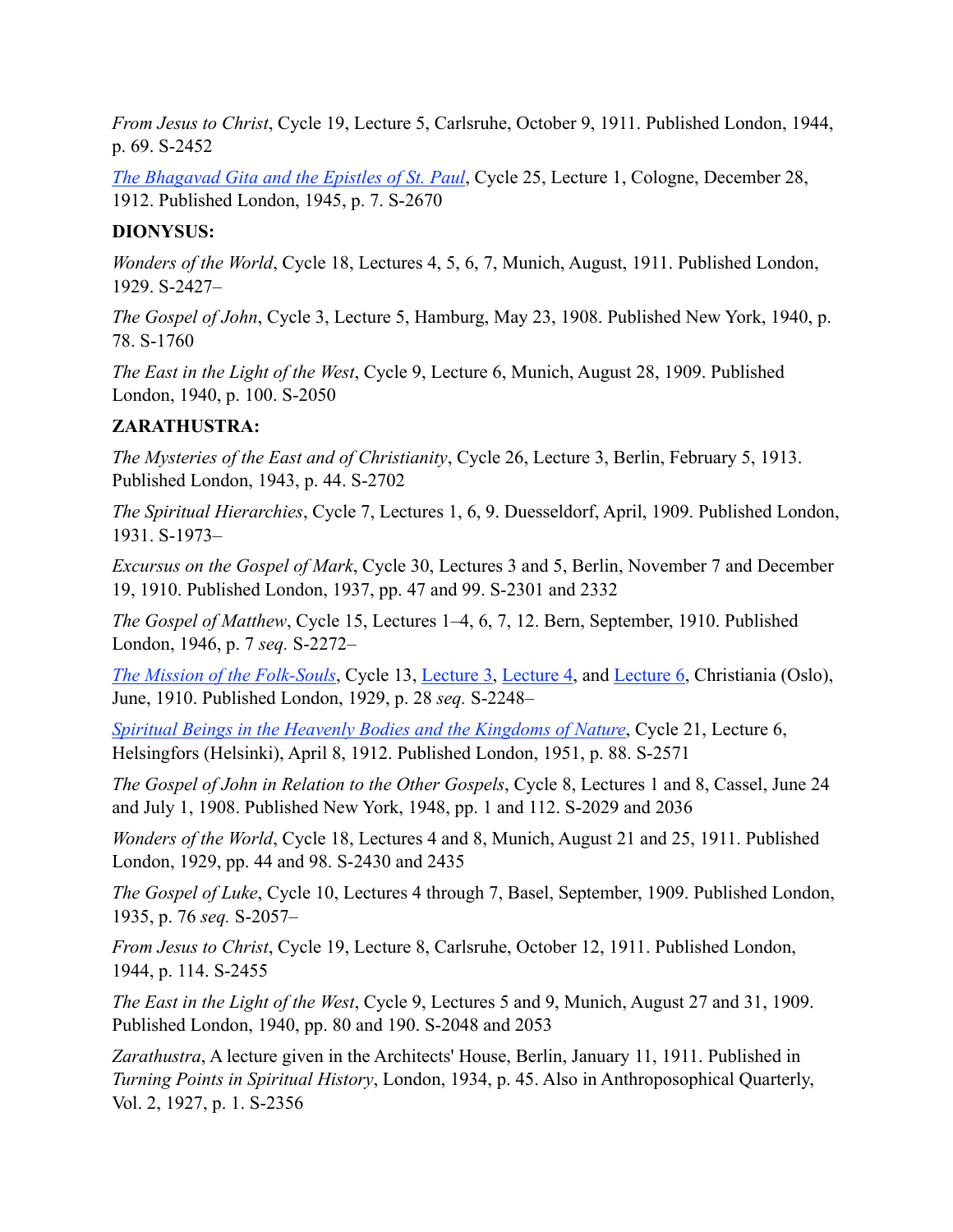*From Jesus to Christ*, Cycle 19, Lecture 5, Carlsruhe, October 9, 1911. Published London, 1944, p. 69. S-2452

*The Bhagavad Gita and the Epistles of St. Paul*, Cycle 25, Lecture 1, Cologne, December 28, 1912. Published London, 1945, p. 7. S-2670

**DIONYSUS:**

*Wonders of the World*, Cycle 18, Lectures 4, 5, 6, 7, Munich, August, 1911. Published London, 1929. S-2427–

*The Gospel of John*, Cycle 3, Lecture 5, Hamburg, May 23, 1908. Published New York, 1940, p. 78. S-1760

*The East in the Light of the West*, Cycle 9, Lecture 6, Munich, August 28, 1909. Published London, 1940, p. 100. S-2050

**ZARATHUSTRA:**

*The Mysteries of the East and of Christianity*, Cycle 26, Lecture 3, Berlin, February 5, 1913. Published London, 1943, p. 44. S-2702

*The Spiritual Hierarchies*, Cycle 7, Lectures 1, 6, 9. Duesseldorf, April, 1909. Published London, 1931. S-1973–

*Excursus on the Gospel of Mark*, Cycle 30, Lectures 3 and 5, Berlin, November 7 and December 19, 1910. Published London, 1937, pp. 47 and 99. S-2301 and 2332

*The Gospel of Matthew*, Cycle 15, Lectures 1–4, 6, 7, 12. Bern, September, 1910. Published London, 1946, p. 7 *seq.* S-2272–

*The Mission of the Folk-Souls*, Cycle 13, Lecture 3, Lecture 4, and Lecture 6, Christiania (Oslo), June, 1910. Published London, 1929, p. 28 *seq.* S-2248–

*Spiritual Beings in the Heavenly Bodies and the Kingdoms of Nature*, Cycle 21, Lecture 6, Helsingfors (Helsinki), April 8, 1912. Published London, 1951, p. 88. S-2571

*The Gospel of John in Relation to the Other Gospels*, Cycle 8, Lectures 1 and 8, Cassel, June 24 and July 1, 1908. Published New York, 1948, pp. 1 and 112. S-2029 and 2036

*Wonders of the World*, Cycle 18, Lectures 4 and 8, Munich, August 21 and 25, 1911. Published London, 1929, pp. 44 and 98. S-2430 and 2435

*The Gospel of Luke*, Cycle 10, Lectures 4 through 7, Basel, September, 1909. Published London, 1935, p. 76 *seq.* S-2057–

*From Jesus to Christ*, Cycle 19, Lecture 8, Carlsruhe, October 12, 1911. Published London, 1944, p. 114. S-2455

*The East in the Light of the West*, Cycle 9, Lectures 5 and 9, Munich, August 27 and 31, 1909. Published London, 1940, pp. 80 and 190. S-2048 and 2053

*Zarathustra*, A lecture given in the Architects' House, Berlin, January 11, 1911. Published in *Turning Points in Spiritual History*, London, 1934, p. 45. Also in Anthroposophical Quarterly, Vol. 2, 1927, p. 1. S-2356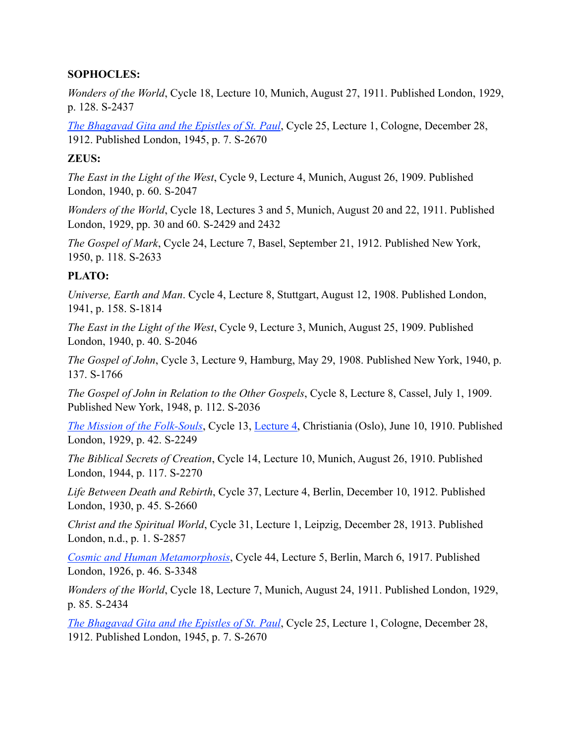**SOPHOCLES:**

*Wonders of the World*, Cycle 18, Lecture 10, Munich, August 27, 1911. Published London, 1929, p. 128. S-2437

*The Bhagavad Gita and the Epistles of St. Paul*, Cycle 25, Lecture 1, Cologne, December 28, 1912. Published London, 1945, p. 7. S-2670

**ZEUS:**

*The East in the Light of the West*, Cycle 9, Lecture 4, Munich, August 26, 1909. Published London, 1940, p. 60. S-2047

*Wonders of the World*, Cycle 18, Lectures 3 and 5, Munich, August 20 and 22, 1911. Published London, 1929, pp. 30 and 60. S-2429 and 2432

*The Gospel of Mark*, Cycle 24, Lecture 7, Basel, September 21, 1912. Published New York, 1950, p. 118. S-2633

**PLATO:**

*Universe, Earth and Man*. Cycle 4, Lecture 8, Stuttgart, August 12, 1908. Published London, 1941, p. 158. S-1814

*The East in the Light of the West*, Cycle 9, Lecture 3, Munich, August 25, 1909. Published London, 1940, p. 40. S-2046

*The Gospel of John*, Cycle 3, Lecture 9, Hamburg, May 29, 1908. Published New York, 1940, p. 137. S-1766

*The Gospel of John in Relation to the Other Gospels*, Cycle 8, Lecture 8, Cassel, July 1, 1909. Published New York, 1948, p. 112. S-2036

*The Mission of the Folk-Souls*, Cycle 13, Lecture 4, Christiania (Oslo), June 10, 1910. Published London, 1929, p. 42. S-2249

*The Biblical Secrets of Creation*, Cycle 14, Lecture 10, Munich, August 26, 1910. Published London, 1944, p. 117. S-2270

*Life Between Death and Rebirth*, Cycle 37, Lecture 4, Berlin, December 10, 1912. Published London, 1930, p. 45. S-2660

*Christ and the Spiritual World*, Cycle 31, Lecture 1, Leipzig, December 28, 1913. Published London, n.d., p. 1. S-2857

*Cosmic and Human Metamorphosis*, Cycle 44, Lecture 5, Berlin, March 6, 1917. Published London, 1926, p. 46. S-3348

*Wonders of the World*, Cycle 18, Lecture 7, Munich, August 24, 1911. Published London, 1929, p. 85. S-2434

*The Bhagavad Gita and the Epistles of St. Paul*, Cycle 25, Lecture 1, Cologne, December 28, 1912. Published London, 1945, p. 7. S-2670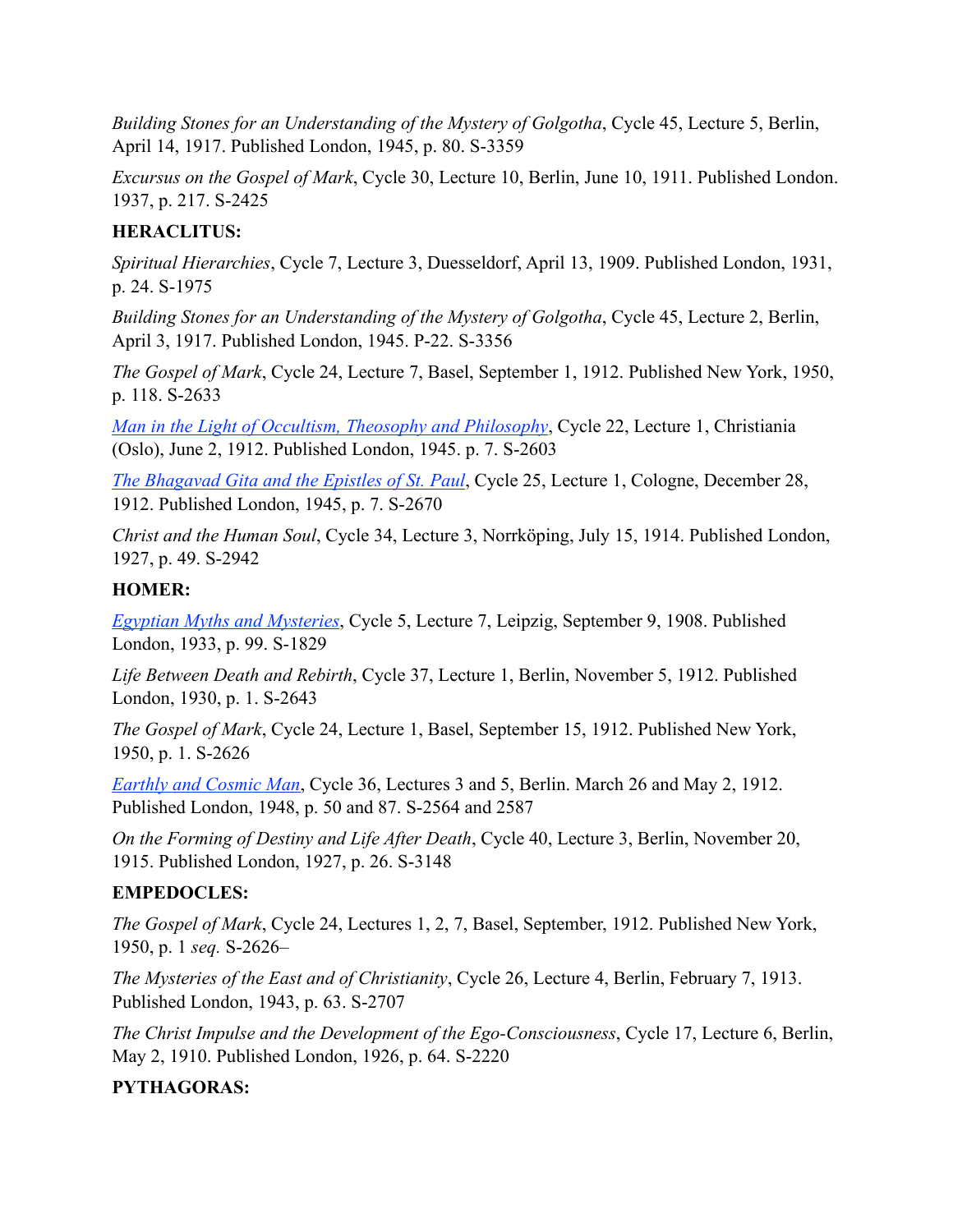*Building Stones for an Understanding of the Mystery of Golgotha*, Cycle 45, Lecture 5, Berlin, April 14, 1917. Published London, 1945, p. 80. S-3359

*Excursus on the Gospel of Mark*, Cycle 30, Lecture 10, Berlin, June 10, 1911. Published London. 1937, p. 217. S-2425

**HERACLITUS:**

*Spiritual Hierarchies*, Cycle 7, Lecture 3, Duesseldorf, April 13, 1909. Published London, 1931, p. 24. S-1975

*Building Stones for an Understanding of the Mystery of Golgotha*, Cycle 45, Lecture 2, Berlin, April 3, 1917. Published London, 1945. P-22. S-3356

*The Gospel of Mark*, Cycle 24, Lecture 7, Basel, September 1, 1912. Published New York, 1950, p. 118. S-2633

*Man in the Light of Occultism, Theosophy and Philosophy*, Cycle 22, Lecture 1, Christiania (Oslo), June 2, 1912. Published London, 1945. p. 7. S-2603

*The Bhagavad Gita and the Epistles of St. Paul*, Cycle 25, Lecture 1, Cologne, December 28, 1912. Published London, 1945, p. 7. S-2670

*Christ and the Human Soul*, Cycle 34, Lecture 3, Norrköping, July 15, 1914. Published London, 1927, p. 49. S-2942

**HOMER:**

*Egyptian Myths and Mysteries*, Cycle 5, Lecture 7, Leipzig, September 9, 1908. Published London, 1933, p. 99. S-1829

*Life Between Death and Rebirth*, Cycle 37, Lecture 1, Berlin, November 5, 1912. Published London, 1930, p. 1. S-2643

*The Gospel of Mark*, Cycle 24, Lecture 1, Basel, September 15, 1912. Published New York, 1950, p. 1. S-2626

*Earthly and Cosmic Man*, Cycle 36, Lectures 3 and 5, Berlin. March 26 and May 2, 1912. Published London, 1948, p. 50 and 87. S-2564 and 2587

*On the Forming of Destiny and Life After Death*, Cycle 40, Lecture 3, Berlin, November 20, 1915. Published London, 1927, p. 26. S-3148

**EMPEDOCLES:**

*The Gospel of Mark*, Cycle 24, Lectures 1, 2, 7, Basel, September, 1912. Published New York, 1950, p. 1 *seq.* S-2626–

*The Mysteries of the East and of Christianity*, Cycle 26, Lecture 4, Berlin, February 7, 1913. Published London, 1943, p. 63. S-2707

*The Christ Impulse and the Development of the Ego-Consciousness*, Cycle 17, Lecture 6, Berlin, May 2, 1910. Published London, 1926, p. 64. S-2220

**PYTHAGORAS:**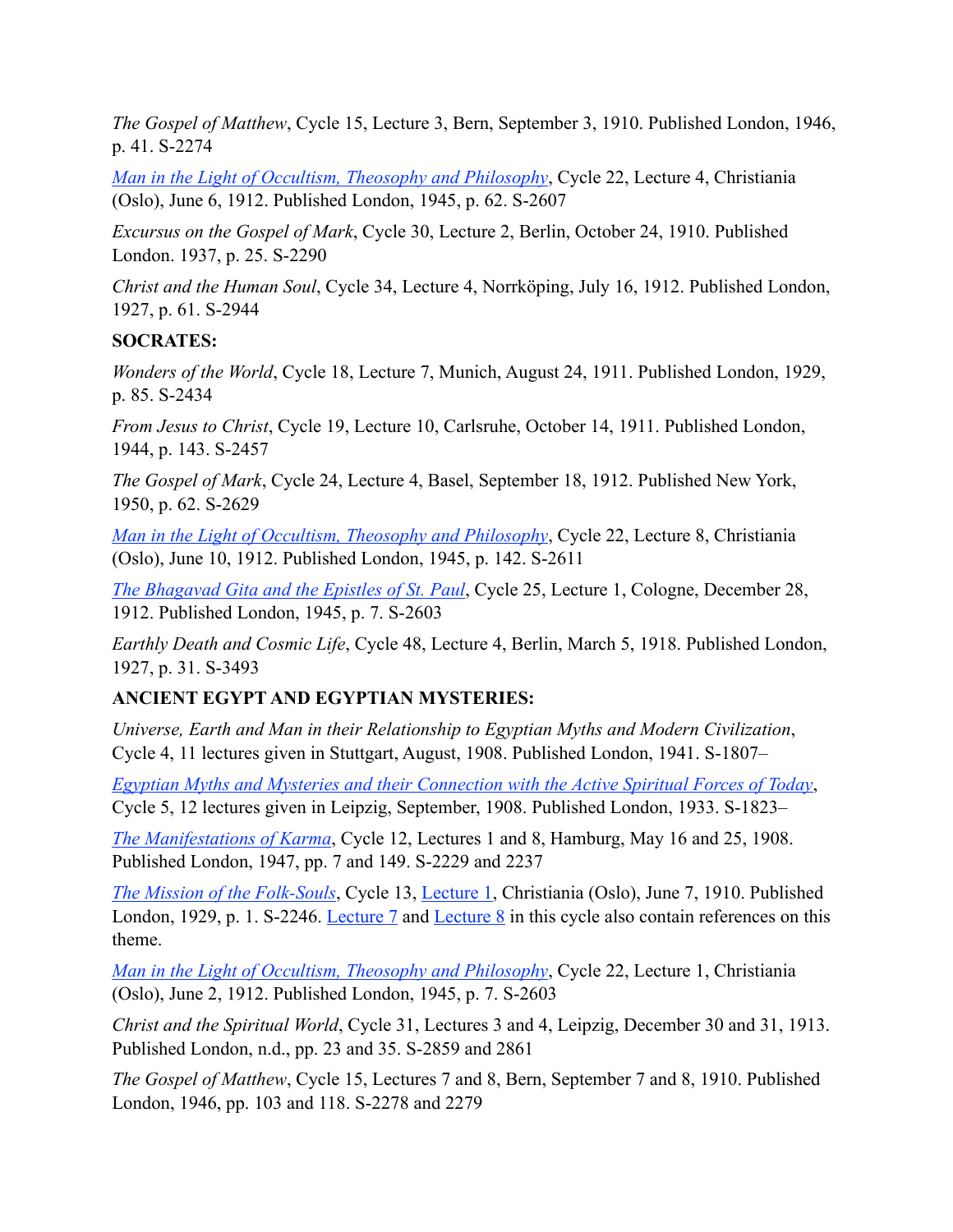*The Gospel of Matthew*, Cycle 15, Lecture 3, Bern, September 3, 1910. Published London, 1946, p. 41. S-2274

*Man in the Light of Occultism, Theosophy and Philosophy*, Cycle 22, Lecture 4, Christiania (Oslo), June 6, 1912. Published London, 1945, p. 62. S-2607

*Excursus on the Gospel of Mark*, Cycle 30, Lecture 2, Berlin, October 24, 1910. Published London. 1937, p. 25. S-2290

*Christ and the Human Soul*, Cycle 34, Lecture 4, Norrköping, July 16, 1912. Published London, 1927, p. 61. S-2944

**SOCRATES:**

*Wonders of the World*, Cycle 18, Lecture 7, Munich, August 24, 1911. Published London, 1929, p. 85. S-2434

*From Jesus to Christ*, Cycle 19, Lecture 10, Carlsruhe, October 14, 1911. Published London, 1944, p. 143. S-2457

*The Gospel of Mark*, Cycle 24, Lecture 4, Basel, September 18, 1912. Published New York, 1950, p. 62. S-2629

*Man in the Light of Occultism, Theosophy and Philosophy*, Cycle 22, Lecture 8, Christiania (Oslo), June 10, 1912. Published London, 1945, p. 142. S-2611

*The Bhagavad Gita and the Epistles of St. Paul*, Cycle 25, Lecture 1, Cologne, December 28, 1912. Published London, 1945, p. 7. S-2603

*Earthly Death and Cosmic Life*, Cycle 48, Lecture 4, Berlin, March 5, 1918. Published London, 1927, p. 31. S-3493

**ANCIENT EGYPT AND EGYPTIAN MYSTERIES:**

*Universe, Earth and Man in their Relationship to Egyptian Myths and Modern Civilization*, Cycle 4, 11 lectures given in Stuttgart, August, 1908. Published London, 1941. S-1807–

*Egyptian Myths and Mysteries and their Connection with the Active Spiritual Forces of Today*, Cycle 5, 12 lectures given in Leipzig, September, 1908. Published London, 1933. S-1823–

*The Manifestations of Karma*, Cycle 12, Lectures 1 and 8, Hamburg, May 16 and 25, 1908. Published London, 1947, pp. 7 and 149. S-2229 and 2237

*The Mission of the Folk-Souls*, Cycle 13, Lecture 1, Christiania (Oslo), June 7, 1910. Published London, 1929, p. 1. S-2246. Lecture 7 and Lecture 8 in this cycle also contain references on this theme.

*Man in the Light of Occultism, Theosophy and Philosophy*, Cycle 22, Lecture 1, Christiania (Oslo), June 2, 1912. Published London, 1945, p. 7. S-2603

*Christ and the Spiritual World*, Cycle 31, Lectures 3 and 4, Leipzig, December 30 and 31, 1913. Published London, n.d., pp. 23 and 35. S-2859 and 2861

*The Gospel of Matthew*, Cycle 15, Lectures 7 and 8, Bern, September 7 and 8, 1910. Published London, 1946, pp. 103 and 118. S-2278 and 2279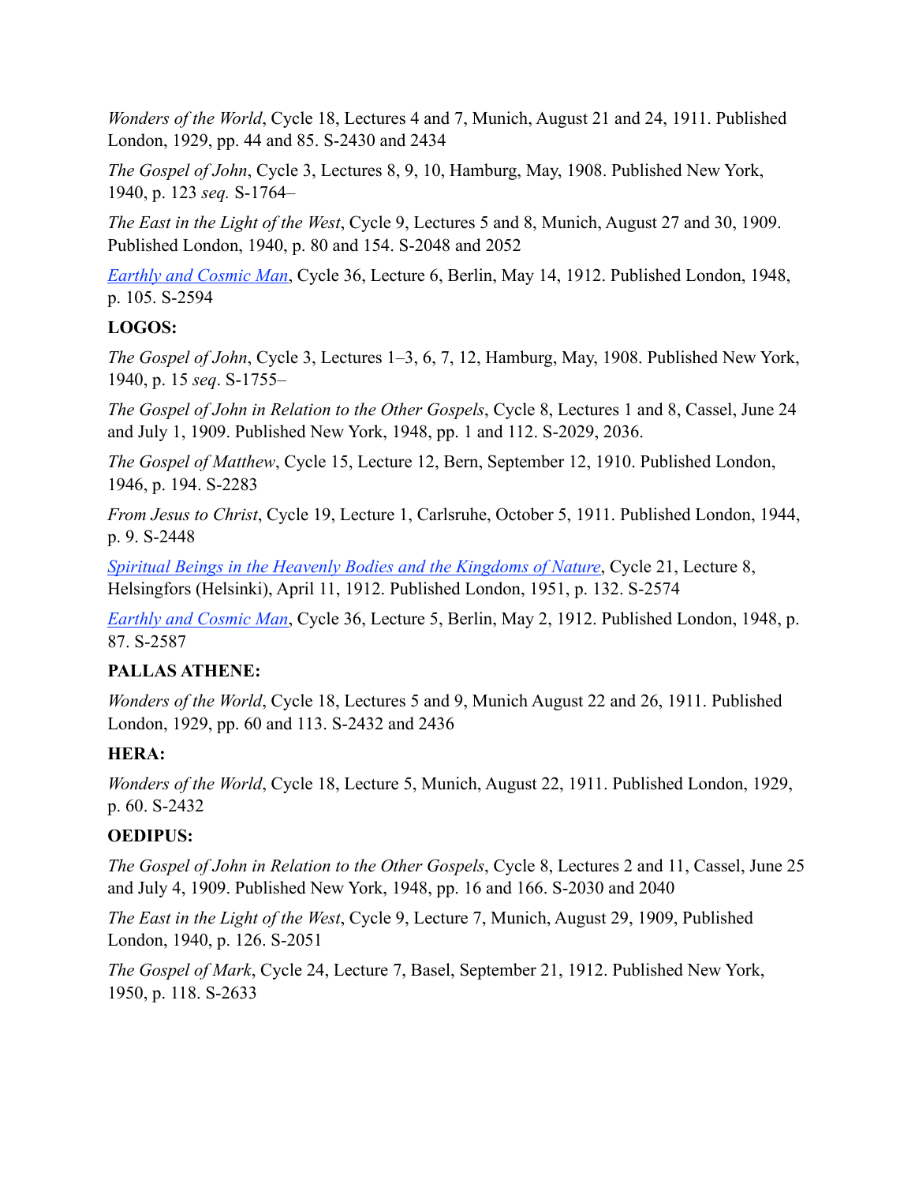*Wonders of the World*, Cycle 18, Lectures 4 and 7, Munich, August 21 and 24, 1911. Published London, 1929, pp. 44 and 85. S-2430 and 2434

*The Gospel of John*, Cycle 3, Lectures 8, 9, 10, Hamburg, May, 1908. Published New York, 1940, p. 123 *seq.* S-1764–

*The East in the Light of the West*, Cycle 9, Lectures 5 and 8, Munich, August 27 and 30, 1909. Published London, 1940, p. 80 and 154. S-2048 and 2052

*Earthly and Cosmic Man*, Cycle 36, Lecture 6, Berlin, May 14, 1912. Published London, 1948, p. 105. S-2594

**LOGOS:**

*The Gospel of John*, Cycle 3, Lectures 1–3, 6, 7, 12, Hamburg, May, 1908. Published New York, 1940, p. 15 *seq*. S-1755–

*The Gospel of John in Relation to the Other Gospels*, Cycle 8, Lectures 1 and 8, Cassel, June 24 and July 1, 1909. Published New York, 1948, pp. 1 and 112. S-2029, 2036.

*The Gospel of Matthew*, Cycle 15, Lecture 12, Bern, September 12, 1910. Published London, 1946, p. 194. S-2283

*From Jesus to Christ*, Cycle 19, Lecture 1, Carlsruhe, October 5, 1911. Published London, 1944, p. 9. S-2448

*Spiritual Beings in the Heavenly Bodies and the Kingdoms of Nature*, Cycle 21, Lecture 8, Helsingfors (Helsinki), April 11, 1912. Published London, 1951, p. 132. S-2574

*Earthly and Cosmic Man*, Cycle 36, Lecture 5, Berlin, May 2, 1912. Published London, 1948, p. 87. S-2587

**PALLAS ATHENE:**

*Wonders of the World*, Cycle 18, Lectures 5 and 9, Munich August 22 and 26, 1911. Published London, 1929, pp. 60 and 113. S-2432 and 2436

**HERA:**

*Wonders of the World*, Cycle 18, Lecture 5, Munich, August 22, 1911. Published London, 1929, p. 60. S-2432

**OEDIPUS:**

*The Gospel of John in Relation to the Other Gospels*, Cycle 8, Lectures 2 and 11, Cassel, June 25 and July 4, 1909. Published New York, 1948, pp. 16 and 166. S-2030 and 2040

*The East in the Light of the West*, Cycle 9, Lecture 7, Munich, August 29, 1909, Published London, 1940, p. 126. S-2051

*The Gospel of Mark*, Cycle 24, Lecture 7, Basel, September 21, 1912. Published New York, 1950, p. 118. S-2633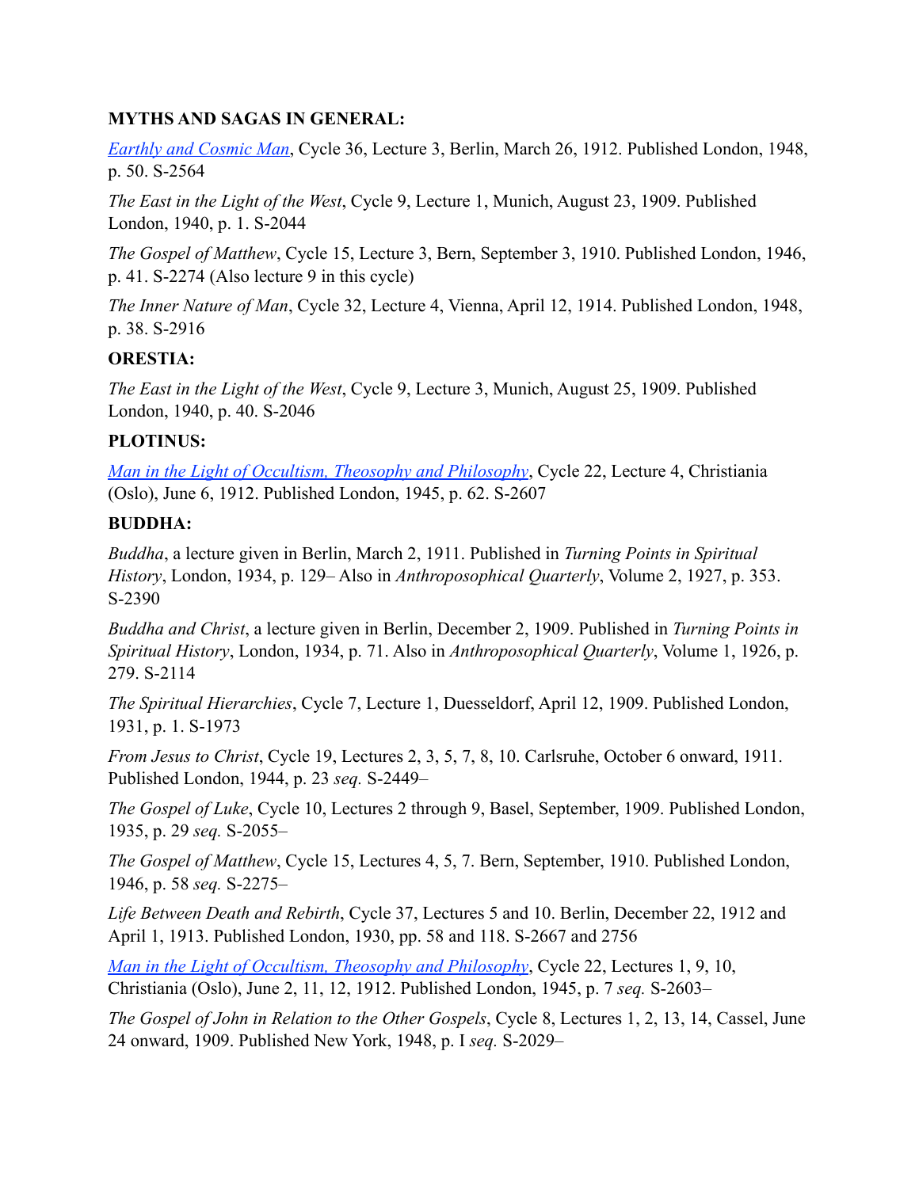**MYTHS AND SAGAS IN GENERAL:**

*Earthly and Cosmic Man*, Cycle 36, Lecture 3, Berlin, March 26, 1912. Published London, 1948, p. 50. S-2564

*The East in the Light of the West*, Cycle 9, Lecture 1, Munich, August 23, 1909. Published London, 1940, p. 1. S-2044

*The Gospel of Matthew*, Cycle 15, Lecture 3, Bern, September 3, 1910. Published London, 1946, p. 41. S-2274 (Also lecture 9 in this cycle)

*The Inner Nature of Man*, Cycle 32, Lecture 4, Vienna, April 12, 1914. Published London, 1948, p. 38. S-2916

**ORESTIA:**

*The East in the Light of the West*, Cycle 9, Lecture 3, Munich, August 25, 1909. Published London, 1940, p. 40. S-2046

**PLOTINUS:**

*Man in the Light of Occultism, Theosophy and Philosophy*, Cycle 22, Lecture 4, Christiania (Oslo), June 6, 1912. Published London, 1945, p. 62. S-2607

**BUDDHA:**

*Buddha*, a lecture given in Berlin, March 2, 1911. Published in *Turning Points in Spiritual History*, London, 1934, p. 129– Also in *Anthroposophical Quarterly*, Volume 2, 1927, p. 353. S-2390

*Buddha and Christ*, a lecture given in Berlin, December 2, 1909. Published in *Turning Points in Spiritual History*, London, 1934, p. 71. Also in *Anthroposophical Quarterly*, Volume 1, 1926, p. 279. S-2114

*The Spiritual Hierarchies*, Cycle 7, Lecture 1, Duesseldorf, April 12, 1909. Published London, 1931, p. 1. S-1973

*From Jesus to Christ*, Cycle 19, Lectures 2, 3, 5, 7, 8, 10. Carlsruhe, October 6 onward, 1911. Published London, 1944, p. 23 *seq.* S-2449–

*The Gospel of Luke*, Cycle 10, Lectures 2 through 9, Basel, September, 1909. Published London, 1935, p. 29 *seq.* S-2055–

*The Gospel of Matthew*, Cycle 15, Lectures 4, 5, 7. Bern, September, 1910. Published London, 1946, p. 58 *seq.* S-2275–

*Life Between Death and Rebirth*, Cycle 37, Lectures 5 and 10. Berlin, December 22, 1912 and April 1, 1913. Published London, 1930, pp. 58 and 118. S-2667 and 2756

*Man in the Light of Occultism, Theosophy and Philosophy*, Cycle 22, Lectures 1, 9, 10, Christiania (Oslo), June 2, 11, 12, 1912. Published London, 1945, p. 7 *seq.* S-2603–

*The Gospel of John in Relation to the Other Gospels*, Cycle 8, Lectures 1, 2, 13, 14, Cassel, June 24 onward, 1909. Published New York, 1948, p. I *seq.* S-2029–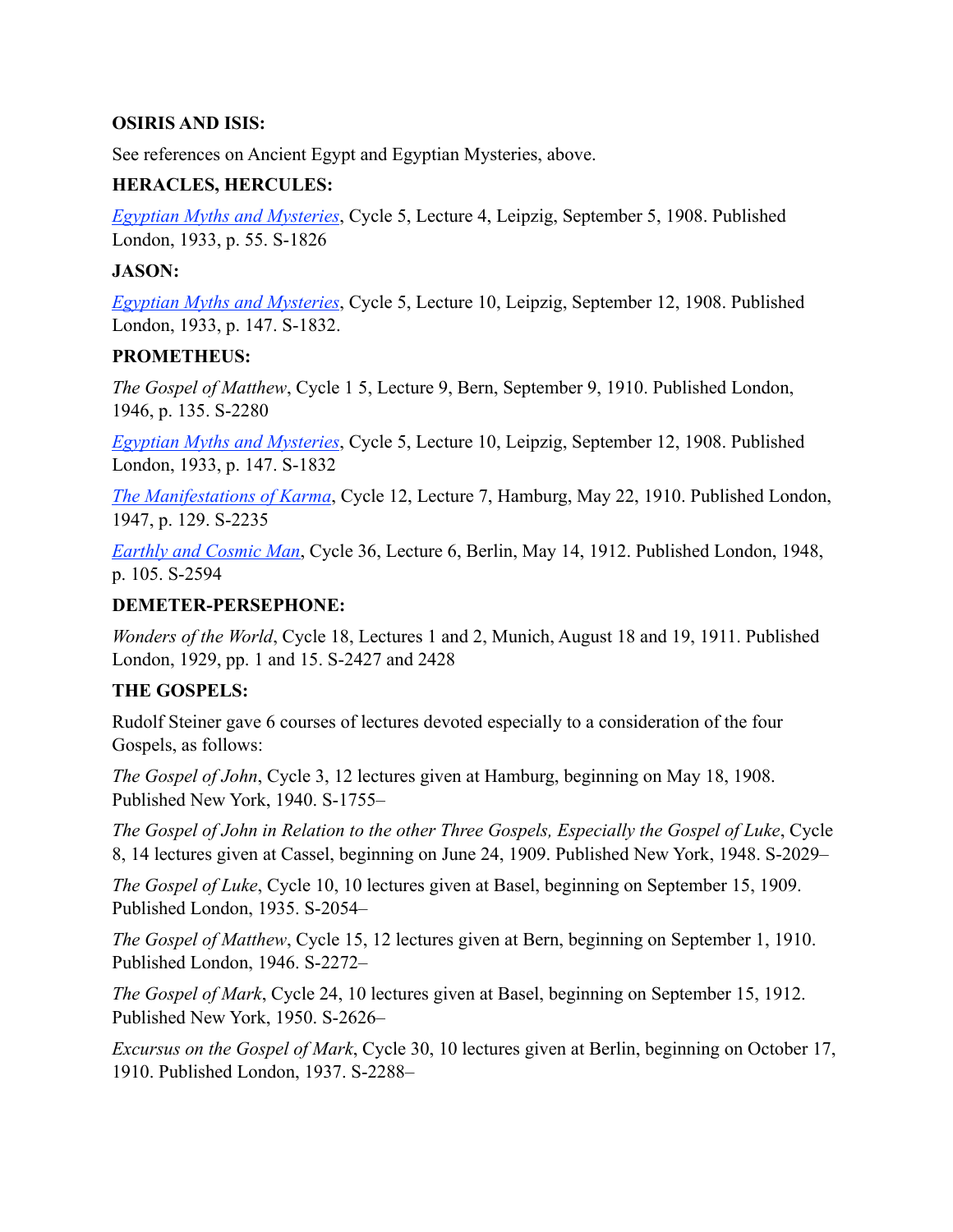**OSIRIS AND ISIS:**

See references on Ancient Egypt and Egyptian Mysteries, above.

**HERACLES, HERCULES:**

*Egyptian Myths and Mysteries*, Cycle 5, Lecture 4, Leipzig, September 5, 1908. Published London, 1933, p. 55. S-1826

**JASON:**

*Egyptian Myths and Mysteries*, Cycle 5, Lecture 10, Leipzig, September 12, 1908. Published London, 1933, p. 147. S-1832.

**PROMETHEUS:**

*The Gospel of Matthew*, Cycle 1 5, Lecture 9, Bern, September 9, 1910. Published London, 1946, p. 135. S-2280

*Egyptian Myths and Mysteries*, Cycle 5, Lecture 10, Leipzig, September 12, 1908. Published London, 1933, p. 147. S-1832

*The Manifestations of Karma*, Cycle 12, Lecture 7, Hamburg, May 22, 1910. Published London, 1947, p. 129. S-2235

*Earthly and Cosmic Man*, Cycle 36, Lecture 6, Berlin, May 14, 1912. Published London, 1948, p. 105. S-2594

**DEMETER-PERSEPHONE:**

*Wonders of the World*, Cycle 18, Lectures 1 and 2, Munich, August 18 and 19, 1911. Published London, 1929, pp. 1 and 15. S-2427 and 2428

**THE GOSPELS:**

Rudolf Steiner gave 6 courses of lectures devoted especially to a consideration of the four Gospels, as follows:

*The Gospel of John*, Cycle 3, 12 lectures given at Hamburg, beginning on May 18, 1908. Published New York, 1940. S-1755–

*The Gospel of John in Relation to the other Three Gospels, Especially the Gospel of Luke*, Cycle 8, 14 lectures given at Cassel, beginning on June 24, 1909. Published New York, 1948. S-2029–

*The Gospel of Luke*, Cycle 10, 10 lectures given at Basel, beginning on September 15, 1909. Published London, 1935. S-2054–

*The Gospel of Matthew*, Cycle 15, 12 lectures given at Bern, beginning on September 1, 1910. Published London, 1946. S-2272–

*The Gospel of Mark*, Cycle 24, 10 lectures given at Basel, beginning on September 15, 1912. Published New York, 1950. S-2626–

*Excursus on the Gospel of Mark*, Cycle 30, 10 lectures given at Berlin, beginning on October 17, 1910. Published London, 1937. S-2288–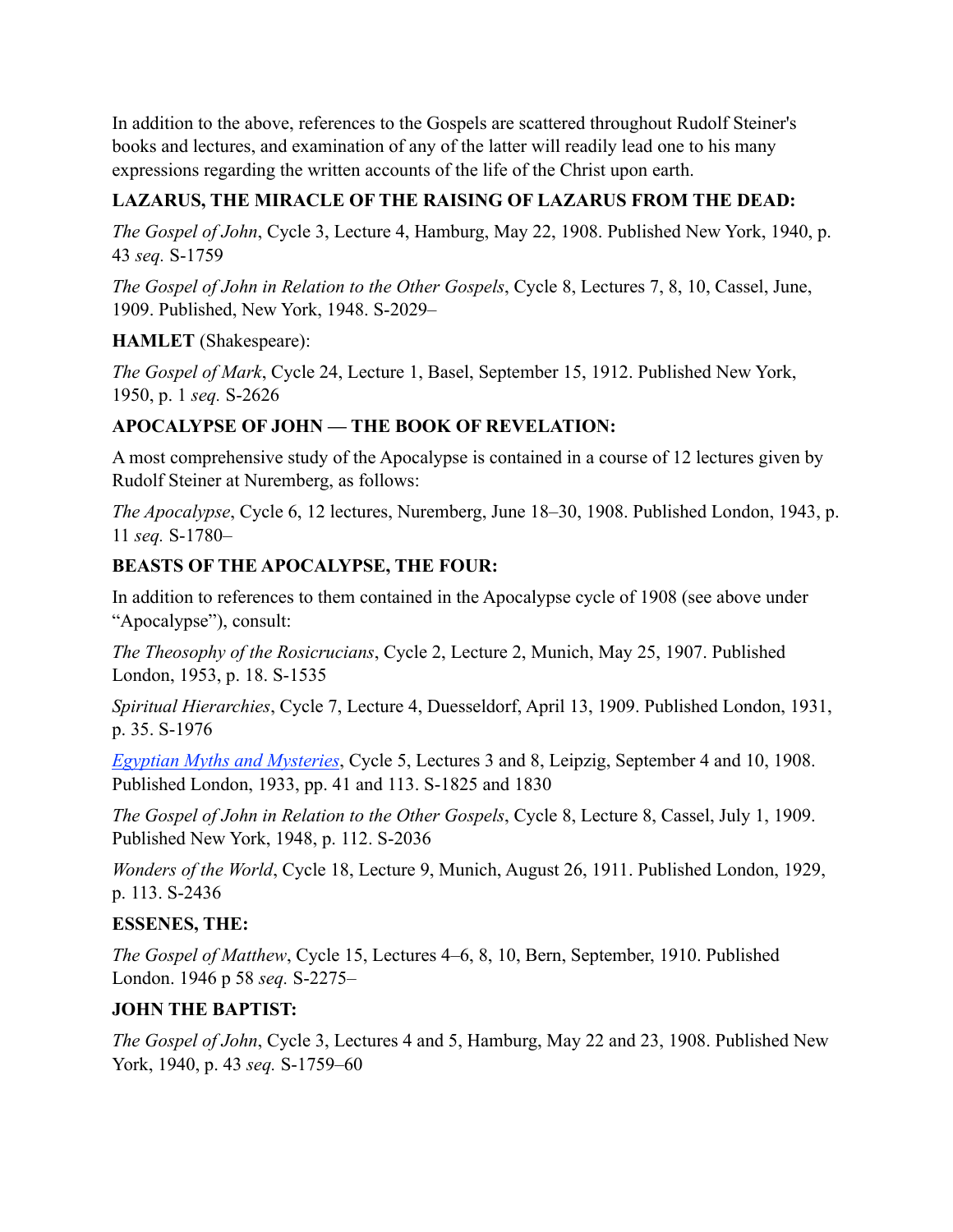In addition to the above, references to the Gospels are scattered throughout Rudolf Steiner's books and lectures, and examination of any of the latter will readily lead one to his many expressions regarding the written accounts of the life of the Christ upon earth.

**LAZARUS, THE MIRACLE OF THE RAISING OF LAZARUS FROM THE DEAD:**

*The Gospel of John*, Cycle 3, Lecture 4, Hamburg, May 22, 1908. Published New York, 1940, p. 43 *seq.* S-1759

*The Gospel of John in Relation to the Other Gospels*, Cycle 8, Lectures 7, 8, 10, Cassel, June, 1909. Published, New York, 1948. S-2029–

**HAMLET** (Shakespeare):

*The Gospel of Mark*, Cycle 24, Lecture 1, Basel, September 15, 1912. Published New York, 1950, p. 1 *seq.* S-2626

**APOCALYPSE OF JOHN — THE BOOK OF REVELATION:**

A most comprehensive study of the Apocalypse is contained in a course of 12 lectures given by Rudolf Steiner at Nuremberg, as follows:

*The Apocalypse*, Cycle 6, 12 lectures, Nuremberg, June 18–30, 1908. Published London, 1943, p. 11 *seq.* S-1780–

**BEASTS OF THE APOCALYPSE, THE FOUR:**

In addition to references to them contained in the Apocalypse cycle of 1908 (see above under "Apocalypse"), consult:

*The Theosophy of the Rosicrucians*, Cycle 2, Lecture 2, Munich, May 25, 1907. Published London, 1953, p. 18. S-1535

*Spiritual Hierarchies*, Cycle 7, Lecture 4, Duesseldorf, April 13, 1909. Published London, 1931, p. 35. S-1976

*Egyptian Myths and Mysteries*, Cycle 5, Lectures 3 and 8, Leipzig, September 4 and 10, 1908. Published London, 1933, pp. 41 and 113. S-1825 and 1830

*The Gospel of John in Relation to the Other Gospels*, Cycle 8, Lecture 8, Cassel, July 1, 1909. Published New York, 1948, p. 112. S-2036

*Wonders of the World*, Cycle 18, Lecture 9, Munich, August 26, 1911. Published London, 1929, p. 113. S-2436

**ESSENES, THE:**

*The Gospel of Matthew*, Cycle 15, Lectures 4–6, 8, 10, Bern, September, 1910. Published London. 1946 p 58 *seq.* S-2275–

**JOHN THE BAPTIST:**

*The Gospel of John*, Cycle 3, Lectures 4 and 5, Hamburg, May 22 and 23, 1908. Published New York, 1940, p. 43 *seq.* S-1759–60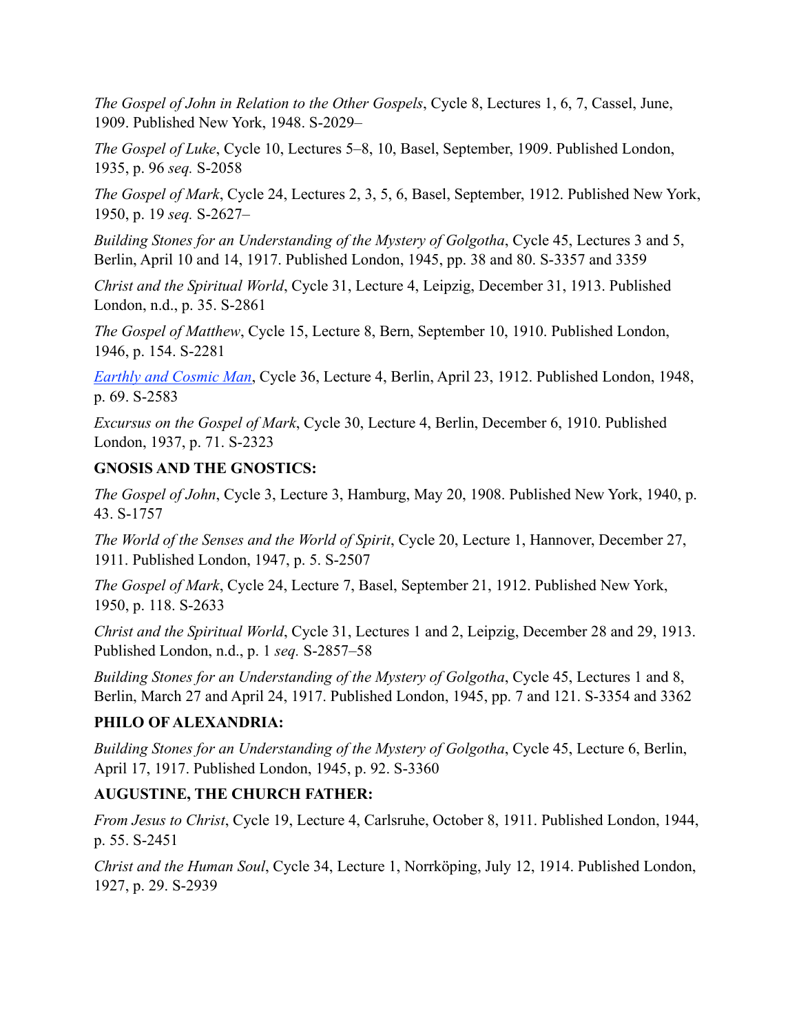*The Gospel of John in Relation to the Other Gospels*, Cycle 8, Lectures 1, 6, 7, Cassel, June, 1909. Published New York, 1948. S-2029–

*The Gospel of Luke*, Cycle 10, Lectures 5–8, 10, Basel, September, 1909. Published London, 1935, p. 96 *seq.* S-2058

*The Gospel of Mark*, Cycle 24, Lectures 2, 3, 5, 6, Basel, September, 1912. Published New York, 1950, p. 19 *seq.* S-2627–

*Building Stones for an Understanding of the Mystery of Golgotha*, Cycle 45, Lectures 3 and 5, Berlin, April 10 and 14, 1917. Published London, 1945, pp. 38 and 80. S-3357 and 3359

*Christ and the Spiritual World*, Cycle 31, Lecture 4, Leipzig, December 31, 1913. Published London, n.d., p. 35. S-2861

*The Gospel of Matthew*, Cycle 15, Lecture 8, Bern, September 10, 1910. Published London, 1946, p. 154. S-2281

*Earthly and Cosmic Man*, Cycle 36, Lecture 4, Berlin, April 23, 1912. Published London, 1948, p. 69. S-2583

*Excursus on the Gospel of Mark*, Cycle 30, Lecture 4, Berlin, December 6, 1910. Published London, 1937, p. 71. S-2323

**GNOSIS AND THE GNOSTICS:**

*The Gospel of John*, Cycle 3, Lecture 3, Hamburg, May 20, 1908. Published New York, 1940, p. 43. S-1757

*The World of the Senses and the World of Spirit*, Cycle 20, Lecture 1, Hannover, December 27, 1911. Published London, 1947, p. 5. S-2507

*The Gospel of Mark*, Cycle 24, Lecture 7, Basel, September 21, 1912. Published New York, 1950, p. 118. S-2633

*Christ and the Spiritual World*, Cycle 31, Lectures 1 and 2, Leipzig, December 28 and 29, 1913. Published London, n.d., p. 1 *seq.* S-2857–58

*Building Stones for an Understanding of the Mystery of Golgotha*, Cycle 45, Lectures 1 and 8, Berlin, March 27 and April 24, 1917. Published London, 1945, pp. 7 and 121. S-3354 and 3362

**PHILO OF ALEXANDRIA:**

*Building Stones for an Understanding of the Mystery of Golgotha*, Cycle 45, Lecture 6, Berlin, April 17, 1917. Published London, 1945, p. 92. S-3360

**AUGUSTINE, THE CHURCH FATHER:**

*From Jesus to Christ*, Cycle 19, Lecture 4, Carlsruhe, October 8, 1911. Published London, 1944, p. 55. S-2451

*Christ and the Human Soul*, Cycle 34, Lecture 1, Norrköping, July 12, 1914. Published London, 1927, p. 29. S-2939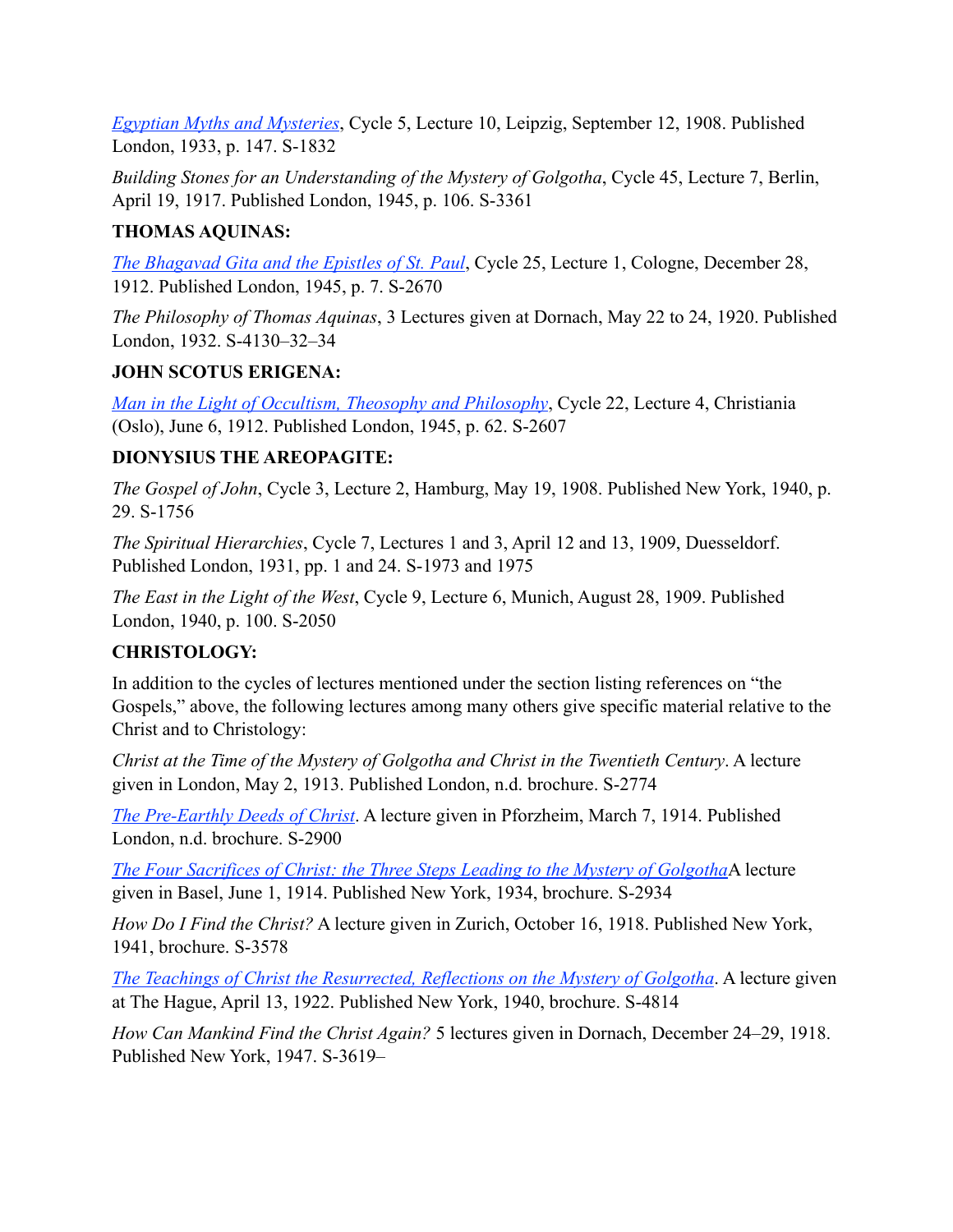*Egyptian Myths and Mysteries*, Cycle 5, Lecture 10, Leipzig, September 12, 1908. Published London, 1933, p. 147. S-1832

*Building Stones for an Understanding of the Mystery of Golgotha*, Cycle 45, Lecture 7, Berlin, April 19, 1917. Published London, 1945, p. 106. S-3361

**THOMAS AQUINAS:**

*The Bhagavad Gita and the Epistles of St. Paul*, Cycle 25, Lecture 1, Cologne, December 28, 1912. Published London, 1945, p. 7. S-2670

*The Philosophy of Thomas Aquinas*, 3 Lectures given at Dornach, May 22 to 24, 1920. Published London, 1932. S-4130–32–34

**JOHN SCOTUS ERIGENA:**

*Man in the Light of Occultism, Theosophy and Philosophy*, Cycle 22, Lecture 4, Christiania (Oslo), June 6, 1912. Published London, 1945, p. 62. S-2607

**DIONYSIUS THE AREOPAGITE:**

*The Gospel of John*, Cycle 3, Lecture 2, Hamburg, May 19, 1908. Published New York, 1940, p. 29. S-1756

*The Spiritual Hierarchies*, Cycle 7, Lectures 1 and 3, April 12 and 13, 1909, Duesseldorf. Published London, 1931, pp. 1 and 24. S-1973 and 1975

*The East in the Light of the West*, Cycle 9, Lecture 6, Munich, August 28, 1909. Published London, 1940, p. 100. S-2050

**CHRISTOLOGY:**

In addition to the cycles of lectures mentioned under the section listing references on "the Gospels," above, the following lectures among many others give specific material relative to the Christ and to Christology:

*Christ at the Time of the Mystery of Golgotha and Christ in the Twentieth Century*. A lecture given in London, May 2, 1913. Published London, n.d. brochure. S-2774

*The Pre-Earthly Deeds of Christ*. A lecture given in Pforzheim, March 7, 1914. Published London, n.d. brochure. S-2900

*The Four Sacrifices of Christ: the Three Steps Leading to the Mystery of Golgotha*A lecture given in Basel, June 1, 1914. Published New York, 1934, brochure. S-2934

*How Do I Find the Christ?* A lecture given in Zurich, October 16, 1918. Published New York, 1941, brochure. S-3578

*The Teachings of Christ the Resurrected, Reflections on the Mystery of Golgotha*. A lecture given at The Hague, April 13, 1922. Published New York, 1940, brochure. S-4814

*How Can Mankind Find the Christ Again?* 5 lectures given in Dornach, December 24–29, 1918. Published New York, 1947. S-3619–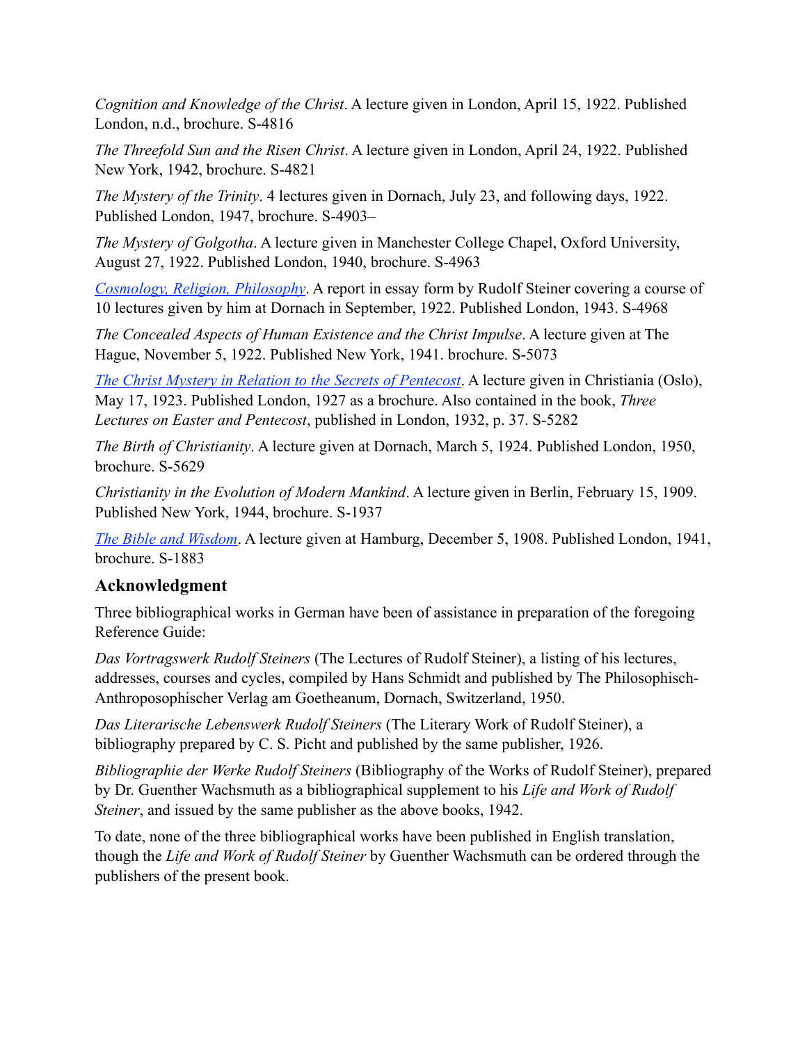*Cognition and Knowledge of the Christ*. A lecture given in London, April 15, 1922. Published London, n.d., brochure. S-4816

*The Threefold Sun and the Risen Christ*. A lecture given in London, April 24, 1922. Published New York, 1942, brochure. S-4821

*The Mystery of the Trinity*. 4 lectures given in Dornach, July 23, and following days, 1922. Published London, 1947, brochure. S-4903–

*The Mystery of Golgotha*. A lecture given in Manchester College Chapel, Oxford University, August 27, 1922. Published London, 1940, brochure. S-4963

*Cosmology, Religion, Philosophy*. A report in essay form by Rudolf Steiner covering a course of 10 lectures given by him at Dornach in September, 1922. Published London, 1943. S-4968

*The Concealed Aspects of Human Existence and the Christ Impulse*. A lecture given at The Hague, November 5, 1922. Published New York, 1941. brochure. S-5073

*The Christ Mystery in Relation to the Secrets of Pentecost*. A lecture given in Christiania (Oslo), May 17, 1923. Published London, 1927 as a brochure. Also contained in the book, *Three Lectures on Easter and Pentecost*, published in London, 1932, p. 37. S-5282

*The Birth of Christianity*. A lecture given at Dornach, March 5, 1924. Published London, 1950, brochure. S-5629

*Christianity in the Evolution of Modern Mankind*. A lecture given in Berlin, February 15, 1909. Published New York, 1944, brochure. S-1937

*The Bible and Wisdom*. A lecture given at Hamburg, December 5, 1908. Published London, 1941, brochure. S-1883

## Acknowledgment

Three bibliographical works in German have been of assistance in preparation of the foregoing Reference Guide:

*Das Vortragswerk Rudolf Steiners* (The Lectures of Rudolf Steiner), a listing of his lectures, addresses, courses and cycles, compiled by Hans Schmidt and published by The Philosophisch-Anthroposophischer Verlag am Goetheanum, Dornach, Switzerland, 1950.

*Das Literarische Lebenswerk Rudolf Steiners* (The Literary Work of Rudolf Steiner), a bibliography prepared by C. S. Picht and published by the same publisher, 1926.

*Bibliographie der Werke Rudolf Steiners* (Bibliography of the Works of Rudolf Steiner), prepared by Dr. Guenther Wachsmuth as a bibliographical supplement to his *Life and Work of Rudolf Steiner*, and issued by the same publisher as the above books, 1942.

To date, none of the three bibliographical works have been published in English translation, though the *Life and Work of Rudolf Steiner* by Guenther Wachsmuth can be ordered through the publishers of the present book.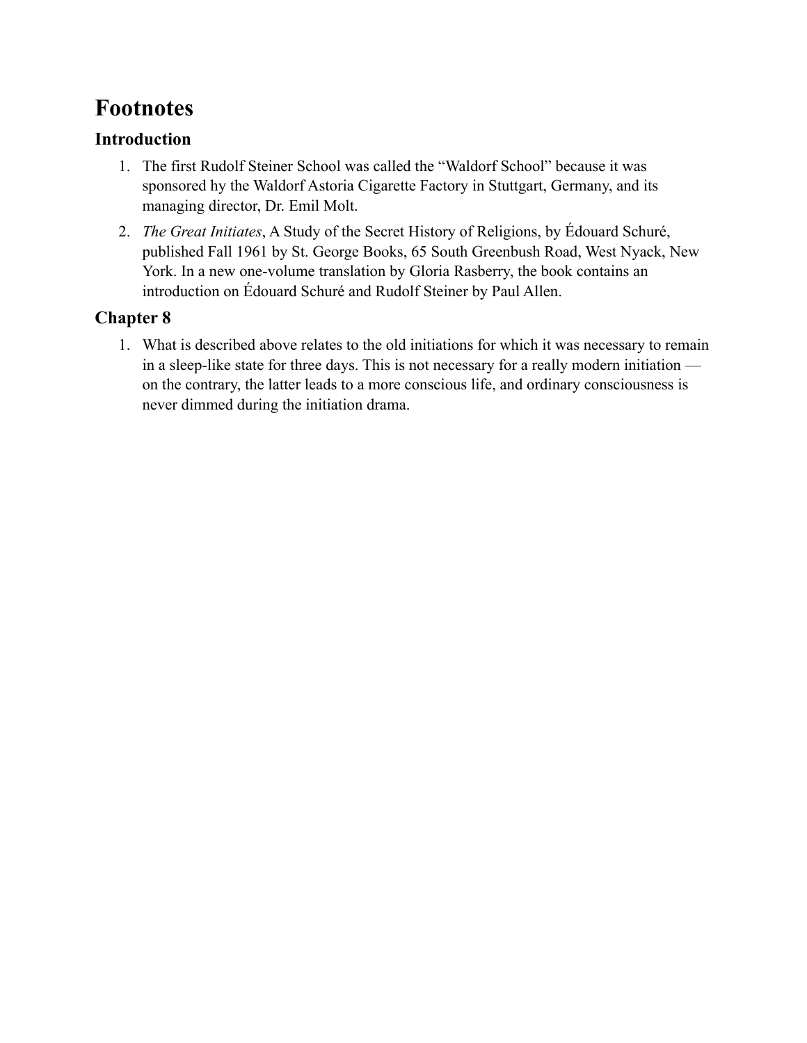# Footnotes

## Introduction

1. The first Rudolf Steiner School was called the "Waldorf School" because it was sponsored hy the Waldorf Astoria Cigarette Factory in Stuttgart, Germany, and its managing director, Dr. Emil Molt.
2. *The Great Initiates*, A Study of the Secret History of Religions, by Édouard Schuré, published Fall 1961 by St. George Books, 65 South Greenbush Road, West Nyack, New York. In a new one-volume translation by Gloria Rasberry, the book contains an introduction on Édouard Schuré and Rudolf Steiner by Paul Allen.

## Chapter 8

1. What is described above relates to the old initiations for which it was necessary to remain in a sleep-like state for three days. This is not necessary for a really modern initiation — on the contrary, the latter leads to a more conscious life, and ordinary consciousness is never dimmed during the initiation drama.